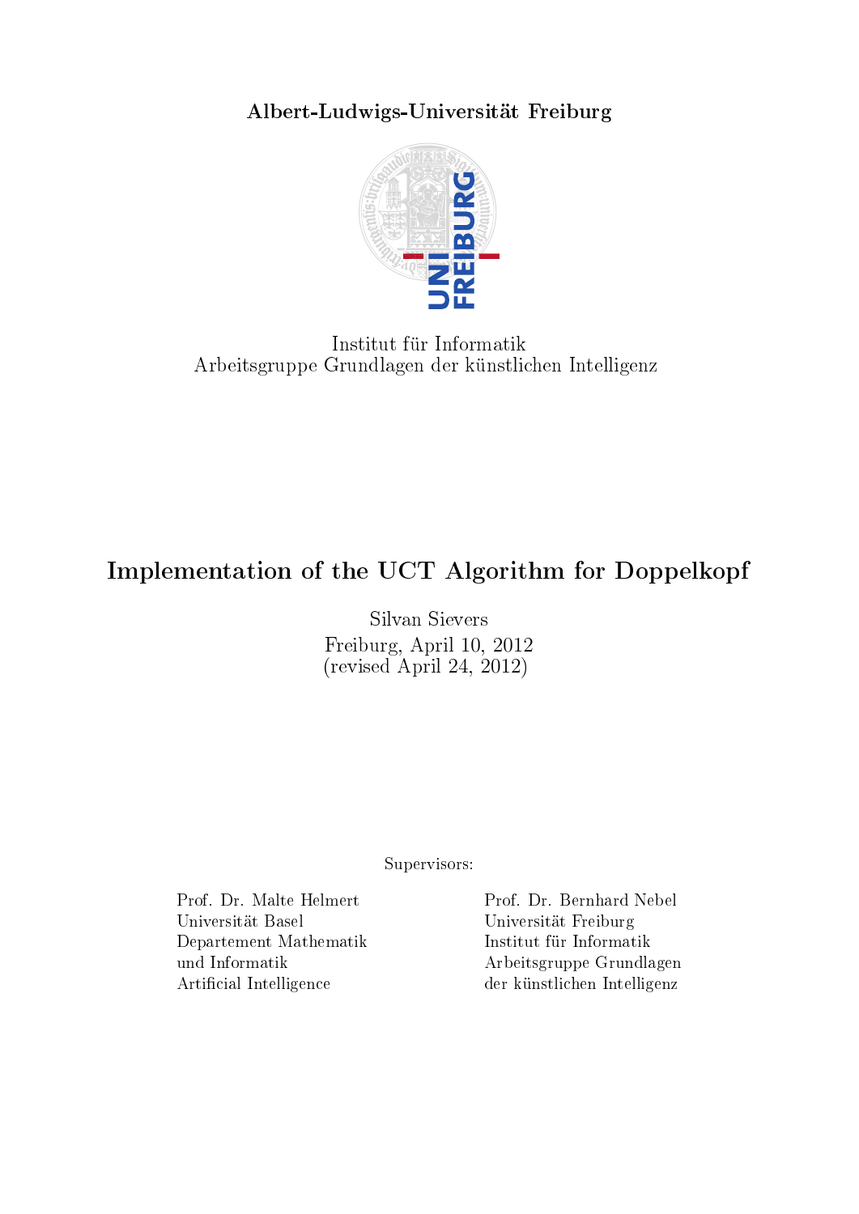**Albert-Ludwigs-Universität Freiburg**

Institut für Informatik
Arbeitsgruppe Grundlagen der künstlichen Intelligenz

# Implementation of the UCT Algorithm for Doppelkopf

Silvan Sievers

Freiburg, April 10, 2012
(revised April 24, 2012)

Supervisors:

| | |
|---|---|
| Prof. Dr. Malte Helmert | Prof. Dr. Bernhard Nebel |
| Universität Basel | Universität Freiburg |
| Departement Mathematik und Informatik | Institut für Informatik |
| Artificial Intelligence | Arbeitsgruppe Grundlagen der künstlichen Intelligenz |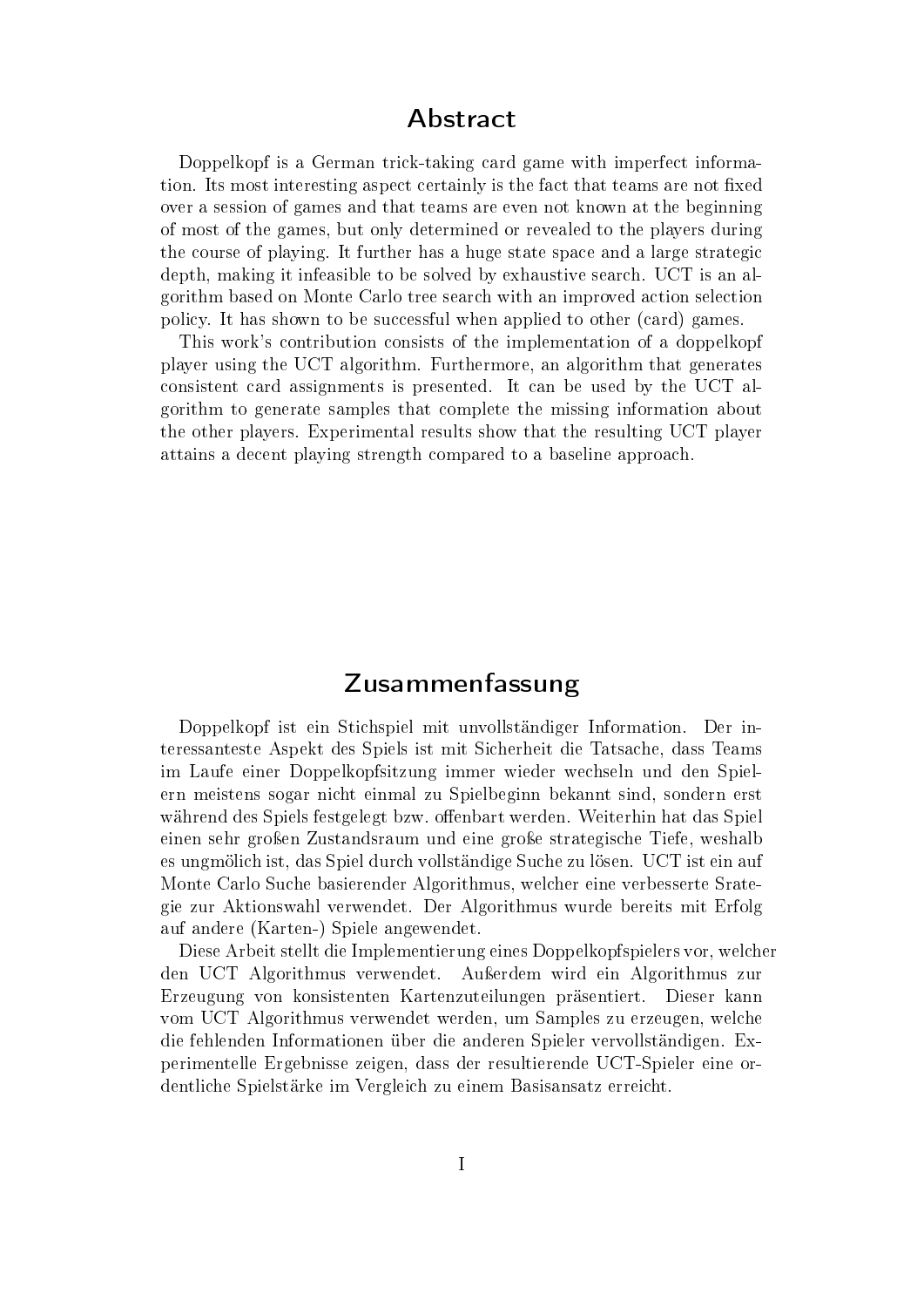# Abstract

Doppelkopf is a German trick-taking card game with imperfect information. Its most interesting aspect certainly is the fact that teams are not fixed over a session of games and that teams are even not known at the beginning of most of the games, but only determined or revealed to the players during the course of playing. It further has a huge state space and a large strategic depth, making it infeasible to be solved by exhaustive search. UCT is an algorithm based on Monte Carlo tree search with an improved action selection policy. It has shown to be successful when applied to other (card) games.

This work's contribution consists of the implementation of a doppelkopf player using the UCT algorithm. Furthermore, an algorithm that generates consistent card assignments is presented. It can be used by the UCT algorithm to generate samples that complete the missing information about the other players. Experimental results show that the resulting UCT player attains a decent playing strength compared to a baseline approach.

# Zusammenfassung

Doppelkopf ist ein Stichspiel mit unvollständiger Information. Der interessanteste Aspekt des Spiels ist mit Sicherheit die Tatsache, dass Teams im Laufe einer Doppelkopfsitzung immer wieder wechseln und den Spielern meistens sogar nicht einmal zu Spielbeginn bekannt sind, sondern erst während des Spiels festgelegt bzw. offenbart werden. Weiterhin hat das Spiel einen sehr großen Zustandsraum und eine große strategische Tiefe, weshalb es ungmölich ist, das Spiel durch vollständige Suche zu lösen. UCT ist ein auf Monte Carlo Suche basierender Algorithmus, welcher eine verbesserte Srategie zur Aktionswahl verwendet. Der Algorithmus wurde bereits mit Erfolg auf andere (Karten-) Spiele angewendet.

Diese Arbeit stellt die Implementierung eines Doppelkopfspielers vor, welcher den UCT Algorithmus verwendet. Außerdem wird ein Algorithmus zur Erzeugung von konsistenten Kartenzuteilungen präsentiert. Dieser kann vom UCT Algorithmus verwendet werden, um Samples zu erzeugen, welche die fehlenden Informationen über die anderen Spieler vervollständigen. Experimentelle Ergebnisse zeigen, dass der resultierende UCT-Spieler eine ordentliche Spielstärke im Vergleich zu einem Basisansatz erreicht.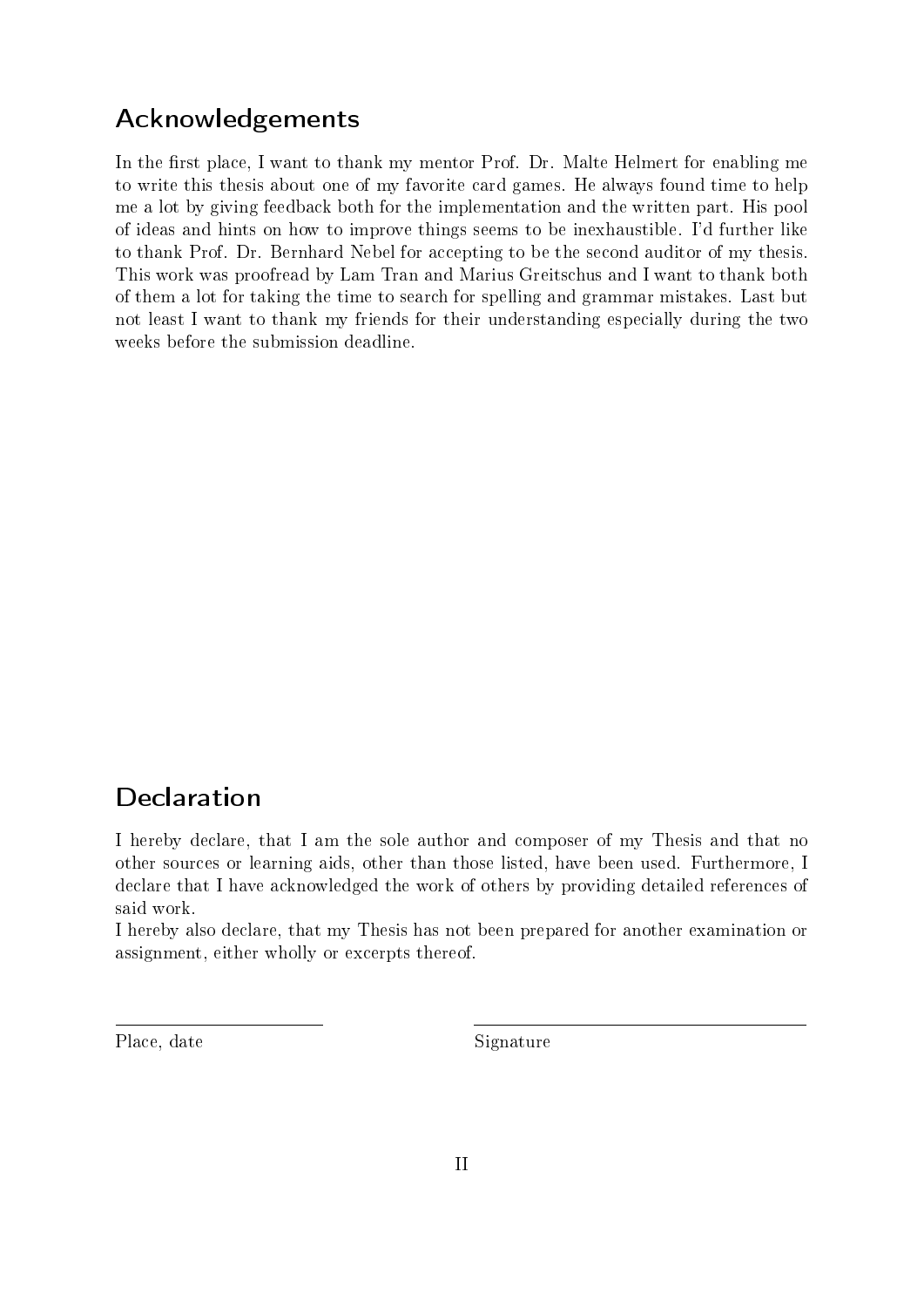## Acknowledgements

In the first place, I want to thank my mentor Prof. Dr. Malte Helmert for enabling me to write this thesis about one of my favorite card games. He always found time to help me a lot by giving feedback both for the implementation and the written part. His pool of ideas and hints on how to improve things seems to be inexhaustible. I'd further like to thank Prof. Dr. Bernhard Nebel for accepting to be the second auditor of my thesis. This work was proofread by Lam Tran and Marius Greitschus and I want to thank both of them a lot for taking the time to search for spelling and grammar mistakes. Last but not least I want to thank my friends for their understanding especially during the two weeks before the submission deadline.

## Declaration

I hereby declare, that I am the sole author and composer of my Thesis and that no other sources or learning aids, other than those listed, have been used. Furthermore, I declare that I have acknowledged the work of others by providing detailed references of said work.
I hereby also declare, that my Thesis has not been prepared for another examination or assignment, either wholly or excerpts thereof.

Place, date

Signature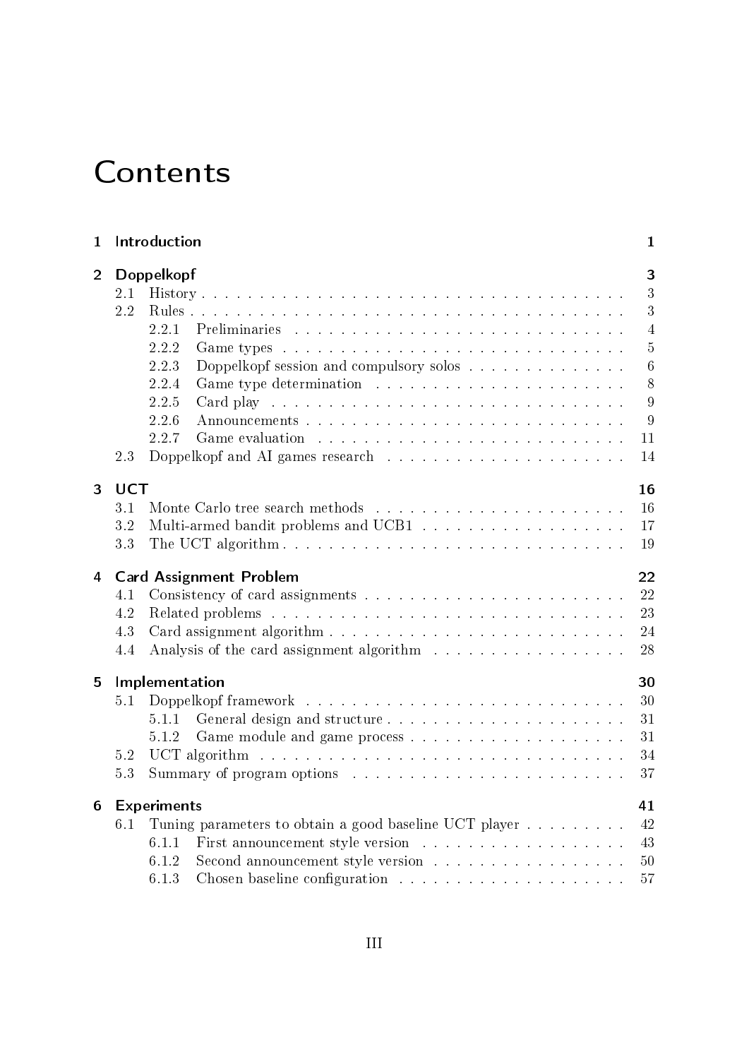# Contents

| | | |
|---|---|---|
| **1** | **Introduction** | **1** |
| **2** | **Doppelkopf** | **3** |
| 2.1 | History | 3 |
| 2.2 | Rules | 3 |
| 2.2.1 | Preliminaries | 4 |
| 2.2.2 | Game types | 5 |
| 2.2.3 | Doppelkopf session and compulsory solos | 6 |
| 2.2.4 | Game type determination | 8 |
| 2.2.5 | Card play | 9 |
| 2.2.6 | Announcements | 9 |
| 2.2.7 | Game evaluation | 11 |
| 2.3 | Doppelkopf and AI games research | 14 |
| **3** | **UCT** | **16** |
| 3.1 | Monte Carlo tree search methods | 16 |
| 3.2 | Multi-armed bandit problems and UCB1 | 17 |
| 3.3 | The UCT algorithm | 19 |
| **4** | **Card Assignment Problem** | **22** |
| 4.1 | Consistency of card assignments | 22 |
| 4.2 | Related problems | 23 |
| 4.3 | Card assignment algorithm | 24 |
| 4.4 | Analysis of the card assignment algorithm | 28 |
| **5** | **Implementation** | **30** |
| 5.1 | Doppelkopf framework | 30 |
| 5.1.1 | General design and structure | 31 |
| 5.1.2 | Game module and game process | 31 |
| 5.2 | UCT algorithm | 34 |
| 5.3 | Summary of program options | 37 |
| **6** | **Experiments** | **41** |
| 6.1 | Tuning parameters to obtain a good baseline UCT player | 42 |
| 6.1.1 | First announcement style version | 43 |
| 6.1.2 | Second announcement style version | 50 |
| 6.1.3 | Chosen baseline configuration | 57 |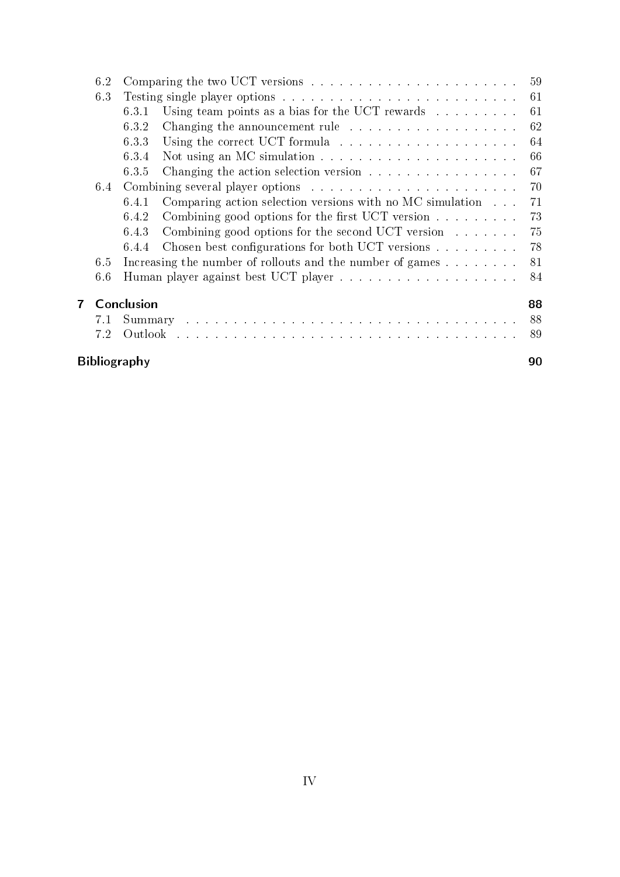- 6.2 Comparing the two UCT versions . . . 59
- 6.3 Testing single player options . . . 61
  - 6.3.1 Using team points as a bias for the UCT rewards . . . 61
  - 6.3.2 Changing the announcement rule . . . 62
  - 6.3.3 Using the correct UCT formula . . . 64
  - 6.3.4 Not using an MC simulation . . . 66
  - 6.3.5 Changing the action selection version . . . 67
- 6.4 Combining several player options . . . 70
  - 6.4.1 Comparing action selection versions with no MC simulation . . . 71
  - 6.4.2 Combining good options for the first UCT version . . . 73
  - 6.4.3 Combining good options for the second UCT version . . . 75
  - 6.4.4 Chosen best configurations for both UCT versions . . . 78
- 6.5 Increasing the number of rollouts and the number of games . . . 81
- 6.6 Human player against best UCT player . . . 84

**7 Conclusion** **88**

- 7.1 Summary . . . 88
- 7.2 Outlook . . . 89

**Bibliography** **90**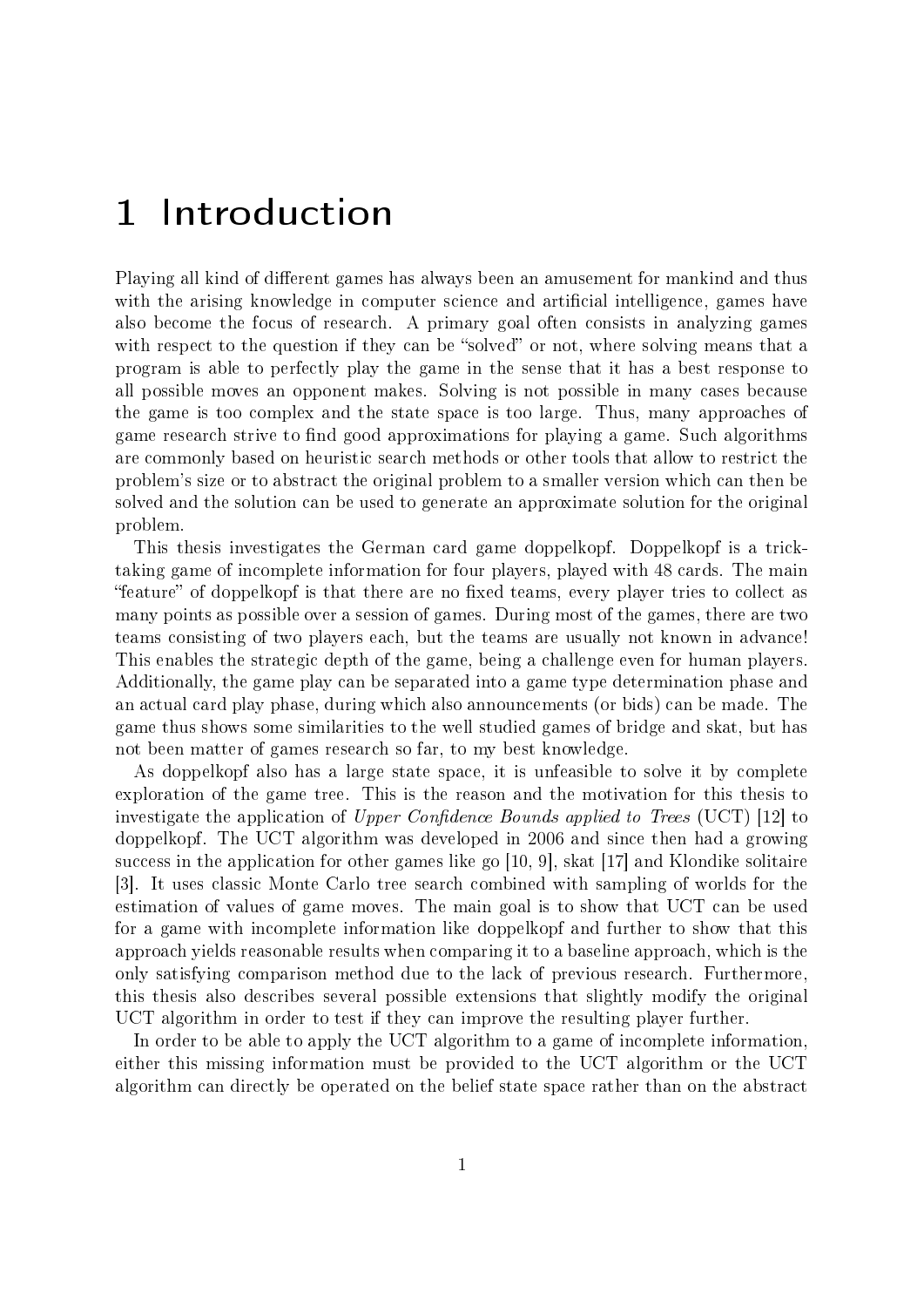# 1 Introduction

Playing all kind of different games has always been an amusement for mankind and thus with the arising knowledge in computer science and artificial intelligence, games have also become the focus of research. A primary goal often consists in analyzing games with respect to the question if they can be "solved" or not, where solving means that a program is able to perfectly play the game in the sense that it has a best response to all possible moves an opponent makes. Solving is not possible in many cases because the game is too complex and the state space is too large. Thus, many approaches of game research strive to find good approximations for playing a game. Such algorithms are commonly based on heuristic search methods or other tools that allow to restrict the problem's size or to abstract the original problem to a smaller version which can then be solved and the solution can be used to generate an approximate solution for the original problem.

This thesis investigates the German card game doppelkopf. Doppelkopf is a trick-taking game of incomplete information for four players, played with 48 cards. The main "feature" of doppelkopf is that there are no fixed teams, every player tries to collect as many points as possible over a session of games. During most of the games, there are two teams consisting of two players each, but the teams are usually not known in advance! This enables the strategic depth of the game, being a challenge even for human players. Additionally, the game play can be separated into a game type determination phase and an actual card play phase, during which also announcements (or bids) can be made. The game thus shows some similarities to the well studied games of bridge and skat, but has not been matter of games research so far, to my best knowledge.

As doppelkopf also has a large state space, it is unfeasible to solve it by complete exploration of the game tree. This is the reason and the motivation for this thesis to investigate the application of *Upper Confidence Bounds applied to Trees* (UCT) [12] to doppelkopf. The UCT algorithm was developed in 2006 and since then had a growing success in the application for other games like go [10, 9], skat [17] and Klondike solitaire [3]. It uses classic Monte Carlo tree search combined with sampling of worlds for the estimation of values of game moves. The main goal is to show that UCT can be used for a game with incomplete information like doppelkopf and further to show that this approach yields reasonable results when comparing it to a baseline approach, which is the only satisfying comparison method due to the lack of previous research. Furthermore, this thesis also describes several possible extensions that slightly modify the original UCT algorithm in order to test if they can improve the resulting player further.

In order to be able to apply the UCT algorithm to a game of incomplete information, either this missing information must be provided to the UCT algorithm or the UCT algorithm can directly be operated on the belief state space rather than on the abstract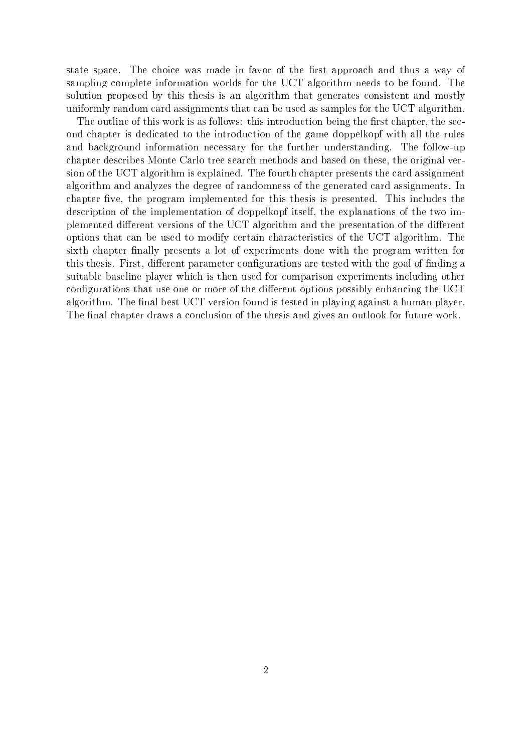state space. The choice was made in favor of the first approach and thus a way of sampling complete information worlds for the UCT algorithm needs to be found. The solution proposed by this thesis is an algorithm that generates consistent and mostly uniformly random card assignments that can be used as samples for the UCT algorithm.

The outline of this work is as follows: this introduction being the first chapter, the second chapter is dedicated to the introduction of the game doppelkopf with all the rules and background information necessary for the further understanding. The follow-up chapter describes Monte Carlo tree search methods and based on these, the original version of the UCT algorithm is explained. The fourth chapter presents the card assignment algorithm and analyzes the degree of randomness of the generated card assignments. In chapter five, the program implemented for this thesis is presented. This includes the description of the implementation of doppelkopf itself, the explanations of the two implemented different versions of the UCT algorithm and the presentation of the different options that can be used to modify certain characteristics of the UCT algorithm. The sixth chapter finally presents a lot of experiments done with the program written for this thesis. First, different parameter configurations are tested with the goal of finding a suitable baseline player which is then used for comparison experiments including other configurations that use one or more of the different options possibly enhancing the UCT algorithm. The final best UCT version found is tested in playing against a human player. The final chapter draws a conclusion of the thesis and gives an outlook for future work.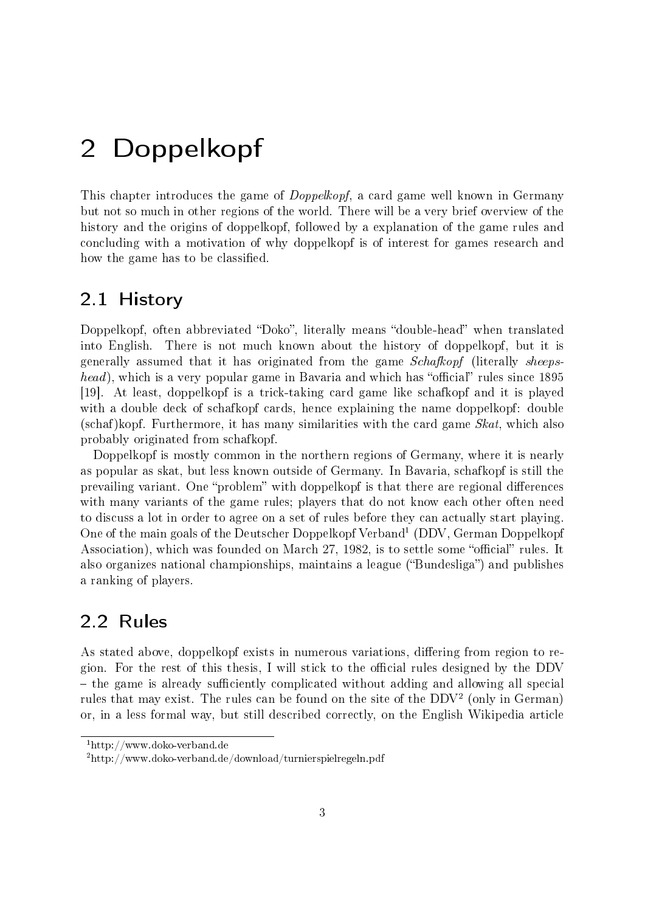# 2 Doppelkopf

This chapter introduces the game of *Doppelkopf*, a card game well known in Germany but not so much in other regions of the world. There will be a very brief overview of the history and the origins of doppelkopf, followed by a explanation of the game rules and concluding with a motivation of why doppelkopf is of interest for games research and how the game has to be classified.

## 2.1 History

Doppelkopf, often abbreviated "Doko", literally means "double-head" when translated into English. There is not much known about the history of doppelkopf, but it is generally assumed that it has originated from the game *Schafkopf* (literally *sheepshead*), which is a very popular game in Bavaria and which has "official" rules since 1895 [19]. At least, doppelkopf is a trick-taking card game like schafkopf and it is played with a double deck of schafkopf cards, hence explaining the name doppelkopf: double (schaf)kopf. Furthermore, it has many similarities with the card game *Skat*, which also probably originated from schafkopf.

Doppelkopf is mostly common in the northern regions of Germany, where it is nearly as popular as skat, but less known outside of Germany. In Bavaria, schafkopf is still the prevailing variant. One "problem" with doppelkopf is that there are regional differences with many variants of the game rules; players that do not know each other often need to discuss a lot in order to agree on a set of rules before they can actually start playing. One of the main goals of the Deutscher Doppelkopf Verband[1] (DDV, German Doppelkopf Association), which was founded on March 27, 1982, is to settle some "official" rules. It also organizes national championships, maintains a league ("Bundesliga") and publishes a ranking of players.

## 2.2 Rules

As stated above, doppelkopf exists in numerous variations, differing from region to region. For the rest of this thesis, I will stick to the official rules designed by the DDV – the game is already sufficiently complicated without adding and allowing all special rules that may exist. The rules can be found on the site of the DDV[2] (only in German) or, in a less formal way, but still described correctly, on the English Wikipedia article

[1] http://www.doko-verband.de

[2] http://www.doko-verband.de/download/turnierspielregeln.pdf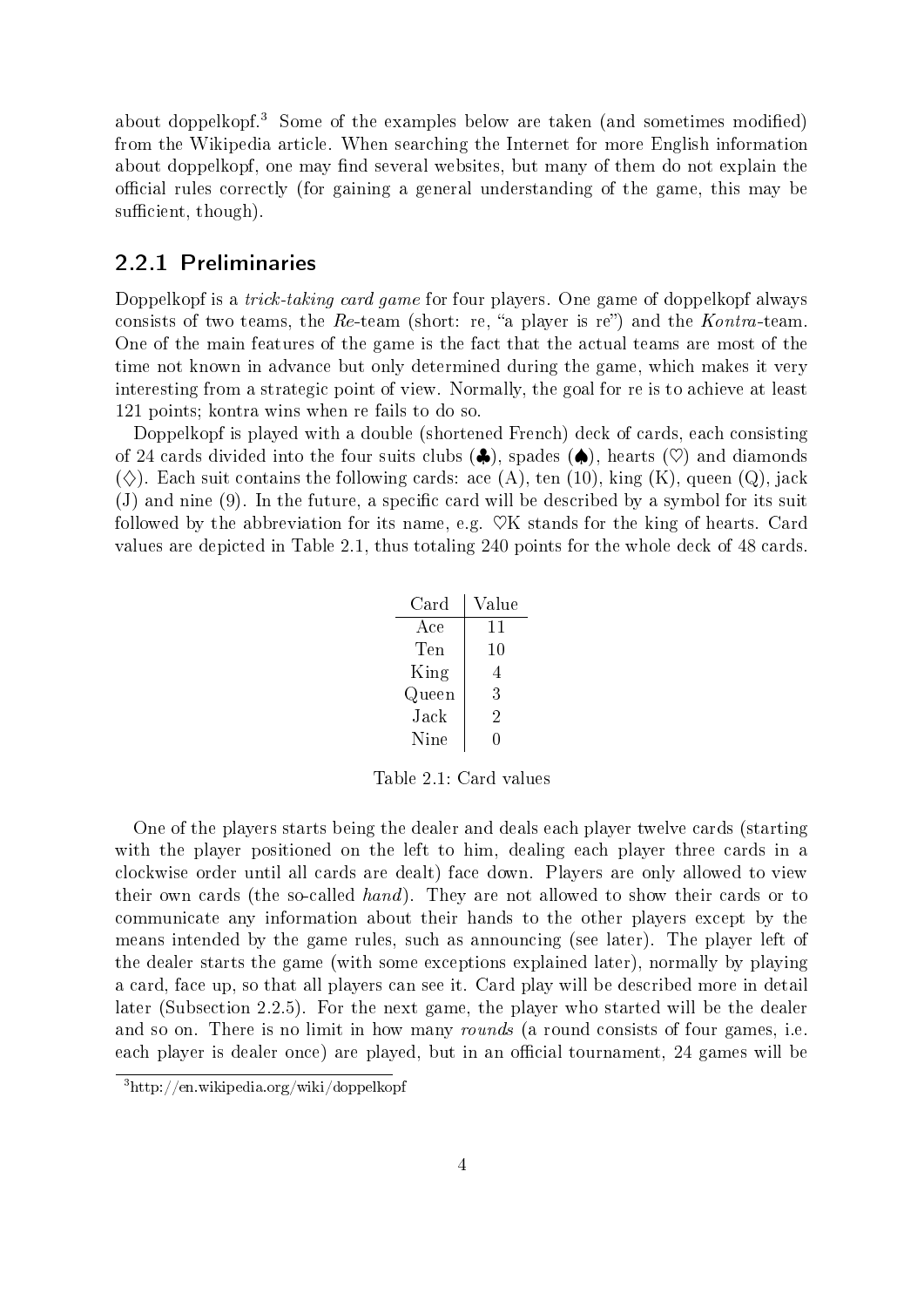about doppelkopf.[3] Some of the examples below are taken (and sometimes modified) from the Wikipedia article. When searching the Internet for more English information about doppelkopf, one may find several websites, but many of them do not explain the official rules correctly (for gaining a general understanding of the game, this may be sufficient, though).

### 2.2.1 Preliminaries

Doppelkopf is a *trick-taking card game* for four players. One game of doppelkopf always consists of two teams, the *Re*-team (short: re, "a player is re") and the *Kontra*-team. One of the main features of the game is the fact that the actual teams are most of the time not known in advance but only determined during the game, which makes it very interesting from a strategic point of view. Normally, the goal for re is to achieve at least 121 points; kontra wins when re fails to do so.

Doppelkopf is played with a double (shortened French) deck of cards, each consisting of 24 cards divided into the four suits clubs (♣), spades (♠), hearts (♡) and diamonds (♢). Each suit contains the following cards: ace (A), ten (10), king (K), queen (Q), jack (J) and nine (9). In the future, a specific card will be described by a symbol for its suit followed by the abbreviation for its name, e.g. ♡K stands for the king of hearts. Card values are depicted in Table 2.1, thus totaling 240 points for the whole deck of 48 cards.

| Card | Value |
|---|---|
| Ace | 11 |
| Ten | 10 |
| King | 4 |
| Queen | 3 |
| Jack | 2 |
| Nine | 0 |

Table 2.1: Card values

One of the players starts being the dealer and deals each player twelve cards (starting with the player positioned on the left to him, dealing each player three cards in a clockwise order until all cards are dealt) face down. Players are only allowed to view their own cards (the so-called *hand*). They are not allowed to show their cards or to communicate any information about their hands to the other players except by the means intended by the game rules, such as announcing (see later). The player left of the dealer starts the game (with some exceptions explained later), normally by playing a card, face up, so that all players can see it. Card play will be described more in detail later (Subsection 2.2.5). For the next game, the player who started will be the dealer and so on. There is no limit in how many *rounds* (a round consists of four games, i.e. each player is dealer once) are played, but in an official tournament, 24 games will be

[3] http://en.wikipedia.org/wiki/doppelkopf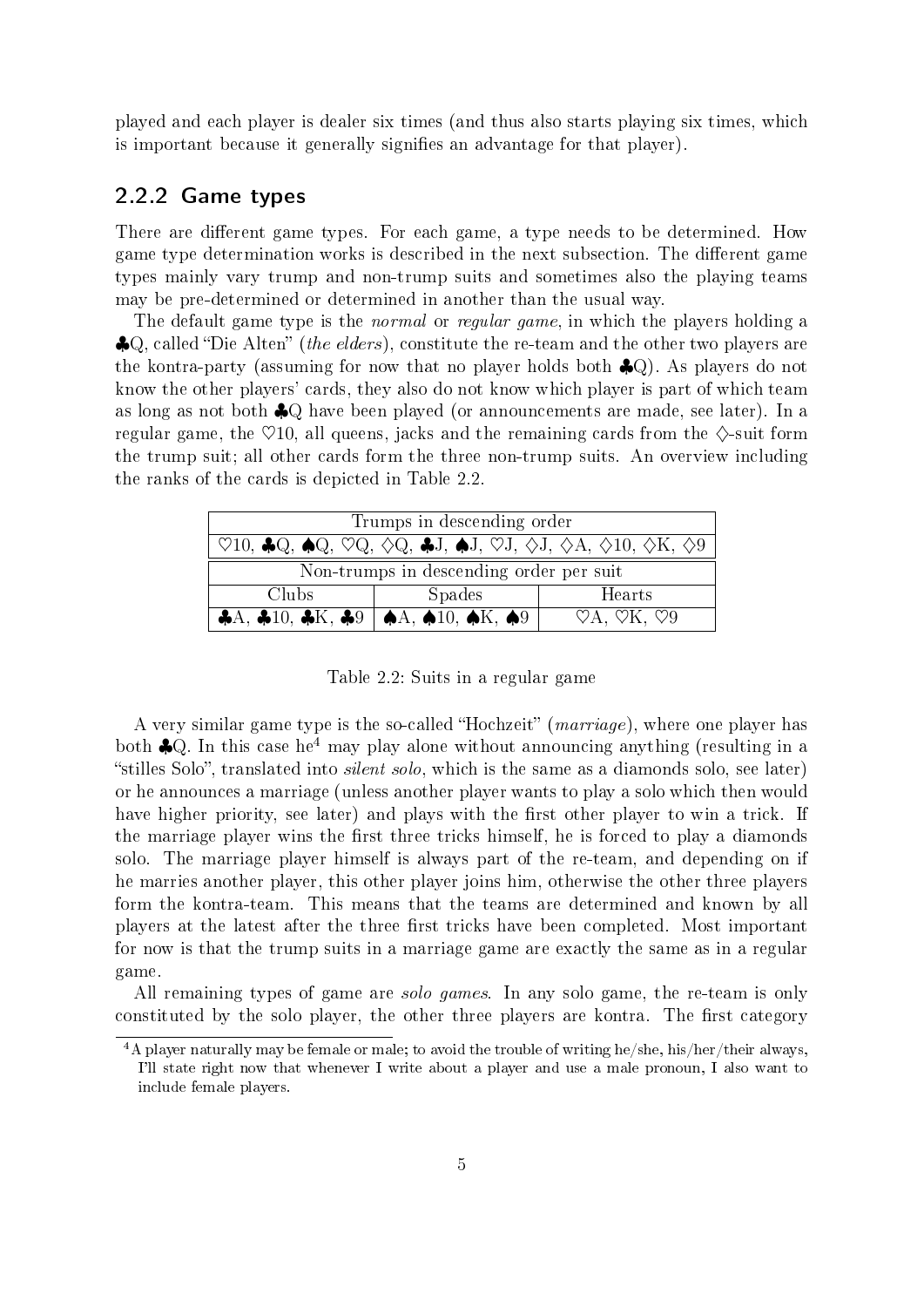played and each player is dealer six times (and thus also starts playing six times, which is important because it generally signifies an advantage for that player).

### 2.2.2 Game types

There are different game types. For each game, a type needs to be determined. How game type determination works is described in the next subsection. The different game types mainly vary trump and non-trump suits and sometimes also the playing teams may be pre-determined or determined in another than the usual way.

The default game type is the *normal* or *regular game*, in which the players holding a ♣Q, called "Die Alten" (*the elders*), constitute the re-team and the other two players are the kontra-party (assuming for now that no player holds both ♣Q). As players do not know the other players' cards, they also do not know which player is part of which team as long as not both ♣Q have been played (or announcements are made, see later). In a regular game, the ♡10, all queens, jacks and the remaining cards from the ♢-suit form the trump suit; all other cards form the three non-trump suits. An overview including the ranks of the cards is depicted in Table 2.2.

| Trumps in descending order | | |
|---|---|---|
| ♡10, ♣Q, ♠Q, ♡Q, ♢Q, ♣J, ♠J, ♡J, ♢J, ♢A, ♢10, ♢K, ♢9 | | |
| Non-trumps in descending order per suit | | |
| Clubs | Spades | Hearts |
| ♣A, ♣10, ♣K, ♣9 | ♠A, ♠10, ♠K, ♠9 | ♡A, ♡K, ♡9 |

Table 2.2: Suits in a regular game

A very similar game type is the so-called "Hochzeit" (*marriage*), where one player has both ♣Q. In this case he[4] may play alone without announcing anything (resulting in a "stilles Solo", translated into *silent solo*, which is the same as a diamonds solo, see later) or he announces a marriage (unless another player wants to play a solo which then would have higher priority, see later) and plays with the first other player to win a trick. If the marriage player wins the first three tricks himself, he is forced to play a diamonds solo. The marriage player himself is always part of the re-team, and depending on if he marries another player, this other player joins him, otherwise the other three players form the kontra-team. This means that the teams are determined and known by all players at the latest after the three first tricks have been completed. Most important for now is that the trump suits in a marriage game are exactly the same as in a regular game.

All remaining types of game are *solo games*. In any solo game, the re-team is only constituted by the solo player, the other three players are kontra. The first category

[4] A player naturally may be female or male; to avoid the trouble of writing he/she, his/her/their always, I'll state right now that whenever I write about a player and use a male pronoun, I also want to include female players.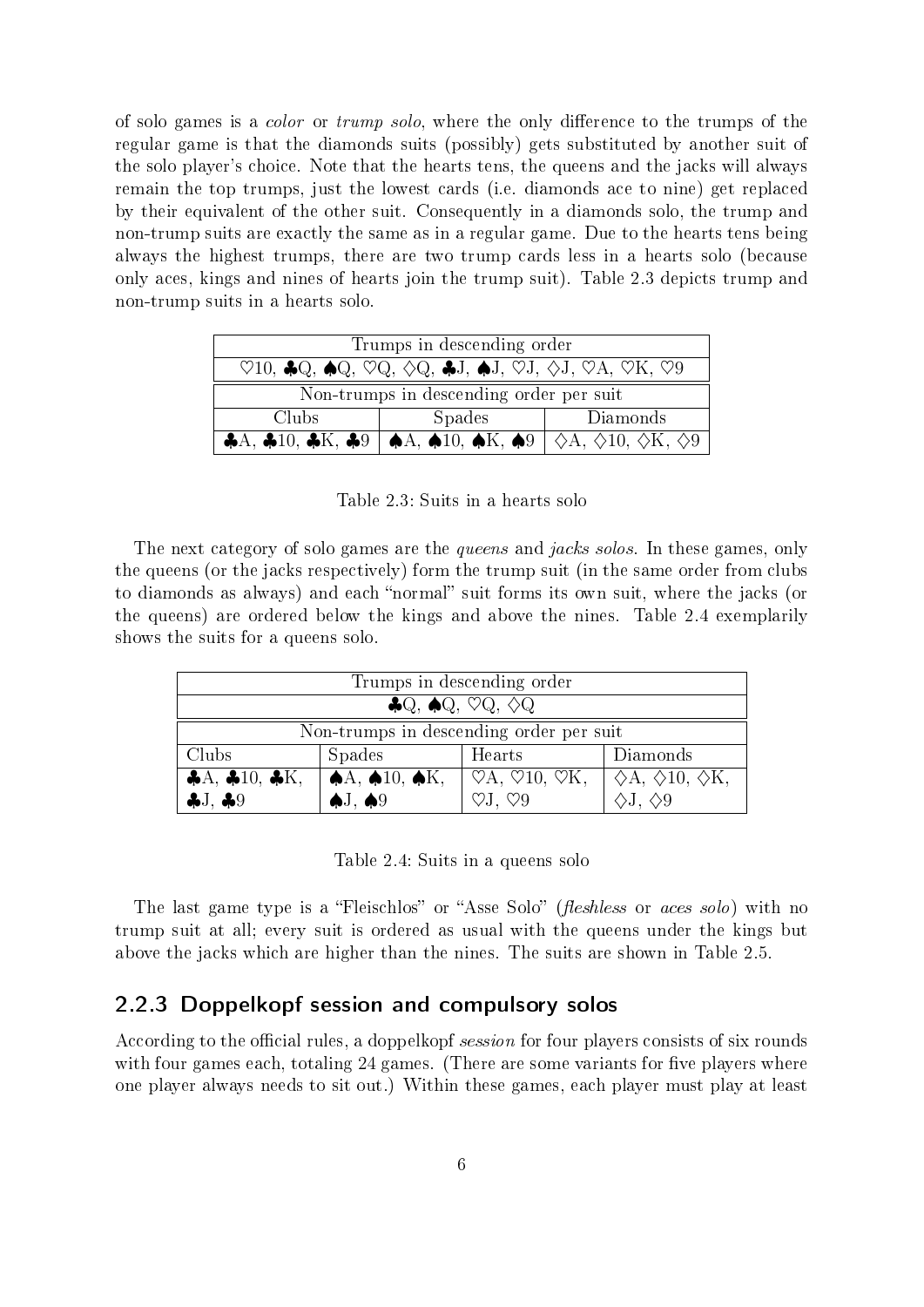of solo games is a *color* or *trump solo*, where the only difference to the trumps of the regular game is that the diamonds suits (possibly) gets substituted by another suit of the solo player's choice. Note that the hearts tens, the queens and the jacks will always remain the top trumps, just the lowest cards (i.e. diamonds ace to nine) get replaced by their equivalent of the other suit. Consequently in a diamonds solo, the trump and non-trump suits are exactly the same as in a regular game. Due to the hearts tens being always the highest trumps, there are two trump cards less in a hearts solo (because only aces, kings and nines of hearts join the trump suit). Table 2.3 depicts trump and non-trump suits in a hearts solo.

| Trumps in descending order | | |
|---|---|---|
| ♡10, ♣Q, ♠Q, ♡Q, ◇Q, ♣J, ♠J, ♡J, ◇J, ♡A, ♡K, ♡9 | | |
| Non-trumps in descending order per suit | | |
| Clubs | Spades | Diamonds |
| ♣A, ♣10, ♣K, ♣9 | ♠A, ♠10, ♠K, ♠9 | ◇A, ◇10, ◇K, ◇9 |

Table 2.3: Suits in a hearts solo

The next category of solo games are the *queens* and *jacks solos*. In these games, only the queens (or the jacks respectively) form the trump suit (in the same order from clubs to diamonds as always) and each "normal" suit forms its own suit, where the jacks (or the queens) are ordered below the kings and above the nines. Table 2.4 exemplarily shows the suits for a queens solo.

| Trumps in descending order | | | |
|---|---|---|---|
| ♣Q, ♠Q, ♡Q, ◇Q | | | |
| Non-trumps in descending order per suit | | | |
| Clubs | Spades | Hearts | Diamonds |
| ♣A, ♣10, ♣K, ♣J, ♣9 | ♠A, ♠10, ♠K, ♠J, ♠9 | ♡A, ♡10, ♡K, ♡J, ♡9 | ◇A, ◇10, ◇K, ◇J, ◇9 |

Table 2.4: Suits in a queens solo

The last game type is a "Fleischlos" or "Asse Solo" (*fleshless* or *aces solo*) with no trump suit at all; every suit is ordered as usual with the queens under the kings but above the jacks which are higher than the nines. The suits are shown in Table 2.5.

### 2.2.3 Doppelkopf session and compulsory solos

According to the official rules, a doppelkopf *session* for four players consists of six rounds with four games each, totaling 24 games. (There are some variants for five players where one player always needs to sit out.) Within these games, each player must play at least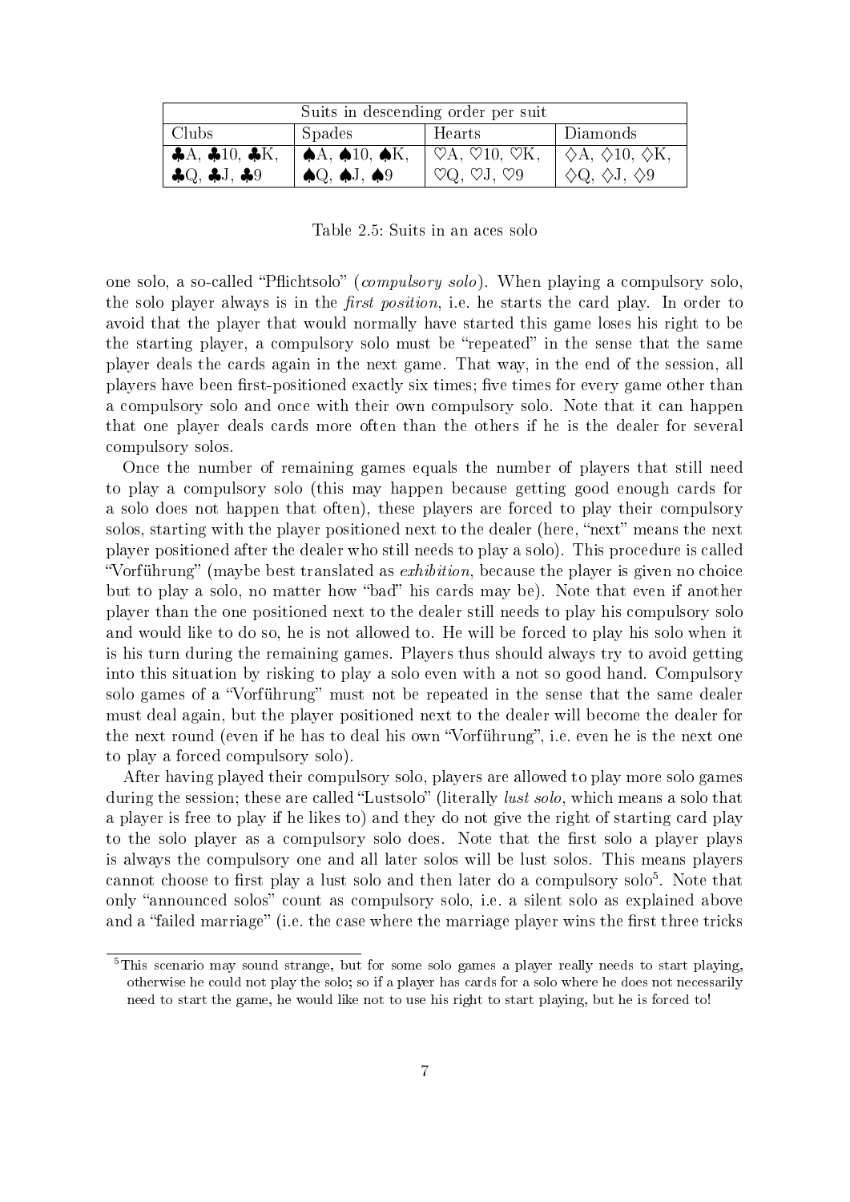| Suits in descending order per suit | | | |
|---|---|---|---|
| Clubs | Spades | Hearts | Diamonds |
| ♣A, ♣10, ♣K, ♣Q, ♣J, ♣9 | ♠A, ♠10, ♠K, ♠Q, ♠J, ♠9 | ♡A, ♡10, ♡K, ♡Q, ♡J, ♡9 | ♢A, ♢10, ♢K, ♢Q, ♢J, ♢9 |

Table 2.5: Suits in an aces solo

one solo, a so-called "Pflichtsolo" (*compulsory solo*). When playing a compulsory solo, the solo player always is in the *first position*, i.e. he starts the card play. In order to avoid that the player that would normally have started this game loses his right to be the starting player, a compulsory solo must be "repeated" in the sense that the same player deals the cards again in the next game. That way, in the end of the session, all players have been first-positioned exactly six times; five times for every game other than a compulsory solo and once with their own compulsory solo. Note that it can happen that one player deals cards more often than the others if he is the dealer for several compulsory solos.

Once the number of remaining games equals the number of players that still need to play a compulsory solo (this may happen because getting good enough cards for a solo does not happen that often), these players are forced to play their compulsory solos, starting with the player positioned next to the dealer (here, "next" means the next player positioned after the dealer who still needs to play a solo). This procedure is called "Vorführung" (maybe best translated as *exhibition*, because the player is given no choice but to play a solo, no matter how "bad" his cards may be). Note that even if another player than the one positioned next to the dealer still needs to play his compulsory solo and would like to do so, he is not allowed to. He will be forced to play his solo when it is his turn during the remaining games. Players thus should always try to avoid getting into this situation by risking to play a solo even with a not so good hand. Compulsory solo games of a "Vorführung" must not be repeated in the sense that the same dealer must deal again, but the player positioned next to the dealer will become the dealer for the next round (even if he has to deal his own "Vorführung", i.e. even he is the next one to play a forced compulsory solo).

After having played their compulsory solo, players are allowed to play more solo games during the session; these are called "Lustsolo" (literally *lust solo*, which means a solo that a player is free to play if he likes to) and they do not give the right of starting card play to the solo player as a compulsory solo does. Note that the first solo a player plays is always the compulsory one and all later solos will be lust solos. This means players cannot choose to first play a lust solo and then later do a compulsory solo[5]. Note that only "announced solos" count as compulsory solo, i.e. a silent solo as explained above and a "failed marriage" (i.e. the case where the marriage player wins the first three tricks

[5] This scenario may sound strange, but for some solo games a player really needs to start playing, otherwise he could not play the solo; so if a player has cards for a solo where he does not necessarily need to start the game, he would like not to use his right to start playing, but he is forced to!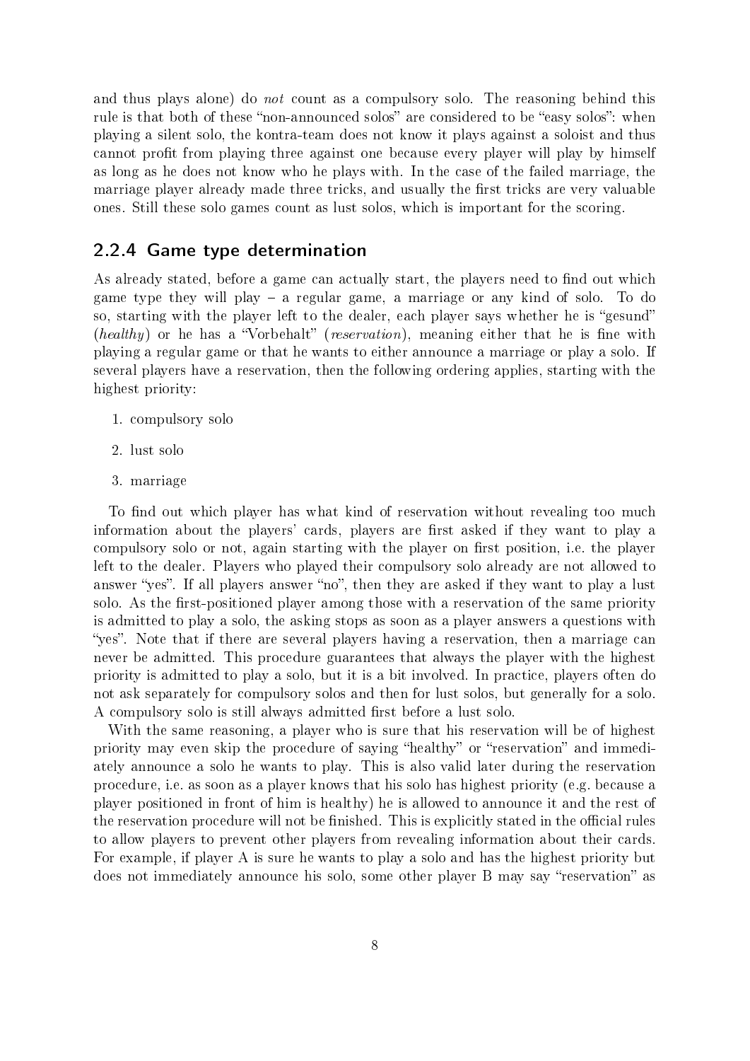and thus plays alone) do *not* count as a compulsory solo. The reasoning behind this rule is that both of these "non-announced solos" are considered to be "easy solos": when playing a silent solo, the kontra-team does not know it plays against a soloist and thus cannot profit from playing three against one because every player will play by himself as long as he does not know who he plays with. In the case of the failed marriage, the marriage player already made three tricks, and usually the first tricks are very valuable ones. Still these solo games count as lust solos, which is important for the scoring.

### 2.2.4 Game type determination

As already stated, before a game can actually start, the players need to find out which game type they will play – a regular game, a marriage or any kind of solo. To do so, starting with the player left to the dealer, each player says whether he is "gesund" (*healthy*) or he has a "Vorbehalt" (*reservation*), meaning either that he is fine with playing a regular game or that he wants to either announce a marriage or play a solo. If several players have a reservation, then the following ordering applies, starting with the highest priority:

1. compulsory solo
2. lust solo
3. marriage

To find out which player has what kind of reservation without revealing too much information about the players' cards, players are first asked if they want to play a compulsory solo or not, again starting with the player on first position, i.e. the player left to the dealer. Players who played their compulsory solo already are not allowed to answer "yes". If all players answer "no", then they are asked if they want to play a lust solo. As the first-positioned player among those with a reservation of the same priority is admitted to play a solo, the asking stops as soon as a player answers a questions with "yes". Note that if there are several players having a reservation, then a marriage can never be admitted. This procedure guarantees that always the player with the highest priority is admitted to play a solo, but it is a bit involved. In practice, players often do not ask separately for compulsory solos and then for lust solos, but generally for a solo. A compulsory solo is still always admitted first before a lust solo.

With the same reasoning, a player who is sure that his reservation will be of highest priority may even skip the procedure of saying "healthy" or "reservation" and immediately announce a solo he wants to play. This is also valid later during the reservation procedure, i.e. as soon as a player knows that his solo has highest priority (e.g. because a player positioned in front of him is healthy) he is allowed to announce it and the rest of the reservation procedure will not be finished. This is explicitly stated in the official rules to allow players to prevent other players from revealing information about their cards. For example, if player A is sure he wants to play a solo and has the highest priority but does not immediately announce his solo, some other player B may say "reservation" as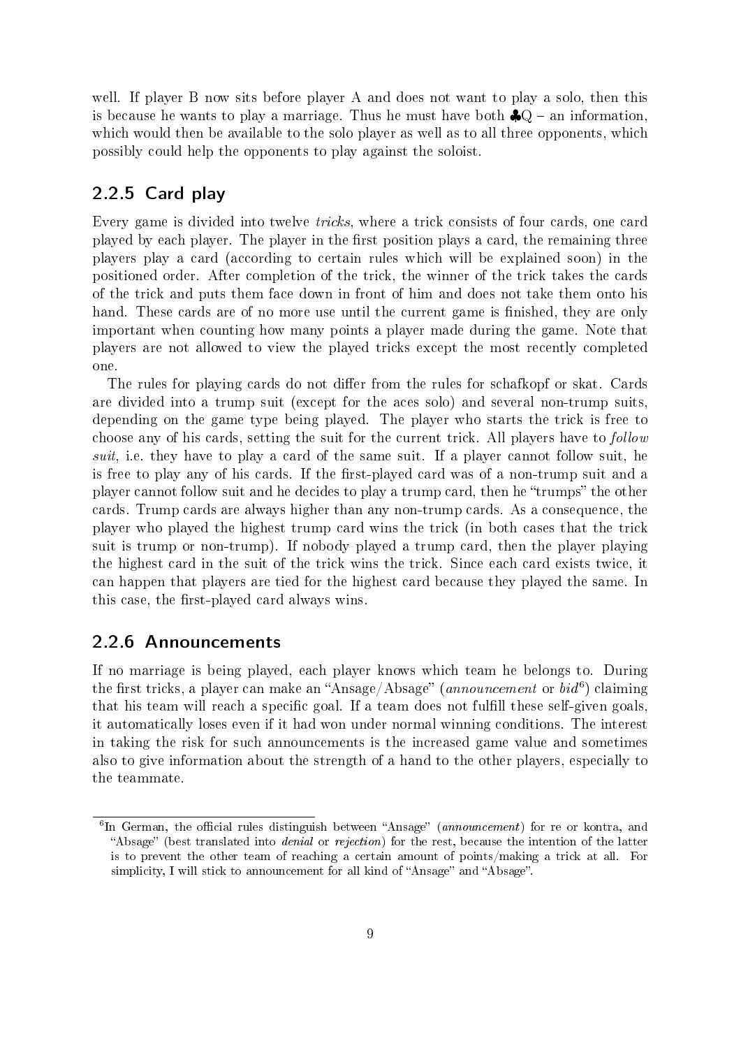well. If player B now sits before player A and does not want to play a solo, then this is because he wants to play a marriage. Thus he must have both ♣Q – an information, which would then be available to the solo player as well as to all three opponents, which possibly could help the opponents to play against the soloist.

### 2.2.5 Card play

Every game is divided into twelve *tricks*, where a trick consists of four cards, one card played by each player. The player in the first position plays a card, the remaining three players play a card (according to certain rules which will be explained soon) in the positioned order. After completion of the trick, the winner of the trick takes the cards of the trick and puts them face down in front of him and does not take them onto his hand. These cards are of no more use until the current game is finished, they are only important when counting how many points a player made during the game. Note that players are not allowed to view the played tricks except the most recently completed one.

The rules for playing cards do not differ from the rules for schafkopf or skat. Cards are divided into a trump suit (except for the aces solo) and several non-trump suits, depending on the game type being played. The player who starts the trick is free to choose any of his cards, setting the suit for the current trick. All players have to *follow suit*, i.e. they have to play a card of the same suit. If a player cannot follow suit, he is free to play any of his cards. If the first-played card was of a non-trump suit and a player cannot follow suit and he decides to play a trump card, then he "trumps" the other cards. Trump cards are always higher than any non-trump cards. As a consequence, the player who played the highest trump card wins the trick (in both cases that the trick suit is trump or non-trump). If nobody played a trump card, then the player playing the highest card in the suit of the trick wins the trick. Since each card exists twice, it can happen that players are tied for the highest card because they played the same. In this case, the first-played card always wins.

### 2.2.6 Announcements

If no marriage is being played, each player knows which team he belongs to. During the first tricks, a player can make an "Ansage/Absage" (*announcement* or *bid*[6]) claiming that his team will reach a specific goal. If a team does not fulfill these self-given goals, it automatically loses even if it had won under normal winning conditions. The interest in taking the risk for such announcements is the increased game value and sometimes also to give information about the strength of a hand to the other players, especially to the teammate.

[6] In German, the official rules distinguish between "Ansage" (*announcement*) for re or kontra, and "Absage" (best translated into *denial* or *rejection*) for the rest, because the intention of the latter is to prevent the other team of reaching a certain amount of points/making a trick at all. For simplicity, I will stick to announcement for all kind of "Ansage" and "Absage".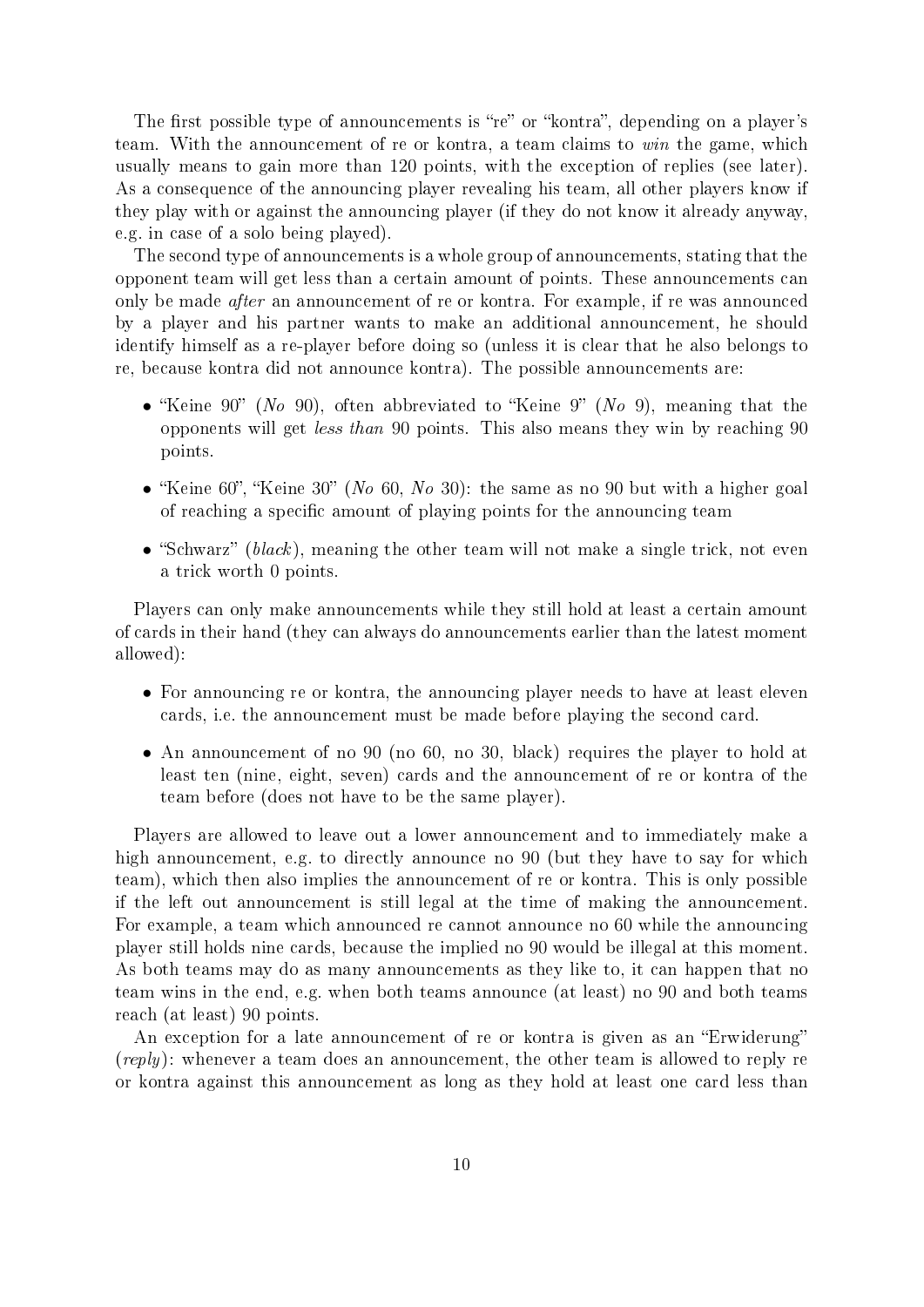The first possible type of announcements is "re" or "kontra", depending on a player's team. With the announcement of re or kontra, a team claims to *win* the game, which usually means to gain more than 120 points, with the exception of replies (see later). As a consequence of the announcing player revealing his team, all other players know if they play with or against the announcing player (if they do not know it already anyway, e.g. in case of a solo being played).

The second type of announcements is a whole group of announcements, stating that the opponent team will get less than a certain amount of points. These announcements can only be made *after* an announcement of re or kontra. For example, if re was announced by a player and his partner wants to make an additional announcement, he should identify himself as a re-player before doing so (unless it is clear that he also belongs to re, because kontra did not announce kontra). The possible announcements are:

- "Keine 90" (*No* 90), often abbreviated to "Keine 9" (*No* 9), meaning that the opponents will get *less than* 90 points. This also means they win by reaching 90 points.
- "Keine 60", "Keine 30" (*No* 60, *No* 30): the same as no 90 but with a higher goal of reaching a specific amount of playing points for the announcing team
- "Schwarz" (*black*), meaning the other team will not make a single trick, not even a trick worth 0 points.

Players can only make announcements while they still hold at least a certain amount of cards in their hand (they can always do announcements earlier than the latest moment allowed):

- For announcing re or kontra, the announcing player needs to have at least eleven cards, i.e. the announcement must be made before playing the second card.
- An announcement of no 90 (no 60, no 30, black) requires the player to hold at least ten (nine, eight, seven) cards and the announcement of re or kontra of the team before (does not have to be the same player).

Players are allowed to leave out a lower announcement and to immediately make a high announcement, e.g. to directly announce no 90 (but they have to say for which team), which then also implies the announcement of re or kontra. This is only possible if the left out announcement is still legal at the time of making the announcement. For example, a team which announced re cannot announce no 60 while the announcing player still holds nine cards, because the implied no 90 would be illegal at this moment. As both teams may do as many announcements as they like to, it can happen that no team wins in the end, e.g. when both teams announce (at least) no 90 and both teams reach (at least) 90 points.

An exception for a late announcement of re or kontra is given as an "Erwiderung" (*reply*): whenever a team does an announcement, the other team is allowed to reply re or kontra against this announcement as long as they hold at least one card less than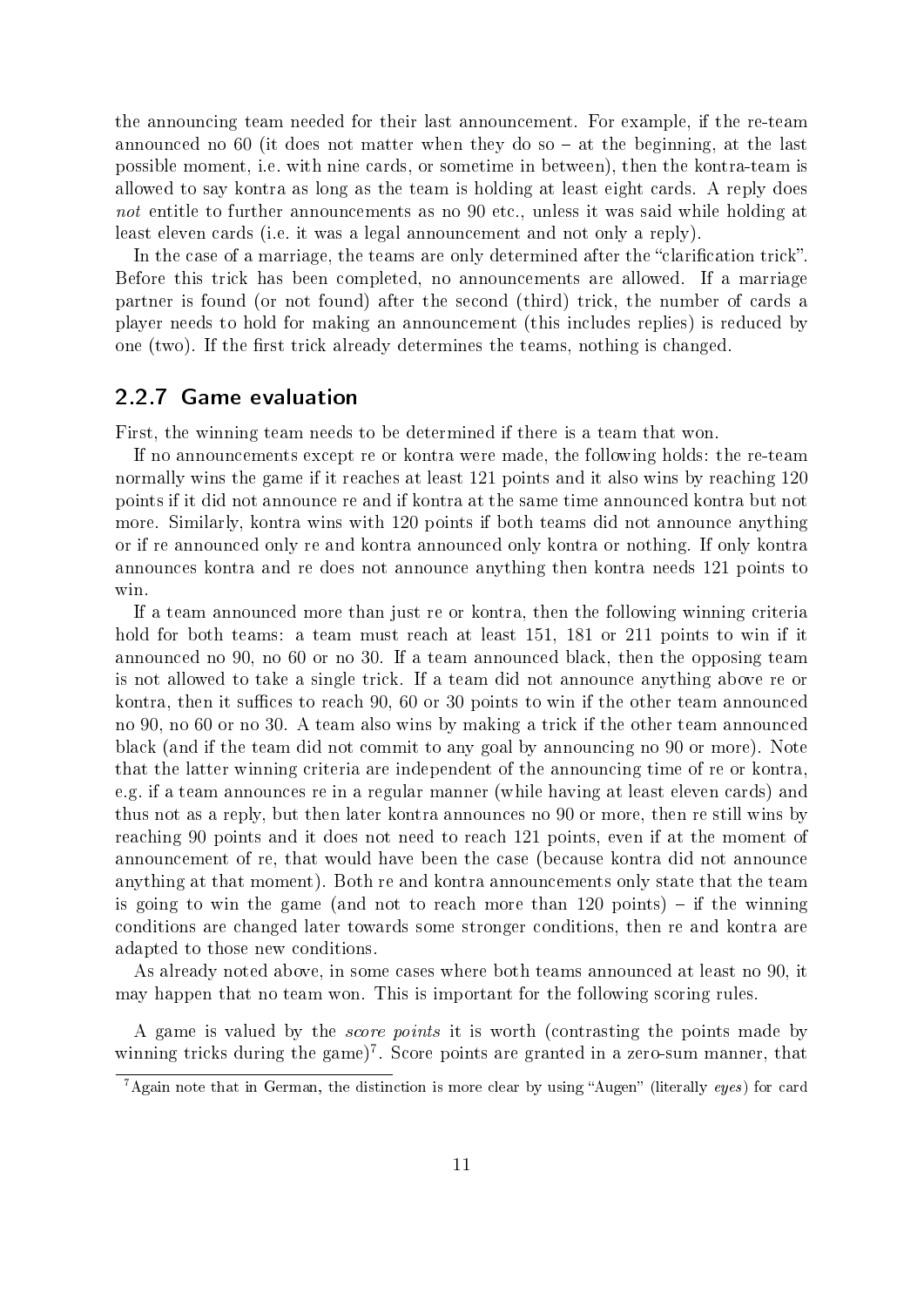the announcing team needed for their last announcement. For example, if the re-team announced no 60 (it does not matter when they do so – at the beginning, at the last possible moment, i.e. with nine cards, or sometime in between), then the kontra-team is allowed to say kontra as long as the team is holding at least eight cards. A reply does *not* entitle to further announcements as no 90 etc., unless it was said while holding at least eleven cards (i.e. it was a legal announcement and not only a reply).

In the case of a marriage, the teams are only determined after the "clarification trick". Before this trick has been completed, no announcements are allowed. If a marriage partner is found (or not found) after the second (third) trick, the number of cards a player needs to hold for making an announcement (this includes replies) is reduced by one (two). If the first trick already determines the teams, nothing is changed.

### 2.2.7 Game evaluation

First, the winning team needs to be determined if there is a team that won.

If no announcements except re or kontra were made, the following holds: the re-team normally wins the game if it reaches at least 121 points and it also wins by reaching 120 points if it did not announce re and if kontra at the same time announced kontra but not more. Similarly, kontra wins with 120 points if both teams did not announce anything or if re announced only re and kontra announced only kontra or nothing. If only kontra announces kontra and re does not announce anything then kontra needs 121 points to win.

If a team announced more than just re or kontra, then the following winning criteria hold for both teams: a team must reach at least 151, 181 or 211 points to win if it announced no 90, no 60 or no 30. If a team announced black, then the opposing team is not allowed to take a single trick. If a team did not announce anything above re or kontra, then it suffices to reach 90, 60 or 30 points to win if the other team announced no 90, no 60 or no 30. A team also wins by making a trick if the other team announced black (and if the team did not commit to any goal by announcing no 90 or more). Note that the latter winning criteria are independent of the announcing time of re or kontra, e.g. if a team announces re in a regular manner (while having at least eleven cards) and thus not as a reply, but then later kontra announces no 90 or more, then re still wins by reaching 90 points and it does not need to reach 121 points, even if at the moment of announcement of re, that would have been the case (because kontra did not announce anything at that moment). Both re and kontra announcements only state that the team is going to win the game (and not to reach more than 120 points) – if the winning conditions are changed later towards some stronger conditions, then re and kontra are adapted to those new conditions.

As already noted above, in some cases where both teams announced at least no 90, it may happen that no team won. This is important for the following scoring rules.

A game is valued by the *score points* it is worth (contrasting the points made by winning tricks during the game)[7]. Score points are granted in a zero-sum manner, that

[7] Again note that in German, the distinction is more clear by using "Augen" (literally *eyes*) for card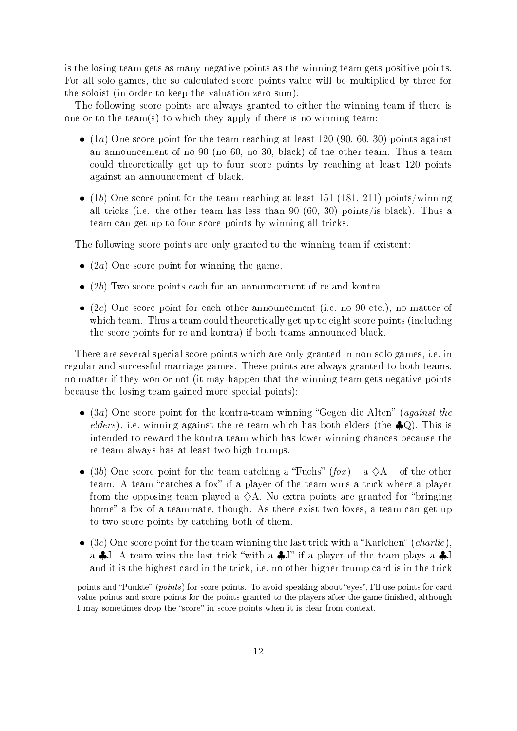is the losing team gets as many negative points as the winning team gets positive points. For all solo games, the so calculated score points value will be multiplied by three for the soloist (in order to keep the valuation zero-sum).

The following score points are always granted to either the winning team if there is one or to the team(s) to which they apply if there is no winning team:

- (1*a*) One score point for the team reaching at least 120 (90, 60, 30) points against an announcement of no 90 (no 60, no 30, black) of the other team. Thus a team could theoretically get up to four score points by reaching at least 120 points against an announcement of black.
- (1*b*) One score point for the team reaching at least 151 (181, 211) points/winning all tricks (i.e. the other team has less than 90 (60, 30) points/is black). Thus a team can get up to four score points by winning all tricks.

The following score points are only granted to the winning team if existent:

- (2*a*) One score point for winning the game.
- (2*b*) Two score points each for an announcement of re and kontra.
- (2*c*) One score point for each other announcement (i.e. no 90 etc.), no matter of which team. Thus a team could theoretically get up to eight score points (including the score points for re and kontra) if both teams announced black.

There are several special score points which are only granted in non-solo games, i.e. in regular and successful marriage games. These points are always granted to both teams, no matter if they won or not (it may happen that the winning team gets negative points because the losing team gained more special points):

- (3*a*) One score point for the kontra-team winning "Gegen die Alten" (*against the elders*), i.e. winning against the re-team which has both elders (the ♣Q). This is intended to reward the kontra-team which has lower winning chances because the re team always has at least two high trumps.
- (3*b*) One score point for the team catching a "Fuchs" (*fox*) – a ♢A – of the other team. A team "catches a fox" if a player of the team wins a trick where a player from the opposing team played a ♢A. No extra points are granted for "bringing home" a fox of a teammate, though. As there exist two foxes, a team can get up to two score points by catching both of them.
- (3*c*) One score point for the team winning the last trick with a "Karlchen" (*charlie*), a ♣J. A team wins the last trick "with a ♣J" if a player of the team plays a ♣J and it is the highest card in the trick, i.e. no other higher trump card is in the trick

points and "Punkte" (*points*) for score points. To avoid speaking about "eyes", I'll use points for card value points and score points for the points granted to the players after the game finished, although I may sometimes drop the "score" in score points when it is clear from context.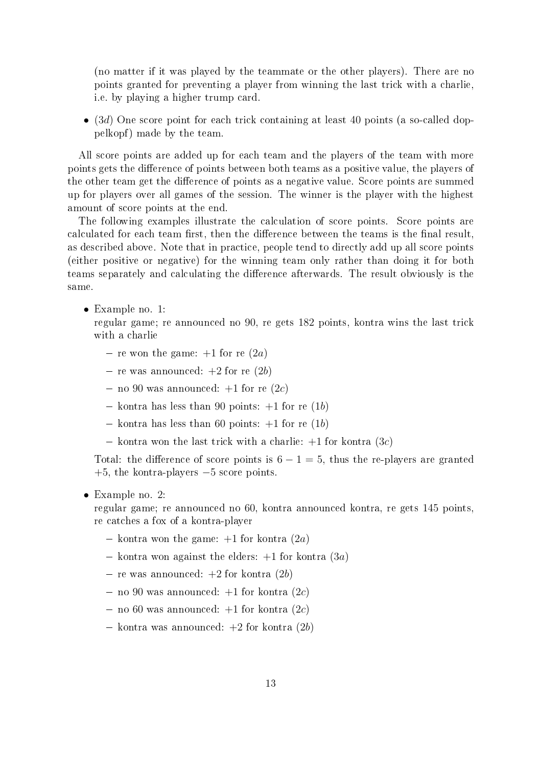(no matter if it was played by the teammate or the other players). There are no points granted for preventing a player from winning the last trick with a charlie, i.e. by playing a higher trump card.

- ($3d$) One score point for each trick containing at least 40 points (a so-called doppelkopf) made by the team.

All score points are added up for each team and the players of the team with more points gets the difference of points between both teams as a positive value, the players of the other team get the difference of points as a negative value. Score points are summed up for players over all games of the session. The winner is the player with the highest amount of score points at the end.

The following examples illustrate the calculation of score points. Score points are calculated for each team first, then the difference between the teams is the final result, as described above. Note that in practice, people tend to directly add up all score points (either positive or negative) for the winning team only rather than doing it for both teams separately and calculating the difference afterwards. The result obviously is the same.

- Example no. 1:
  regular game; re announced no 90, re gets 182 points, kontra wins the last trick with a charlie
  - re won the game: +1 for re ($2a$)
  - re was announced: +2 for re ($2b$)
  - no 90 was announced: +1 for re ($2c$)
  - kontra has less than 90 points: +1 for re ($1b$)
  - kontra has less than 60 points: +1 for re ($1b$)
  - kontra won the last trick with a charlie: +1 for kontra ($3c$)

  Total: the difference of score points is $6 - 1 = 5$, thus the re-players are granted $+5$, the kontra-players $-5$ score points.

- Example no. 2:
  regular game; re announced no 60, kontra announced kontra, re gets 145 points, re catches a fox of a kontra-player
  - kontra won the game: +1 for kontra ($2a$)
  - kontra won against the elders: +1 for kontra ($3a$)
  - re was announced: +2 for kontra ($2b$)
  - no 90 was announced: +1 for kontra ($2c$)
  - no 60 was announced: +1 for kontra ($2c$)
  - kontra was announced: +2 for kontra ($2b$)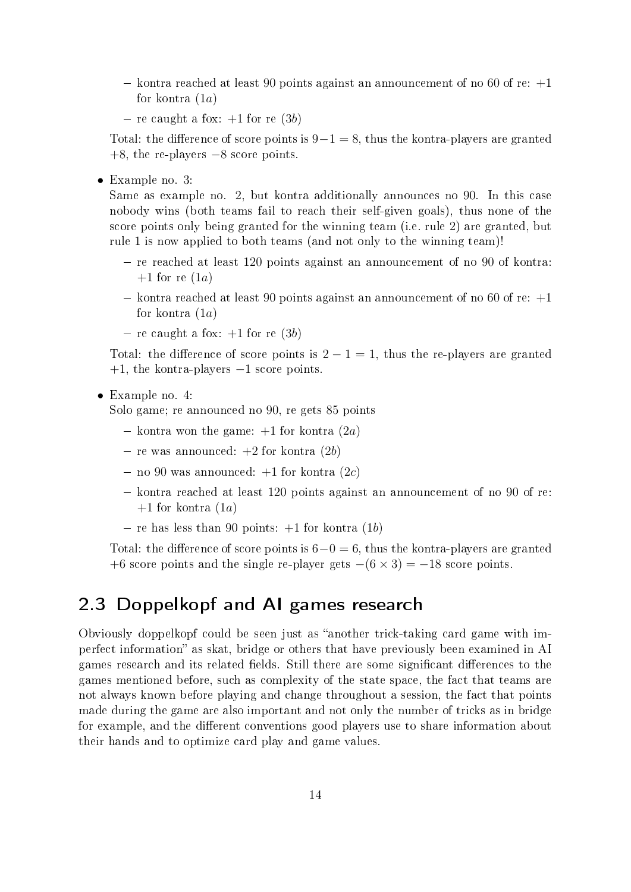- kontra reached at least 90 points against an announcement of no 60 of re: +1 for kontra (1*a*)
- re caught a fox: +1 for re (3*b*)

Total: the difference of score points is $9-1=8$, thus the kontra-players are granted $+8$, the re-players $-8$ score points.

- Example no. 3:

  Same as example no. 2, but kontra additionally announces no 90. In this case nobody wins (both teams fail to reach their self-given goals), thus none of the score points only being granted for the winning team (i.e. rule 2) are granted, but rule 1 is now applied to both teams (and not only to the winning team)!

  - re reached at least 120 points against an announcement of no 90 of kontra: +1 for re (1*a*)
  - kontra reached at least 90 points against an announcement of no 60 of re: +1 for kontra (1*a*)
  - re caught a fox: +1 for re (3*b*)

  Total: the difference of score points is $2-1=1$, thus the re-players are granted $+1$, the kontra-players $-1$ score points.

- Example no. 4:

  Solo game; re announced no 90, re gets 85 points

  - kontra won the game: +1 for kontra (2*a*)
  - re was announced: +2 for kontra (2*b*)
  - no 90 was announced: +1 for kontra (2*c*)
  - kontra reached at least 120 points against an announcement of no 90 of re: +1 for kontra (1*a*)
  - re has less than 90 points: +1 for kontra (1*b*)

  Total: the difference of score points is $6-0=6$, thus the kontra-players are granted $+6$ score points and the single re-player gets $-(6\times 3) = -18$ score points.

## 2.3 Doppelkopf and AI games research

Obviously doppelkopf could be seen just as "another trick-taking card game with imperfect information" as skat, bridge or others that have previously been examined in AI games research and its related fields. Still there are some significant differences to the games mentioned before, such as complexity of the state space, the fact that teams are not always known before playing and change throughout a session, the fact that points made during the game are also important and not only the number of tricks as in bridge for example, and the different conventions good players use to share information about their hands and to optimize card play and game values.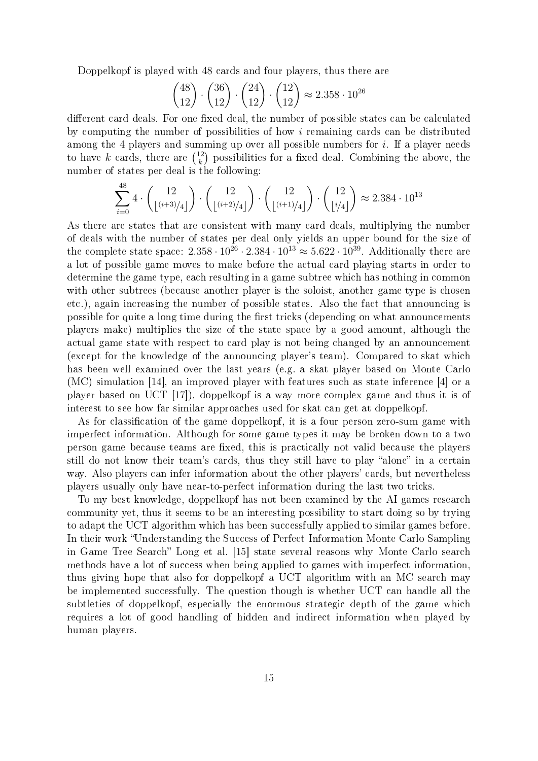Doppelkopf is played with 48 cards and four players, thus there are

$$\binom{48}{12} \cdot \binom{36}{12} \cdot \binom{24}{12} \cdot \binom{12}{12} \approx 2.358 \cdot 10^{26}$$

different card deals. For one fixed deal, the number of possible states can be calculated by computing the number of possibilities of how $i$ remaining cards can be distributed among the 4 players and summing up over all possible numbers for $i$. If a player needs to have $k$ cards, there are $\binom{12}{k}$ possibilities for a fixed deal. Combining the above, the number of states per deal is the following:

$$\sum_{i=0}^{48} 4 \cdot \binom{12}{\lfloor (i+3)/4 \rfloor} \cdot \binom{12}{\lfloor (i+2)/4 \rfloor} \cdot \binom{12}{\lfloor (i+1)/4 \rfloor} \cdot \binom{12}{\lfloor i/4 \rfloor} \approx 2.384 \cdot 10^{13}$$

As there are states that are consistent with many card deals, multiplying the number of deals with the number of states per deal only yields an upper bound for the size of the complete state space: $2.358 \cdot 10^{26} \cdot 2.384 \cdot 10^{13} \approx 5.622 \cdot 10^{39}$. Additionally there are a lot of possible game moves to make before the actual card playing starts in order to determine the game type, each resulting in a game subtree which has nothing in common with other subtrees (because another player is the soloist, another game type is chosen etc.), again increasing the number of possible states. Also the fact that announcing is possible for quite a long time during the first tricks (depending on what announcements players make) multiplies the size of the state space by a good amount, although the actual game state with respect to card play is not being changed by an announcement (except for the knowledge of the announcing player's team). Compared to skat which has been well examined over the last years (e.g. a skat player based on Monte Carlo (MC) simulation [14], an improved player with features such as state inference [4] or a player based on UCT [17]), doppelkopf is a way more complex game and thus it is of interest to see how far similar approaches used for skat can get at doppelkopf.

As for classification of the game doppelkopf, it is a four person zero-sum game with imperfect information. Although for some game types it may be broken down to a two person game because teams are fixed, this is practically not valid because the players still do not know their team's cards, thus they still have to play "alone" in a certain way. Also players can infer information about the other players' cards, but nevertheless players usually only have near-to-perfect information during the last two tricks.

To my best knowledge, doppelkopf has not been examined by the AI games research community yet, thus it seems to be an interesting possibility to start doing so by trying to adapt the UCT algorithm which has been successfully applied to similar games before. In their work "Understanding the Success of Perfect Information Monte Carlo Sampling in Game Tree Search" Long et al. [15] state several reasons why Monte Carlo search methods have a lot of success when being applied to games with imperfect information, thus giving hope that also for doppelkopf a UCT algorithm with an MC search may be implemented successfully. The question though is whether UCT can handle all the subtleties of doppelkopf, especially the enormous strategic depth of the game which requires a lot of good handling of hidden and indirect information when played by human players.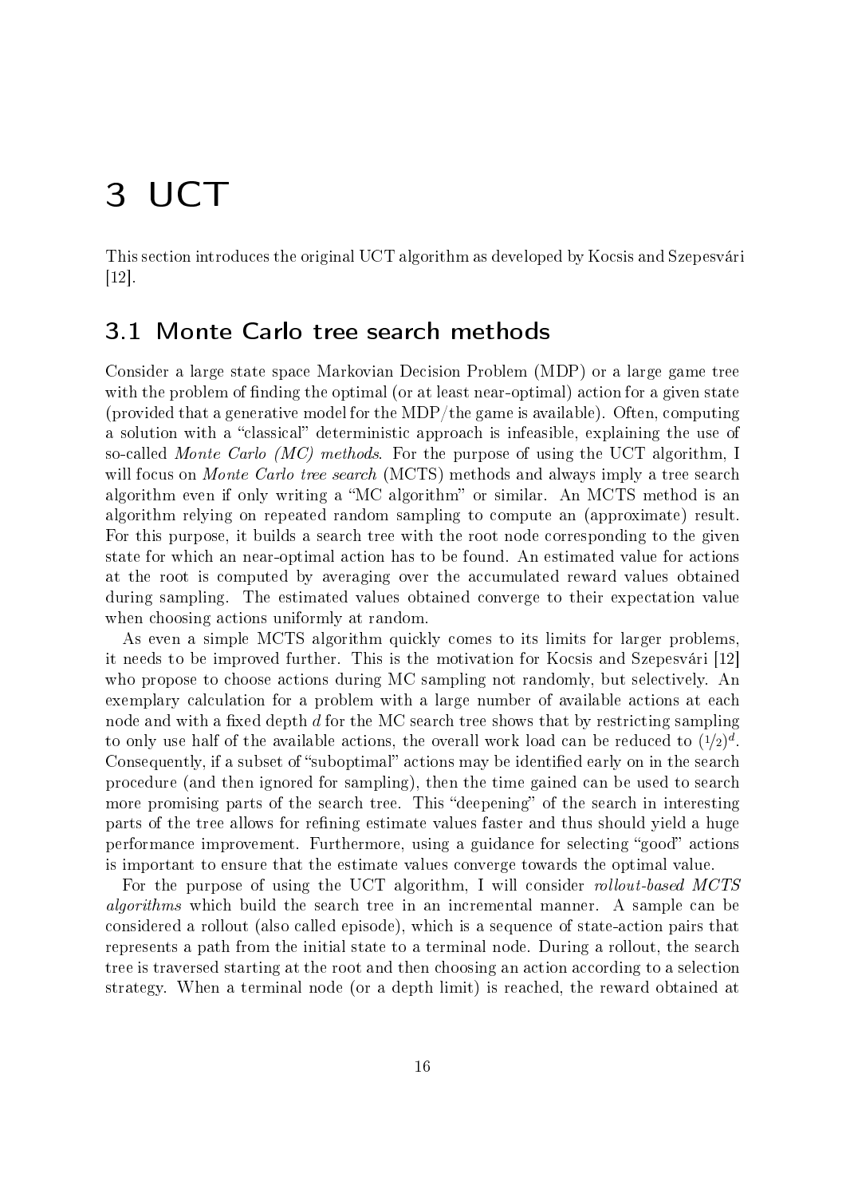# 3 UCT

This section introduces the original UCT algorithm as developed by Kocsis and Szepesvári [12].

## 3.1 Monte Carlo tree search methods

Consider a large state space Markovian Decision Problem (MDP) or a large game tree with the problem of finding the optimal (or at least near-optimal) action for a given state (provided that a generative model for the MDP/the game is available). Often, computing a solution with a "classical" deterministic approach is infeasible, explaining the use of so-called *Monte Carlo (MC) methods*. For the purpose of using the UCT algorithm, I will focus on *Monte Carlo tree search* (MCTS) methods and always imply a tree search algorithm even if only writing a "MC algorithm" or similar. An MCTS method is an algorithm relying on repeated random sampling to compute an (approximate) result. For this purpose, it builds a search tree with the root node corresponding to the given state for which an near-optimal action has to be found. An estimated value for actions at the root is computed by averaging over the accumulated reward values obtained during sampling. The estimated values obtained converge to their expectation value when choosing actions uniformly at random.

As even a simple MCTS algorithm quickly comes to its limits for larger problems, it needs to be improved further. This is the motivation for Kocsis and Szepesvári [12] who propose to choose actions during MC sampling not randomly, but selectively. An exemplary calculation for a problem with a large number of available actions at each node and with a fixed depth $d$ for the MC search tree shows that by restricting sampling to only use half of the available actions, the overall work load can be reduced to $(1/2)^d$. Consequently, if a subset of "suboptimal" actions may be identified early on in the search procedure (and then ignored for sampling), then the time gained can be used to search more promising parts of the search tree. This "deepening" of the search in interesting parts of the tree allows for refining estimate values faster and thus should yield a huge performance improvement. Furthermore, using a guidance for selecting "good" actions is important to ensure that the estimate values converge towards the optimal value.

For the purpose of using the UCT algorithm, I will consider *rollout-based MCTS algorithms* which build the search tree in an incremental manner. A sample can be considered a rollout (also called episode), which is a sequence of state-action pairs that represents a path from the initial state to a terminal node. During a rollout, the search tree is traversed starting at the root and then choosing an action according to a selection strategy. When a terminal node (or a depth limit) is reached, the reward obtained at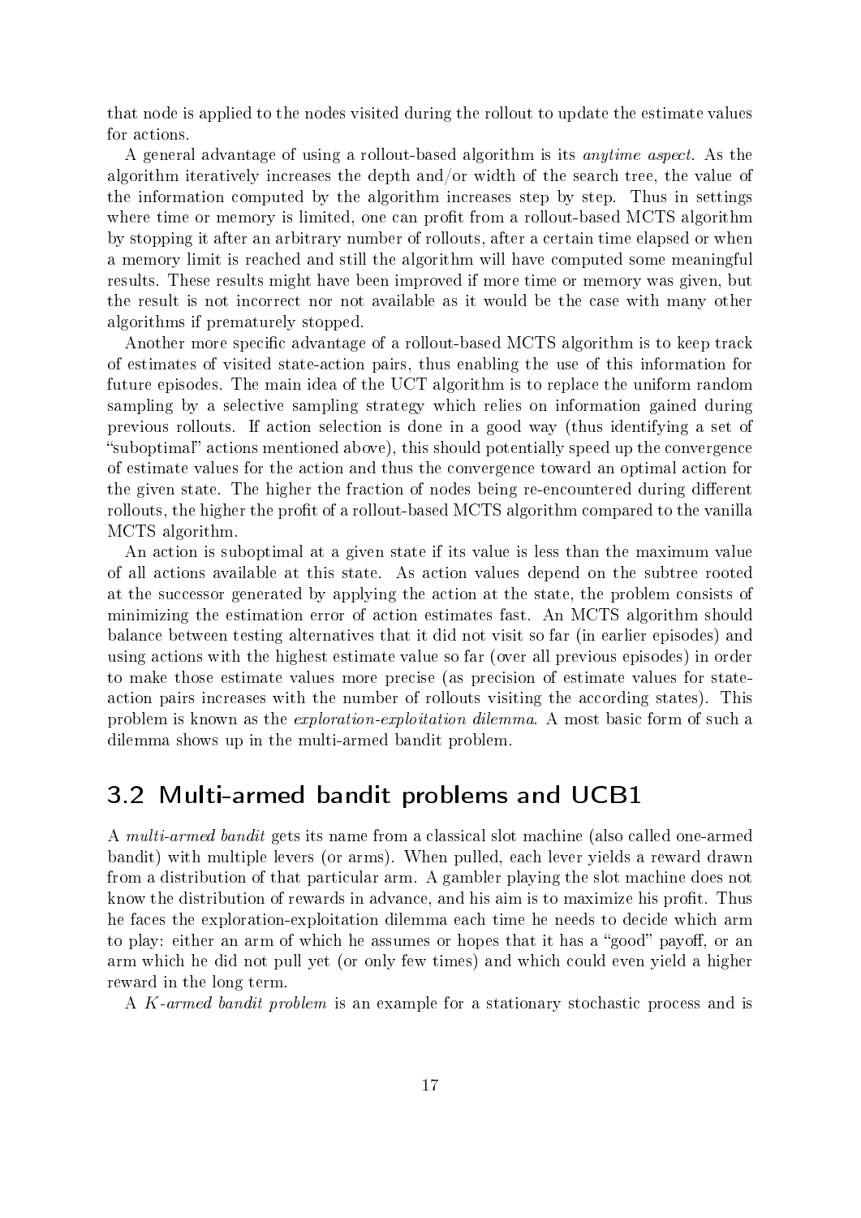that node is applied to the nodes visited during the rollout to update the estimate values for actions.

A general advantage of using a rollout-based algorithm is its *anytime aspect*. As the algorithm iteratively increases the depth and/or width of the search tree, the value of the information computed by the algorithm increases step by step. Thus in settings where time or memory is limited, one can profit from a rollout-based MCTS algorithm by stopping it after an arbitrary number of rollouts, after a certain time elapsed or when a memory limit is reached and still the algorithm will have computed some meaningful results. These results might have been improved if more time or memory was given, but the result is not incorrect nor not available as it would be the case with many other algorithms if prematurely stopped.

Another more specific advantage of a rollout-based MCTS algorithm is to keep track of estimates of visited state-action pairs, thus enabling the use of this information for future episodes. The main idea of the UCT algorithm is to replace the uniform random sampling by a selective sampling strategy which relies on information gained during previous rollouts. If action selection is done in a good way (thus identifying a set of "suboptimal" actions mentioned above), this should potentially speed up the convergence of estimate values for the action and thus the convergence toward an optimal action for the given state. The higher the fraction of nodes being re-encountered during different rollouts, the higher the profit of a rollout-based MCTS algorithm compared to the vanilla MCTS algorithm.

An action is suboptimal at a given state if its value is less than the maximum value of all actions available at this state. As action values depend on the subtree rooted at the successor generated by applying the action at the state, the problem consists of minimizing the estimation error of action estimates fast. An MCTS algorithm should balance between testing alternatives that it did not visit so far (in earlier episodes) and using actions with the highest estimate value so far (over all previous episodes) in order to make those estimate values more precise (as precision of estimate values for state-action pairs increases with the number of rollouts visiting the according states). This problem is known as the *exploration-exploitation dilemma*. A most basic form of such a dilemma shows up in the multi-armed bandit problem.

## 3.2 Multi-armed bandit problems and UCB1

A *multi-armed bandit* gets its name from a classical slot machine (also called one-armed bandit) with multiple levers (or arms). When pulled, each lever yields a reward drawn from a distribution of that particular arm. A gambler playing the slot machine does not know the distribution of rewards in advance, and his aim is to maximize his profit. Thus he faces the exploration-exploitation dilemma each time he needs to decide which arm to play: either an arm of which he assumes or hopes that it has a "good" payoff, or an arm which he did not pull yet (or only few times) and which could even yield a higher reward in the long term.

A *K-armed bandit problem* is an example for a stationary stochastic process and is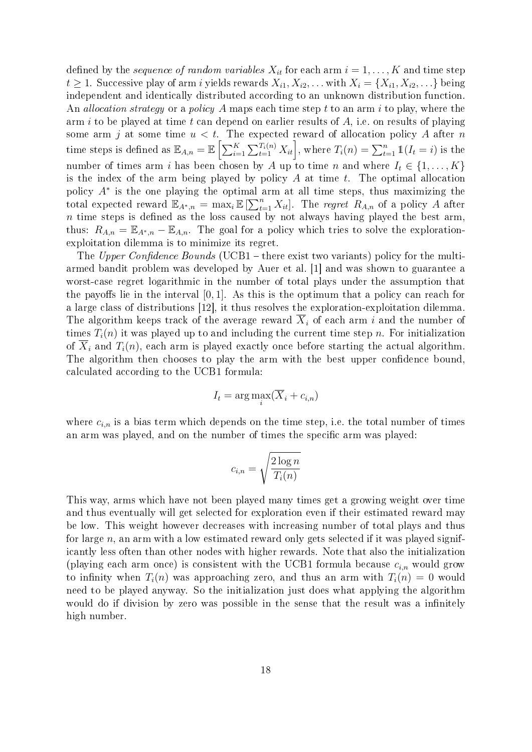defined by the *sequence of random variables* $X_{it}$ for each arm $i = 1, \ldots, K$ and time step $t \geq 1$. Successive play of arm $i$ yields rewards $X_{i1}, X_{i2}, \ldots$ with $X_i = \{X_{i1}, X_{i2}, \ldots\}$ being independent and identically distributed according to an unknown distribution function. An *allocation strategy* or a *policy* $A$ maps each time step $t$ to an arm $i$ to play, where the arm $i$ to be played at time $t$ can depend on earlier results of $A$, i.e. on results of playing some arm $j$ at some time $u < t$. The expected reward of allocation policy $A$ after $n$ time steps is defined as $\mathbb{E}_{A,n} = \mathbb{E}\left[\sum_{i=1}^{K} \sum_{t=1}^{T_i(n)} X_{it}\right]$, where $T_i(n) = \sum_{t=1}^{n} \mathbb{1}(I_t = i)$ is the number of times arm $i$ has been chosen by $A$ up to time $n$ and where $I_t \in \{1, \ldots, K\}$ is the index of the arm being played by policy $A$ at time $t$. The optimal allocation policy $A^*$ is the one playing the optimal arm at all time steps, thus maximizing the total expected reward $\mathbb{E}_{A^*,n} = \max_i \mathbb{E}\left[\sum_{t=1}^{n} X_{it}\right]$. The *regret* $R_{A,n}$ of a policy $A$ after $n$ time steps is defined as the loss caused by not always having played the best arm, thus: $R_{A,n} = \mathbb{E}_{A^*,n} - \mathbb{E}_{A,n}$. The goal for a policy which tries to solve the exploration-exploitation dilemma is to minimize its regret.

The *Upper Confidence Bounds* (UCB1 – there exist two variants) policy for the multi-armed bandit problem was developed by Auer et al. [1] and was shown to guarantee a worst-case regret logarithmic in the number of total plays under the assumption that the payoffs lie in the interval $[0, 1]$. As this is the optimum that a policy can reach for a large class of distributions [12], it thus resolves the exploration-exploitation dilemma. The algorithm keeps track of the average reward $\overline{X}_i$ of each arm $i$ and the number of times $T_i(n)$ it was played up to and including the current time step $n$. For initialization of $\overline{X}_i$ and $T_i(n)$, each arm is played exactly once before starting the actual algorithm. The algorithm then chooses to play the arm with the best upper confidence bound, calculated according to the UCB1 formula:

$$I_t = \arg\max_i (\overline{X}_i + c_{i,n})$$

where $c_{i,n}$ is a bias term which depends on the time step, i.e. the total number of times an arm was played, and on the number of times the specific arm was played:

$$c_{i,n} = \sqrt{\frac{2 \log n}{T_i(n)}}$$

This way, arms which have not been played many times get a growing weight over time and thus eventually will get selected for exploration even if their estimated reward may be low. This weight however decreases with increasing number of total plays and thus for large $n$, an arm with a low estimated reward only gets selected if it was played significantly less often than other nodes with higher rewards. Note that also the initialization (playing each arm once) is consistent with the UCB1 formula because $c_{i,n}$ would grow to infinity when $T_i(n)$ was approaching zero, and thus an arm with $T_i(n) = 0$ would need to be played anyway. So the initialization just does what applying the algorithm would do if division by zero was possible in the sense that the result was a infinitely high number.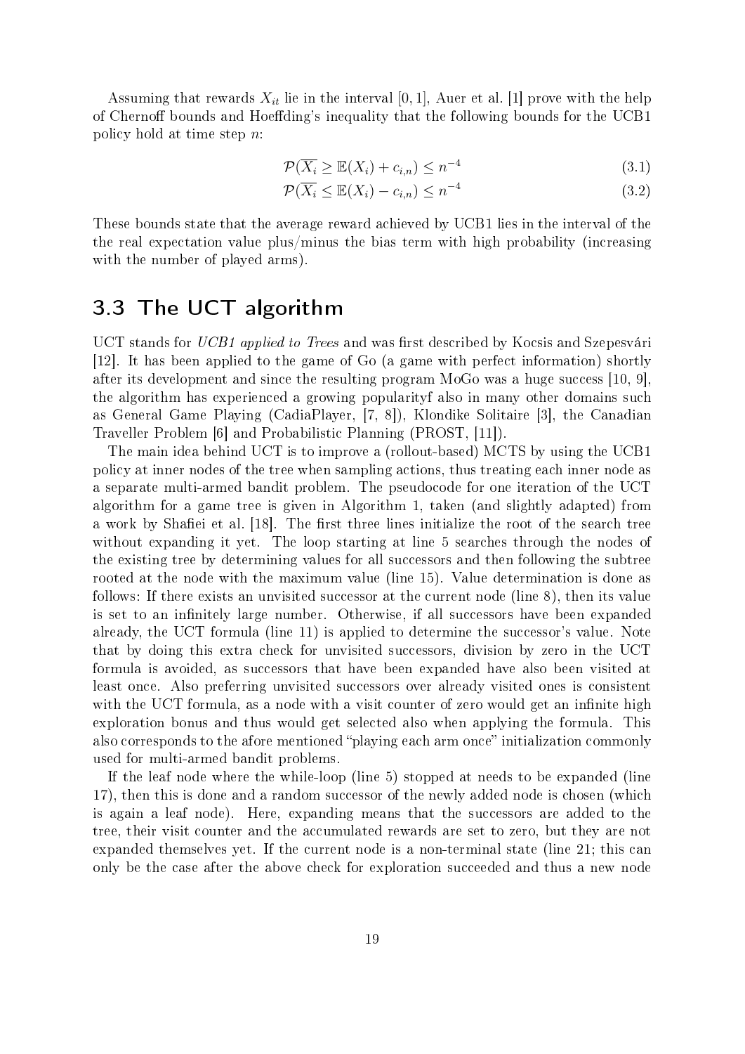Assuming that rewards $X_{it}$ lie in the interval $[0, 1]$, Auer et al. [1] prove with the help of Chernoff bounds and Hoeffding's inequality that the following bounds for the UCB1 policy hold at time step $n$:

$$\mathcal{P}(\overline{X_i} \geq \mathbb{E}(X_i) + c_{i,n}) \leq n^{-4} \tag{3.1}$$

$$\mathcal{P}(\overline{X_i} \leq \mathbb{E}(X_i) - c_{i,n}) \leq n^{-4} \tag{3.2}$$

These bounds state that the average reward achieved by UCB1 lies in the interval of the the real expectation value plus/minus the bias term with high probability (increasing with the number of played arms).

## 3.3 The UCT algorithm

UCT stands for *UCB1 applied to Trees* and was first described by Kocsis and Szepesvári [12]. It has been applied to the game of Go (a game with perfect information) shortly after its development and since the resulting program MoGo was a huge success [10, 9], the algorithm has experienced a growing popularityf also in many other domains such as General Game Playing (CadiaPlayer, [7, 8]), Klondike Solitaire [3], the Canadian Traveller Problem [6] and Probabilistic Planning (PROST, [11]).

The main idea behind UCT is to improve a (rollout-based) MCTS by using the UCB1 policy at inner nodes of the tree when sampling actions, thus treating each inner node as a separate multi-armed bandit problem. The pseudocode for one iteration of the UCT algorithm for a game tree is given in Algorithm 1, taken (and slightly adapted) from a work by Shafiei et al. [18]. The first three lines initialize the root of the search tree without expanding it yet. The loop starting at line 5 searches through the nodes of the existing tree by determining values for all successors and then following the subtree rooted at the node with the maximum value (line 15). Value determination is done as follows: If there exists an unvisited successor at the current node (line 8), then its value is set to an infinitely large number. Otherwise, if all successors have been expanded already, the UCT formula (line 11) is applied to determine the successor's value. Note that by doing this extra check for unvisited successors, division by zero in the UCT formula is avoided, as successors that have been expanded have also been visited at least once. Also preferring unvisited successors over already visited ones is consistent with the UCT formula, as a node with a visit counter of zero would get an infinite high exploration bonus and thus would get selected also when applying the formula. This also corresponds to the afore mentioned "playing each arm once" initialization commonly used for multi-armed bandit problems.

If the leaf node where the while-loop (line 5) stopped at needs to be expanded (line 17), then this is done and a random successor of the newly added node is chosen (which is again a leaf node). Here, expanding means that the successors are added to the tree, their visit counter and the accumulated rewards are set to zero, but they are not expanded themselves yet. If the current node is a non-terminal state (line 21; this can only be the case after the above check for exploration succeeded and thus a new node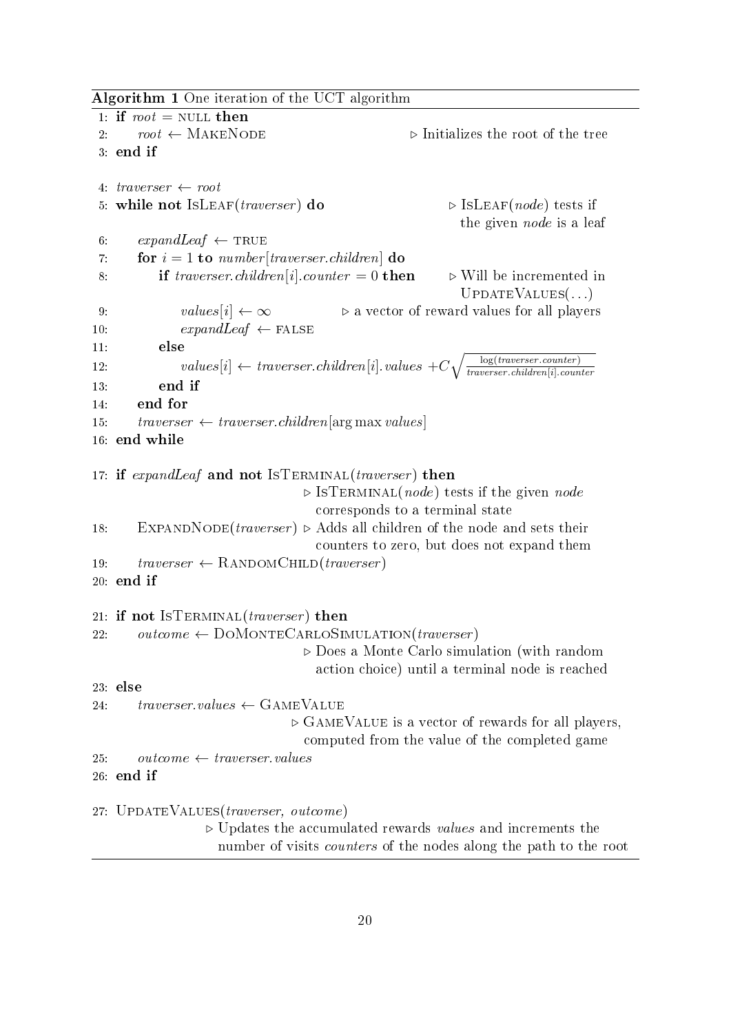**Algorithm 1** One iteration of the UCT algorithm

```
 1: if root = NULL then
 2:     root ← MAKENODE                              ▷ Initializes the root of the tree
 3: end if

 4: traverser ← root
 5: while not ISLEAF(traverser) do                    ▷ ISLEAF(node) tests if
                                                        the given node is a leaf
 6:     expandLeaf ← TRUE
 7:     for i = 1 to number[traverser.children] do
 8:         if traverser.children[i].counter = 0 then  ▷ Will be incremented in
                                                          UPDATEVALUES(...)
 9:             values[i] ← ∞                 ▷ a vector of reward values for all players
10:             expandLeaf ← FALSE
11:         else
12:             values[i] ← traverser.children[i].values + C·sqrt( log(traverser.counter) / traverser.children[i].counter )
13:         end if
14:     end for
15:     traverser ← traverser.children[arg max values]
16: end while

17: if expandLeaf and not ISTERMINAL(traverser) then
                                  ▷ ISTERMINAL(node) tests if the given node
                                    corresponds to a terminal state
18:     EXPANDNODE(traverser)  ▷ Adds all children of the node and sets their
                                  counters to zero, but does not expand them
19:     traverser ← RANDOMCHILD(traverser)
20: end if

21: if not ISTERMINAL(traverser) then
22:     outcome ← DOMONTECARLOSIMULATION(traverser)
                                  ▷ Does a Monte Carlo simulation (with random
                                    action choice) until a terminal node is reached
23: else
24:     traverser.values ← GAMEVALUE
                                ▷ GAMEVALUE is a vector of rewards for all players,
                                  computed from the value of the completed game
25:     outcome ← traverser.values
26: end if

27: UPDATEVALUES(traverser, outcome)
                   ▷ Updates the accumulated rewards values and increments the
                     number of visits counters of the nodes along the path to the root
```

Line 12: $values[i] \leftarrow traverser.children[i].values + C\sqrt{\frac{\log(traverser.counter)}{traverser.children[i].counter}}$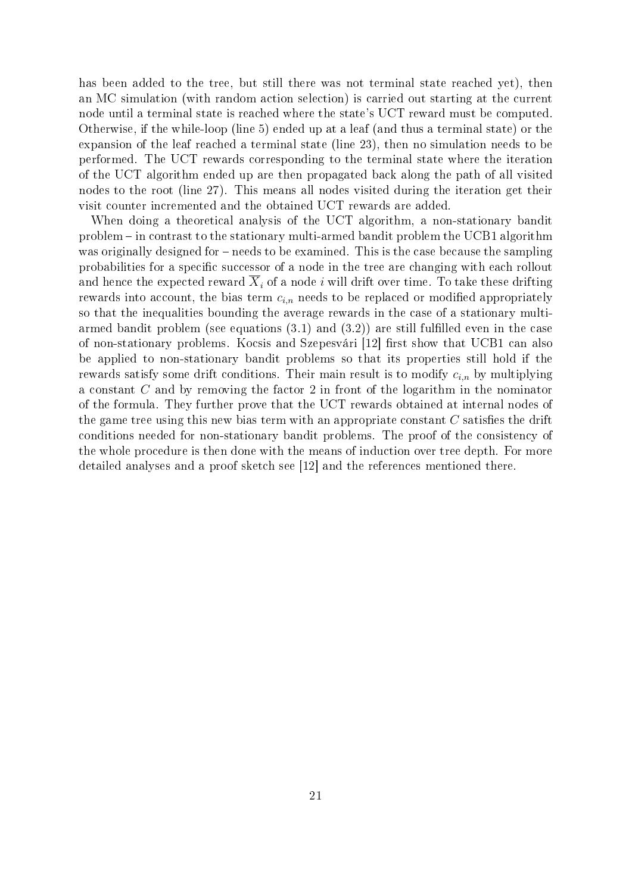has been added to the tree, but still there was not terminal state reached yet), then an MC simulation (with random action selection) is carried out starting at the current node until a terminal state is reached where the state's UCT reward must be computed. Otherwise, if the while-loop (line 5) ended up at a leaf (and thus a terminal state) or the expansion of the leaf reached a terminal state (line 23), then no simulation needs to be performed. The UCT rewards corresponding to the terminal state where the iteration of the UCT algorithm ended up are then propagated back along the path of all visited nodes to the root (line 27). This means all nodes visited during the iteration get their visit counter incremented and the obtained UCT rewards are added.

When doing a theoretical analysis of the UCT algorithm, a non-stationary bandit problem – in contrast to the stationary multi-armed bandit problem the UCB1 algorithm was originally designed for – needs to be examined. This is the case because the sampling probabilities for a specific successor of a node in the tree are changing with each rollout and hence the expected reward $\overline{X}_i$ of a node $i$ will drift over time. To take these drifting rewards into account, the bias term $c_{i,n}$ needs to be replaced or modified appropriately so that the inequalities bounding the average rewards in the case of a stationary multi-armed bandit problem (see equations (3.1) and (3.2)) are still fulfilled even in the case of non-stationary problems. Kocsis and Szepesvári [12] first show that UCB1 can also be applied to non-stationary bandit problems so that its properties still hold if the rewards satisfy some drift conditions. Their main result is to modify $c_{i,n}$ by multiplying a constant $C$ and by removing the factor 2 in front of the logarithm in the nominator of the formula. They further prove that the UCT rewards obtained at internal nodes of the game tree using this new bias term with an appropriate constant $C$ satisfies the drift conditions needed for non-stationary bandit problems. The proof of the consistency of the whole procedure is then done with the means of induction over tree depth. For more detailed analyses and a proof sketch see [12] and the references mentioned there.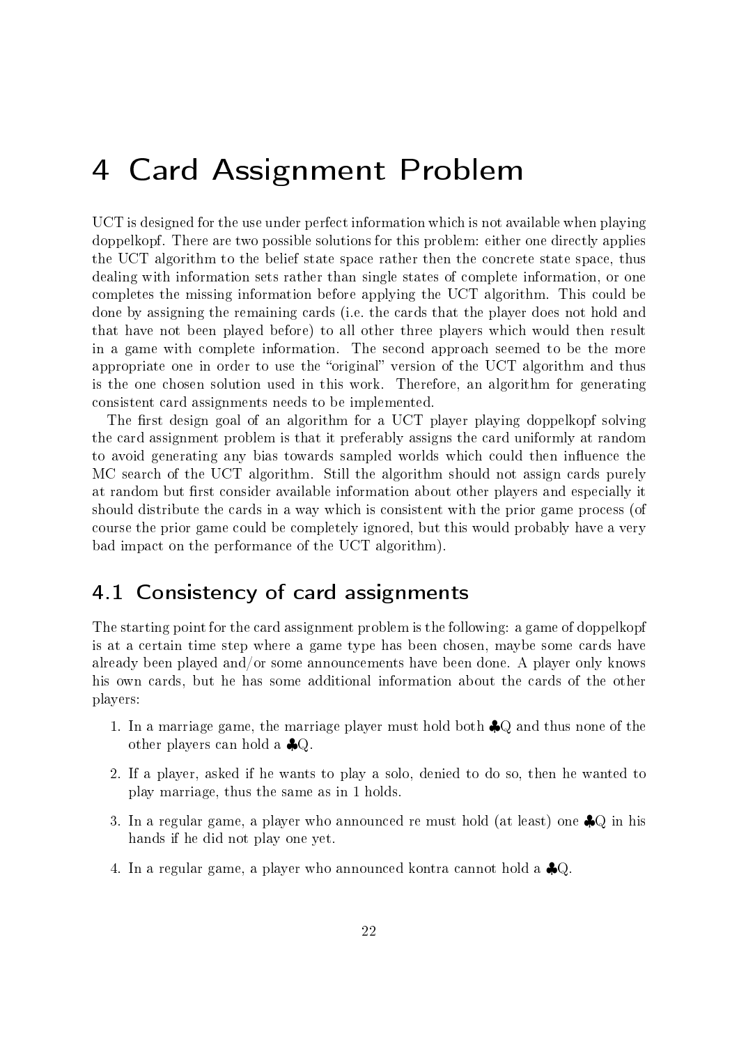# 4 Card Assignment Problem

UCT is designed for the use under perfect information which is not available when playing doppelkopf. There are two possible solutions for this problem: either one directly applies the UCT algorithm to the belief state space rather then the concrete state space, thus dealing with information sets rather than single states of complete information, or one completes the missing information before applying the UCT algorithm. This could be done by assigning the remaining cards (i.e. the cards that the player does not hold and that have not been played before) to all other three players which would then result in a game with complete information. The second approach seemed to be the more appropriate one in order to use the "original" version of the UCT algorithm and thus is the one chosen solution used in this work. Therefore, an algorithm for generating consistent card assignments needs to be implemented.

The first design goal of an algorithm for a UCT player playing doppelkopf solving the card assignment problem is that it preferably assigns the card uniformly at random to avoid generating any bias towards sampled worlds which could then influence the MC search of the UCT algorithm. Still the algorithm should not assign cards purely at random but first consider available information about other players and especially it should distribute the cards in a way which is consistent with the prior game process (of course the prior game could be completely ignored, but this would probably have a very bad impact on the performance of the UCT algorithm).

## 4.1 Consistency of card assignments

The starting point for the card assignment problem is the following: a game of doppelkopf is at a certain time step where a game type has been chosen, maybe some cards have already been played and/or some announcements have been done. A player only knows his own cards, but he has some additional information about the cards of the other players:

1. In a marriage game, the marriage player must hold both ♣Q and thus none of the other players can hold a ♣Q.
2. If a player, asked if he wants to play a solo, denied to do so, then he wanted to play marriage, thus the same as in 1 holds.
3. In a regular game, a player who announced re must hold (at least) one ♣Q in his hands if he did not play one yet.
4. In a regular game, a player who announced kontra cannot hold a ♣Q.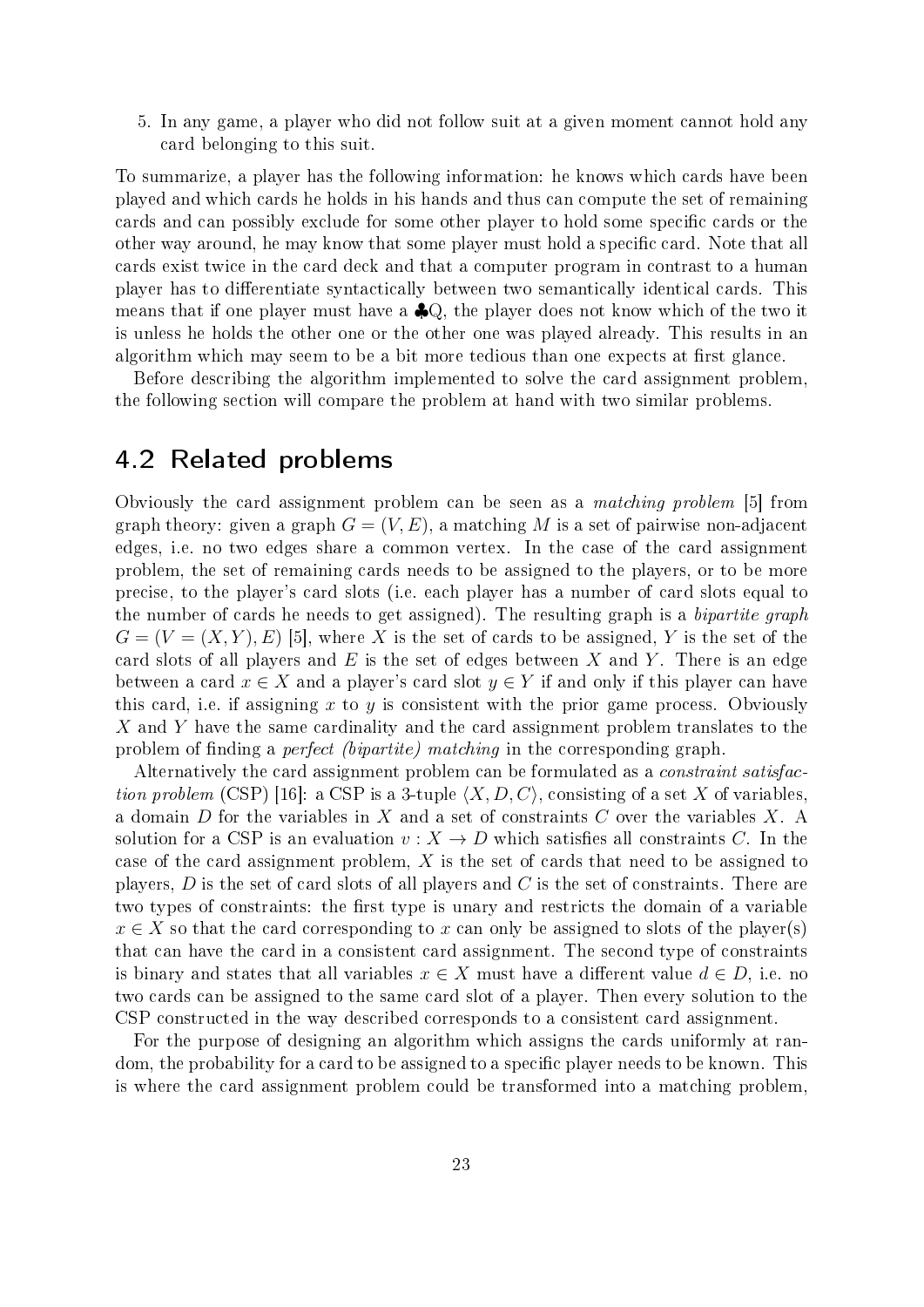5. In any game, a player who did not follow suit at a given moment cannot hold any card belonging to this suit.

To summarize, a player has the following information: he knows which cards have been played and which cards he holds in his hands and thus can compute the set of remaining cards and can possibly exclude for some other player to hold some specific cards or the other way around, he may know that some player must hold a specific card. Note that all cards exist twice in the card deck and that a computer program in contrast to a human player has to differentiate syntactically between two semantically identical cards. This means that if one player must have a ♣Q, the player does not know which of the two it is unless he holds the other one or the other one was played already. This results in an algorithm which may seem to be a bit more tedious than one expects at first glance.

Before describing the algorithm implemented to solve the card assignment problem, the following section will compare the problem at hand with two similar problems.

## 4.2 Related problems

Obviously the card assignment problem can be seen as a *matching problem* [5] from graph theory: given a graph $G = (V, E)$, a matching $M$ is a set of pairwise non-adjacent edges, i.e. no two edges share a common vertex. In the case of the card assignment problem, the set of remaining cards needs to be assigned to the players, or to be more precise, to the player's card slots (i.e. each player has a number of card slots equal to the number of cards he needs to get assigned). The resulting graph is a *bipartite graph* $G = (V = (X, Y), E)$ [5], where $X$ is the set of cards to be assigned, $Y$ is the set of the card slots of all players and $E$ is the set of edges between $X$ and $Y$. There is an edge between a card $x \in X$ and a player's card slot $y \in Y$ if and only if this player can have this card, i.e. if assigning $x$ to $y$ is consistent with the prior game process. Obviously $X$ and $Y$ have the same cardinality and the card assignment problem translates to the problem of finding a *perfect (bipartite) matching* in the corresponding graph.

Alternatively the card assignment problem can be formulated as a *constraint satisfaction problem* (CSP) [16]: a CSP is a 3-tuple $\langle X, D, C \rangle$, consisting of a set $X$ of variables, a domain $D$ for the variables in $X$ and a set of constraints $C$ over the variables $X$. A solution for a CSP is an evaluation $v : X \to D$ which satisfies all constraints $C$. In the case of the card assignment problem, $X$ is the set of cards that need to be assigned to players, $D$ is the set of card slots of all players and $C$ is the set of constraints. There are two types of constraints: the first type is unary and restricts the domain of a variable $x \in X$ so that the card corresponding to $x$ can only be assigned to slots of the player(s) that can have the card in a consistent card assignment. The second type of constraints is binary and states that all variables $x \in X$ must have a different value $d \in D$, i.e. no two cards can be assigned to the same card slot of a player. Then every solution to the CSP constructed in the way described corresponds to a consistent card assignment.

For the purpose of designing an algorithm which assigns the cards uniformly at random, the probability for a card to be assigned to a specific player needs to be known. This is where the card assignment problem could be transformed into a matching problem,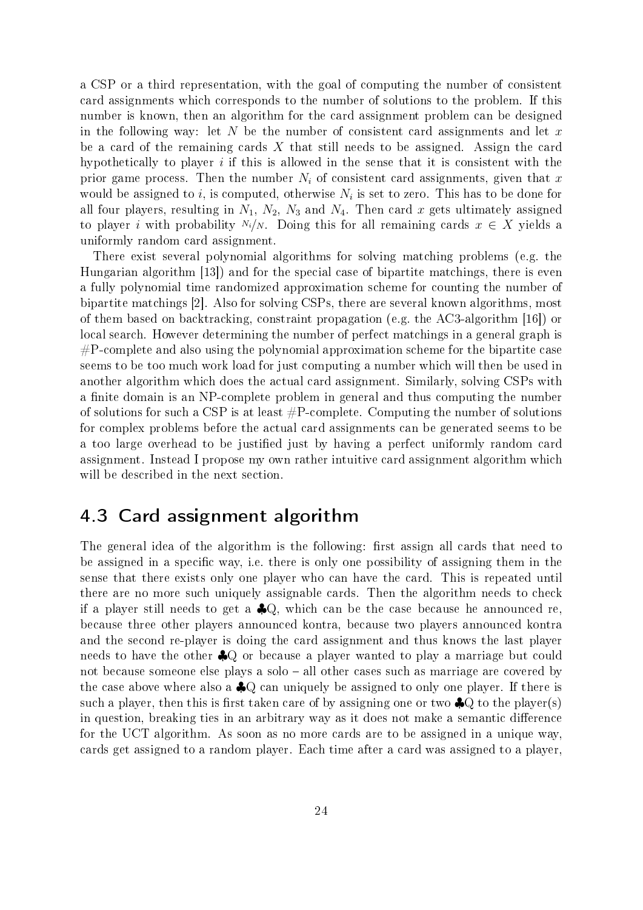a CSP or a third representation, with the goal of computing the number of consistent card assignments which corresponds to the number of solutions to the problem. If this number is known, then an algorithm for the card assignment problem can be designed in the following way: let $N$ be the number of consistent card assignments and let $x$ be a card of the remaining cards $X$ that still needs to be assigned. Assign the card hypothetically to player $i$ if this is allowed in the sense that it is consistent with the prior game process. Then the number $N_i$ of consistent card assignments, given that $x$ would be assigned to $i$, is computed, otherwise $N_i$ is set to zero. This has to be done for all four players, resulting in $N_1$, $N_2$, $N_3$ and $N_4$. Then card $x$ gets ultimately assigned to player $i$ with probability $N_i/N$. Doing this for all remaining cards $x \in X$ yields a uniformly random card assignment.

There exist several polynomial algorithms for solving matching problems (e.g. the Hungarian algorithm [13]) and for the special case of bipartite matchings, there is even a fully polynomial time randomized approximation scheme for counting the number of bipartite matchings [2]. Also for solving CSPs, there are several known algorithms, most of them based on backtracking, constraint propagation (e.g. the AC3-algorithm [16]) or local search. However determining the number of perfect matchings in a general graph is #P-complete and also using the polynomial approximation scheme for the bipartite case seems to be too much work load for just computing a number which will then be used in another algorithm which does the actual card assignment. Similarly, solving CSPs with a finite domain is an NP-complete problem in general and thus computing the number of solutions for such a CSP is at least #P-complete. Computing the number of solutions for complex problems before the actual card assignments can be generated seems to be a too large overhead to be justified just by having a perfect uniformly random card assignment. Instead I propose my own rather intuitive card assignment algorithm which will be described in the next section.

## 4.3 Card assignment algorithm

The general idea of the algorithm is the following: first assign all cards that need to be assigned in a specific way, i.e. there is only one possibility of assigning them in the sense that there exists only one player who can have the card. This is repeated until there are no more such uniquely assignable cards. Then the algorithm needs to check if a player still needs to get a ♣Q, which can be the case because he announced re, because three other players announced kontra, because two players announced kontra and the second re-player is doing the card assignment and thus knows the last player needs to have the other ♣Q or because a player wanted to play a marriage but could not because someone else plays a solo – all other cases such as marriage are covered by the case above where also a ♣Q can uniquely be assigned to only one player. If there is such a player, then this is first taken care of by assigning one or two ♣Q to the player(s) in question, breaking ties in an arbitrary way as it does not make a semantic difference for the UCT algorithm. As soon as no more cards are to be assigned in a unique way, cards get assigned to a random player. Each time after a card was assigned to a player,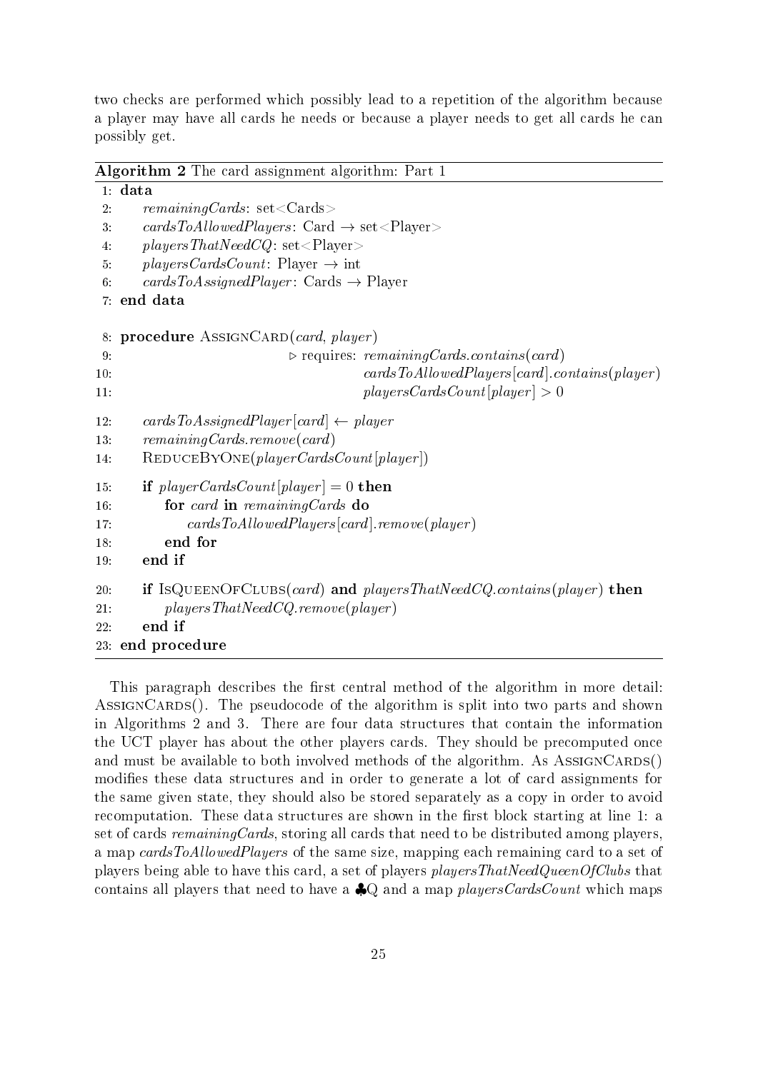two checks are performed which possibly lead to a repetition of the algorithm because a player may have all cards he needs or because a player needs to get all cards he can possibly get.

**Algorithm 2** The card assignment algorithm: Part 1

```
 1: data
 2:     remainingCards: set<Cards>
 3:     cardsToAllowedPlayers: Card → set<Player>
 4:     playersThatNeedCQ: set<Player>
 5:     playersCardsCount: Player → int
 6:     cardsToAssignedPlayer: Cards → Player
 7: end data

 8: procedure AssignCard(card, player)
 9:                              ▷ requires: remainingCards.contains(card)
10:                                          cardsToAllowedPlayers[card].contains(player)
11:                                          playersCardsCount[player] > 0
12:     cardsToAssignedPlayer[card] ← player
13:     remainingCards.remove(card)
14:     ReduceByOne(playerCardsCount[player])
15:     if playerCardsCount[player] = 0 then
16:         for card in remainingCards do
17:             cardsToAllowedPlayers[card].remove(player)
18:         end for
19:     end if
20:     if IsQueenOfClubs(card) and playersThatNeedCQ.contains(player) then
21:         playersThatNeedCQ.remove(player)
22:     end if
23: end procedure
```

This paragraph describes the first central method of the algorithm in more detail: AssignCards(). The pseudocode of the algorithm is split into two parts and shown in Algorithms 2 and 3. There are four data structures that contain the information the UCT player has about the other players cards. They should be precomputed once and must be available to both involved methods of the algorithm. As AssignCards() modifies these data structures and in order to generate a lot of card assignments for the same given state, they should also be stored separately as a copy in order to avoid recomputation. These data structures are shown in the first block starting at line 1: a set of cards *remainingCards*, storing all cards that need to be distributed among players, a map *cardsToAllowedPlayers* of the same size, mapping each remaining card to a set of players being able to have this card, a set of players *playersThatNeedQueenOfClubs* that contains all players that need to have a ♣Q and a map *playersCardsCount* which maps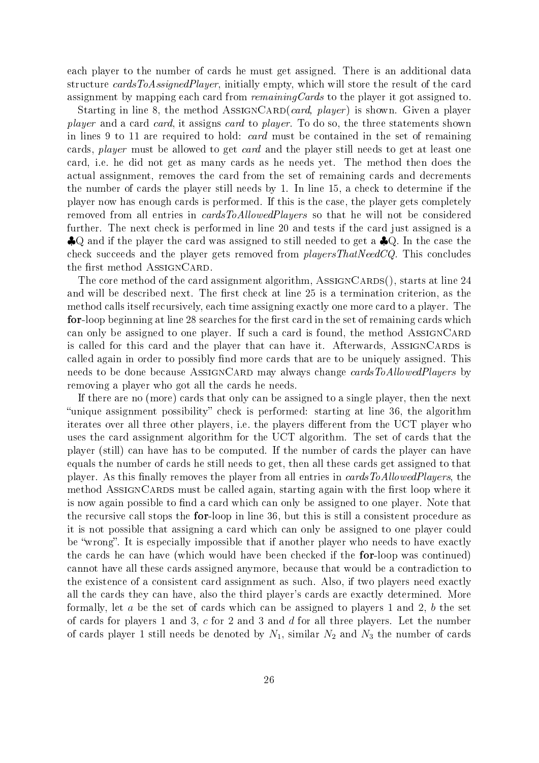each player to the number of cards he must get assigned. There is an additional data structure *cardsToAssignedPlayer*, initially empty, which will store the result of the card assignment by mapping each card from *remainingCards* to the player it got assigned to.

Starting in line 8, the method AssignCard(*card*, *player*) is shown. Given a player *player* and a card *card*, it assigns *card* to *player*. To do so, the three statements shown in lines 9 to 11 are required to hold: *card* must be contained in the set of remaining cards, *player* must be allowed to get *card* and the player still needs to get at least one card, i.e. he did not get as many cards as he needs yet. The method then does the actual assignment, removes the card from the set of remaining cards and decrements the number of cards the player still needs by 1. In line 15, a check to determine if the player now has enough cards is performed. If this is the case, the player gets completely removed from all entries in *cardsToAllowedPlayers* so that he will not be considered further. The next check is performed in line 20 and tests if the card just assigned is a ♣Q and if the player the card was assigned to still needed to get a ♣Q. In the case the check succeeds and the player gets removed from *playersThatNeedCQ*. This concludes the first method AssignCard.

The core method of the card assignment algorithm, AssignCards(), starts at line 24 and will be described next. The first check at line 25 is a termination criterion, as the method calls itself recursively, each time assigning exactly one more card to a player. The **for**-loop beginning at line 28 searches for the first card in the set of remaining cards which can only be assigned to one player. If such a card is found, the method AssignCard is called for this card and the player that can have it. Afterwards, AssignCards is called again in order to possibly find more cards that are to be uniquely assigned. This needs to be done because AssignCard may always change *cardsToAllowedPlayers* by removing a player who got all the cards he needs.

If there are no (more) cards that only can be assigned to a single player, then the next "unique assignment possibility" check is performed: starting at line 36, the algorithm iterates over all three other players, i.e. the players different from the UCT player who uses the card assignment algorithm for the UCT algorithm. The set of cards that the player (still) can have has to be computed. If the number of cards the player can have equals the number of cards he still needs to get, then all these cards get assigned to that player. As this finally removes the player from all entries in *cardsToAllowedPlayers*, the method AssignCards must be called again, starting again with the first loop where it is now again possible to find a card which can only be assigned to one player. Note that the recursive call stops the **for**-loop in line 36, but this is still a consistent procedure as it is not possible that assigning a card which can only be assigned to one player could be "wrong". It is especially impossible that if another player who needs to have exactly the cards he can have (which would have been checked if the **for**-loop was continued) cannot have all these cards assigned anymore, because that would be a contradiction to the existence of a consistent card assignment as such. Also, if two players need exactly all the cards they can have, also the third player's cards are exactly determined. More formally, let $a$ be the set of cards which can be assigned to players 1 and 2, $b$ the set of cards for players 1 and 3, $c$ for 2 and 3 and $d$ for all three players. Let the number of cards player 1 still needs be denoted by $N_1$, similar $N_2$ and $N_3$ the number of cards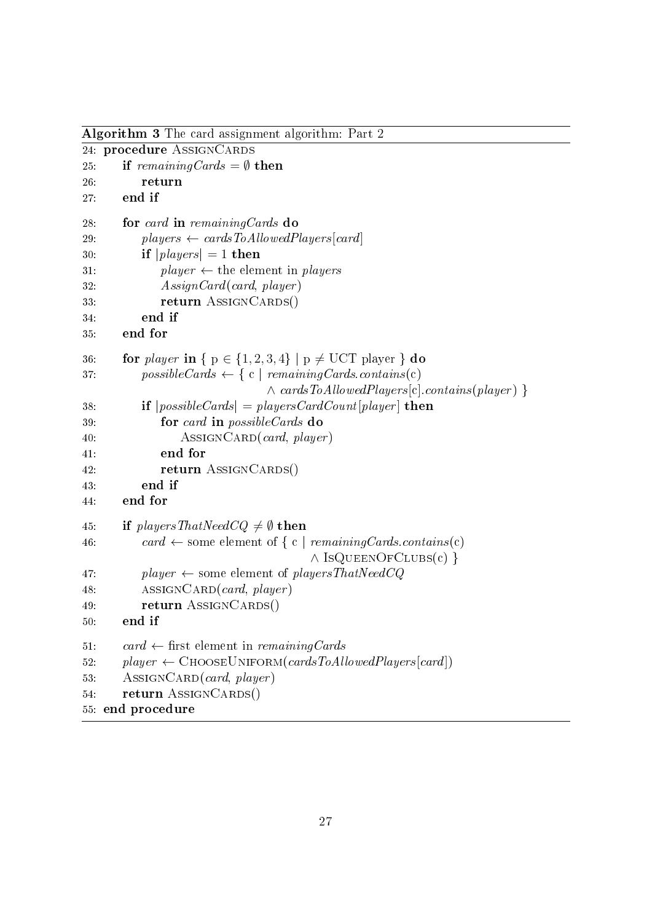**Algorithm 3** The card assignment algorithm: Part 2

```
24: procedure AssignCards
25:     if remainingCards = ∅ then
26:         return
27:     end if
28:     for card in remainingCards do
29:         players ← cardsToAllowedPlayers[card]
30:         if |players| = 1 then
31:             player ← the element in players
32:             AssignCard(card, player)
33:             return AssignCards()
34:         end if
35:     end for
36:     for player in { p ∈ {1, 2, 3, 4} | p ≠ UCT player } do
37:         possibleCards ← { c | remainingCards.contains(c)
                                ∧ cardsToAllowedPlayers[c].contains(player) }
38:         if |possibleCards| = playersCardCount[player] then
39:             for card in possibleCards do
40:                 AssignCard(card, player)
41:             end for
42:             return AssignCards()
43:         end if
44:     end for
45:     if playersThatNeedCQ ≠ ∅ then
46:         card ← some element of { c | remainingCards.contains(c)
                                        ∧ IsQueenOfClubs(c) }
47:         player ← some element of playersThatNeedCQ
48:         assignCard(card, player)
49:         return AssignCards()
50:     end if
51:     card ← first element in remainingCards
52:     player ← ChooseUniform(cardsToAllowedPlayers[card])
53:     AssignCard(card, player)
54:     return AssignCards()
55: end procedure
```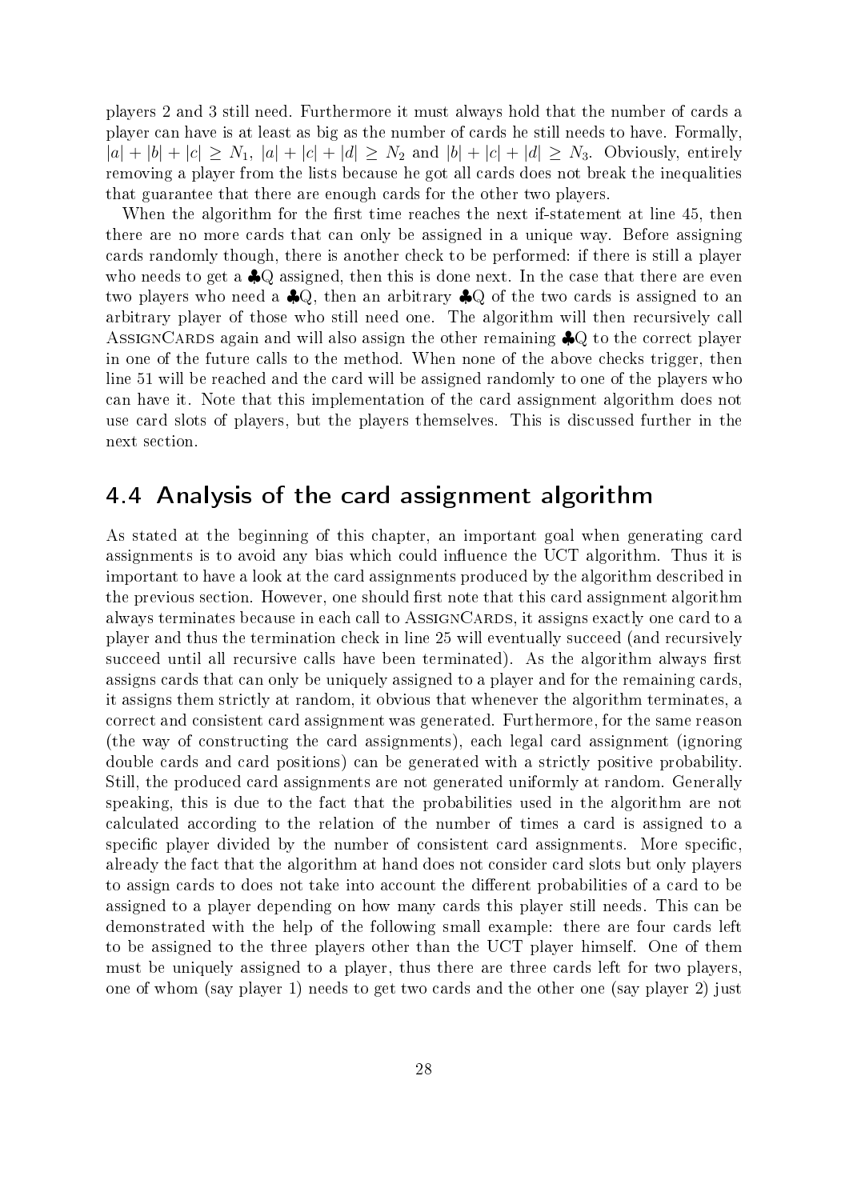players 2 and 3 still need. Furthermore it must always hold that the number of cards a player can have is at least as big as the number of cards he still needs to have. Formally, $|a| + |b| + |c| \geq N_1$, $|a| + |c| + |d| \geq N_2$ and $|b| + |c| + |d| \geq N_3$. Obviously, entirely removing a player from the lists because he got all cards does not break the inequalities that guarantee that there are enough cards for the other two players.

When the algorithm for the first time reaches the next if-statement at line 45, then there are no more cards that can only be assigned in a unique way. Before assigning cards randomly though, there is another check to be performed: if there is still a player who needs to get a ♣Q assigned, then this is done next. In the case that there are even two players who need a ♣Q, then an arbitrary ♣Q of the two cards is assigned to an arbitrary player of those who still need one. The algorithm will then recursively call AssignCards again and will also assign the other remaining ♣Q to the correct player in one of the future calls to the method. When none of the above checks trigger, then line 51 will be reached and the card will be assigned randomly to one of the players who can have it. Note that this implementation of the card assignment algorithm does not use card slots of players, but the players themselves. This is discussed further in the next section.

## 4.4 Analysis of the card assignment algorithm

As stated at the beginning of this chapter, an important goal when generating card assignments is to avoid any bias which could influence the UCT algorithm. Thus it is important to have a look at the card assignments produced by the algorithm described in the previous section. However, one should first note that this card assignment algorithm always terminates because in each call to AssignCards, it assigns exactly one card to a player and thus the termination check in line 25 will eventually succeed (and recursively succeed until all recursive calls have been terminated). As the algorithm always first assigns cards that can only be uniquely assigned to a player and for the remaining cards, it assigns them strictly at random, it obvious that whenever the algorithm terminates, a correct and consistent card assignment was generated. Furthermore, for the same reason (the way of constructing the card assignments), each legal card assignment (ignoring double cards and card positions) can be generated with a strictly positive probability. Still, the produced card assignments are not generated uniformly at random. Generally speaking, this is due to the fact that the probabilities used in the algorithm are not calculated according to the relation of the number of times a card is assigned to a specific player divided by the number of consistent card assignments. More specific, already the fact that the algorithm at hand does not consider card slots but only players to assign cards to does not take into account the different probabilities of a card to be assigned to a player depending on how many cards this player still needs. This can be demonstrated with the help of the following small example: there are four cards left to be assigned to the three players other than the UCT player himself. One of them must be uniquely assigned to a player, thus there are three cards left for two players, one of whom (say player 1) needs to get two cards and the other one (say player 2) just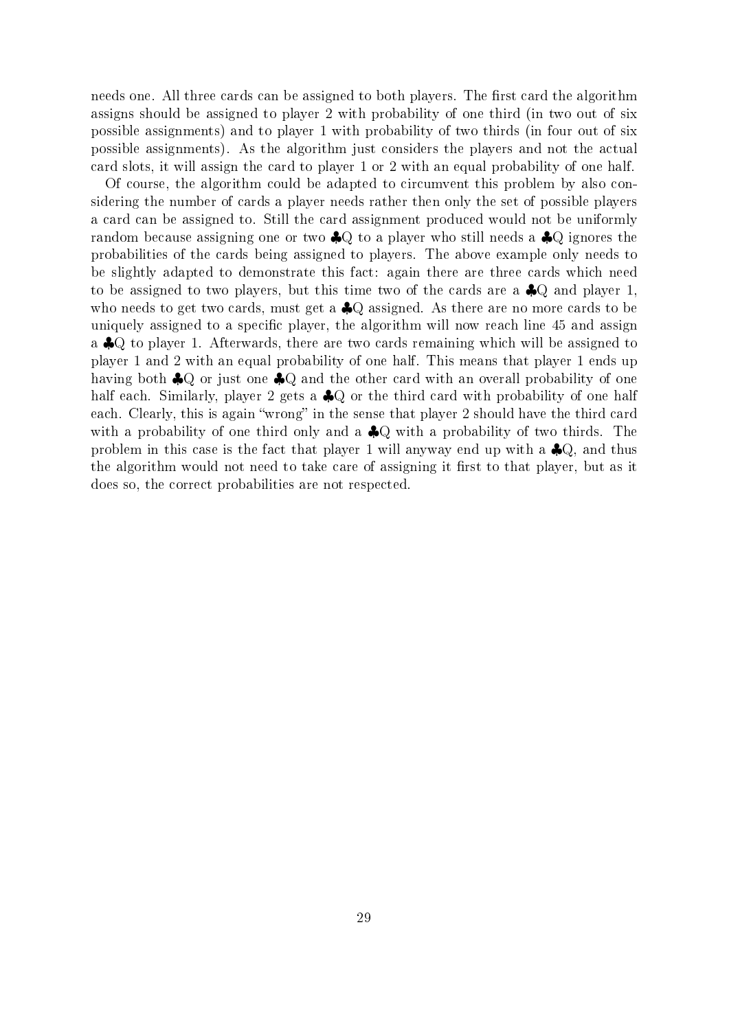needs one. All three cards can be assigned to both players. The first card the algorithm assigns should be assigned to player 2 with probability of one third (in two out of six possible assignments) and to player 1 with probability of two thirds (in four out of six possible assignments). As the algorithm just considers the players and not the actual card slots, it will assign the card to player 1 or 2 with an equal probability of one half.

Of course, the algorithm could be adapted to circumvent this problem by also considering the number of cards a player needs rather then only the set of possible players a card can be assigned to. Still the card assignment produced would not be uniformly random because assigning one or two ♣Q to a player who still needs a ♣Q ignores the probabilities of the cards being assigned to players. The above example only needs to be slightly adapted to demonstrate this fact: again there are three cards which need to be assigned to two players, but this time two of the cards are a ♣Q and player 1, who needs to get two cards, must get a ♣Q assigned. As there are no more cards to be uniquely assigned to a specific player, the algorithm will now reach line 45 and assign a ♣Q to player 1. Afterwards, there are two cards remaining which will be assigned to player 1 and 2 with an equal probability of one half. This means that player 1 ends up having both ♣Q or just one ♣Q and the other card with an overall probability of one half each. Similarly, player 2 gets a ♣Q or the third card with probability of one half each. Clearly, this is again "wrong" in the sense that player 2 should have the third card with a probability of one third only and a ♣Q with a probability of two thirds. The problem in this case is the fact that player 1 will anyway end up with a ♣Q, and thus the algorithm would not need to take care of assigning it first to that player, but as it does so, the correct probabilities are not respected.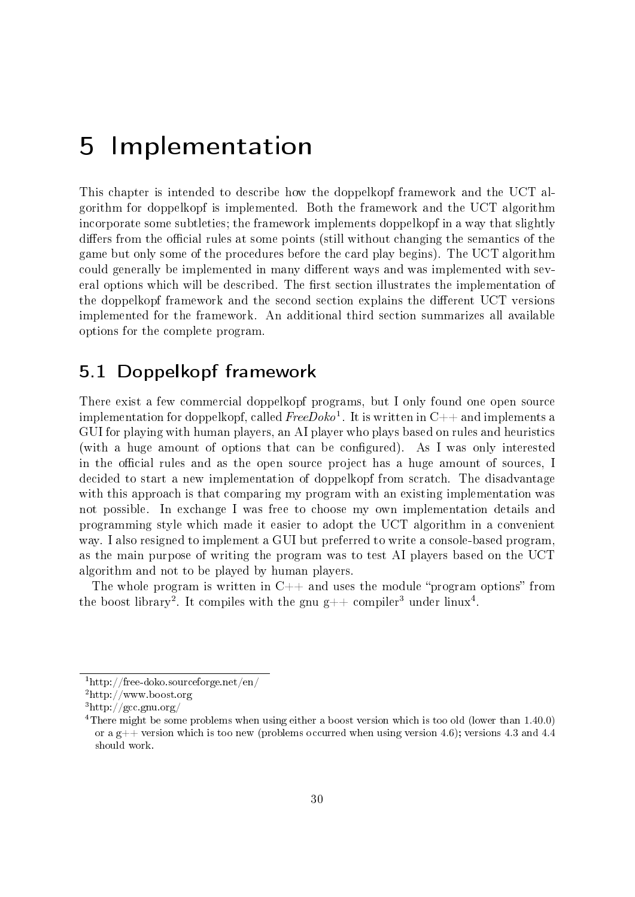# 5 Implementation

This chapter is intended to describe how the doppelkopf framework and the UCT algorithm for doppelkopf is implemented. Both the framework and the UCT algorithm incorporate some subtleties; the framework implements doppelkopf in a way that slightly differs from the official rules at some points (still without changing the semantics of the game but only some of the procedures before the card play begins). The UCT algorithm could generally be implemented in many different ways and was implemented with several options which will be described. The first section illustrates the implementation of the doppelkopf framework and the second section explains the different UCT versions implemented for the framework. An additional third section summarizes all available options for the complete program.

## 5.1 Doppelkopf framework

There exist a few commercial doppelkopf programs, but I only found one open source implementation for doppelkopf, called *FreeDoko*[1]. It is written in C++ and implements a GUI for playing with human players, an AI player who plays based on rules and heuristics (with a huge amount of options that can be configured). As I was only interested in the official rules and as the open source project has a huge amount of sources, I decided to start a new implementation of doppelkopf from scratch. The disadvantage with this approach is that comparing my program with an existing implementation was not possible. In exchange I was free to choose my own implementation details and programming style which made it easier to adopt the UCT algorithm in a convenient way. I also resigned to implement a GUI but preferred to write a console-based program, as the main purpose of writing the program was to test AI players based on the UCT algorithm and not to be played by human players.

The whole program is written in C++ and uses the module "program options" from the boost library[2]. It compiles with the gnu g++ compiler[3] under linux[4].

[1] http://free-doko.sourceforge.net/en/

[2] http://www.boost.org

[3] http://gcc.gnu.org/

[4] There might be some problems when using either a boost version which is too old (lower than 1.40.0) or a g++ version which is too new (problems occurred when using version 4.6); versions 4.3 and 4.4 should work.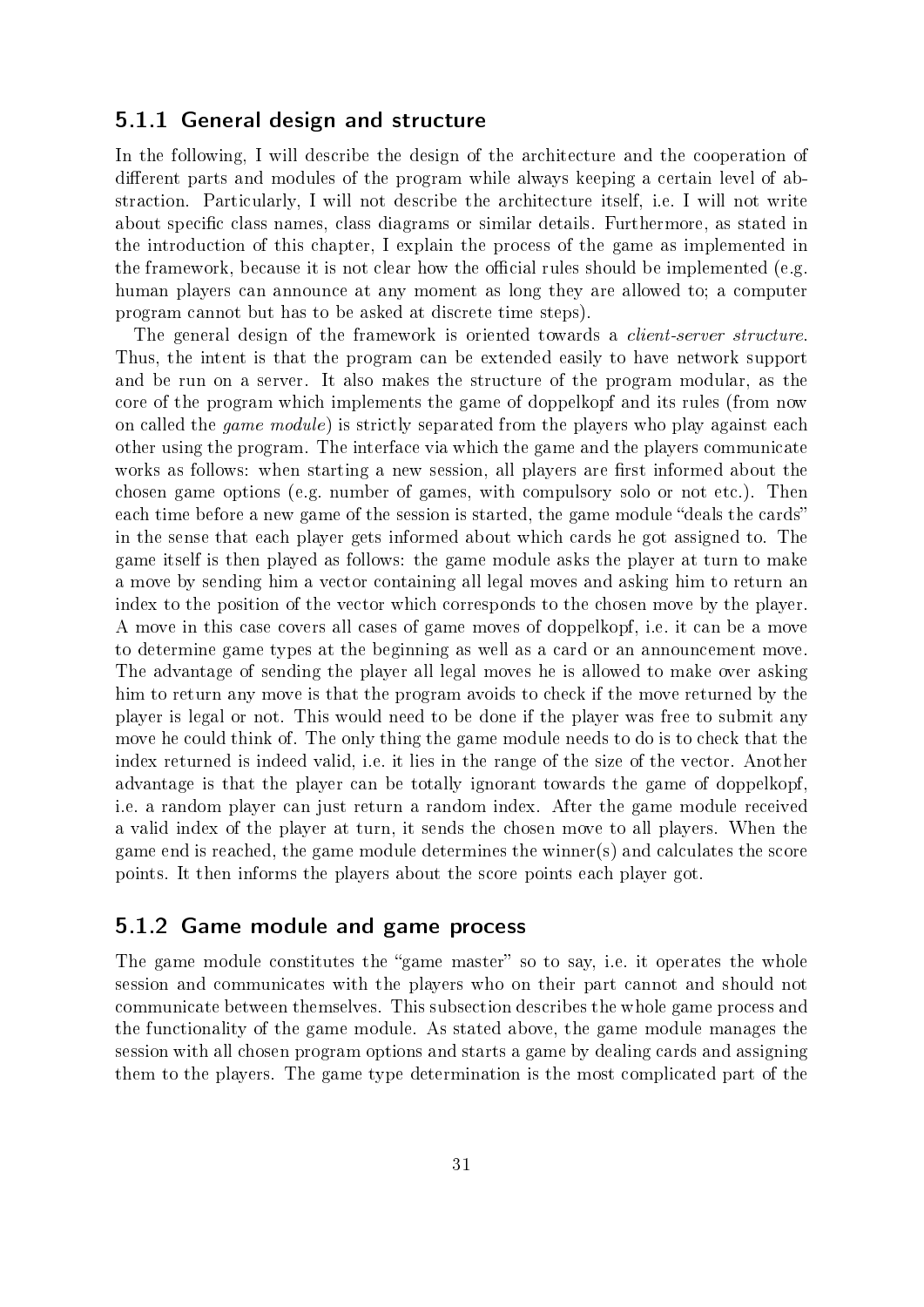### 5.1.1 General design and structure

In the following, I will describe the design of the architecture and the cooperation of different parts and modules of the program while always keeping a certain level of abstraction. Particularly, I will not describe the architecture itself, i.e. I will not write about specific class names, class diagrams or similar details. Furthermore, as stated in the introduction of this chapter, I explain the process of the game as implemented in the framework, because it is not clear how the official rules should be implemented (e.g. human players can announce at any moment as long they are allowed to; a computer program cannot but has to be asked at discrete time steps).

The general design of the framework is oriented towards a *client-server structure*. Thus, the intent is that the program can be extended easily to have network support and be run on a server. It also makes the structure of the program modular, as the core of the program which implements the game of doppelkopf and its rules (from now on called the *game module*) is strictly separated from the players who play against each other using the program. The interface via which the game and the players communicate works as follows: when starting a new session, all players are first informed about the chosen game options (e.g. number of games, with compulsory solo or not etc.). Then each time before a new game of the session is started, the game module "deals the cards" in the sense that each player gets informed about which cards he got assigned to. The game itself is then played as follows: the game module asks the player at turn to make a move by sending him a vector containing all legal moves and asking him to return an index to the position of the vector which corresponds to the chosen move by the player. A move in this case covers all cases of game moves of doppelkopf, i.e. it can be a move to determine game types at the beginning as well as a card or an announcement move. The advantage of sending the player all legal moves he is allowed to make over asking him to return any move is that the program avoids to check if the move returned by the player is legal or not. This would need to be done if the player was free to submit any move he could think of. The only thing the game module needs to do is to check that the index returned is indeed valid, i.e. it lies in the range of the size of the vector. Another advantage is that the player can be totally ignorant towards the game of doppelkopf, i.e. a random player can just return a random index. After the game module received a valid index of the player at turn, it sends the chosen move to all players. When the game end is reached, the game module determines the winner(s) and calculates the score points. It then informs the players about the score points each player got.

### 5.1.2 Game module and game process

The game module constitutes the "game master" so to say, i.e. it operates the whole session and communicates with the players who on their part cannot and should not communicate between themselves. This subsection describes the whole game process and the functionality of the game module. As stated above, the game module manages the session with all chosen program options and starts a game by dealing cards and assigning them to the players. The game type determination is the most complicated part of the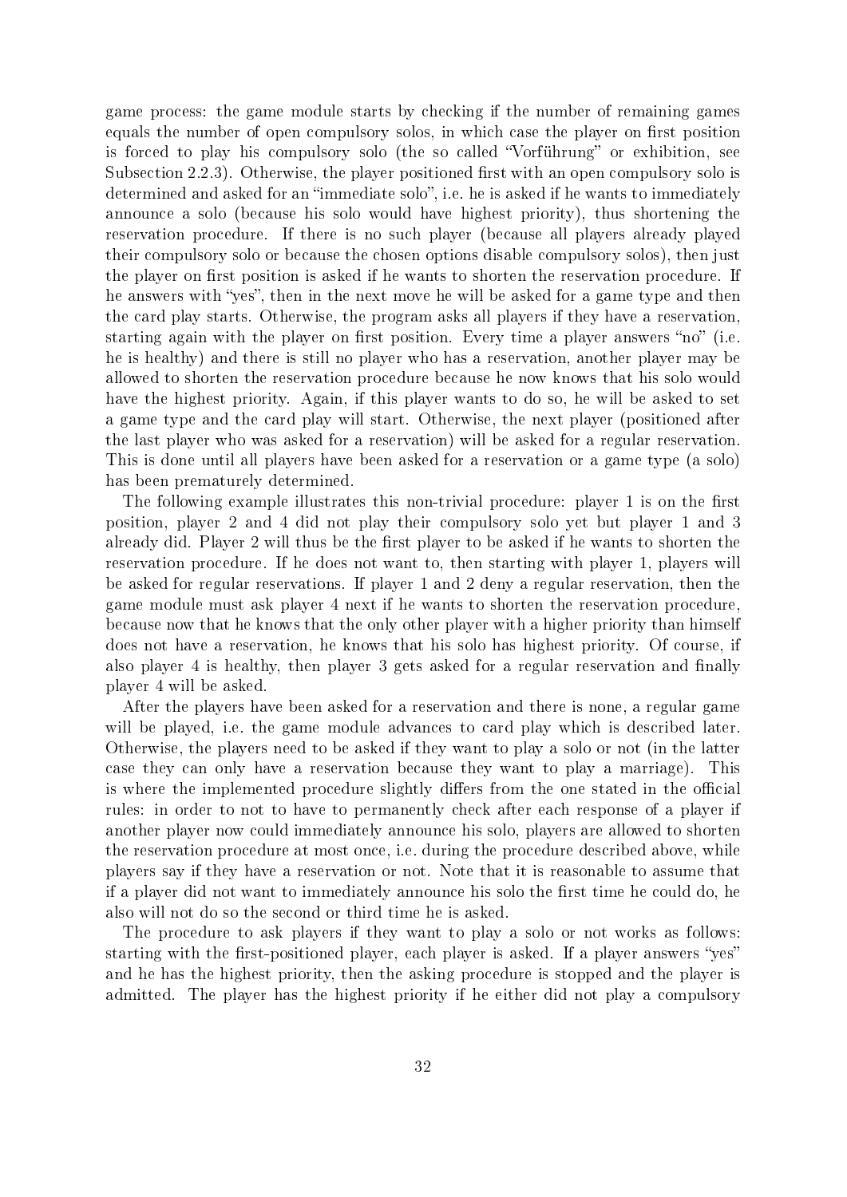game process: the game module starts by checking if the number of remaining games equals the number of open compulsory solos, in which case the player on first position is forced to play his compulsory solo (the so called "Vorführung" or exhibition, see Subsection 2.2.3). Otherwise, the player positioned first with an open compulsory solo is determined and asked for an "immediate solo", i.e. he is asked if he wants to immediately announce a solo (because his solo would have highest priority), thus shortening the reservation procedure. If there is no such player (because all players already played their compulsory solo or because the chosen options disable compulsory solos), then just the player on first position is asked if he wants to shorten the reservation procedure. If he answers with "yes", then in the next move he will be asked for a game type and then the card play starts. Otherwise, the program asks all players if they have a reservation, starting again with the player on first position. Every time a player answers "no" (i.e. he is healthy) and there is still no player who has a reservation, another player may be allowed to shorten the reservation procedure because he now knows that his solo would have the highest priority. Again, if this player wants to do so, he will be asked to set a game type and the card play will start. Otherwise, the next player (positioned after the last player who was asked for a reservation) will be asked for a regular reservation. This is done until all players have been asked for a reservation or a game type (a solo) has been prematurely determined.

The following example illustrates this non-trivial procedure: player 1 is on the first position, player 2 and 4 did not play their compulsory solo yet but player 1 and 3 already did. Player 2 will thus be the first player to be asked if he wants to shorten the reservation procedure. If he does not want to, then starting with player 1, players will be asked for regular reservations. If player 1 and 2 deny a regular reservation, then the game module must ask player 4 next if he wants to shorten the reservation procedure, because now that he knows that the only other player with a higher priority than himself does not have a reservation, he knows that his solo has highest priority. Of course, if also player 4 is healthy, then player 3 gets asked for a regular reservation and finally player 4 will be asked.

After the players have been asked for a reservation and there is none, a regular game will be played, i.e. the game module advances to card play which is described later. Otherwise, the players need to be asked if they want to play a solo or not (in the latter case they can only have a reservation because they want to play a marriage). This is where the implemented procedure slightly differs from the one stated in the official rules: in order to not to have to permanently check after each response of a player if another player now could immediately announce his solo, players are allowed to shorten the reservation procedure at most once, i.e. during the procedure described above, while players say if they have a reservation or not. Note that it is reasonable to assume that if a player did not want to immediately announce his solo the first time he could do, he also will not do so the second or third time he is asked.

The procedure to ask players if they want to play a solo or not works as follows: starting with the first-positioned player, each player is asked. If a player answers "yes" and he has the highest priority, then the asking procedure is stopped and the player is admitted. The player has the highest priority if he either did not play a compulsory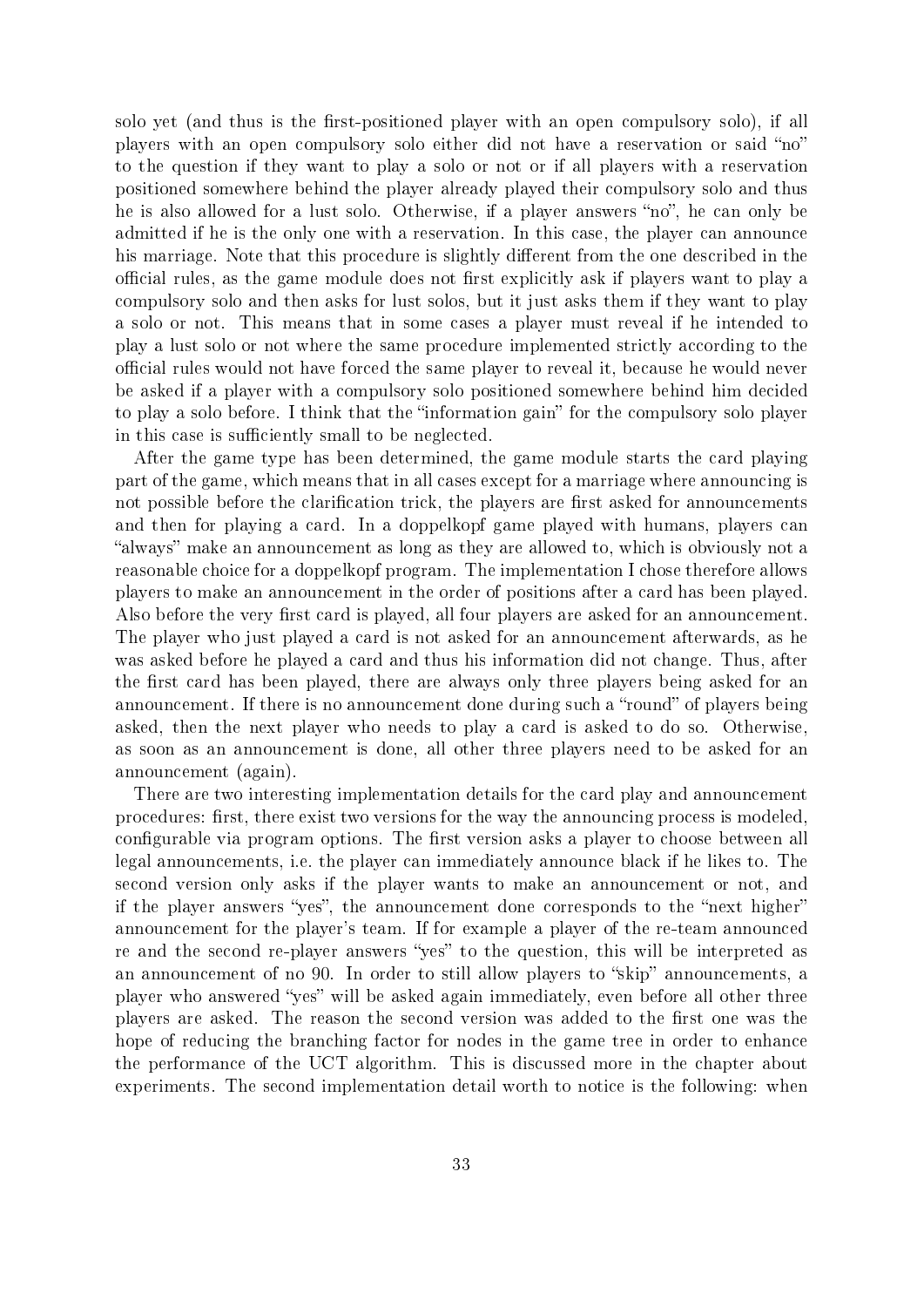solo yet (and thus is the first-positioned player with an open compulsory solo), if all players with an open compulsory solo either did not have a reservation or said "no" to the question if they want to play a solo or not or if all players with a reservation positioned somewhere behind the player already played their compulsory solo and thus he is also allowed for a lust solo. Otherwise, if a player answers "no", he can only be admitted if he is the only one with a reservation. In this case, the player can announce his marriage. Note that this procedure is slightly different from the one described in the official rules, as the game module does not first explicitly ask if players want to play a compulsory solo and then asks for lust solos, but it just asks them if they want to play a solo or not. This means that in some cases a player must reveal if he intended to play a lust solo or not where the same procedure implemented strictly according to the official rules would not have forced the same player to reveal it, because he would never be asked if a player with a compulsory solo positioned somewhere behind him decided to play a solo before. I think that the "information gain" for the compulsory solo player in this case is sufficiently small to be neglected.

After the game type has been determined, the game module starts the card playing part of the game, which means that in all cases except for a marriage where announcing is not possible before the clarification trick, the players are first asked for announcements and then for playing a card. In a doppelkopf game played with humans, players can "always" make an announcement as long as they are allowed to, which is obviously not a reasonable choice for a doppelkopf program. The implementation I chose therefore allows players to make an announcement in the order of positions after a card has been played. Also before the very first card is played, all four players are asked for an announcement. The player who just played a card is not asked for an announcement afterwards, as he was asked before he played a card and thus his information did not change. Thus, after the first card has been played, there are always only three players being asked for an announcement. If there is no announcement done during such a "round" of players being asked, then the next player who needs to play a card is asked to do so. Otherwise, as soon as an announcement is done, all other three players need to be asked for an announcement (again).

There are two interesting implementation details for the card play and announcement procedures: first, there exist two versions for the way the announcing process is modeled, configurable via program options. The first version asks a player to choose between all legal announcements, i.e. the player can immediately announce black if he likes to. The second version only asks if the player wants to make an announcement or not, and if the player answers "yes", the announcement done corresponds to the "next higher" announcement for the player's team. If for example a player of the re-team announced re and the second re-player answers "yes" to the question, this will be interpreted as an announcement of no 90. In order to still allow players to "skip" announcements, a player who answered "yes" will be asked again immediately, even before all other three players are asked. The reason the second version was added to the first one was the hope of reducing the branching factor for nodes in the game tree in order to enhance the performance of the UCT algorithm. This is discussed more in the chapter about experiments. The second implementation detail worth to notice is the following: when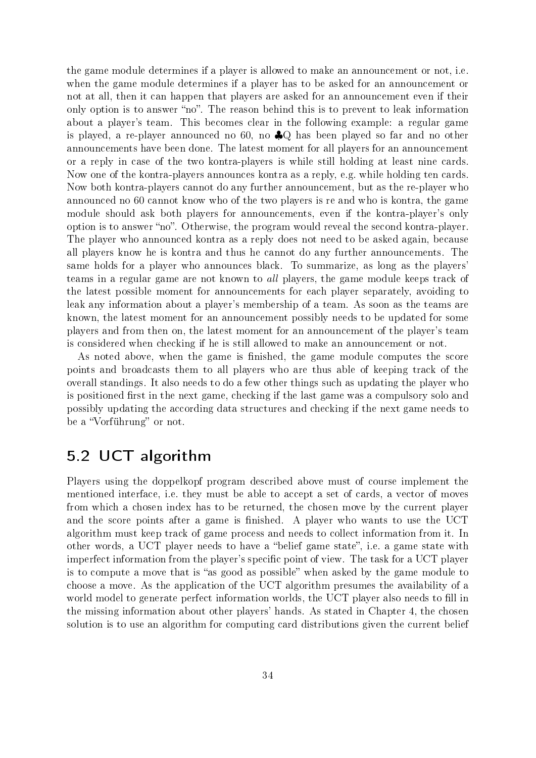the game module determines if a player is allowed to make an announcement or not, i.e. when the game module determines if a player has to be asked for an announcement or not at all, then it can happen that players are asked for an announcement even if their only option is to answer "no". The reason behind this is to prevent to leak information about a player's team. This becomes clear in the following example: a regular game is played, a re-player announced no 60, no ♣Q has been played so far and no other announcements have been done. The latest moment for all players for an announcement or a reply in case of the two kontra-players is while still holding at least nine cards. Now one of the kontra-players announces kontra as a reply, e.g. while holding ten cards. Now both kontra-players cannot do any further announcement, but as the re-player who announced no 60 cannot know who of the two players is re and who is kontra, the game module should ask both players for announcements, even if the kontra-player's only option is to answer "no". Otherwise, the program would reveal the second kontra-player. The player who announced kontra as a reply does not need to be asked again, because all players know he is kontra and thus he cannot do any further announcements. The same holds for a player who announces black. To summarize, as long as the players' teams in a regular game are not known to *all* players, the game module keeps track of the latest possible moment for announcements for each player separately, avoiding to leak any information about a player's membership of a team. As soon as the teams are known, the latest moment for an announcement possibly needs to be updated for some players and from then on, the latest moment for an announcement of the player's team is considered when checking if he is still allowed to make an announcement or not.

As noted above, when the game is finished, the game module computes the score points and broadcasts them to all players who are thus able of keeping track of the overall standings. It also needs to do a few other things such as updating the player who is positioned first in the next game, checking if the last game was a compulsory solo and possibly updating the according data structures and checking if the next game needs to be a "Vorführung" or not.

## 5.2 UCT algorithm

Players using the doppelkopf program described above must of course implement the mentioned interface, i.e. they must be able to accept a set of cards, a vector of moves from which a chosen index has to be returned, the chosen move by the current player and the score points after a game is finished. A player who wants to use the UCT algorithm must keep track of game process and needs to collect information from it. In other words, a UCT player needs to have a "belief game state", i.e. a game state with imperfect information from the player's specific point of view. The task for a UCT player is to compute a move that is "as good as possible" when asked by the game module to choose a move. As the application of the UCT algorithm presumes the availability of a world model to generate perfect information worlds, the UCT player also needs to fill in the missing information about other players' hands. As stated in Chapter 4, the chosen solution is to use an algorithm for computing card distributions given the current belief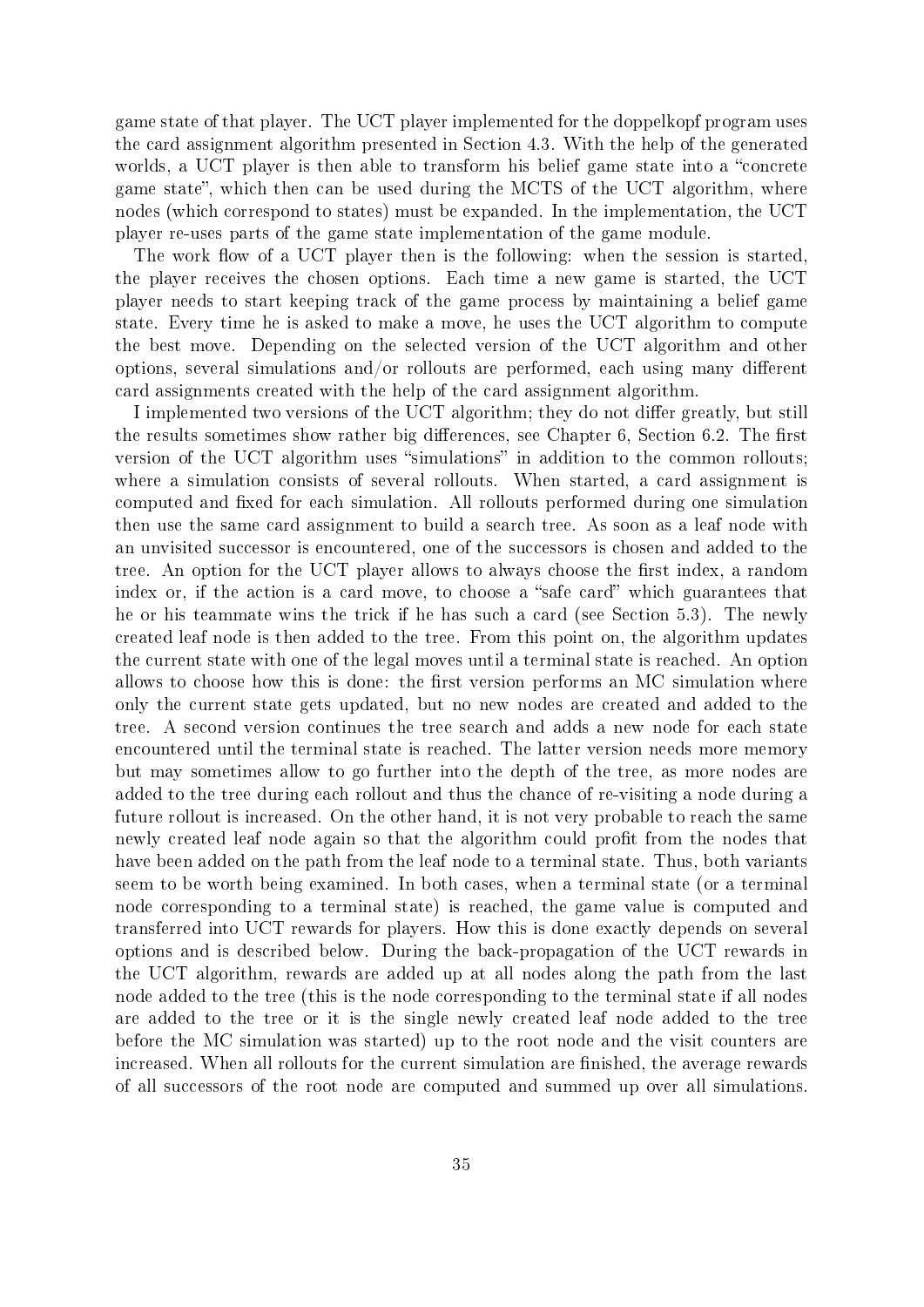game state of that player. The UCT player implemented for the doppelkopf program uses the card assignment algorithm presented in Section 4.3. With the help of the generated worlds, a UCT player is then able to transform his belief game state into a "concrete game state", which then can be used during the MCTS of the UCT algorithm, where nodes (which correspond to states) must be expanded. In the implementation, the UCT player re-uses parts of the game state implementation of the game module.

The work flow of a UCT player then is the following: when the session is started, the player receives the chosen options. Each time a new game is started, the UCT player needs to start keeping track of the game process by maintaining a belief game state. Every time he is asked to make a move, he uses the UCT algorithm to compute the best move. Depending on the selected version of the UCT algorithm and other options, several simulations and/or rollouts are performed, each using many different card assignments created with the help of the card assignment algorithm.

I implemented two versions of the UCT algorithm; they do not differ greatly, but still the results sometimes show rather big differences, see Chapter 6, Section 6.2. The first version of the UCT algorithm uses "simulations" in addition to the common rollouts; where a simulation consists of several rollouts. When started, a card assignment is computed and fixed for each simulation. All rollouts performed during one simulation then use the same card assignment to build a search tree. As soon as a leaf node with an unvisited successor is encountered, one of the successors is chosen and added to the tree. An option for the UCT player allows to always choose the first index, a random index or, if the action is a card move, to choose a "safe card" which guarantees that he or his teammate wins the trick if he has such a card (see Section 5.3). The newly created leaf node is then added to the tree. From this point on, the algorithm updates the current state with one of the legal moves until a terminal state is reached. An option allows to choose how this is done: the first version performs an MC simulation where only the current state gets updated, but no new nodes are created and added to the tree. A second version continues the tree search and adds a new node for each state encountered until the terminal state is reached. The latter version needs more memory but may sometimes allow to go further into the depth of the tree, as more nodes are added to the tree during each rollout and thus the chance of re-visiting a node during a future rollout is increased. On the other hand, it is not very probable to reach the same newly created leaf node again so that the algorithm could profit from the nodes that have been added on the path from the leaf node to a terminal state. Thus, both variants seem to be worth being examined. In both cases, when a terminal state (or a terminal node corresponding to a terminal state) is reached, the game value is computed and transferred into UCT rewards for players. How this is done exactly depends on several options and is described below. During the back-propagation of the UCT rewards in the UCT algorithm, rewards are added up at all nodes along the path from the last node added to the tree (this is the node corresponding to the terminal state if all nodes are added to the tree or it is the single newly created leaf node added to the tree before the MC simulation was started) up to the root node and the visit counters are increased. When all rollouts for the current simulation are finished, the average rewards of all successors of the root node are computed and summed up over all simulations.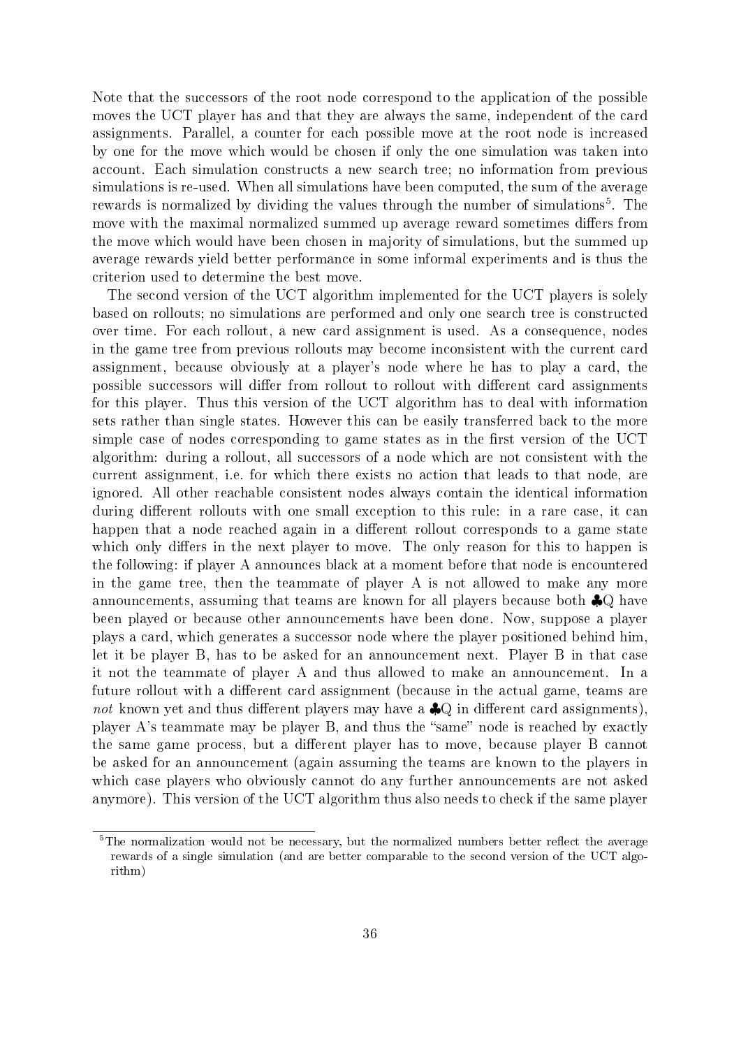Note that the successors of the root node correspond to the application of the possible moves the UCT player has and that they are always the same, independent of the card assignments. Parallel, a counter for each possible move at the root node is increased by one for the move which would be chosen if only the one simulation was taken into account. Each simulation constructs a new search tree; no information from previous simulations is re-used. When all simulations have been computed, the sum of the average rewards is normalized by dividing the values through the number of simulations[5]. The move with the maximal normalized summed up average reward sometimes differs from the move which would have been chosen in majority of simulations, but the summed up average rewards yield better performance in some informal experiments and is thus the criterion used to determine the best move.

The second version of the UCT algorithm implemented for the UCT players is solely based on rollouts; no simulations are performed and only one search tree is constructed over time. For each rollout, a new card assignment is used. As a consequence, nodes in the game tree from previous rollouts may become inconsistent with the current card assignment, because obviously at a player's node where he has to play a card, the possible successors will differ from rollout to rollout with different card assignments for this player. Thus this version of the UCT algorithm has to deal with information sets rather than single states. However this can be easily transferred back to the more simple case of nodes corresponding to game states as in the first version of the UCT algorithm: during a rollout, all successors of a node which are not consistent with the current assignment, i.e. for which there exists no action that leads to that node, are ignored. All other reachable consistent nodes always contain the identical information during different rollouts with one small exception to this rule: in a rare case, it can happen that a node reached again in a different rollout corresponds to a game state which only differs in the next player to move. The only reason for this to happen is the following: if player A announces black at a moment before that node is encountered in the game tree, then the teammate of player A is not allowed to make any more announcements, assuming that teams are known for all players because both ♣Q have been played or because other announcements have been done. Now, suppose a player plays a card, which generates a successor node where the player positioned behind him, let it be player B, has to be asked for an announcement next. Player B in that case it not the teammate of player A and thus allowed to make an announcement. In a future rollout with a different card assignment (because in the actual game, teams are *not* known yet and thus different players may have a ♣Q in different card assignments), player A's teammate may be player B, and thus the "same" node is reached by exactly the same game process, but a different player has to move, because player B cannot be asked for an announcement (again assuming the teams are known to the players in which case players who obviously cannot do any further announcements are not asked anymore). This version of the UCT algorithm thus also needs to check if the same player

[5] The normalization would not be necessary, but the normalized numbers better reflect the average rewards of a single simulation (and are better comparable to the second version of the UCT algorithm)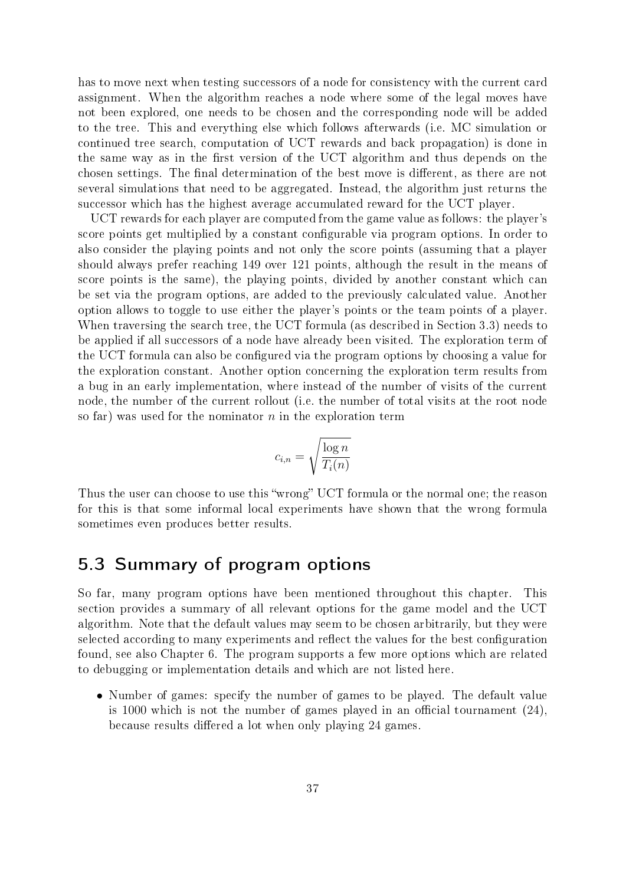has to move next when testing successors of a node for consistency with the current card assignment. When the algorithm reaches a node where some of the legal moves have not been explored, one needs to be chosen and the corresponding node will be added to the tree. This and everything else which follows afterwards (i.e. MC simulation or continued tree search, computation of UCT rewards and back propagation) is done in the same way as in the first version of the UCT algorithm and thus depends on the chosen settings. The final determination of the best move is different, as there are not several simulations that need to be aggregated. Instead, the algorithm just returns the successor which has the highest average accumulated reward for the UCT player.

UCT rewards for each player are computed from the game value as follows: the player's score points get multiplied by a constant configurable via program options. In order to also consider the playing points and not only the score points (assuming that a player should always prefer reaching 149 over 121 points, although the result in the means of score points is the same), the playing points, divided by another constant which can be set via the program options, are added to the previously calculated value. Another option allows to toggle to use either the player's points or the team points of a player. When traversing the search tree, the UCT formula (as described in Section 3.3) needs to be applied if all successors of a node have already been visited. The exploration term of the UCT formula can also be configured via the program options by choosing a value for the exploration constant. Another option concerning the exploration term results from a bug in an early implementation, where instead of the number of visits of the current node, the number of the current rollout (i.e. the number of total visits at the root node so far) was used for the nominator $n$ in the exploration term

$$c_{i,n} = \sqrt{\frac{\log n}{T_i(n)}}$$

Thus the user can choose to use this "wrong" UCT formula or the normal one; the reason for this is that some informal local experiments have shown that the wrong formula sometimes even produces better results.

## 5.3 Summary of program options

So far, many program options have been mentioned throughout this chapter. This section provides a summary of all relevant options for the game model and the UCT algorithm. Note that the default values may seem to be chosen arbitrarily, but they were selected according to many experiments and reflect the values for the best configuration found, see also Chapter 6. The program supports a few more options which are related to debugging or implementation details and which are not listed here.

- Number of games: specify the number of games to be played. The default value is 1000 which is not the number of games played in an official tournament (24), because results differed a lot when only playing 24 games.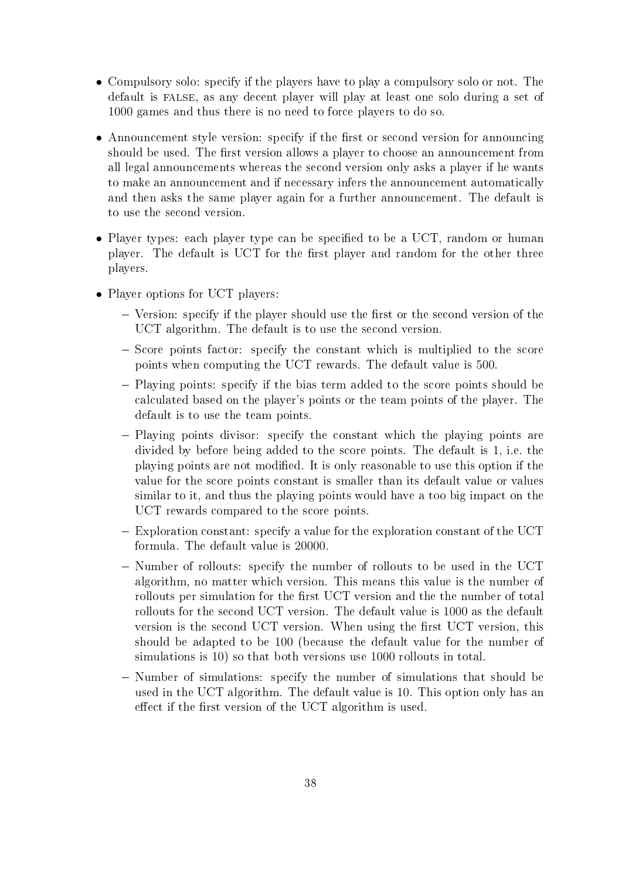- Compulsory solo: specify if the players have to play a compulsory solo or not. The default is FALSE, as any decent player will play at least one solo during a set of 1000 games and thus there is no need to force players to do so.

- Announcement style version: specify if the first or second version for announcing should be used. The first version allows a player to choose an announcement from all legal announcements whereas the second version only asks a player if he wants to make an announcement and if necessary infers the announcement automatically and then asks the same player again for a further announcement. The default is to use the second version.

- Player types: each player type can be specified to be a UCT, random or human player. The default is UCT for the first player and random for the other three players.

- Player options for UCT players:
  - Version: specify if the player should use the first or the second version of the UCT algorithm. The default is to use the second version.
  - Score points factor: specify the constant which is multiplied to the score points when computing the UCT rewards. The default value is 500.
  - Playing points: specify if the bias term added to the score points should be calculated based on the player's points or the team points of the player. The default is to use the team points.
  - Playing points divisor: specify the constant which the playing points are divided by before being added to the score points. The default is 1, i.e. the playing points are not modified. It is only reasonable to use this option if the value for the score points constant is smaller than its default value or values similar to it, and thus the playing points would have a too big impact on the UCT rewards compared to the score points.
  - Exploration constant: specify a value for the exploration constant of the UCT formula. The default value is 20000.
  - Number of rollouts: specify the number of rollouts to be used in the UCT algorithm, no matter which version. This means this value is the number of rollouts per simulation for the first UCT version and the the number of total rollouts for the second UCT version. The default value is 1000 as the default version is the second UCT version. When using the first UCT version, this should be adapted to be 100 (because the default value for the number of simulations is 10) so that both versions use 1000 rollouts in total.
  - Number of simulations: specify the number of simulations that should be used in the UCT algorithm. The default value is 10. This option only has an effect if the first version of the UCT algorithm is used.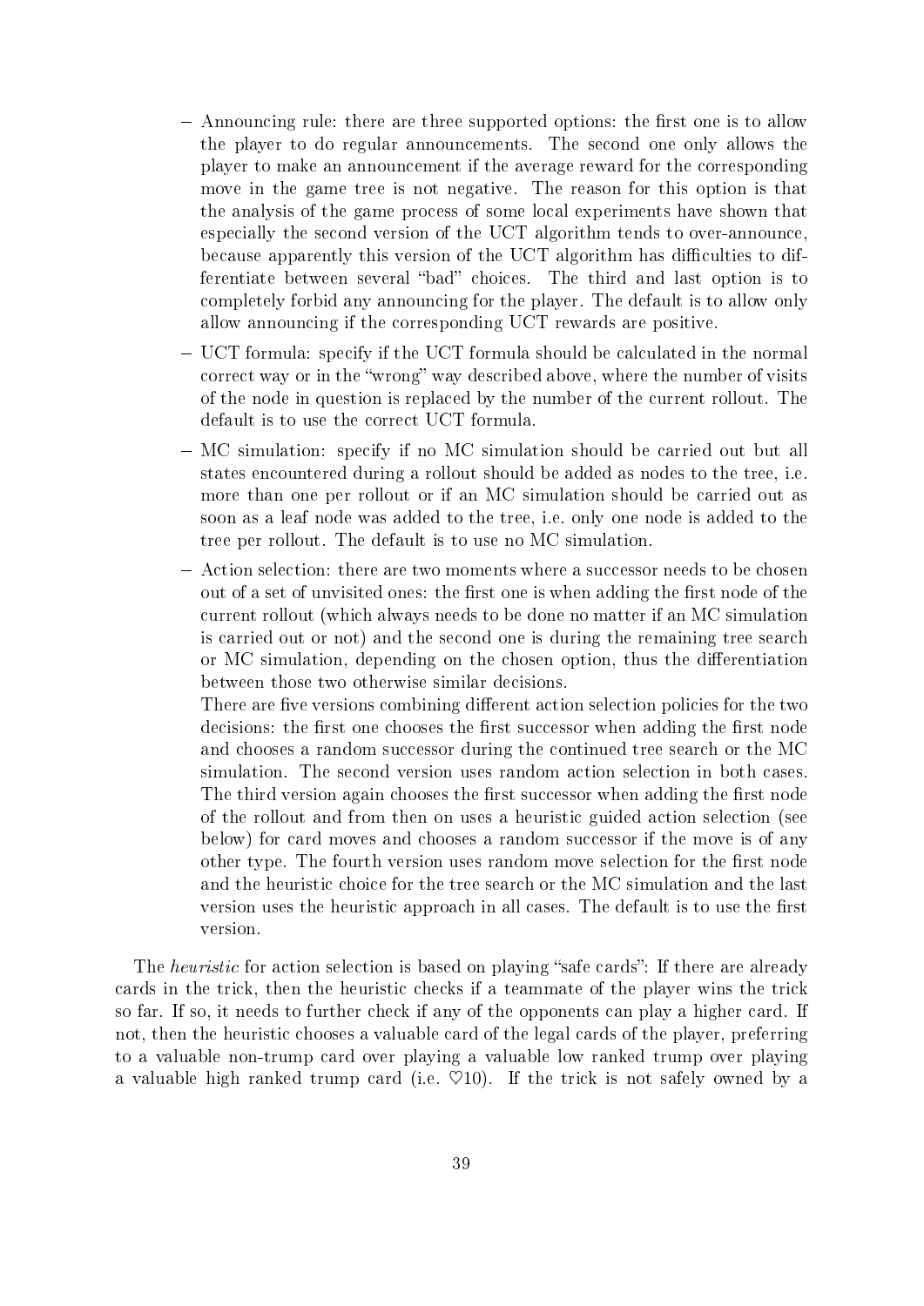- Announcing rule: there are three supported options: the first one is to allow the player to do regular announcements. The second one only allows the player to make an announcement if the average reward for the corresponding move in the game tree is not negative. The reason for this option is that the analysis of the game process of some local experiments have shown that especially the second version of the UCT algorithm tends to over-announce, because apparently this version of the UCT algorithm has difficulties to differentiate between several "bad" choices. The third and last option is to completely forbid any announcing for the player. The default is to allow only allow announcing if the corresponding UCT rewards are positive.
- UCT formula: specify if the UCT formula should be calculated in the normal correct way or in the "wrong" way described above, where the number of visits of the node in question is replaced by the number of the current rollout. The default is to use the correct UCT formula.
- MC simulation: specify if no MC simulation should be carried out but all states encountered during a rollout should be added as nodes to the tree, i.e. more than one per rollout or if an MC simulation should be carried out as soon as a leaf node was added to the tree, i.e. only one node is added to the tree per rollout. The default is to use no MC simulation.
- Action selection: there are two moments where a successor needs to be chosen out of a set of unvisited ones: the first one is when adding the first node of the current rollout (which always needs to be done no matter if an MC simulation is carried out or not) and the second one is during the remaining tree search or MC simulation, depending on the chosen option, thus the differentiation between those two otherwise similar decisions.

  There are five versions combining different action selection policies for the two decisions: the first one chooses the first successor when adding the first node and chooses a random successor during the continued tree search or the MC simulation. The second version uses random action selection in both cases. The third version again chooses the first successor when adding the first node of the rollout and from then on uses a heuristic guided action selection (see below) for card moves and chooses a random successor if the move is of any other type. The fourth version uses random move selection for the first node and the heuristic choice for the tree search or the MC simulation and the last version uses the heuristic approach in all cases. The default is to use the first version.

The *heuristic* for action selection is based on playing "safe cards": If there are already cards in the trick, then the heuristic checks if a teammate of the player wins the trick so far. If so, it needs to further check if any of the opponents can play a higher card. If not, then the heuristic chooses a valuable card of the legal cards of the player, preferring to a valuable non-trump card over playing a valuable low ranked trump over playing a valuable high ranked trump card (i.e. ♡10). If the trick is not safely owned by a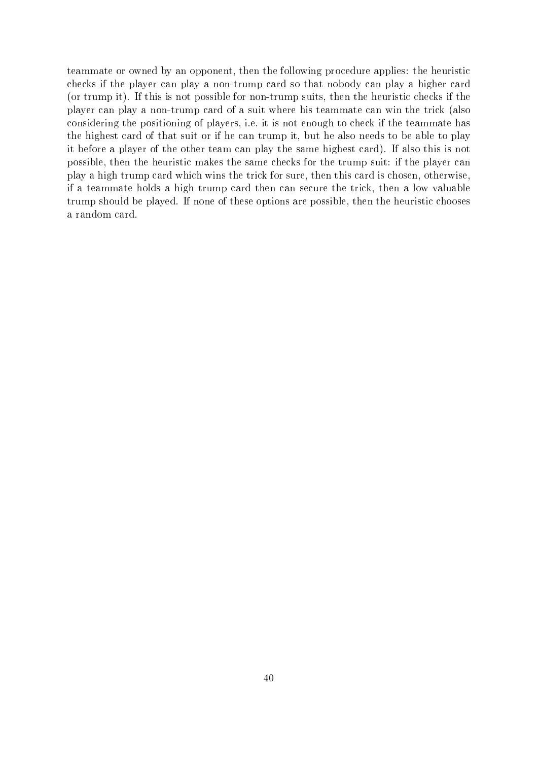teammate or owned by an opponent, then the following procedure applies: the heuristic checks if the player can play a non-trump card so that nobody can play a higher card (or trump it). If this is not possible for non-trump suits, then the heuristic checks if the player can play a non-trump card of a suit where his teammate can win the trick (also considering the positioning of players, i.e. it is not enough to check if the teammate has the highest card of that suit or if he can trump it, but he also needs to be able to play it before a player of the other team can play the same highest card). If also this is not possible, then the heuristic makes the same checks for the trump suit: if the player can play a high trump card which wins the trick for sure, then this card is chosen, otherwise, if a teammate holds a high trump card then can secure the trick, then a low valuable trump should be played. If none of these options are possible, then the heuristic chooses a random card.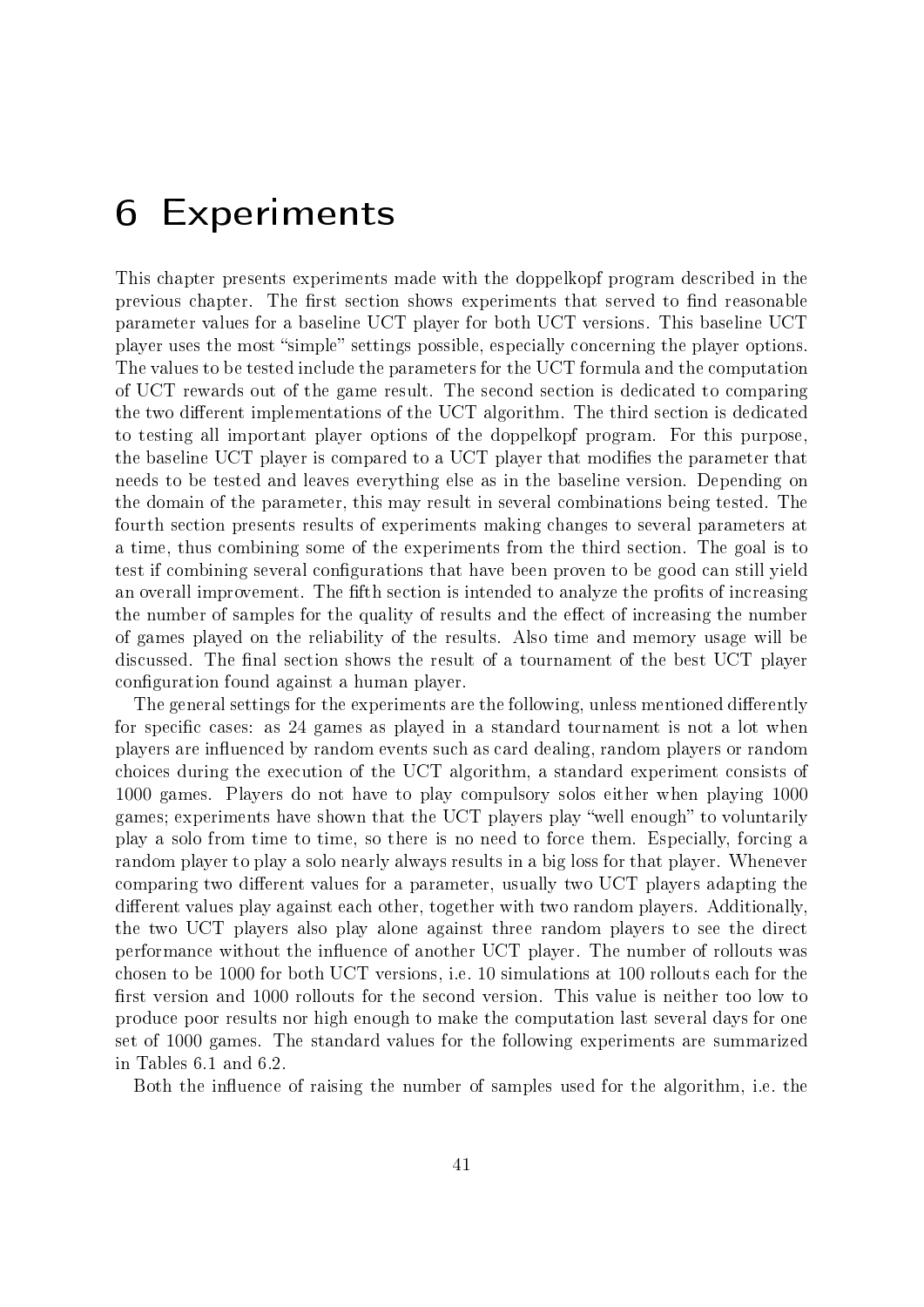# 6 Experiments

This chapter presents experiments made with the doppelkopf program described in the previous chapter. The first section shows experiments that served to find reasonable parameter values for a baseline UCT player for both UCT versions. This baseline UCT player uses the most "simple" settings possible, especially concerning the player options. The values to be tested include the parameters for the UCT formula and the computation of UCT rewards out of the game result. The second section is dedicated to comparing the two different implementations of the UCT algorithm. The third section is dedicated to testing all important player options of the doppelkopf program. For this purpose, the baseline UCT player is compared to a UCT player that modifies the parameter that needs to be tested and leaves everything else as in the baseline version. Depending on the domain of the parameter, this may result in several combinations being tested. The fourth section presents results of experiments making changes to several parameters at a time, thus combining some of the experiments from the third section. The goal is to test if combining several configurations that have been proven to be good can still yield an overall improvement. The fifth section is intended to analyze the profits of increasing the number of samples for the quality of results and the effect of increasing the number of games played on the reliability of the results. Also time and memory usage will be discussed. The final section shows the result of a tournament of the best UCT player configuration found against a human player.

The general settings for the experiments are the following, unless mentioned differently for specific cases: as 24 games as played in a standard tournament is not a lot when players are influenced by random events such as card dealing, random players or random choices during the execution of the UCT algorithm, a standard experiment consists of 1000 games. Players do not have to play compulsory solos either when playing 1000 games; experiments have shown that the UCT players play "well enough" to voluntarily play a solo from time to time, so there is no need to force them. Especially, forcing a random player to play a solo nearly always results in a big loss for that player. Whenever comparing two different values for a parameter, usually two UCT players adapting the different values play against each other, together with two random players. Additionally, the two UCT players also play alone against three random players to see the direct performance without the influence of another UCT player. The number of rollouts was chosen to be 1000 for both UCT versions, i.e. 10 simulations at 100 rollouts each for the first version and 1000 rollouts for the second version. This value is neither too low to produce poor results nor high enough to make the computation last several days for one set of 1000 games. The standard values for the following experiments are summarized in Tables 6.1 and 6.2.

Both the influence of raising the number of samples used for the algorithm, i.e. the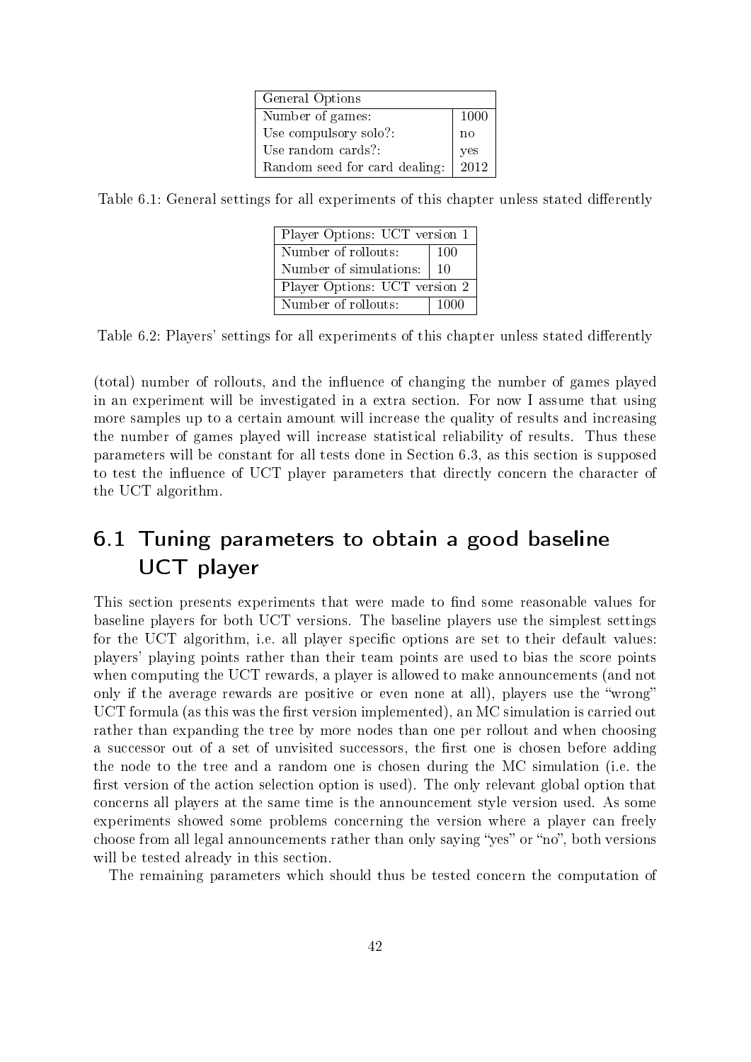| General Options | |
|---|---|
| Number of games: | 1000 |
| Use compulsory solo?: | no |
| Use random cards?: | yes |
| Random seed for card dealing: | 2012 |

Table 6.1: General settings for all experiments of this chapter unless stated differently

| Player Options: UCT version 1 | |
|---|---|
| Number of rollouts: | 100 |
| Number of simulations: | 10 |
| Player Options: UCT version 2 | |
| Number of rollouts: | 1000 |

Table 6.2: Players' settings for all experiments of this chapter unless stated differently

(total) number of rollouts, and the influence of changing the number of games played in an experiment will be investigated in a extra section. For now I assume that using more samples up to a certain amount will increase the quality of results and increasing the number of games played will increase statistical reliability of results. Thus these parameters will be constant for all tests done in Section 6.3, as this section is supposed to test the influence of UCT player parameters that directly concern the character of the UCT algorithm.

## 6.1 Tuning parameters to obtain a good baseline UCT player

This section presents experiments that were made to find some reasonable values for baseline players for both UCT versions. The baseline players use the simplest settings for the UCT algorithm, i.e. all player specific options are set to their default values: players' playing points rather than their team points are used to bias the score points when computing the UCT rewards, a player is allowed to make announcements (and not only if the average rewards are positive or even none at all), players use the "wrong" UCT formula (as this was the first version implemented), an MC simulation is carried out rather than expanding the tree by more nodes than one per rollout and when choosing a successor out of a set of unvisited successors, the first one is chosen before adding the node to the tree and a random one is chosen during the MC simulation (i.e. the first version of the action selection option is used). The only relevant global option that concerns all players at the same time is the announcement style version used. As some experiments showed some problems concerning the version where a player can freely choose from all legal announcements rather than only saying "yes" or "no", both versions will be tested already in this section.

The remaining parameters which should thus be tested concern the computation of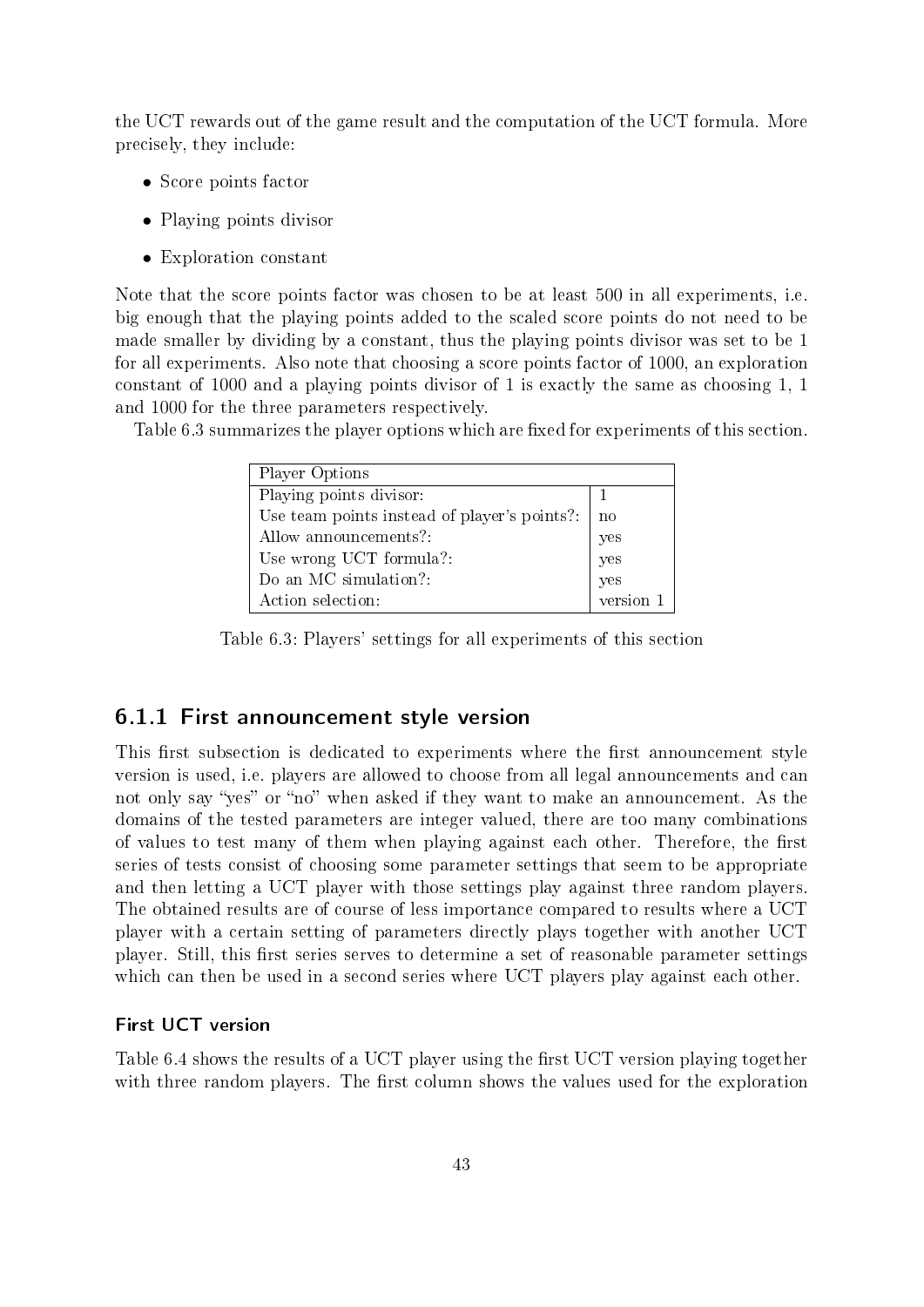the UCT rewards out of the game result and the computation of the UCT formula. More precisely, they include:

- Score points factor
- Playing points divisor
- Exploration constant

Note that the score points factor was chosen to be at least 500 in all experiments, i.e. big enough that the playing points added to the scaled score points do not need to be made smaller by dividing by a constant, thus the playing points divisor was set to be 1 for all experiments. Also note that choosing a score points factor of 1000, an exploration constant of 1000 and a playing points divisor of 1 is exactly the same as choosing 1, 1 and 1000 for the three parameters respectively.

Table 6.3 summarizes the player options which are fixed for experiments of this section.

| Player Options | |
|---|---|
| Playing points divisor: | 1 |
| Use team points instead of player's points?: | no |
| Allow announcements?: | yes |
| Use wrong UCT formula?: | yes |
| Do an MC simulation?: | yes |
| Action selection: | version 1 |

Table 6.3: Players' settings for all experiments of this section

### 6.1.1 First announcement style version

This first subsection is dedicated to experiments where the first announcement style version is used, i.e. players are allowed to choose from all legal announcements and can not only say "yes" or "no" when asked if they want to make an announcement. As the domains of the tested parameters are integer valued, there are too many combinations of values to test many of them when playing against each other. Therefore, the first series of tests consist of choosing some parameter settings that seem to be appropriate and then letting a UCT player with those settings play against three random players. The obtained results are of course of less importance compared to results where a UCT player with a certain setting of parameters directly plays together with another UCT player. Still, this first series serves to determine a set of reasonable parameter settings which can then be used in a second series where UCT players play against each other.

#### First UCT version

Table 6.4 shows the results of a UCT player using the first UCT version playing together with three random players. The first column shows the values used for the exploration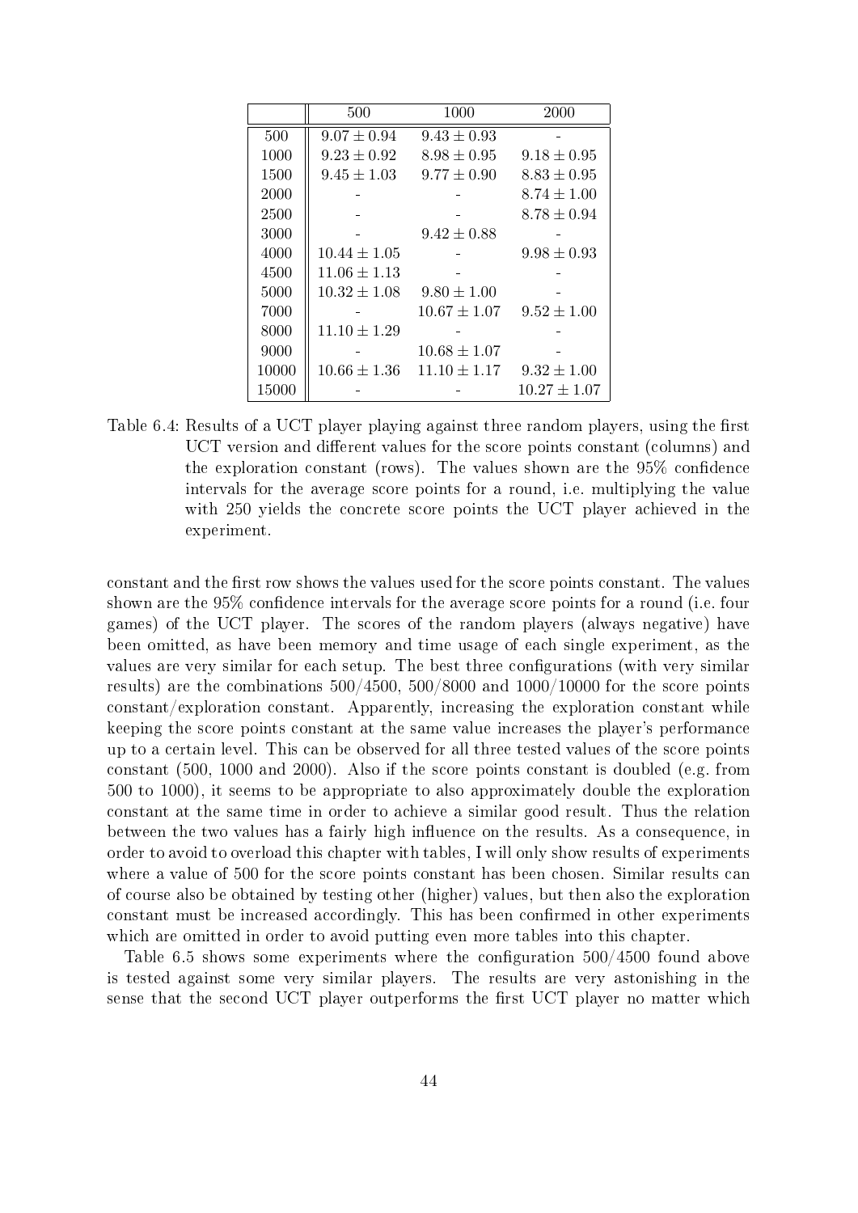|  | 500 | 1000 | 2000 |
|---|---|---|---|
| 500 | $9.07 \pm 0.94$ | $9.43 \pm 0.93$ | - |
| 1000 | $9.23 \pm 0.92$ | $8.98 \pm 0.95$ | $9.18 \pm 0.95$ |
| 1500 | $9.45 \pm 1.03$ | $9.77 \pm 0.90$ | $8.83 \pm 0.95$ |
| 2000 | - | - | $8.74 \pm 1.00$ |
| 2500 | - | - | $8.78 \pm 0.94$ |
| 3000 | - | $9.42 \pm 0.88$ | - |
| 4000 | $10.44 \pm 1.05$ | - | $9.98 \pm 0.93$ |
| 4500 | $11.06 \pm 1.13$ | - | - |
| 5000 | $10.32 \pm 1.08$ | $9.80 \pm 1.00$ | - |
| 7000 | - | $10.67 \pm 1.07$ | $9.52 \pm 1.00$ |
| 8000 | $11.10 \pm 1.29$ | - | - |
| 9000 | - | $10.68 \pm 1.07$ | - |
| 10000 | $10.66 \pm 1.36$ | $11.10 \pm 1.17$ | $9.32 \pm 1.00$ |
| 15000 | - | - | $10.27 \pm 1.07$ |

Table 6.4: Results of a UCT player playing against three random players, using the first UCT version and different values for the score points constant (columns) and the exploration constant (rows). The values shown are the 95% confidence intervals for the average score points for a round, i.e. multiplying the value with 250 yields the concrete score points the UCT player achieved in the experiment.

constant and the first row shows the values used for the score points constant. The values shown are the 95% confidence intervals for the average score points for a round (i.e. four games) of the UCT player. The scores of the random players (always negative) have been omitted, as have been memory and time usage of each single experiment, as the values are very similar for each setup. The best three configurations (with very similar results) are the combinations 500/4500, 500/8000 and 1000/10000 for the score points constant/exploration constant. Apparently, increasing the exploration constant while keeping the score points constant at the same value increases the player's performance up to a certain level. This can be observed for all three tested values of the score points constant (500, 1000 and 2000). Also if the score points constant is doubled (e.g. from 500 to 1000), it seems to be appropriate to also approximately double the exploration constant at the same time in order to achieve a similar good result. Thus the relation between the two values has a fairly high influence on the results. As a consequence, in order to avoid to overload this chapter with tables, I will only show results of experiments where a value of 500 for the score points constant has been chosen. Similar results can of course also be obtained by testing other (higher) values, but then also the exploration constant must be increased accordingly. This has been confirmed in other experiments which are omitted in order to avoid putting even more tables into this chapter.

Table 6.5 shows some experiments where the configuration 500/4500 found above is tested against some very similar players. The results are very astonishing in the sense that the second UCT player outperforms the first UCT player no matter which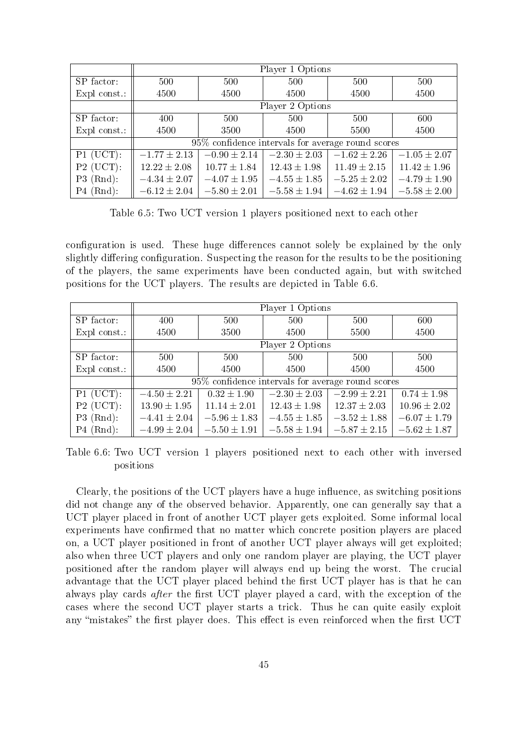| | Player 1 Options | | | | |
|---|---|---|---|---|---|
| SP factor: | 500 | 500 | 500 | 500 | 500 |
| Expl const.: | 4500 | 4500 | 4500 | 4500 | 4500 |
| | Player 2 Options | | | | |
| SP factor: | 400 | 500 | 500 | 500 | 600 |
| Expl const.: | 4500 | 3500 | 4500 | 5500 | 4500 |
| | 95% confidence intervals for average round scores | | | | |
| P1 (UCT): | $-1.77 \pm 2.13$ | $-0.90 \pm 2.14$ | $-2.30 \pm 2.03$ | $-1.62 \pm 2.26$ | $-1.05 \pm 2.07$ |
| P2 (UCT): | $12.22 \pm 2.08$ | $10.77 \pm 1.84$ | $12.43 \pm 1.98$ | $11.49 \pm 2.15$ | $11.42 \pm 1.96$ |
| P3 (Rnd): | $-4.34 \pm 2.07$ | $-4.07 \pm 1.95$ | $-4.55 \pm 1.85$ | $-5.25 \pm 2.02$ | $-4.79 \pm 1.90$ |
| P4 (Rnd): | $-6.12 \pm 2.04$ | $-5.80 \pm 2.01$ | $-5.58 \pm 1.94$ | $-4.62 \pm 1.94$ | $-5.58 \pm 2.00$ |

Table 6.5: Two UCT version 1 players positioned next to each other

configuration is used. These huge differences cannot solely be explained by the only slightly differing configuration. Suspecting the reason for the results to be the positioning of the players, the same experiments have been conducted again, but with switched positions for the UCT players. The results are depicted in Table 6.6.

| | Player 1 Options | | | | |
|---|---|---|---|---|---|
| SP factor: | 400 | 500 | 500 | 500 | 600 |
| Expl const.: | 4500 | 3500 | 4500 | 5500 | 4500 |
| | Player 2 Options | | | | |
| SP factor: | 500 | 500 | 500 | 500 | 500 |
| Expl const.: | 4500 | 4500 | 4500 | 4500 | 4500 |
| | 95% confidence intervals for average round scores | | | | |
| P1 (UCT): | $-4.50 \pm 2.21$ | $0.32 \pm 1.90$ | $-2.30 \pm 2.03$ | $-2.99 \pm 2.21$ | $0.74 \pm 1.98$ |
| P2 (UCT): | $13.90 \pm 1.95$ | $11.14 \pm 2.01$ | $12.43 \pm 1.98$ | $12.37 \pm 2.03$ | $10.96 \pm 2.02$ |
| P3 (Rnd): | $-4.41 \pm 2.04$ | $-5.96 \pm 1.83$ | $-4.55 \pm 1.85$ | $-3.52 \pm 1.88$ | $-6.07 \pm 1.79$ |
| P4 (Rnd): | $-4.99 \pm 2.04$ | $-5.50 \pm 1.91$ | $-5.58 \pm 1.94$ | $-5.87 \pm 2.15$ | $-5.62 \pm 1.87$ |

Table 6.6: Two UCT version 1 players positioned next to each other with inversed positions

Clearly, the positions of the UCT players have a huge influence, as switching positions did not change any of the observed behavior. Apparently, one can generally say that a UCT player placed in front of another UCT player gets exploited. Some informal local experiments have confirmed that no matter which concrete position players are placed on, a UCT player positioned in front of another UCT player always will get exploited; also when three UCT players and only one random player are playing, the UCT player positioned after the random player will always end up being the worst. The crucial advantage that the UCT player placed behind the first UCT player has is that he can always play cards *after* the first UCT player played a card, with the exception of the cases where the second UCT player starts a trick. Thus he can quite easily exploit any "mistakes" the first player does. This effect is even reinforced when the first UCT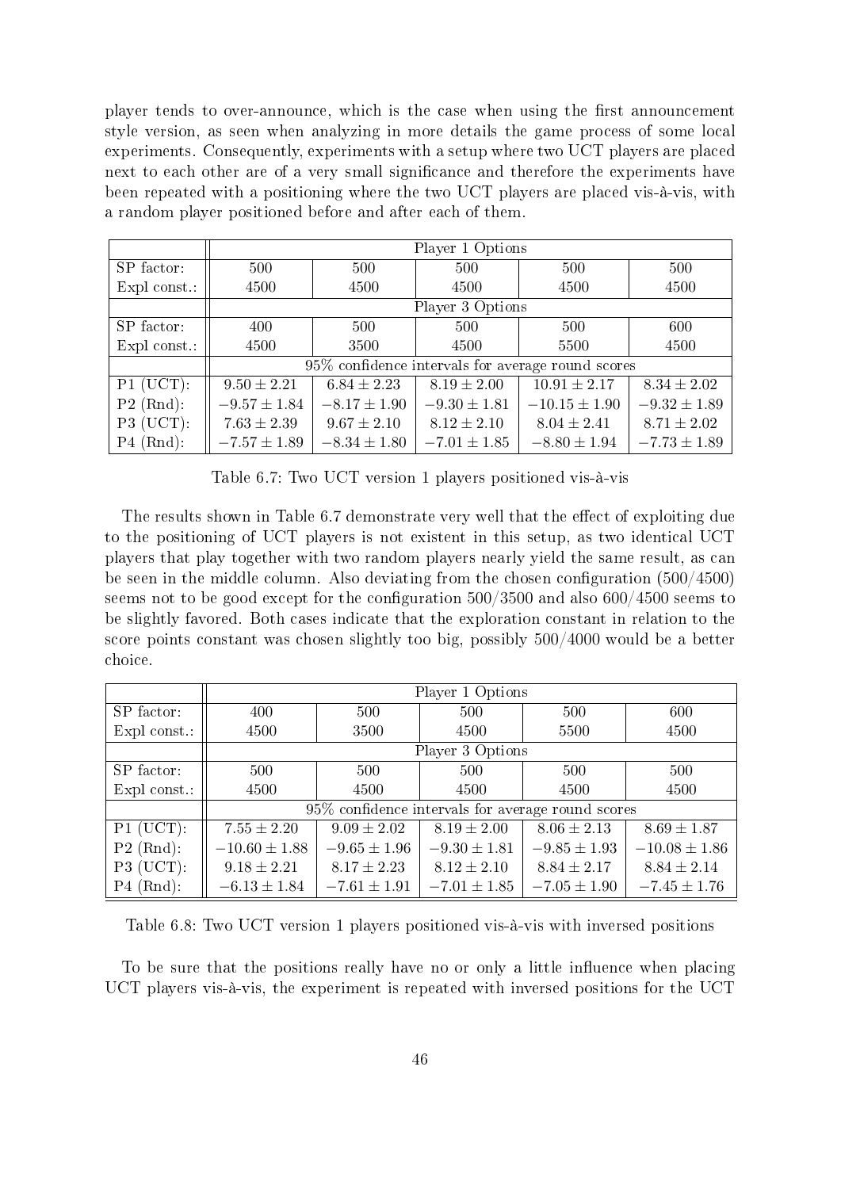player tends to over-announce, which is the case when using the first announcement style version, as seen when analyzing in more details the game process of some local experiments. Consequently, experiments with a setup where two UCT players are placed next to each other are of a very small significance and therefore the experiments have been repeated with a positioning where the two UCT players are placed vis-à-vis, with a random player positioned before and after each of them.

| | Player 1 Options | | | | |
|---|---|---|---|---|---|
| SP factor: | 500 | 500 | 500 | 500 | 500 |
| Expl const.: | 4500 | 4500 | 4500 | 4500 | 4500 |
| | Player 3 Options | | | | |
| SP factor: | 400 | 500 | 500 | 500 | 600 |
| Expl const.: | 4500 | 3500 | 4500 | 5500 | 4500 |
| | 95% confidence intervals for average round scores | | | | |
| P1 (UCT): | $9.50 \pm 2.21$ | $6.84 \pm 2.23$ | $8.19 \pm 2.00$ | $10.91 \pm 2.17$ | $8.34 \pm 2.02$ |
| P2 (Rnd): | $-9.57 \pm 1.84$ | $-8.17 \pm 1.90$ | $-9.30 \pm 1.81$ | $-10.15 \pm 1.90$ | $-9.32 \pm 1.89$ |
| P3 (UCT): | $7.63 \pm 2.39$ | $9.67 \pm 2.10$ | $8.12 \pm 2.10$ | $8.04 \pm 2.41$ | $8.71 \pm 2.02$ |
| P4 (Rnd): | $-7.57 \pm 1.89$ | $-8.34 \pm 1.80$ | $-7.01 \pm 1.85$ | $-8.80 \pm 1.94$ | $-7.73 \pm 1.89$ |

Table 6.7: Two UCT version 1 players positioned vis-à-vis

The results shown in Table 6.7 demonstrate very well that the effect of exploiting due to the positioning of UCT players is not existent in this setup, as two identical UCT players that play together with two random players nearly yield the same result, as can be seen in the middle column. Also deviating from the chosen configuration (500/4500) seems not to be good except for the configuration 500/3500 and also 600/4500 seems to be slightly favored. Both cases indicate that the exploration constant in relation to the score points constant was chosen slightly too big, possibly 500/4000 would be a better choice.

| | Player 1 Options | | | | |
|---|---|---|---|---|---|
| SP factor: | 400 | 500 | 500 | 500 | 600 |
| Expl const.: | 4500 | 3500 | 4500 | 5500 | 4500 |
| | Player 3 Options | | | | |
| SP factor: | 500 | 500 | 500 | 500 | 500 |
| Expl const.: | 4500 | 4500 | 4500 | 4500 | 4500 |
| | 95% confidence intervals for average round scores | | | | |
| P1 (UCT): | $7.55 \pm 2.20$ | $9.09 \pm 2.02$ | $8.19 \pm 2.00$ | $8.06 \pm 2.13$ | $8.69 \pm 1.87$ |
| P2 (Rnd): | $-10.60 \pm 1.88$ | $-9.65 \pm 1.96$ | $-9.30 \pm 1.81$ | $-9.85 \pm 1.93$ | $-10.08 \pm 1.86$ |
| P3 (UCT): | $9.18 \pm 2.21$ | $8.17 \pm 2.23$ | $8.12 \pm 2.10$ | $8.84 \pm 2.17$ | $8.84 \pm 2.14$ |
| P4 (Rnd): | $-6.13 \pm 1.84$ | $-7.61 \pm 1.91$ | $-7.01 \pm 1.85$ | $-7.05 \pm 1.90$ | $-7.45 \pm 1.76$ |

Table 6.8: Two UCT version 1 players positioned vis-à-vis with inversed positions

To be sure that the positions really have no or only a little influence when placing UCT players vis-à-vis, the experiment is repeated with inversed positions for the UCT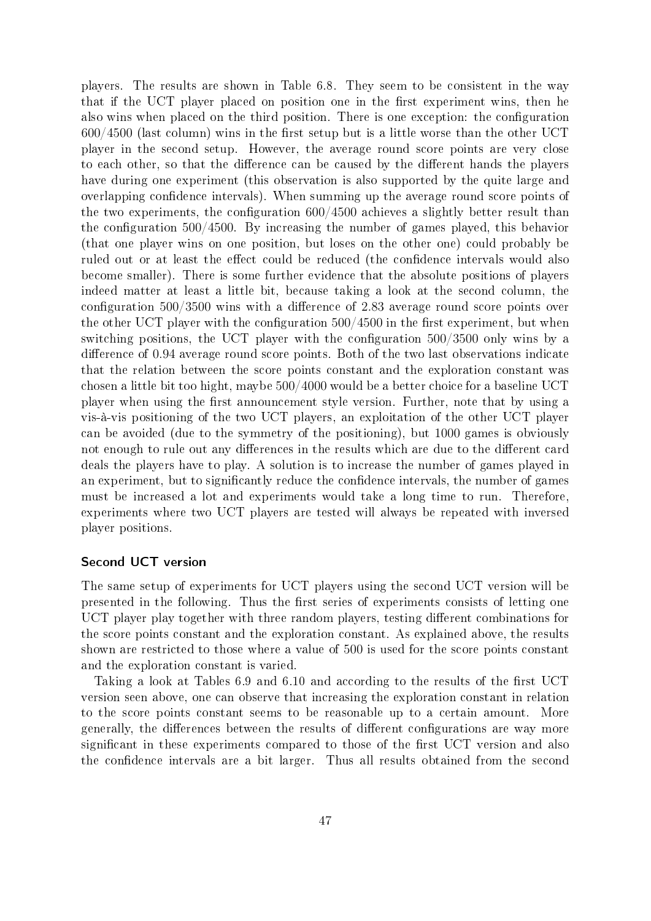players. The results are shown in Table 6.8. They seem to be consistent in the way that if the UCT player placed on position one in the first experiment wins, then he also wins when placed on the third position. There is one exception: the configuration 600/4500 (last column) wins in the first setup but is a little worse than the other UCT player in the second setup. However, the average round score points are very close to each other, so that the difference can be caused by the different hands the players have during one experiment (this observation is also supported by the quite large and overlapping confidence intervals). When summing up the average round score points of the two experiments, the configuration 600/4500 achieves a slightly better result than the configuration 500/4500. By increasing the number of games played, this behavior (that one player wins on one position, but loses on the other one) could probably be ruled out or at least the effect could be reduced (the confidence intervals would also become smaller). There is some further evidence that the absolute positions of players indeed matter at least a little bit, because taking a look at the second column, the configuration 500/3500 wins with a difference of 2.83 average round score points over the other UCT player with the configuration 500/4500 in the first experiment, but when switching positions, the UCT player with the configuration 500/3500 only wins by a difference of 0.94 average round score points. Both of the two last observations indicate that the relation between the score points constant and the exploration constant was chosen a little bit too hight, maybe 500/4000 would be a better choice for a baseline UCT player when using the first announcement style version. Further, note that by using a vis-à-vis positioning of the two UCT players, an exploitation of the other UCT player can be avoided (due to the symmetry of the positioning), but 1000 games is obviously not enough to rule out any differences in the results which are due to the different card deals the players have to play. A solution is to increase the number of games played in an experiment, but to significantly reduce the confidence intervals, the number of games must be increased a lot and experiments would take a long time to run. Therefore, experiments where two UCT players are tested will always be repeated with inversed player positions.

### Second UCT version

The same setup of experiments for UCT players using the second UCT version will be presented in the following. Thus the first series of experiments consists of letting one UCT player play together with three random players, testing different combinations for the score points constant and the exploration constant. As explained above, the results shown are restricted to those where a value of 500 is used for the score points constant and the exploration constant is varied.

Taking a look at Tables 6.9 and 6.10 and according to the results of the first UCT version seen above, one can observe that increasing the exploration constant in relation to the score points constant seems to be reasonable up to a certain amount. More generally, the differences between the results of different configurations are way more significant in these experiments compared to those of the first UCT version and also the confidence intervals are a bit larger. Thus all results obtained from the second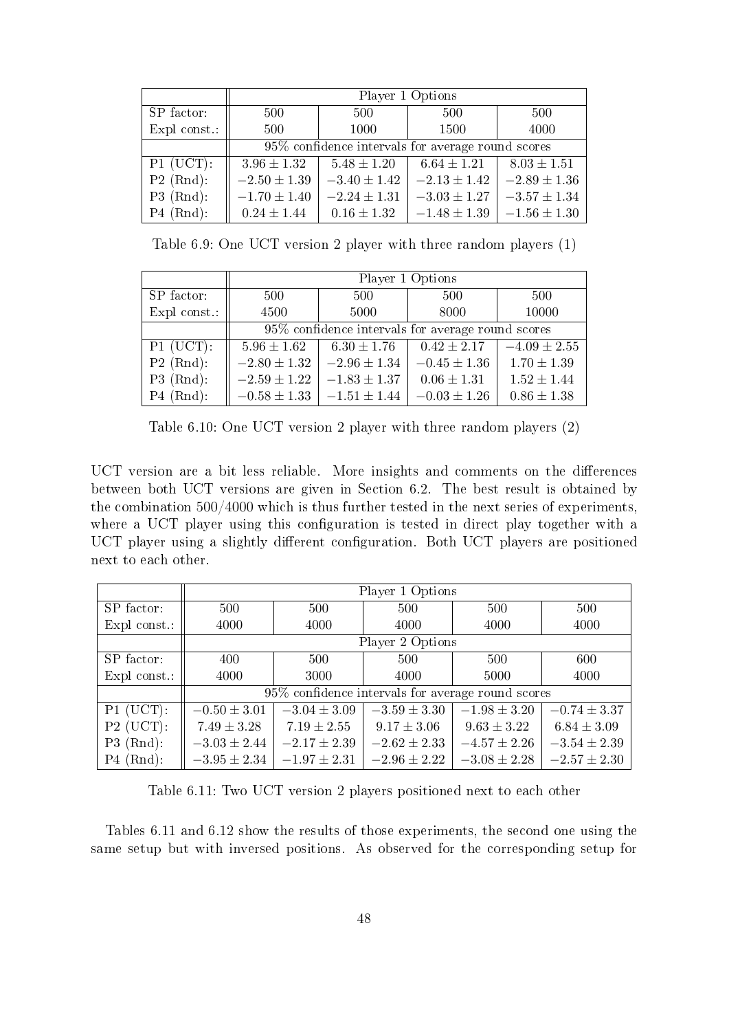| | Player 1 Options | | | |
|---|---|---|---|---|
| SP factor: | 500 | 500 | 500 | 500 |
| Expl const.: | 500 | 1000 | 1500 | 4000 |
| | 95% confidence intervals for average round scores | | | |
| P1 (UCT): | $3.96 \pm 1.32$ | $5.48 \pm 1.20$ | $6.64 \pm 1.21$ | $8.03 \pm 1.51$ |
| P2 (Rnd): | $-2.50 \pm 1.39$ | $-3.40 \pm 1.42$ | $-2.13 \pm 1.42$ | $-2.89 \pm 1.36$ |
| P3 (Rnd): | $-1.70 \pm 1.40$ | $-2.24 \pm 1.31$ | $-3.03 \pm 1.27$ | $-3.57 \pm 1.34$ |
| P4 (Rnd): | $0.24 \pm 1.44$ | $0.16 \pm 1.32$ | $-1.48 \pm 1.39$ | $-1.56 \pm 1.30$ |

Table 6.9: One UCT version 2 player with three random players (1)

| | Player 1 Options | | | |
|---|---|---|---|---|
| SP factor: | 500 | 500 | 500 | 500 |
| Expl const.: | 4500 | 5000 | 8000 | 10000 |
| | 95% confidence intervals for average round scores | | | |
| P1 (UCT): | $5.96 \pm 1.62$ | $6.30 \pm 1.76$ | $0.42 \pm 2.17$ | $-4.09 \pm 2.55$ |
| P2 (Rnd): | $-2.80 \pm 1.32$ | $-2.96 \pm 1.34$ | $-0.45 \pm 1.36$ | $1.70 \pm 1.39$ |
| P3 (Rnd): | $-2.59 \pm 1.22$ | $-1.83 \pm 1.37$ | $0.06 \pm 1.31$ | $1.52 \pm 1.44$ |
| P4 (Rnd): | $-0.58 \pm 1.33$ | $-1.51 \pm 1.44$ | $-0.03 \pm 1.26$ | $0.86 \pm 1.38$ |

Table 6.10: One UCT version 2 player with three random players (2)

UCT version are a bit less reliable. More insights and comments on the differences between both UCT versions are given in Section 6.2. The best result is obtained by the combination 500/4000 which is thus further tested in the next series of experiments, where a UCT player using this configuration is tested in direct play together with a UCT player using a slightly different configuration. Both UCT players are positioned next to each other.

| | Player 1 Options | | | | |
|---|---|---|---|---|---|
| SP factor: | 500 | 500 | 500 | 500 | 500 |
| Expl const.: | 4000 | 4000 | 4000 | 4000 | 4000 |
| | Player 2 Options | | | | |
| SP factor: | 400 | 500 | 500 | 500 | 600 |
| Expl const.: | 4000 | 3000 | 4000 | 5000 | 4000 |
| | 95% confidence intervals for average round scores | | | | |
| P1 (UCT): | $-0.50 \pm 3.01$ | $-3.04 \pm 3.09$ | $-3.59 \pm 3.30$ | $-1.98 \pm 3.20$ | $-0.74 \pm 3.37$ |
| P2 (UCT): | $7.49 \pm 3.28$ | $7.19 \pm 2.55$ | $9.17 \pm 3.06$ | $9.63 \pm 3.22$ | $6.84 \pm 3.09$ |
| P3 (Rnd): | $-3.03 \pm 2.44$ | $-2.17 \pm 2.39$ | $-2.62 \pm 2.33$ | $-4.57 \pm 2.26$ | $-3.54 \pm 2.39$ |
| P4 (Rnd): | $-3.95 \pm 2.34$ | $-1.97 \pm 2.31$ | $-2.96 \pm 2.22$ | $-3.08 \pm 2.28$ | $-2.57 \pm 2.30$ |

Table 6.11: Two UCT version 2 players positioned next to each other

Tables 6.11 and 6.12 show the results of those experiments, the second one using the same setup but with inversed positions. As observed for the corresponding setup for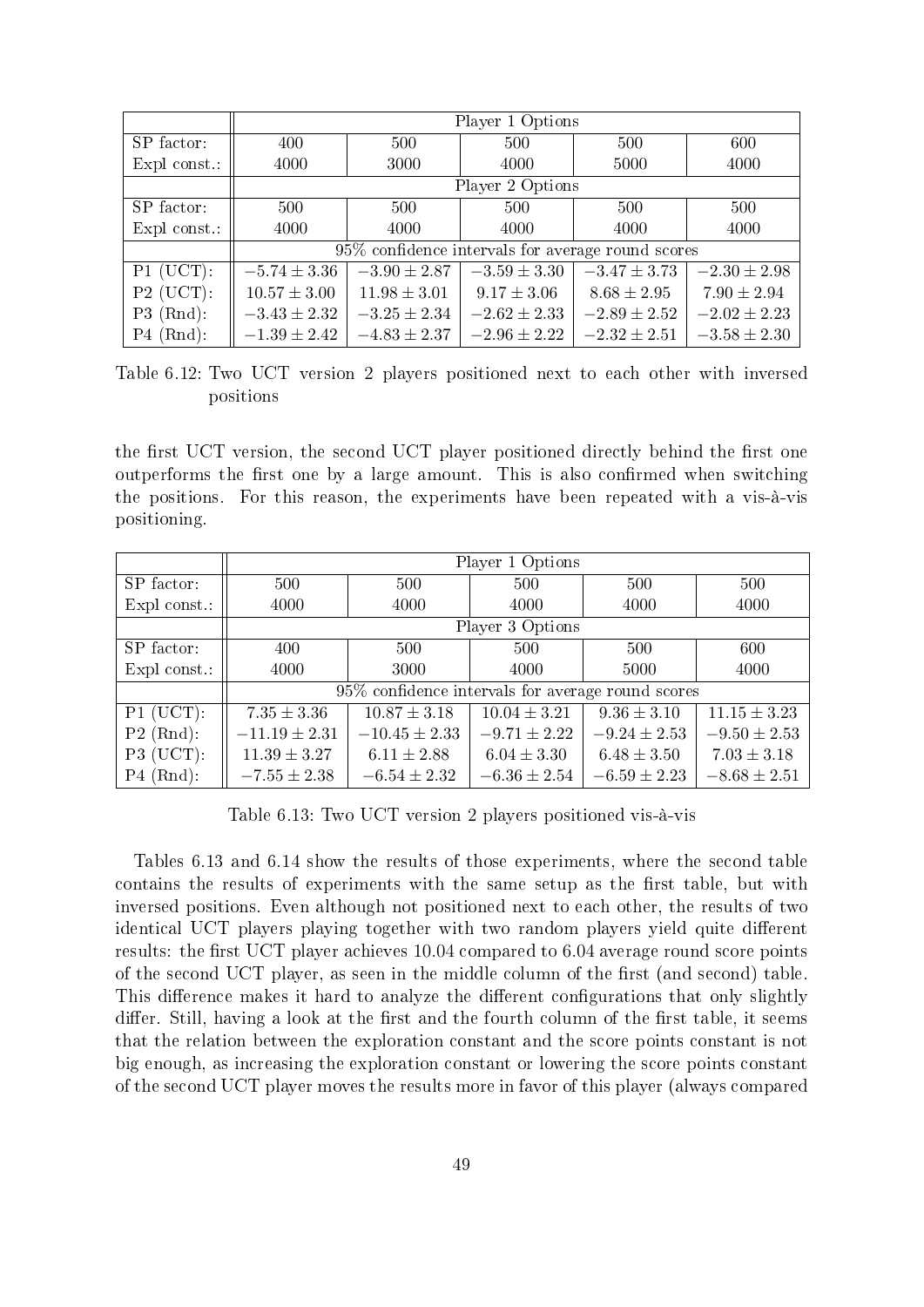| | Player 1 Options | | | | |
|---|---|---|---|---|---|
| SP factor: | 400 | 500 | 500 | 500 | 600 |
| Expl const.: | 4000 | 3000 | 4000 | 5000 | 4000 |
| | Player 2 Options | | | | |
| SP factor: | 500 | 500 | 500 | 500 | 500 |
| Expl const.: | 4000 | 4000 | 4000 | 4000 | 4000 |
| | 95% confidence intervals for average round scores | | | | |
| P1 (UCT): | $-5.74 \pm 3.36$ | $-3.90 \pm 2.87$ | $-3.59 \pm 3.30$ | $-3.47 \pm 3.73$ | $-2.30 \pm 2.98$ |
| P2 (UCT): | $10.57 \pm 3.00$ | $11.98 \pm 3.01$ | $9.17 \pm 3.06$ | $8.68 \pm 2.95$ | $7.90 \pm 2.94$ |
| P3 (Rnd): | $-3.43 \pm 2.32$ | $-3.25 \pm 2.34$ | $-2.62 \pm 2.33$ | $-2.89 \pm 2.52$ | $-2.02 \pm 2.23$ |
| P4 (Rnd): | $-1.39 \pm 2.42$ | $-4.83 \pm 2.37$ | $-2.96 \pm 2.22$ | $-2.32 \pm 2.51$ | $-3.58 \pm 2.30$ |

Table 6.12: Two UCT version 2 players positioned next to each other with inversed positions

the first UCT version, the second UCT player positioned directly behind the first one outperforms the first one by a large amount. This is also confirmed when switching the positions. For this reason, the experiments have been repeated with a vis-à-vis positioning.

| | Player 1 Options | | | | |
|---|---|---|---|---|---|
| SP factor: | 500 | 500 | 500 | 500 | 500 |
| Expl const.: | 4000 | 4000 | 4000 | 4000 | 4000 |
| | Player 3 Options | | | | |
| SP factor: | 400 | 500 | 500 | 500 | 600 |
| Expl const.: | 4000 | 3000 | 4000 | 5000 | 4000 |
| | 95% confidence intervals for average round scores | | | | |
| P1 (UCT): | $7.35 \pm 3.36$ | $10.87 \pm 3.18$ | $10.04 \pm 3.21$ | $9.36 \pm 3.10$ | $11.15 \pm 3.23$ |
| P2 (Rnd): | $-11.19 \pm 2.31$ | $-10.45 \pm 2.33$ | $-9.71 \pm 2.22$ | $-9.24 \pm 2.53$ | $-9.50 \pm 2.53$ |
| P3 (UCT): | $11.39 \pm 3.27$ | $6.11 \pm 2.88$ | $6.04 \pm 3.30$ | $6.48 \pm 3.50$ | $7.03 \pm 3.18$ |
| P4 (Rnd): | $-7.55 \pm 2.38$ | $-6.54 \pm 2.32$ | $-6.36 \pm 2.54$ | $-6.59 \pm 2.23$ | $-8.68 \pm 2.51$ |

Table 6.13: Two UCT version 2 players positioned vis-à-vis

Tables 6.13 and 6.14 show the results of those experiments, where the second table contains the results of experiments with the same setup as the first table, but with inversed positions. Even although not positioned next to each other, the results of two identical UCT players playing together with two random players yield quite different results: the first UCT player achieves 10.04 compared to 6.04 average round score points of the second UCT player, as seen in the middle column of the first (and second) table. This difference makes it hard to analyze the different configurations that only slightly differ. Still, having a look at the first and the fourth column of the first table, it seems that the relation between the exploration constant and the score points constant is not big enough, as increasing the exploration constant or lowering the score points constant of the second UCT player moves the results more in favor of this player (always compared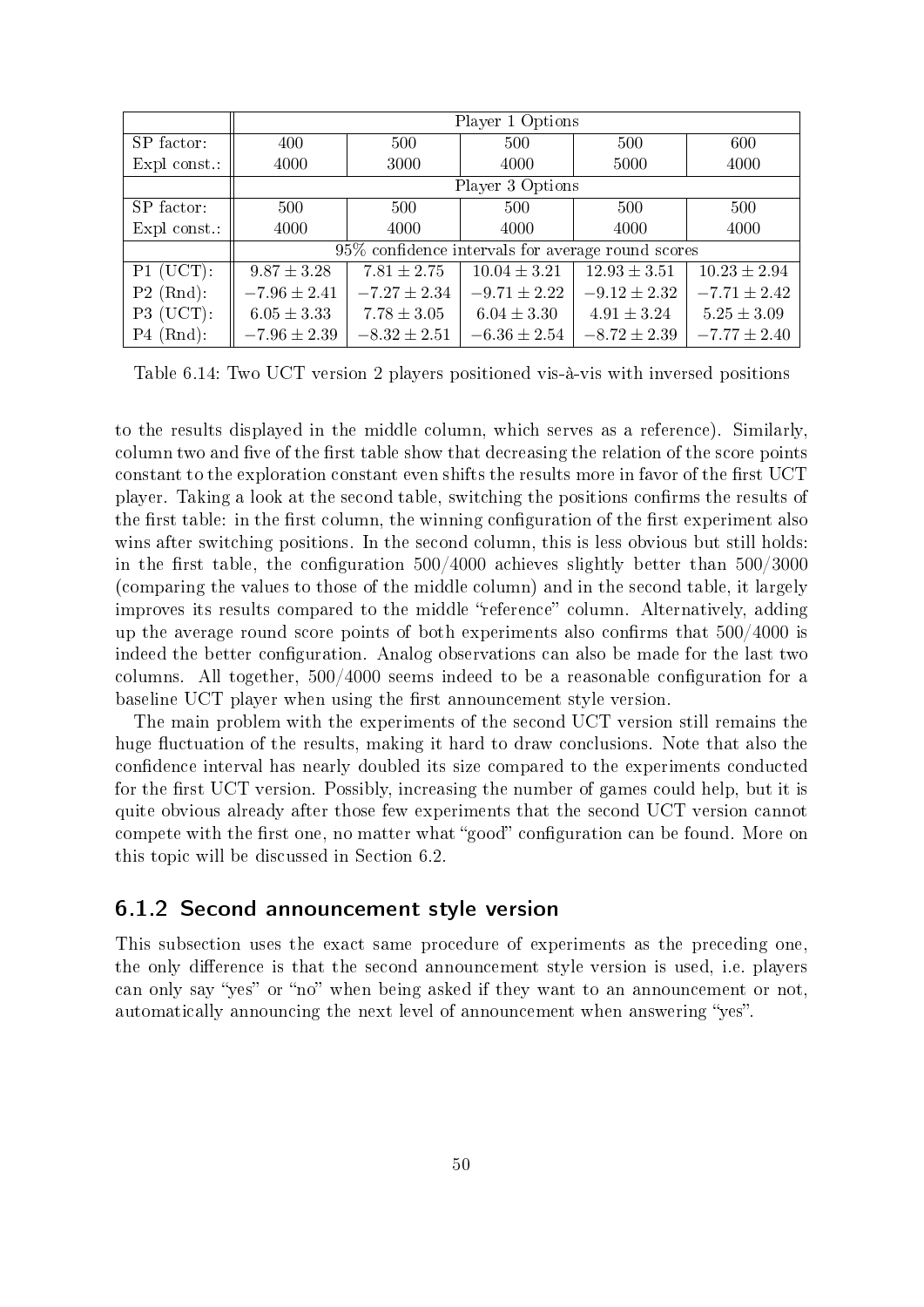| | Player 1 Options | | | | |
|---|---|---|---|---|---|
| SP factor: | 400 | 500 | 500 | 500 | 600 |
| Expl const.: | 4000 | 3000 | 4000 | 5000 | 4000 |
| | Player 3 Options | | | | |
| SP factor: | 500 | 500 | 500 | 500 | 500 |
| Expl const.: | 4000 | 4000 | 4000 | 4000 | 4000 |
| | 95% confidence intervals for average round scores | | | | |
| P1 (UCT): | $9.87 \pm 3.28$ | $7.81 \pm 2.75$ | $10.04 \pm 3.21$ | $12.93 \pm 3.51$ | $10.23 \pm 2.94$ |
| P2 (Rnd): | $-7.96 \pm 2.41$ | $-7.27 \pm 2.34$ | $-9.71 \pm 2.22$ | $-9.12 \pm 2.32$ | $-7.71 \pm 2.42$ |
| P3 (UCT): | $6.05 \pm 3.33$ | $7.78 \pm 3.05$ | $6.04 \pm 3.30$ | $4.91 \pm 3.24$ | $5.25 \pm 3.09$ |
| P4 (Rnd): | $-7.96 \pm 2.39$ | $-8.32 \pm 2.51$ | $-6.36 \pm 2.54$ | $-8.72 \pm 2.39$ | $-7.77 \pm 2.40$ |

Table 6.14: Two UCT version 2 players positioned vis-à-vis with inversed positions

to the results displayed in the middle column, which serves as a reference). Similarly, column two and five of the first table show that decreasing the relation of the score points constant to the exploration constant even shifts the results more in favor of the first UCT player. Taking a look at the second table, switching the positions confirms the results of the first table: in the first column, the winning configuration of the first experiment also wins after switching positions. In the second column, this is less obvious but still holds: in the first table, the configuration 500/4000 achieves slightly better than 500/3000 (comparing the values to those of the middle column) and in the second table, it largely improves its results compared to the middle "reference" column. Alternatively, adding up the average round score points of both experiments also confirms that 500/4000 is indeed the better configuration. Analog observations can also be made for the last two columns. All together, 500/4000 seems indeed to be a reasonable configuration for a baseline UCT player when using the first announcement style version.

The main problem with the experiments of the second UCT version still remains the huge fluctuation of the results, making it hard to draw conclusions. Note that also the confidence interval has nearly doubled its size compared to the experiments conducted for the first UCT version. Possibly, increasing the number of games could help, but it is quite obvious already after those few experiments that the second UCT version cannot compete with the first one, no matter what "good" configuration can be found. More on this topic will be discussed in Section 6.2.

### 6.1.2 Second announcement style version

This subsection uses the exact same procedure of experiments as the preceding one, the only difference is that the second announcement style version is used, i.e. players can only say "yes" or "no" when being asked if they want to an announcement or not, automatically announcing the next level of announcement when answering "yes".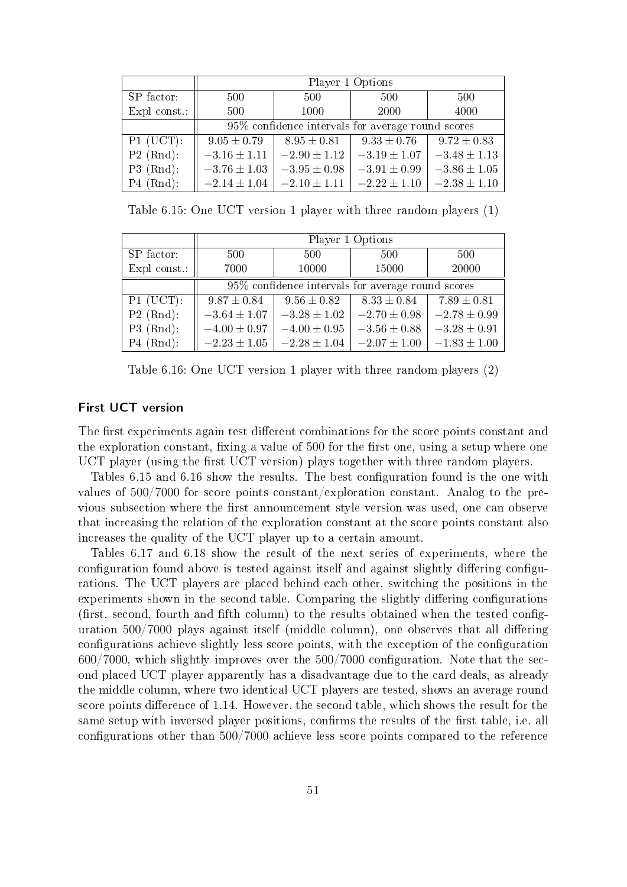| | Player 1 Options | | | |
|---|---|---|---|---|
| SP factor: | 500 | 500 | 500 | 500 |
| Expl const.: | 500 | 1000 | 2000 | 4000 |
| | 95% confidence intervals for average round scores | | | |
| P1 (UCT): | $9.05 \pm 0.79$ | $8.95 \pm 0.81$ | $9.33 \pm 0.76$ | $9.72 \pm 0.83$ |
| P2 (Rnd): | $-3.16 \pm 1.11$ | $-2.90 \pm 1.12$ | $-3.19 \pm 1.07$ | $-3.48 \pm 1.13$ |
| P3 (Rnd): | $-3.76 \pm 1.03$ | $-3.95 \pm 0.98$ | $-3.91 \pm 0.99$ | $-3.86 \pm 1.05$ |
| P4 (Rnd): | $-2.14 \pm 1.04$ | $-2.10 \pm 1.11$ | $-2.22 \pm 1.10$ | $-2.38 \pm 1.10$ |

Table 6.15: One UCT version 1 player with three random players (1)

| | Player 1 Options | | | |
|---|---|---|---|---|
| SP factor: | 500 | 500 | 500 | 500 |
| Expl const.: | 7000 | 10000 | 15000 | 20000 |
| | 95% confidence intervals for average round scores | | | |
| P1 (UCT): | $9.87 \pm 0.84$ | $9.56 \pm 0.82$ | $8.33 \pm 0.84$ | $7.89 \pm 0.81$ |
| P2 (Rnd): | $-3.64 \pm 1.07$ | $-3.28 \pm 1.02$ | $-2.70 \pm 0.98$ | $-2.78 \pm 0.99$ |
| P3 (Rnd): | $-4.00 \pm 0.97$ | $-4.00 \pm 0.95$ | $-3.56 \pm 0.88$ | $-3.28 \pm 0.91$ |
| P4 (Rnd): | $-2.23 \pm 1.05$ | $-2.28 \pm 1.04$ | $-2.07 \pm 1.00$ | $-1.83 \pm 1.00$ |

Table 6.16: One UCT version 1 player with three random players (2)

### First UCT version

The first experiments again test different combinations for the score points constant and the exploration constant, fixing a value of 500 for the first one, using a setup where one UCT player (using the first UCT version) plays together with three random players.

Tables 6.15 and 6.16 show the results. The best configuration found is the one with values of 500/7000 for score points constant/exploration constant. Analog to the previous subsection where the first announcement style version was used, one can observe that increasing the relation of the exploration constant at the score points constant also increases the quality of the UCT player up to a certain amount.

Tables 6.17 and 6.18 show the result of the next series of experiments, where the configuration found above is tested against itself and against slightly differing configurations. The UCT players are placed behind each other, switching the positions in the experiments shown in the second table. Comparing the slightly differing configurations (first, second, fourth and fifth column) to the results obtained when the tested configuration 500/7000 plays against itself (middle column), one observes that all differing configurations achieve slightly less score points, with the exception of the configuration 600/7000, which slightly improves over the 500/7000 configuration. Note that the second placed UCT player apparently has a disadvantage due to the card deals, as already the middle column, where two identical UCT players are tested, shows an average round score points difference of 1.14. However, the second table, which shows the result for the same setup with inversed player positions, confirms the results of the first table, i.e. all configurations other than 500/7000 achieve less score points compared to the reference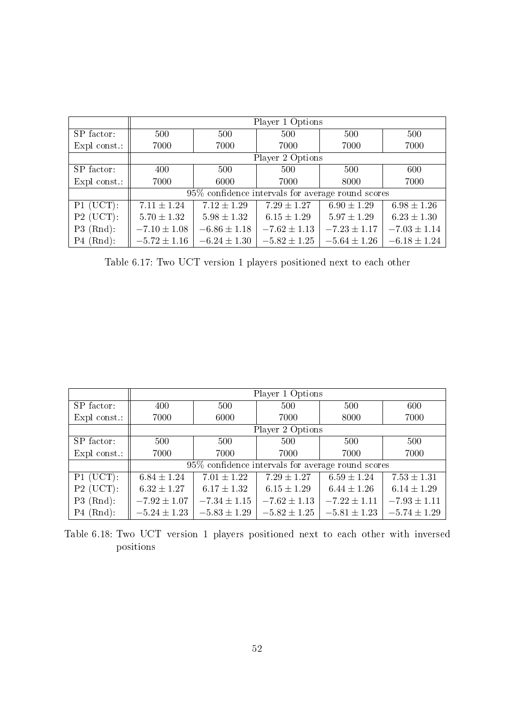| | Player 1 Options | | | | |
|---|---|---|---|---|---|
| SP factor: | 500 | 500 | 500 | 500 | 500 |
| Expl const.: | 7000 | 7000 | 7000 | 7000 | 7000 |
| | Player 2 Options | | | | |
| SP factor: | 400 | 500 | 500 | 500 | 600 |
| Expl const.: | 7000 | 6000 | 7000 | 8000 | 7000 |
| | 95% confidence intervals for average round scores | | | | |
| P1 (UCT): | $7.11 \pm 1.24$ | $7.12 \pm 1.29$ | $7.29 \pm 1.27$ | $6.90 \pm 1.29$ | $6.98 \pm 1.26$ |
| P2 (UCT): | $5.70 \pm 1.32$ | $5.98 \pm 1.32$ | $6.15 \pm 1.29$ | $5.97 \pm 1.29$ | $6.23 \pm 1.30$ |
| P3 (Rnd): | $-7.10 \pm 1.08$ | $-6.86 \pm 1.18$ | $-7.62 \pm 1.13$ | $-7.23 \pm 1.17$ | $-7.03 \pm 1.14$ |
| P4 (Rnd): | $-5.72 \pm 1.16$ | $-6.24 \pm 1.30$ | $-5.82 \pm 1.25$ | $-5.64 \pm 1.26$ | $-6.18 \pm 1.24$ |

Table 6.17: Two UCT version 1 players positioned next to each other

| | Player 1 Options | | | | |
|---|---|---|---|---|---|
| SP factor: | 400 | 500 | 500 | 500 | 600 |
| Expl const.: | 7000 | 6000 | 7000 | 8000 | 7000 |
| | Player 2 Options | | | | |
| SP factor: | 500 | 500 | 500 | 500 | 500 |
| Expl const.: | 7000 | 7000 | 7000 | 7000 | 7000 |
| | 95% confidence intervals for average round scores | | | | |
| P1 (UCT): | $6.84 \pm 1.24$ | $7.01 \pm 1.22$ | $7.29 \pm 1.27$ | $6.59 \pm 1.24$ | $7.53 \pm 1.31$ |
| P2 (UCT): | $6.32 \pm 1.27$ | $6.17 \pm 1.32$ | $6.15 \pm 1.29$ | $6.44 \pm 1.26$ | $6.14 \pm 1.29$ |
| P3 (Rnd): | $-7.92 \pm 1.07$ | $-7.34 \pm 1.15$ | $-7.62 \pm 1.13$ | $-7.22 \pm 1.11$ | $-7.93 \pm 1.11$ |
| P4 (Rnd): | $-5.24 \pm 1.23$ | $-5.83 \pm 1.29$ | $-5.82 \pm 1.25$ | $-5.81 \pm 1.23$ | $-5.74 \pm 1.29$ |

Table 6.18: Two UCT version 1 players positioned next to each other with inversed positions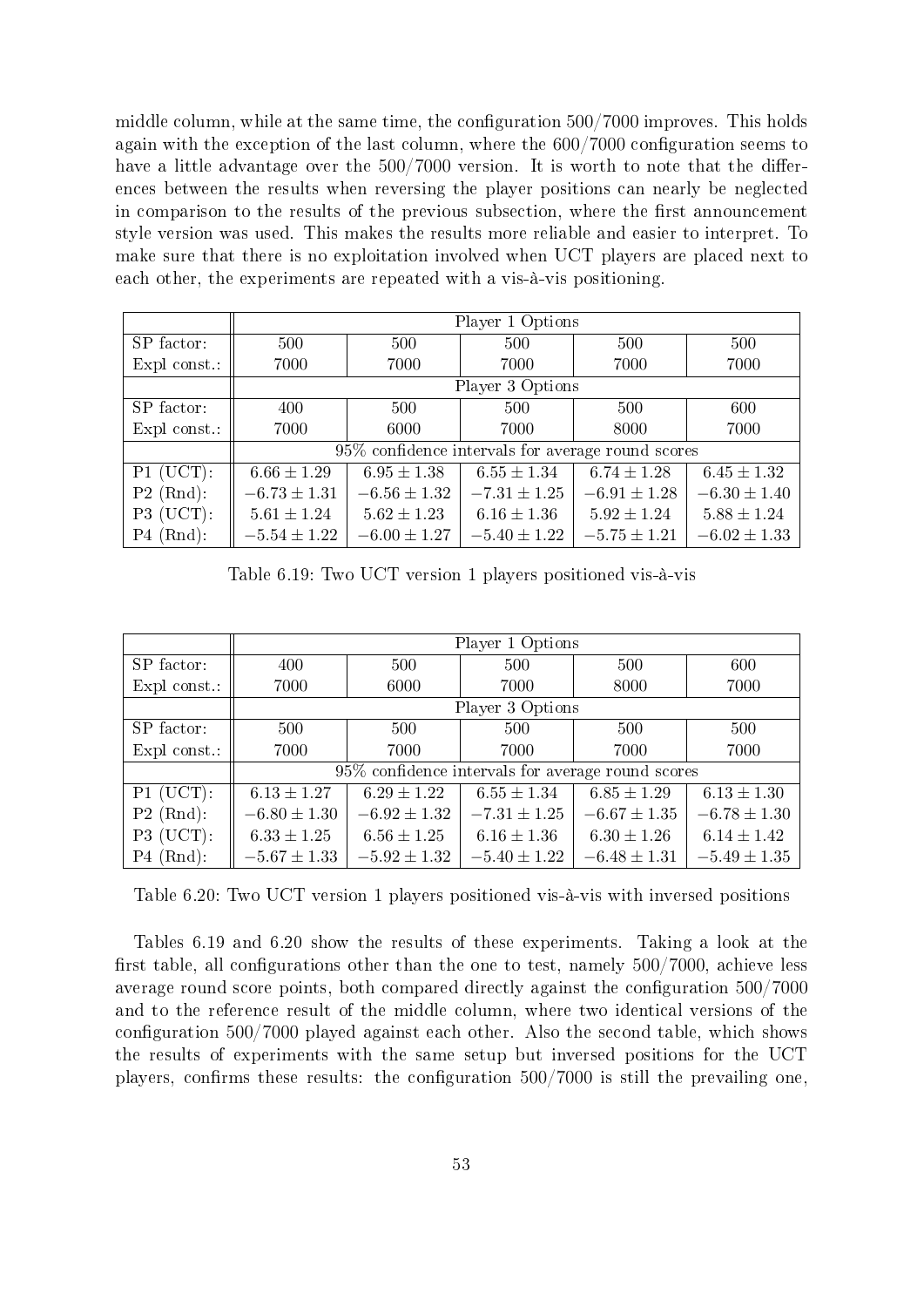middle column, while at the same time, the configuration 500/7000 improves. This holds again with the exception of the last column, where the 600/7000 configuration seems to have a little advantage over the 500/7000 version. It is worth to note that the differences between the results when reversing the player positions can nearly be neglected in comparison to the results of the previous subsection, where the first announcement style version was used. This makes the results more reliable and easier to interpret. To make sure that there is no exploitation involved when UCT players are placed next to each other, the experiments are repeated with a vis-à-vis positioning.

| | Player 1 Options | | | | |
|---|---|---|---|---|---|
| SP factor: | 500 | 500 | 500 | 500 | 500 |
| Expl const.: | 7000 | 7000 | 7000 | 7000 | 7000 |
| | Player 3 Options | | | | |
| SP factor: | 400 | 500 | 500 | 500 | 600 |
| Expl const.: | 7000 | 6000 | 7000 | 8000 | 7000 |
| | 95% confidence intervals for average round scores | | | | |
| P1 (UCT): | $6.66 \pm 1.29$ | $6.95 \pm 1.38$ | $6.55 \pm 1.34$ | $6.74 \pm 1.28$ | $6.45 \pm 1.32$ |
| P2 (Rnd): | $-6.73 \pm 1.31$ | $-6.56 \pm 1.32$ | $-7.31 \pm 1.25$ | $-6.91 \pm 1.28$ | $-6.30 \pm 1.40$ |
| P3 (UCT): | $5.61 \pm 1.24$ | $5.62 \pm 1.23$ | $6.16 \pm 1.36$ | $5.92 \pm 1.24$ | $5.88 \pm 1.24$ |
| P4 (Rnd): | $-5.54 \pm 1.22$ | $-6.00 \pm 1.27$ | $-5.40 \pm 1.22$ | $-5.75 \pm 1.21$ | $-6.02 \pm 1.33$ |

Table 6.19: Two UCT version 1 players positioned vis-à-vis

| | Player 1 Options | | | | |
|---|---|---|---|---|---|
| SP factor: | 400 | 500 | 500 | 500 | 600 |
| Expl const.: | 7000 | 6000 | 7000 | 8000 | 7000 |
| | Player 3 Options | | | | |
| SP factor: | 500 | 500 | 500 | 500 | 500 |
| Expl const.: | 7000 | 7000 | 7000 | 7000 | 7000 |
| | 95% confidence intervals for average round scores | | | | |
| P1 (UCT): | $6.13 \pm 1.27$ | $6.29 \pm 1.22$ | $6.55 \pm 1.34$ | $6.85 \pm 1.29$ | $6.13 \pm 1.30$ |
| P2 (Rnd): | $-6.80 \pm 1.30$ | $-6.92 \pm 1.32$ | $-7.31 \pm 1.25$ | $-6.67 \pm 1.35$ | $-6.78 \pm 1.30$ |
| P3 (UCT): | $6.33 \pm 1.25$ | $6.56 \pm 1.25$ | $6.16 \pm 1.36$ | $6.30 \pm 1.26$ | $6.14 \pm 1.42$ |
| P4 (Rnd): | $-5.67 \pm 1.33$ | $-5.92 \pm 1.32$ | $-5.40 \pm 1.22$ | $-6.48 \pm 1.31$ | $-5.49 \pm 1.35$ |

Table 6.20: Two UCT version 1 players positioned vis-à-vis with inversed positions

Tables 6.19 and 6.20 show the results of these experiments. Taking a look at the first table, all configurations other than the one to test, namely 500/7000, achieve less average round score points, both compared directly against the configuration 500/7000 and to the reference result of the middle column, where two identical versions of the configuration 500/7000 played against each other. Also the second table, which shows the results of experiments with the same setup but inversed positions for the UCT players, confirms these results: the configuration 500/7000 is still the prevailing one,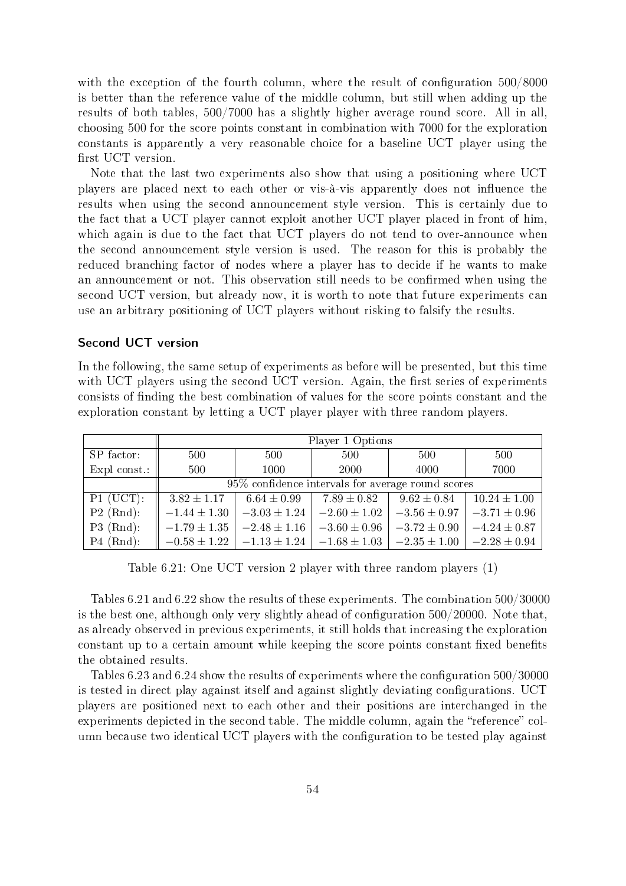with the exception of the fourth column, where the result of configuration 500/8000 is better than the reference value of the middle column, but still when adding up the results of both tables, 500/7000 has a slightly higher average round score. All in all, choosing 500 for the score points constant in combination with 7000 for the exploration constants is apparently a very reasonable choice for a baseline UCT player using the first UCT version.

Note that the last two experiments also show that using a positioning where UCT players are placed next to each other or vis-à-vis apparently does not influence the results when using the second announcement style version. This is certainly due to the fact that a UCT player cannot exploit another UCT player placed in front of him, which again is due to the fact that UCT players do not tend to over-announce when the second announcement style version is used. The reason for this is probably the reduced branching factor of nodes where a player has to decide if he wants to make an announcement or not. This observation still needs to be confirmed when using the second UCT version, but already now, it is worth to note that future experiments can use an arbitrary positioning of UCT players without risking to falsify the results.

### Second UCT version

In the following, the same setup of experiments as before will be presented, but this time with UCT players using the second UCT version. Again, the first series of experiments consists of finding the best combination of values for the score points constant and the exploration constant by letting a UCT player player with three random players.

| | Player 1 Options | | | | |
|---|---|---|---|---|---|
| SP factor: | 500 | 500 | 500 | 500 | 500 |
| Expl const.: | 500 | 1000 | 2000 | 4000 | 7000 |
| | 95% confidence intervals for average round scores | | | | |
| P1 (UCT): | $3.82 \pm 1.17$ | $6.64 \pm 0.99$ | $7.89 \pm 0.82$ | $9.62 \pm 0.84$ | $10.24 \pm 1.00$ |
| P2 (Rnd): | $-1.44 \pm 1.30$ | $-3.03 \pm 1.24$ | $-2.60 \pm 1.02$ | $-3.56 \pm 0.97$ | $-3.71 \pm 0.96$ |
| P3 (Rnd): | $-1.79 \pm 1.35$ | $-2.48 \pm 1.16$ | $-3.60 \pm 0.96$ | $-3.72 \pm 0.90$ | $-4.24 \pm 0.87$ |
| P4 (Rnd): | $-0.58 \pm 1.22$ | $-1.13 \pm 1.24$ | $-1.68 \pm 1.03$ | $-2.35 \pm 1.00$ | $-2.28 \pm 0.94$ |

Table 6.21: One UCT version 2 player with three random players (1)

Tables 6.21 and 6.22 show the results of these experiments. The combination 500/30000 is the best one, although only very slightly ahead of configuration 500/20000. Note that, as already observed in previous experiments, it still holds that increasing the exploration constant up to a certain amount while keeping the score points constant fixed benefits the obtained results.

Tables 6.23 and 6.24 show the results of experiments where the configuration 500/30000 is tested in direct play against itself and against slightly deviating configurations. UCT players are positioned next to each other and their positions are interchanged in the experiments depicted in the second table. The middle column, again the "reference" column because two identical UCT players with the configuration to be tested play against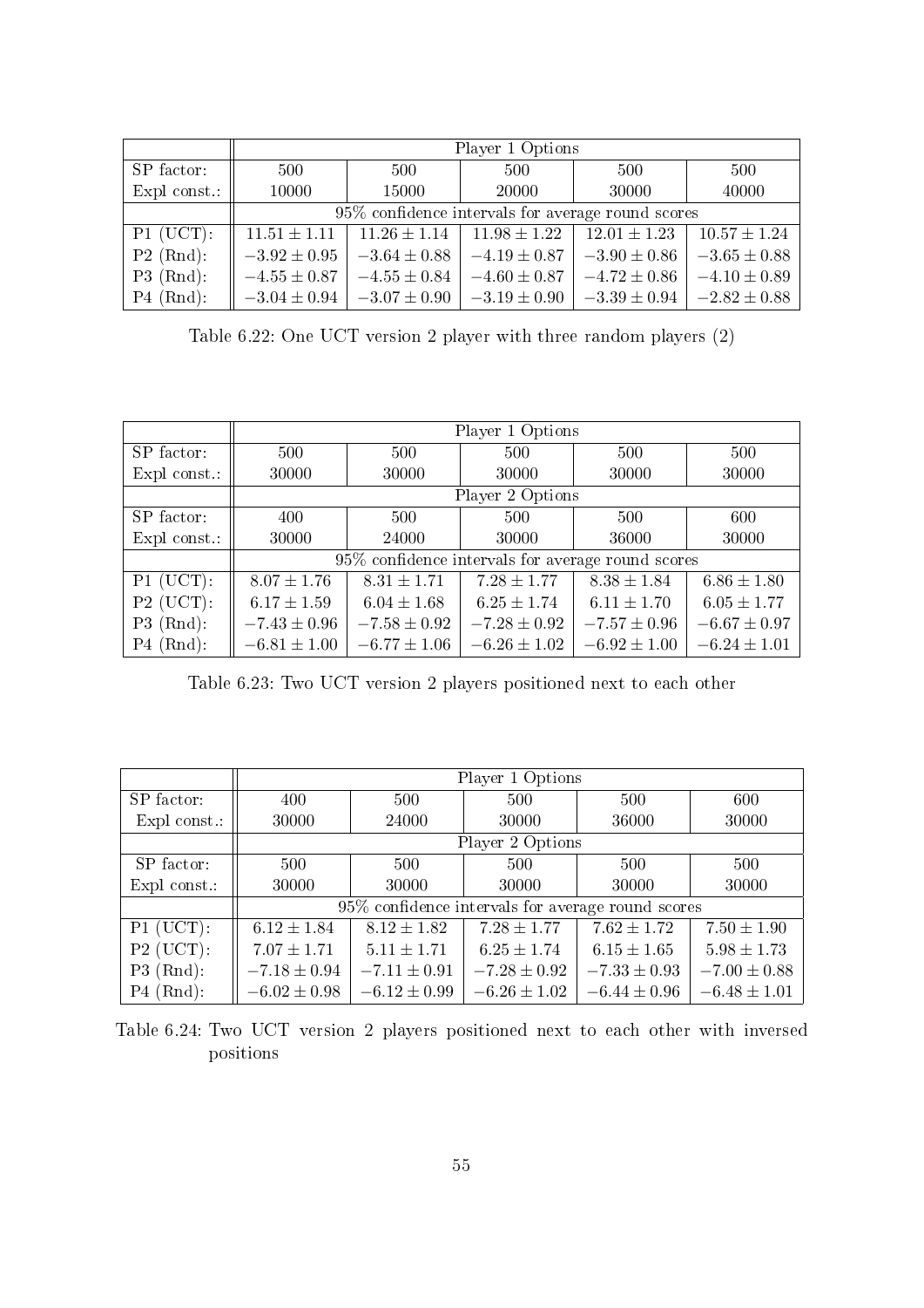| | Player 1 Options | | | | |
|---|---|---|---|---|---|
| SP factor: | 500 | 500 | 500 | 500 | 500 |
| Expl const.: | 10000 | 15000 | 20000 | 30000 | 40000 |
| | 95% confidence intervals for average round scores | | | | |
| P1 (UCT): | $11.51 \pm 1.11$ | $11.26 \pm 1.14$ | $11.98 \pm 1.22$ | $12.01 \pm 1.23$ | $10.57 \pm 1.24$ |
| P2 (Rnd): | $-3.92 \pm 0.95$ | $-3.64 \pm 0.88$ | $-4.19 \pm 0.87$ | $-3.90 \pm 0.86$ | $-3.65 \pm 0.88$ |
| P3 (Rnd): | $-4.55 \pm 0.87$ | $-4.55 \pm 0.84$ | $-4.60 \pm 0.87$ | $-4.72 \pm 0.86$ | $-4.10 \pm 0.89$ |
| P4 (Rnd): | $-3.04 \pm 0.94$ | $-3.07 \pm 0.90$ | $-3.19 \pm 0.90$ | $-3.39 \pm 0.94$ | $-2.82 \pm 0.88$ |

Table 6.22: One UCT version 2 player with three random players (2)

| | Player 1 Options | | | | |
|---|---|---|---|---|---|
| SP factor: | 500 | 500 | 500 | 500 | 500 |
| Expl const.: | 30000 | 30000 | 30000 | 30000 | 30000 |
| | Player 2 Options | | | | |
| SP factor: | 400 | 500 | 500 | 500 | 600 |
| Expl const.: | 30000 | 24000 | 30000 | 36000 | 30000 |
| | 95% confidence intervals for average round scores | | | | |
| P1 (UCT): | $8.07 \pm 1.76$ | $8.31 \pm 1.71$ | $7.28 \pm 1.77$ | $8.38 \pm 1.84$ | $6.86 \pm 1.80$ |
| P2 (UCT): | $6.17 \pm 1.59$ | $6.04 \pm 1.68$ | $6.25 \pm 1.74$ | $6.11 \pm 1.70$ | $6.05 \pm 1.77$ |
| P3 (Rnd): | $-7.43 \pm 0.96$ | $-7.58 \pm 0.92$ | $-7.28 \pm 0.92$ | $-7.57 \pm 0.96$ | $-6.67 \pm 0.97$ |
| P4 (Rnd): | $-6.81 \pm 1.00$ | $-6.77 \pm 1.06$ | $-6.26 \pm 1.02$ | $-6.92 \pm 1.00$ | $-6.24 \pm 1.01$ |

Table 6.23: Two UCT version 2 players positioned next to each other

| | Player 1 Options | | | | |
|---|---|---|---|---|---|
| SP factor: | 400 | 500 | 500 | 500 | 600 |
| Expl const.: | 30000 | 24000 | 30000 | 36000 | 30000 |
| | Player 2 Options | | | | |
| SP factor: | 500 | 500 | 500 | 500 | 500 |
| Expl const.: | 30000 | 30000 | 30000 | 30000 | 30000 |
| | 95% confidence intervals for average round scores | | | | |
| P1 (UCT): | $6.12 \pm 1.84$ | $8.12 \pm 1.82$ | $7.28 \pm 1.77$ | $7.62 \pm 1.72$ | $7.50 \pm 1.90$ |
| P2 (UCT): | $7.07 \pm 1.71$ | $5.11 \pm 1.71$ | $6.25 \pm 1.74$ | $6.15 \pm 1.65$ | $5.98 \pm 1.73$ |
| P3 (Rnd): | $-7.18 \pm 0.94$ | $-7.11 \pm 0.91$ | $-7.28 \pm 0.92$ | $-7.33 \pm 0.93$ | $-7.00 \pm 0.88$ |
| P4 (Rnd): | $-6.02 \pm 0.98$ | $-6.12 \pm 0.99$ | $-6.26 \pm 1.02$ | $-6.44 \pm 0.96$ | $-6.48 \pm 1.01$ |

Table 6.24: Two UCT version 2 players positioned next to each other with inversed positions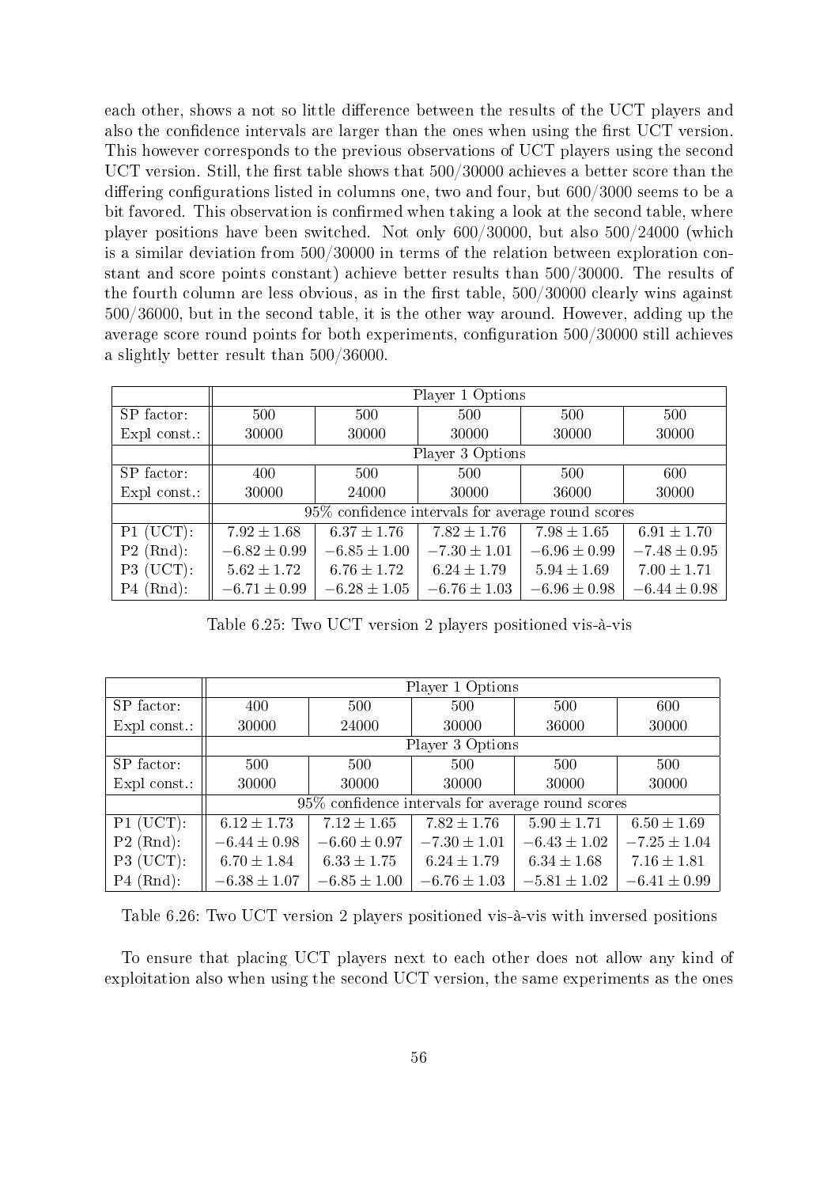each other, shows a not so little difference between the results of the UCT players and also the confidence intervals are larger than the ones when using the first UCT version. This however corresponds to the previous observations of UCT players using the second UCT version. Still, the first table shows that 500/30000 achieves a better score than the differing configurations listed in columns one, two and four, but 600/3000 seems to be a bit favored. This observation is confirmed when taking a look at the second table, where player positions have been switched. Not only 600/30000, but also 500/24000 (which is a similar deviation from 500/30000 in terms of the relation between exploration constant and score points constant) achieve better results than 500/30000. The results of the fourth column are less obvious, as in the first table, 500/30000 clearly wins against 500/36000, but in the second table, it is the other way around. However, adding up the average score round points for both experiments, configuration 500/30000 still achieves a slightly better result than 500/36000.

| | Player 1 Options | | | | |
|---|---|---|---|---|---|
| SP factor: | 500 | 500 | 500 | 500 | 500 |
| Expl const.: | 30000 | 30000 | 30000 | 30000 | 30000 |
| | Player 3 Options | | | | |
| SP factor: | 400 | 500 | 500 | 500 | 600 |
| Expl const.: | 30000 | 24000 | 30000 | 36000 | 30000 |
| | 95% confidence intervals for average round scores | | | | |
| P1 (UCT): | $7.92 \pm 1.68$ | $6.37 \pm 1.76$ | $7.82 \pm 1.76$ | $7.98 \pm 1.65$ | $6.91 \pm 1.70$ |
| P2 (Rnd): | $-6.82 \pm 0.99$ | $-6.85 \pm 1.00$ | $-7.30 \pm 1.01$ | $-6.96 \pm 0.99$ | $-7.48 \pm 0.95$ |
| P3 (UCT): | $5.62 \pm 1.72$ | $6.76 \pm 1.72$ | $6.24 \pm 1.79$ | $5.94 \pm 1.69$ | $7.00 \pm 1.71$ |
| P4 (Rnd): | $-6.71 \pm 0.99$ | $-6.28 \pm 1.05$ | $-6.76 \pm 1.03$ | $-6.96 \pm 0.98$ | $-6.44 \pm 0.98$ |

Table 6.25: Two UCT version 2 players positioned vis-à-vis

| | Player 1 Options | | | | |
|---|---|---|---|---|---|
| SP factor: | 400 | 500 | 500 | 500 | 600 |
| Expl const.: | 30000 | 24000 | 30000 | 36000 | 30000 |
| | Player 3 Options | | | | |
| SP factor: | 500 | 500 | 500 | 500 | 500 |
| Expl const.: | 30000 | 30000 | 30000 | 30000 | 30000 |
| | 95% confidence intervals for average round scores | | | | |
| P1 (UCT): | $6.12 \pm 1.73$ | $7.12 \pm 1.65$ | $7.82 \pm 1.76$ | $5.90 \pm 1.71$ | $6.50 \pm 1.69$ |
| P2 (Rnd): | $-6.44 \pm 0.98$ | $-6.60 \pm 0.97$ | $-7.30 \pm 1.01$ | $-6.43 \pm 1.02$ | $-7.25 \pm 1.04$ |
| P3 (UCT): | $6.70 \pm 1.84$ | $6.33 \pm 1.75$ | $6.24 \pm 1.79$ | $6.34 \pm 1.68$ | $7.16 \pm 1.81$ |
| P4 (Rnd): | $-6.38 \pm 1.07$ | $-6.85 \pm 1.00$ | $-6.76 \pm 1.03$ | $-5.81 \pm 1.02$ | $-6.41 \pm 0.99$ |

Table 6.26: Two UCT version 2 players positioned vis-à-vis with inversed positions

To ensure that placing UCT players next to each other does not allow any kind of exploitation also when using the second UCT version, the same experiments as the ones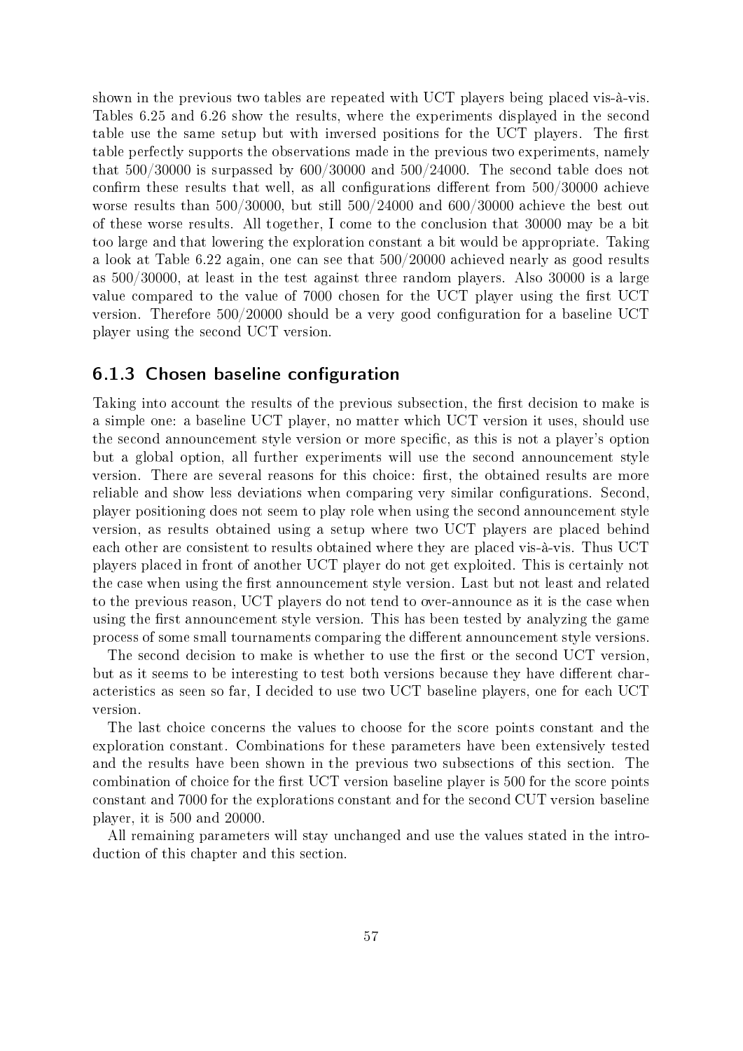shown in the previous two tables are repeated with UCT players being placed vis-à-vis. Tables 6.25 and 6.26 show the results, where the experiments displayed in the second table use the same setup but with inversed positions for the UCT players. The first table perfectly supports the observations made in the previous two experiments, namely that 500/30000 is surpassed by 600/30000 and 500/24000. The second table does not confirm these results that well, as all configurations different from 500/30000 achieve worse results than 500/30000, but still 500/24000 and 600/30000 achieve the best out of these worse results. All together, I come to the conclusion that 30000 may be a bit too large and that lowering the exploration constant a bit would be appropriate. Taking a look at Table 6.22 again, one can see that 500/20000 achieved nearly as good results as 500/30000, at least in the test against three random players. Also 30000 is a large value compared to the value of 7000 chosen for the UCT player using the first UCT version. Therefore 500/20000 should be a very good configuration for a baseline UCT player using the second UCT version.

### 6.1.3 Chosen baseline configuration

Taking into account the results of the previous subsection, the first decision to make is a simple one: a baseline UCT player, no matter which UCT version it uses, should use the second announcement style version or more specific, as this is not a player's option but a global option, all further experiments will use the second announcement style version. There are several reasons for this choice: first, the obtained results are more reliable and show less deviations when comparing very similar configurations. Second, player positioning does not seem to play role when using the second announcement style version, as results obtained using a setup where two UCT players are placed behind each other are consistent to results obtained where they are placed vis-à-vis. Thus UCT players placed in front of another UCT player do not get exploited. This is certainly not the case when using the first announcement style version. Last but not least and related to the previous reason, UCT players do not tend to over-announce as it is the case when using the first announcement style version. This has been tested by analyzing the game process of some small tournaments comparing the different announcement style versions.

The second decision to make is whether to use the first or the second UCT version, but as it seems to be interesting to test both versions because they have different characteristics as seen so far, I decided to use two UCT baseline players, one for each UCT version.

The last choice concerns the values to choose for the score points constant and the exploration constant. Combinations for these parameters have been extensively tested and the results have been shown in the previous two subsections of this section. The combination of choice for the first UCT version baseline player is 500 for the score points constant and 7000 for the explorations constant and for the second CUT version baseline player, it is 500 and 20000.

All remaining parameters will stay unchanged and use the values stated in the introduction of this chapter and this section.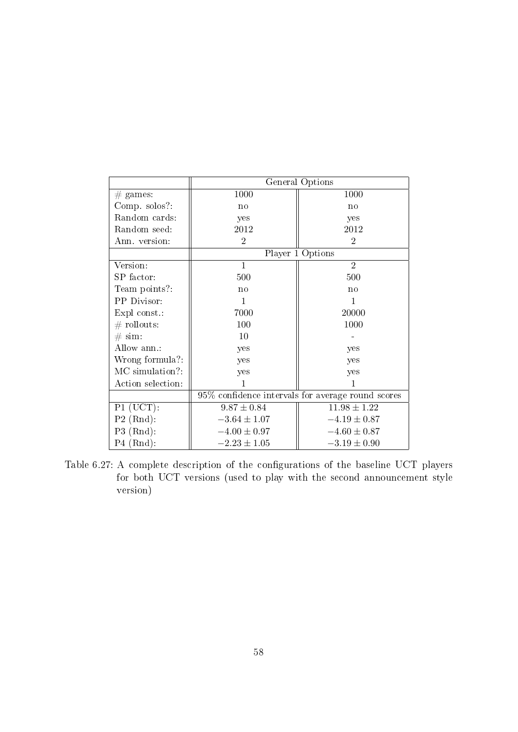| | General Options | |
|---|---|---|
| # games: | 1000 | 1000 |
| Comp. solos?: | no | no |
| Random cards: | yes | yes |
| Random seed: | 2012 | 2012 |
| Ann. version: | 2 | 2 |
| | Player 1 Options | |
| Version: | 1 | 2 |
| SP factor: | 500 | 500 |
| Team points?: | no | no |
| PP Divisor: | 1 | 1 |
| Expl const.: | 7000 | 20000 |
| # rollouts: | 100 | 1000 |
| # sim: | 10 | - |
| Allow ann.: | yes | yes |
| Wrong formula?: | yes | yes |
| MC simulation?: | yes | yes |
| Action selection: | 1 | 1 |
| | 95% confidence intervals for average round scores | |
| P1 (UCT): | $9.87 \pm 0.84$ | $11.98 \pm 1.22$ |
| P2 (Rnd): | $-3.64 \pm 1.07$ | $-4.19 \pm 0.87$ |
| P3 (Rnd): | $-4.00 \pm 0.97$ | $-4.60 \pm 0.87$ |
| P4 (Rnd): | $-2.23 \pm 1.05$ | $-3.19 \pm 0.90$ |

Table 6.27: A complete description of the configurations of the baseline UCT players for both UCT versions (used to play with the second announcement style version)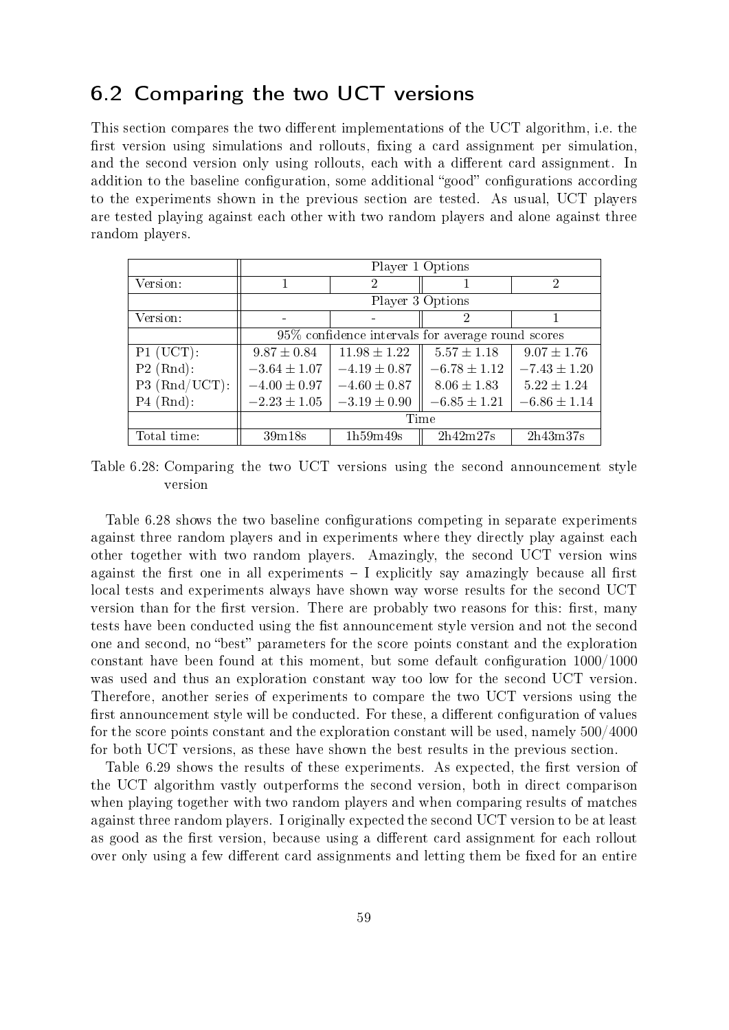## 6.2 Comparing the two UCT versions

This section compares the two different implementations of the UCT algorithm, i.e. the first version using simulations and rollouts, fixing a card assignment per simulation, and the second version only using rollouts, each with a different card assignment. In addition to the baseline configuration, some additional "good" configurations according to the experiments shown in the previous section are tested. As usual, UCT players are tested playing against each other with two random players and alone against three random players.

| | Player 1 Options | | | |
|---|---|---|---|---|
| Version: | 1 | 2 | 1 | 2 |
| | Player 3 Options | | | |
| Version: | - | - | 2 | 1 |
| | 95% confidence intervals for average round scores | | | |
| P1 (UCT): | $9.87 \pm 0.84$ | $11.98 \pm 1.22$ | $5.57 \pm 1.18$ | $9.07 \pm 1.76$ |
| P2 (Rnd): | $-3.64 \pm 1.07$ | $-4.19 \pm 0.87$ | $-6.78 \pm 1.12$ | $-7.43 \pm 1.20$ |
| P3 (Rnd/UCT): | $-4.00 \pm 0.97$ | $-4.60 \pm 0.87$ | $8.06 \pm 1.83$ | $5.22 \pm 1.24$ |
| P4 (Rnd): | $-2.23 \pm 1.05$ | $-3.19 \pm 0.90$ | $-6.85 \pm 1.21$ | $-6.86 \pm 1.14$ |
| | Time | | | |
| Total time: | 39m18s | 1h59m49s | 2h42m27s | 2h43m37s |

Table 6.28: Comparing the two UCT versions using the second announcement style version

Table 6.28 shows the two baseline configurations competing in separate experiments against three random players and in experiments where they directly play against each other together with two random players. Amazingly, the second UCT version wins against the first one in all experiments – I explicitly say amazingly because all first local tests and experiments always have shown way worse results for the second UCT version than for the first version. There are probably two reasons for this: first, many tests have been conducted using the fist announcement style version and not the second one and second, no "best" parameters for the score points constant and the exploration constant have been found at this moment, but some default configuration 1000/1000 was used and thus an exploration constant way too low for the second UCT version. Therefore, another series of experiments to compare the two UCT versions using the first announcement style will be conducted. For these, a different configuration of values for the score points constant and the exploration constant will be used, namely 500/4000 for both UCT versions, as these have shown the best results in the previous section.

Table 6.29 shows the results of these experiments. As expected, the first version of the UCT algorithm vastly outperforms the second version, both in direct comparison when playing together with two random players and when comparing results of matches against three random players. I originally expected the second UCT version to be at least as good as the first version, because using a different card assignment for each rollout over only using a few different card assignments and letting them be fixed for an entire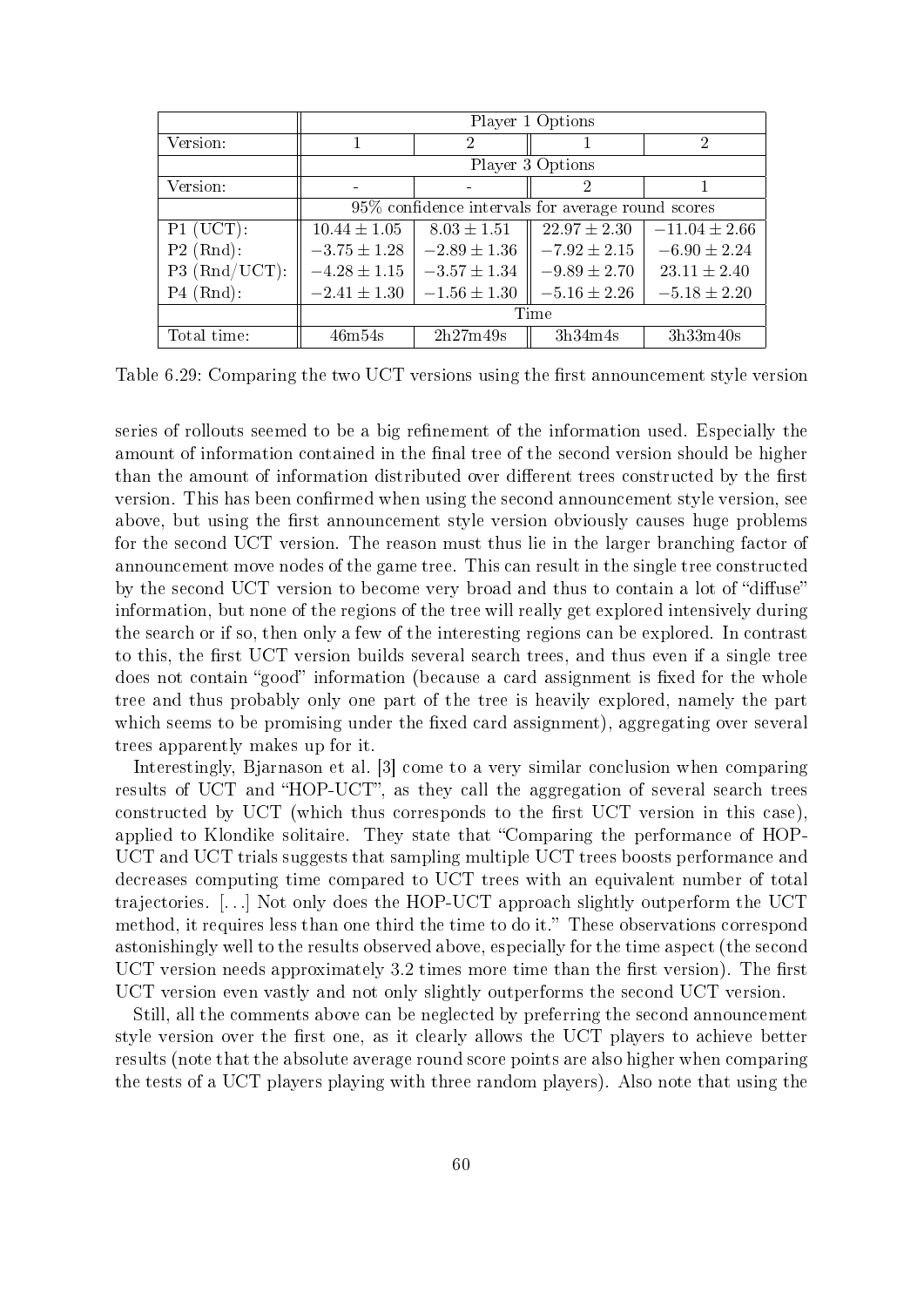| | Player 1 Options | | | |
|---|---|---|---|---|
| Version: | 1 | 2 | 1 | 2 |
| | Player 3 Options | | | |
| Version: | - | - | 2 | 1 |
| | 95% confidence intervals for average round scores | | | |
| P1 (UCT): | $10.44 \pm 1.05$ | $8.03 \pm 1.51$ | $22.97 \pm 2.30$ | $-11.04 \pm 2.66$ |
| P2 (Rnd): | $-3.75 \pm 1.28$ | $-2.89 \pm 1.36$ | $-7.92 \pm 2.15$ | $-6.90 \pm 2.24$ |
| P3 (Rnd/UCT): | $-4.28 \pm 1.15$ | $-3.57 \pm 1.34$ | $-9.89 \pm 2.70$ | $23.11 \pm 2.40$ |
| P4 (Rnd): | $-2.41 \pm 1.30$ | $-1.56 \pm 1.30$ | $-5.16 \pm 2.26$ | $-5.18 \pm 2.20$ |
| | Time | | | |
| Total time: | 46m54s | 2h27m49s | 3h34m4s | 3h33m40s |

Table 6.29: Comparing the two UCT versions using the first announcement style version

series of rollouts seemed to be a big refinement of the information used. Especially the amount of information contained in the final tree of the second version should be higher than the amount of information distributed over different trees constructed by the first version. This has been confirmed when using the second announcement style version, see above, but using the first announcement style version obviously causes huge problems for the second UCT version. The reason must thus lie in the larger branching factor of announcement move nodes of the game tree. This can result in the single tree constructed by the second UCT version to become very broad and thus to contain a lot of "diffuse" information, but none of the regions of the tree will really get explored intensively during the search or if so, then only a few of the interesting regions can be explored. In contrast to this, the first UCT version builds several search trees, and thus even if a single tree does not contain "good" information (because a card assignment is fixed for the whole tree and thus probably only one part of the tree is heavily explored, namely the part which seems to be promising under the fixed card assignment), aggregating over several trees apparently makes up for it.

Interestingly, Bjarnason et al. [3] come to a very similar conclusion when comparing results of UCT and "HOP-UCT", as they call the aggregation of several search trees constructed by UCT (which thus corresponds to the first UCT version in this case), applied to Klondike solitaire. They state that "Comparing the performance of HOP-UCT and UCT trials suggests that sampling multiple UCT trees boosts performance and decreases computing time compared to UCT trees with an equivalent number of total trajectories. [...] Not only does the HOP-UCT approach slightly outperform the UCT method, it requires less than one third the time to do it." These observations correspond astonishingly well to the results observed above, especially for the time aspect (the second UCT version needs approximately 3.2 times more time than the first version). The first UCT version even vastly and not only slightly outperforms the second UCT version.

Still, all the comments above can be neglected by preferring the second announcement style version over the first one, as it clearly allows the UCT players to achieve better results (note that the absolute average round score points are also higher when comparing the tests of a UCT players playing with three random players). Also note that using the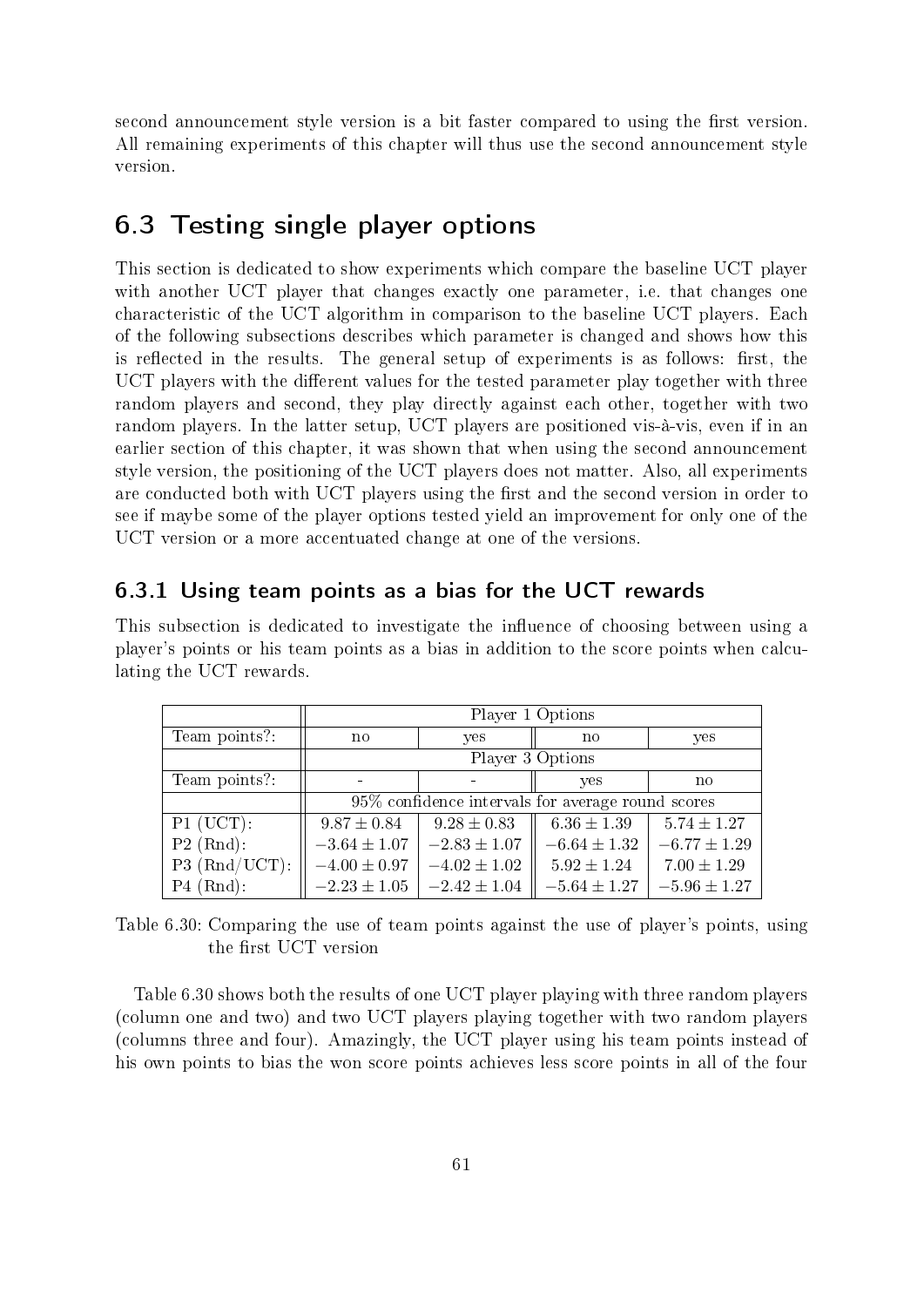second announcement style version is a bit faster compared to using the first version. All remaining experiments of this chapter will thus use the second announcement style version.

## 6.3 Testing single player options

This section is dedicated to show experiments which compare the baseline UCT player with another UCT player that changes exactly one parameter, i.e. that changes one characteristic of the UCT algorithm in comparison to the baseline UCT players. Each of the following subsections describes which parameter is changed and shows how this is reflected in the results. The general setup of experiments is as follows: first, the UCT players with the different values for the tested parameter play together with three random players and second, they play directly against each other, together with two random players. In the latter setup, UCT players are positioned vis-à-vis, even if in an earlier section of this chapter, it was shown that when using the second announcement style version, the positioning of the UCT players does not matter. Also, all experiments are conducted both with UCT players using the first and the second version in order to see if maybe some of the player options tested yield an improvement for only one of the UCT version or a more accentuated change at one of the versions.

### 6.3.1 Using team points as a bias for the UCT rewards

This subsection is dedicated to investigate the influence of choosing between using a player's points or his team points as a bias in addition to the score points when calculating the UCT rewards.

| | Player 1 Options | | | |
|---|---|---|---|---|
| Team points?: | no | yes | no | yes |
| | Player 3 Options | | | |
| Team points?: | - | - | yes | no |
| | 95% confidence intervals for average round scores | | | |
| P1 (UCT): | $9.87 \pm 0.84$ | $9.28 \pm 0.83$ | $6.36 \pm 1.39$ | $5.74 \pm 1.27$ |
| P2 (Rnd): | $-3.64 \pm 1.07$ | $-2.83 \pm 1.07$ | $-6.64 \pm 1.32$ | $-6.77 \pm 1.29$ |
| P3 (Rnd/UCT): | $-4.00 \pm 0.97$ | $-4.02 \pm 1.02$ | $5.92 \pm 1.24$ | $7.00 \pm 1.29$ |
| P4 (Rnd): | $-2.23 \pm 1.05$ | $-2.42 \pm 1.04$ | $-5.64 \pm 1.27$ | $-5.96 \pm 1.27$ |

Table 6.30: Comparing the use of team points against the use of player's points, using the first UCT version

Table 6.30 shows both the results of one UCT player playing with three random players (column one and two) and two UCT players playing together with two random players (columns three and four). Amazingly, the UCT player using his team points instead of his own points to bias the won score points achieves less score points in all of the four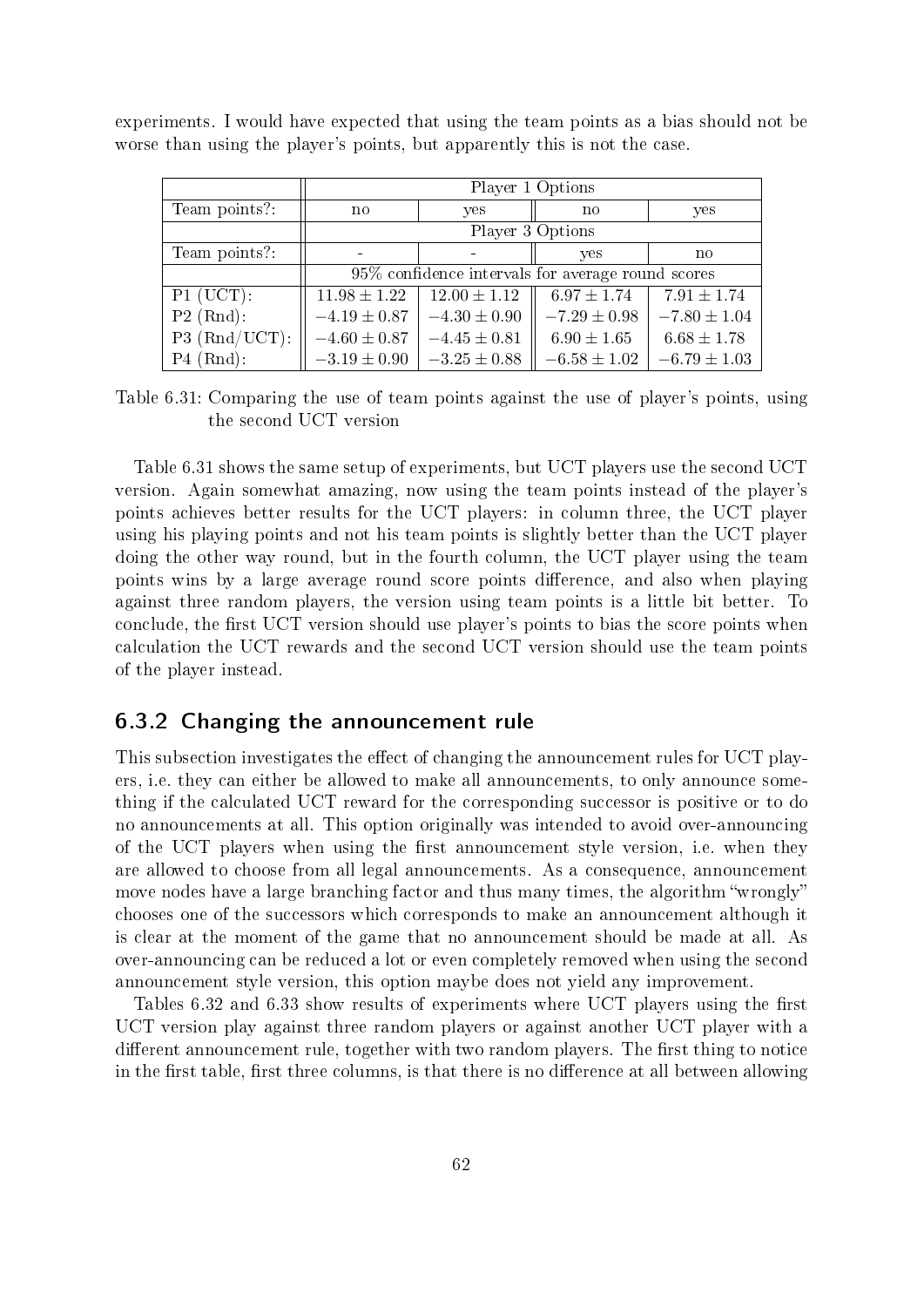experiments. I would have expected that using the team points as a bias should not be worse than using the player's points, but apparently this is not the case.

| | Player 1 Options | | | |
|---|---|---|---|---|
| Team points?: | no | yes | no | yes |
| | Player 3 Options | | | |
| Team points?: | - | - | yes | no |
| | 95% confidence intervals for average round scores | | | |
| P1 (UCT): | $11.98 \pm 1.22$ | $12.00 \pm 1.12$ | $6.97 \pm 1.74$ | $7.91 \pm 1.74$ |
| P2 (Rnd): | $-4.19 \pm 0.87$ | $-4.30 \pm 0.90$ | $-7.29 \pm 0.98$ | $-7.80 \pm 1.04$ |
| P3 (Rnd/UCT): | $-4.60 \pm 0.87$ | $-4.45 \pm 0.81$ | $6.90 \pm 1.65$ | $6.68 \pm 1.78$ |
| P4 (Rnd): | $-3.19 \pm 0.90$ | $-3.25 \pm 0.88$ | $-6.58 \pm 1.02$ | $-6.79 \pm 1.03$ |

Table 6.31: Comparing the use of team points against the use of player's points, using the second UCT version

Table 6.31 shows the same setup of experiments, but UCT players use the second UCT version. Again somewhat amazing, now using the team points instead of the player's points achieves better results for the UCT players: in column three, the UCT player using his playing points and not his team points is slightly better than the UCT player doing the other way round, but in the fourth column, the UCT player using the team points wins by a large average round score points difference, and also when playing against three random players, the version using team points is a little bit better. To conclude, the first UCT version should use player's points to bias the score points when calculation the UCT rewards and the second UCT version should use the team points of the player instead.

### 6.3.2 Changing the announcement rule

This subsection investigates the effect of changing the announcement rules for UCT players, i.e. they can either be allowed to make all announcements, to only announce something if the calculated UCT reward for the corresponding successor is positive or to do no announcements at all. This option originally was intended to avoid over-announcing of the UCT players when using the first announcement style version, i.e. when they are allowed to choose from all legal announcements. As a consequence, announcement move nodes have a large branching factor and thus many times, the algorithm "wrongly" chooses one of the successors which corresponds to make an announcement although it is clear at the moment of the game that no announcement should be made at all. As over-announcing can be reduced a lot or even completely removed when using the second announcement style version, this option maybe does not yield any improvement.

Tables 6.32 and 6.33 show results of experiments where UCT players using the first UCT version play against three random players or against another UCT player with a different announcement rule, together with two random players. The first thing to notice in the first table, first three columns, is that there is no difference at all between allowing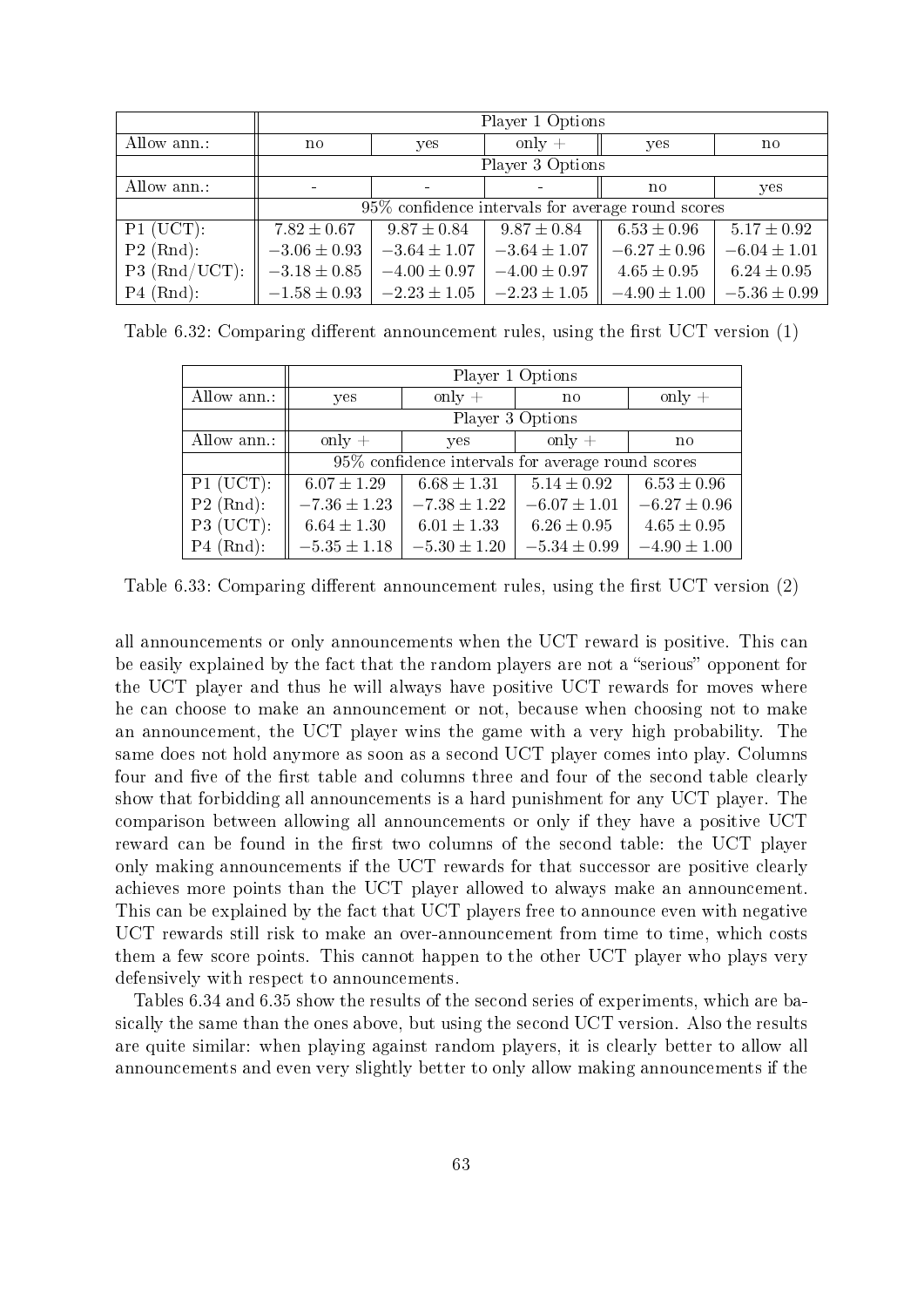| | Player 1 Options | | | | |
|---|---|---|---|---|---|
| Allow ann.: | no | yes | only + | yes | no |
| | Player 3 Options | | | | |
| Allow ann.: | - | - | - | no | yes |
| | 95% confidence intervals for average round scores | | | | |
| P1 (UCT): | $7.82 \pm 0.67$ | $9.87 \pm 0.84$ | $9.87 \pm 0.84$ | $6.53 \pm 0.96$ | $5.17 \pm 0.92$ |
| P2 (Rnd): | $-3.06 \pm 0.93$ | $-3.64 \pm 1.07$ | $-3.64 \pm 1.07$ | $-6.27 \pm 0.96$ | $-6.04 \pm 1.01$ |
| P3 (Rnd/UCT): | $-3.18 \pm 0.85$ | $-4.00 \pm 0.97$ | $-4.00 \pm 0.97$ | $4.65 \pm 0.95$ | $6.24 \pm 0.95$ |
| P4 (Rnd): | $-1.58 \pm 0.93$ | $-2.23 \pm 1.05$ | $-2.23 \pm 1.05$ | $-4.90 \pm 1.00$ | $-5.36 \pm 0.99$ |

Table 6.32: Comparing different announcement rules, using the first UCT version (1)

| | Player 1 Options | | | |
|---|---|---|---|---|
| Allow ann.: | yes | only + | no | only + |
| | Player 3 Options | | | |
| Allow ann.: | only + | yes | only + | no |
| | 95% confidence intervals for average round scores | | | |
| P1 (UCT): | $6.07 \pm 1.29$ | $6.68 \pm 1.31$ | $5.14 \pm 0.92$ | $6.53 \pm 0.96$ |
| P2 (Rnd): | $-7.36 \pm 1.23$ | $-7.38 \pm 1.22$ | $-6.07 \pm 1.01$ | $-6.27 \pm 0.96$ |
| P3 (UCT): | $6.64 \pm 1.30$ | $6.01 \pm 1.33$ | $6.26 \pm 0.95$ | $4.65 \pm 0.95$ |
| P4 (Rnd): | $-5.35 \pm 1.18$ | $-5.30 \pm 1.20$ | $-5.34 \pm 0.99$ | $-4.90 \pm 1.00$ |

Table 6.33: Comparing different announcement rules, using the first UCT version (2)

all announcements or only announcements when the UCT reward is positive. This can be easily explained by the fact that the random players are not a "serious" opponent for the UCT player and thus he will always have positive UCT rewards for moves where he can choose to make an announcement or not, because when choosing not to make an announcement, the UCT player wins the game with a very high probability. The same does not hold anymore as soon as a second UCT player comes into play. Columns four and five of the first table and columns three and four of the second table clearly show that forbidding all announcements is a hard punishment for any UCT player. The comparison between allowing all announcements or only if they have a positive UCT reward can be found in the first two columns of the second table: the UCT player only making announcements if the UCT rewards for that successor are positive clearly achieves more points than the UCT player allowed to always make an announcement. This can be explained by the fact that UCT players free to announce even with negative UCT rewards still risk to make an over-announcement from time to time, which costs them a few score points. This cannot happen to the other UCT player who plays very defensively with respect to announcements.

Tables 6.34 and 6.35 show the results of the second series of experiments, which are basically the same than the ones above, but using the second UCT version. Also the results are quite similar: when playing against random players, it is clearly better to allow all announcements and even very slightly better to only allow making announcements if the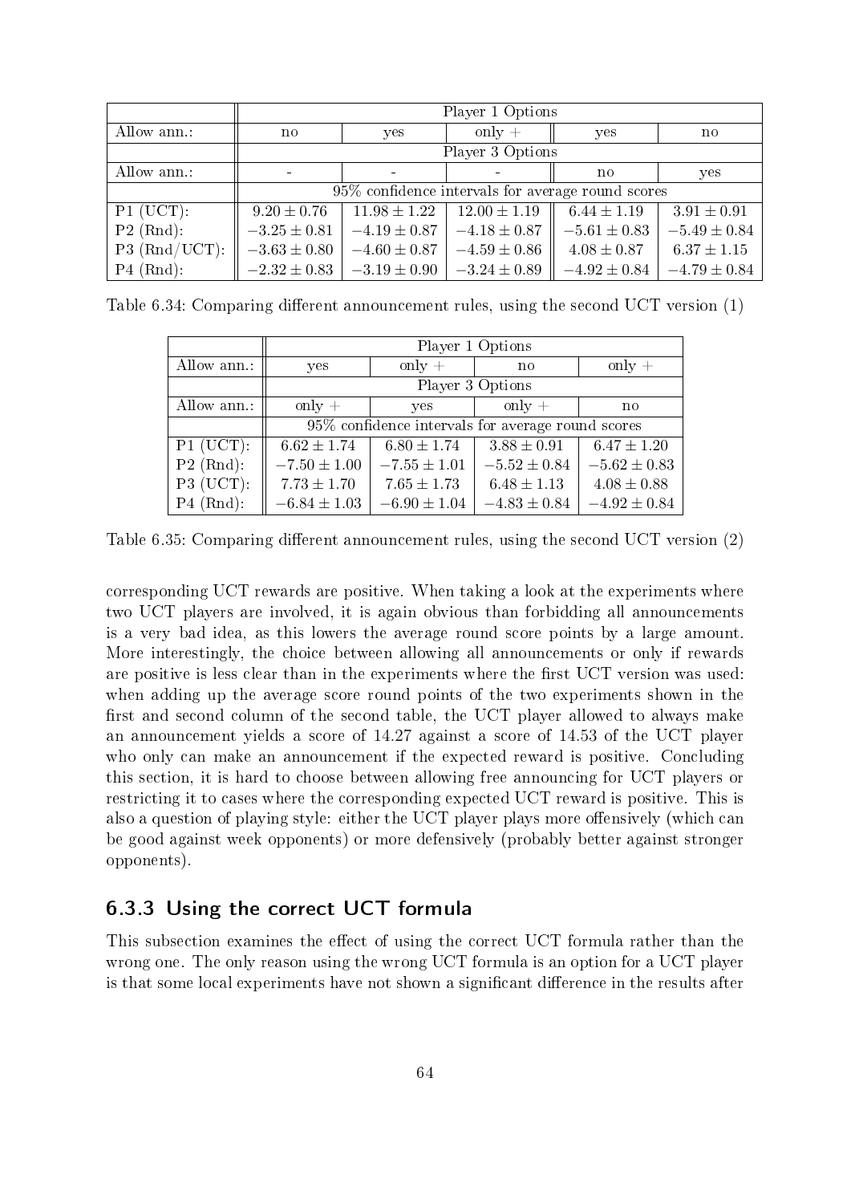| | Player 1 Options | | | | |
|---|---|---|---|---|---|
| Allow ann.: | no | yes | only + | yes | no |
| | Player 3 Options | | | | |
| Allow ann.: | - | - | - | no | yes |
| | 95% confidence intervals for average round scores | | | | |
| P1 (UCT): | $9.20 \pm 0.76$ | $11.98 \pm 1.22$ | $12.00 \pm 1.19$ | $6.44 \pm 1.19$ | $3.91 \pm 0.91$ |
| P2 (Rnd): | $-3.25 \pm 0.81$ | $-4.19 \pm 0.87$ | $-4.18 \pm 0.87$ | $-5.61 \pm 0.83$ | $-5.49 \pm 0.84$ |
| P3 (Rnd/UCT): | $-3.63 \pm 0.80$ | $-4.60 \pm 0.87$ | $-4.59 \pm 0.86$ | $4.08 \pm 0.87$ | $6.37 \pm 1.15$ |
| P4 (Rnd): | $-2.32 \pm 0.83$ | $-3.19 \pm 0.90$ | $-3.24 \pm 0.89$ | $-4.92 \pm 0.84$ | $-4.79 \pm 0.84$ |

Table 6.34: Comparing different announcement rules, using the second UCT version (1)

| | Player 1 Options | | | |
|---|---|---|---|---|
| Allow ann.: | yes | only + | no | only + |
| | Player 3 Options | | | |
| Allow ann.: | only + | yes | only + | no |
| | 95% confidence intervals for average round scores | | | |
| P1 (UCT): | $6.62 \pm 1.74$ | $6.80 \pm 1.74$ | $3.88 \pm 0.91$ | $6.47 \pm 1.20$ |
| P2 (Rnd): | $-7.50 \pm 1.00$ | $-7.55 \pm 1.01$ | $-5.52 \pm 0.84$ | $-5.62 \pm 0.83$ |
| P3 (UCT): | $7.73 \pm 1.70$ | $7.65 \pm 1.73$ | $6.48 \pm 1.13$ | $4.08 \pm 0.88$ |
| P4 (Rnd): | $-6.84 \pm 1.03$ | $-6.90 \pm 1.04$ | $-4.83 \pm 0.84$ | $-4.92 \pm 0.84$ |

Table 6.35: Comparing different announcement rules, using the second UCT version (2)

corresponding UCT rewards are positive. When taking a look at the experiments where two UCT players are involved, it is again obvious than forbidding all announcements is a very bad idea, as this lowers the average round score points by a large amount. More interestingly, the choice between allowing all announcements or only if rewards are positive is less clear than in the experiments where the first UCT version was used: when adding up the average score round points of the two experiments shown in the first and second column of the second table, the UCT player allowed to always make an announcement yields a score of 14.27 against a score of 14.53 of the UCT player who only can make an announcement if the expected reward is positive. Concluding this section, it is hard to choose between allowing free announcing for UCT players or restricting it to cases where the corresponding expected UCT reward is positive. This is also a question of playing style: either the UCT player plays more offensively (which can be good against week opponents) or more defensively (probably better against stronger opponents).

### 6.3.3 Using the correct UCT formula

This subsection examines the effect of using the correct UCT formula rather than the wrong one. The only reason using the wrong UCT formula is an option for a UCT player is that some local experiments have not shown a significant difference in the results after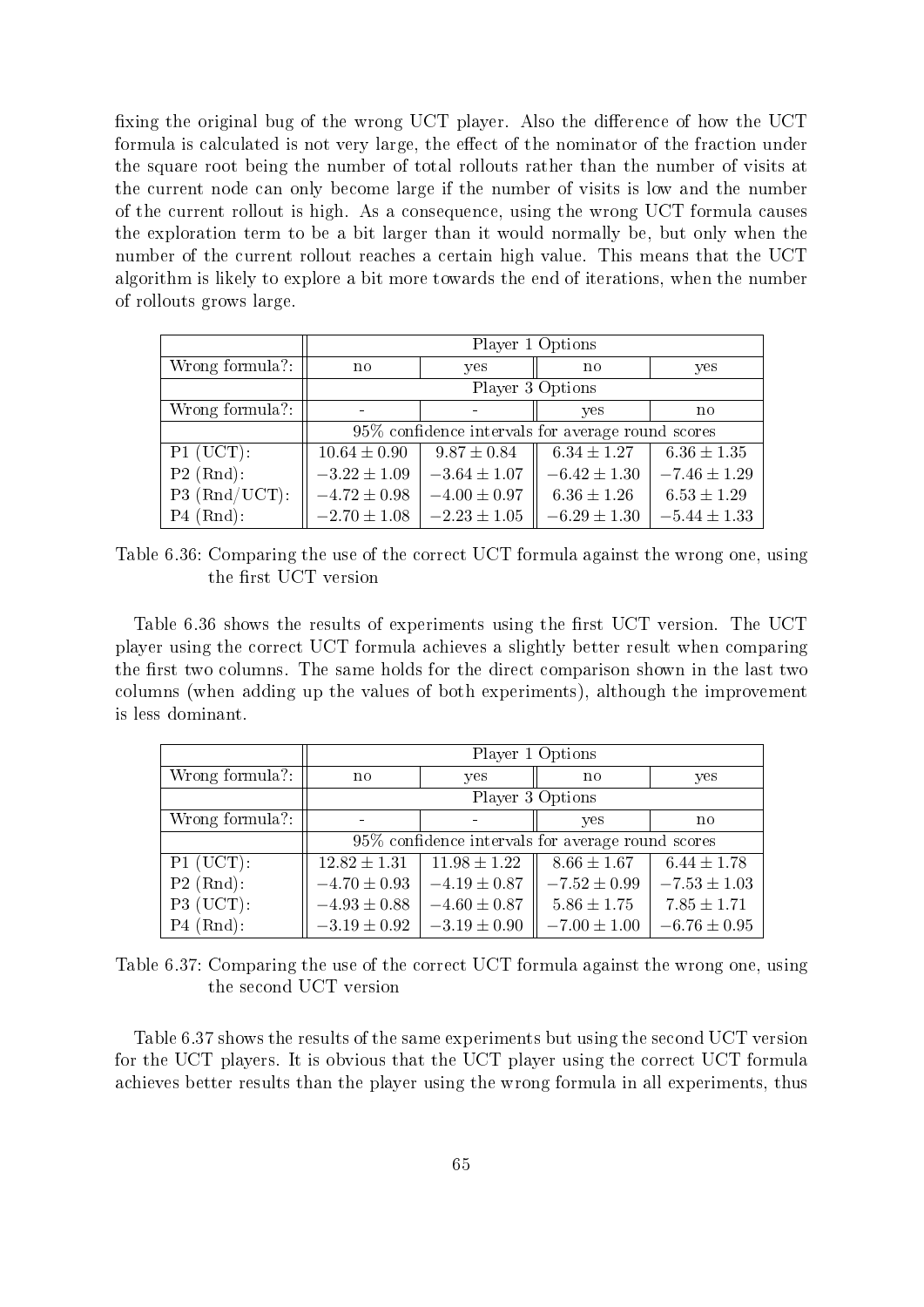fixing the original bug of the wrong UCT player. Also the difference of how the UCT formula is calculated is not very large, the effect of the nominator of the fraction under the square root being the number of total rollouts rather than the number of visits at the current node can only become large if the number of visits is low and the number of the current rollout is high. As a consequence, using the wrong UCT formula causes the exploration term to be a bit larger than it would normally be, but only when the number of the current rollout reaches a certain high value. This means that the UCT algorithm is likely to explore a bit more towards the end of iterations, when the number of rollouts grows large.

| | Player 1 Options | | | |
|---|---|---|---|---|
| Wrong formula?: | no | yes | no | yes |
| | Player 3 Options | | | |
| Wrong formula?: | - | - | yes | no |
| | 95% confidence intervals for average round scores | | | |
| P1 (UCT): | $10.64 \pm 0.90$ | $9.87 \pm 0.84$ | $6.34 \pm 1.27$ | $6.36 \pm 1.35$ |
| P2 (Rnd): | $-3.22 \pm 1.09$ | $-3.64 \pm 1.07$ | $-6.42 \pm 1.30$ | $-7.46 \pm 1.29$ |
| P3 (Rnd/UCT): | $-4.72 \pm 0.98$ | $-4.00 \pm 0.97$ | $6.36 \pm 1.26$ | $6.53 \pm 1.29$ |
| P4 (Rnd): | $-2.70 \pm 1.08$ | $-2.23 \pm 1.05$ | $-6.29 \pm 1.30$ | $-5.44 \pm 1.33$ |

Table 6.36: Comparing the use of the correct UCT formula against the wrong one, using the first UCT version

Table 6.36 shows the results of experiments using the first UCT version. The UCT player using the correct UCT formula achieves a slightly better result when comparing the first two columns. The same holds for the direct comparison shown in the last two columns (when adding up the values of both experiments), although the improvement is less dominant.

| | Player 1 Options | | | |
|---|---|---|---|---|
| Wrong formula?: | no | yes | no | yes |
| | Player 3 Options | | | |
| Wrong formula?: | - | - | yes | no |
| | 95% confidence intervals for average round scores | | | |
| P1 (UCT): | $12.82 \pm 1.31$ | $11.98 \pm 1.22$ | $8.66 \pm 1.67$ | $6.44 \pm 1.78$ |
| P2 (Rnd): | $-4.70 \pm 0.93$ | $-4.19 \pm 0.87$ | $-7.52 \pm 0.99$ | $-7.53 \pm 1.03$ |
| P3 (UCT): | $-4.93 \pm 0.88$ | $-4.60 \pm 0.87$ | $5.86 \pm 1.75$ | $7.85 \pm 1.71$ |
| P4 (Rnd): | $-3.19 \pm 0.92$ | $-3.19 \pm 0.90$ | $-7.00 \pm 1.00$ | $-6.76 \pm 0.95$ |

Table 6.37: Comparing the use of the correct UCT formula against the wrong one, using the second UCT version

Table 6.37 shows the results of the same experiments but using the second UCT version for the UCT players. It is obvious that the UCT player using the correct UCT formula achieves better results than the player using the wrong formula in all experiments, thus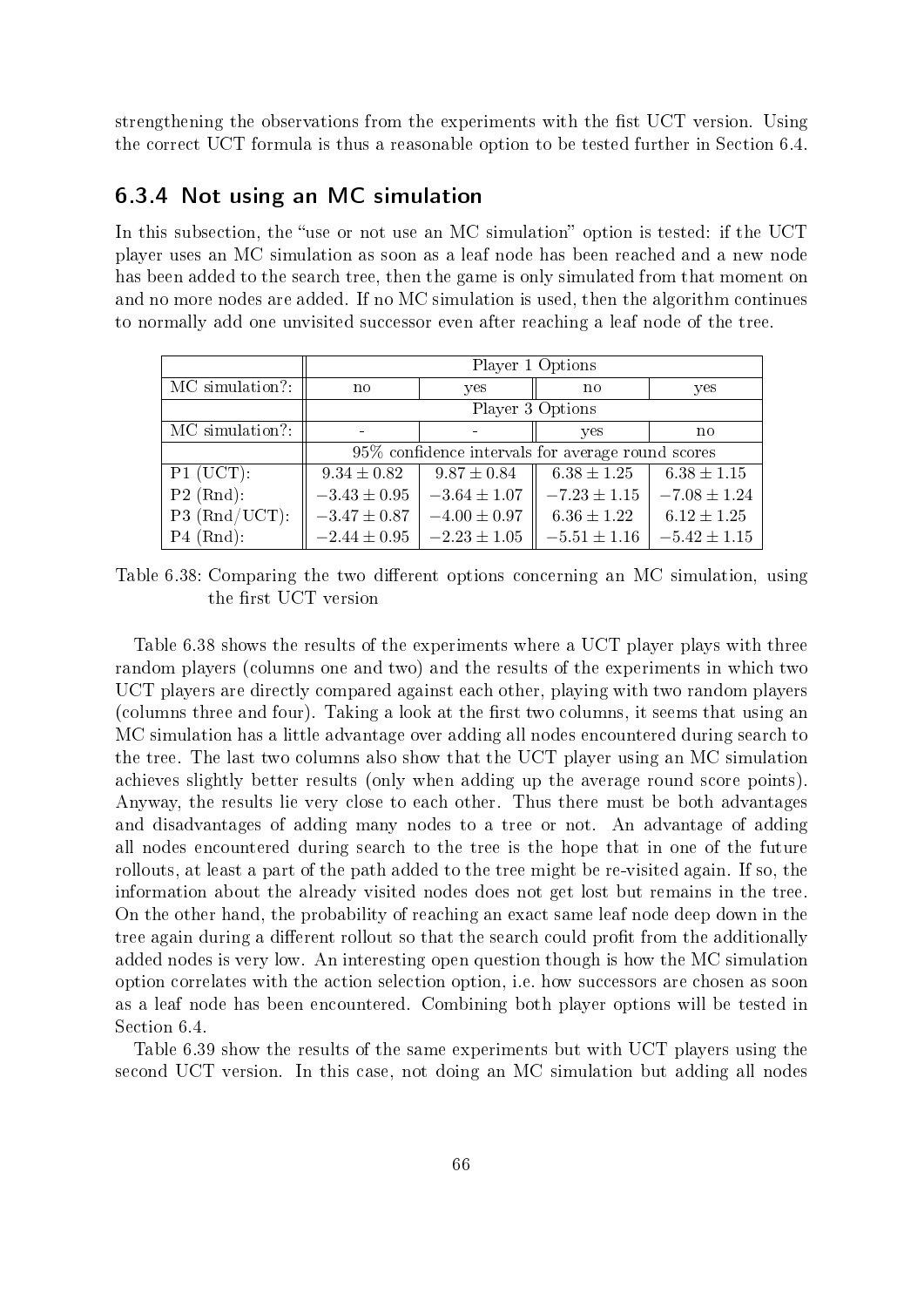strengthening the observations from the experiments with the fist UCT version. Using the correct UCT formula is thus a reasonable option to be tested further in Section 6.4.

### 6.3.4 Not using an MC simulation

In this subsection, the "use or not use an MC simulation" option is tested: if the UCT player uses an MC simulation as soon as a leaf node has been reached and a new node has been added to the search tree, then the game is only simulated from that moment on and no more nodes are added. If no MC simulation is used, then the algorithm continues to normally add one unvisited successor even after reaching a leaf node of the tree.

| | Player 1 Options | | | |
|---|---|---|---|---|
| MC simulation?: | no | yes | no | yes |
| | Player 3 Options | | | |
| MC simulation?: | - | - | yes | no |
| | 95% confidence intervals for average round scores | | | |
| P1 (UCT): | $9.34 \pm 0.82$ | $9.87 \pm 0.84$ | $6.38 \pm 1.25$ | $6.38 \pm 1.15$ |
| P2 (Rnd): | $-3.43 \pm 0.95$ | $-3.64 \pm 1.07$ | $-7.23 \pm 1.15$ | $-7.08 \pm 1.24$ |
| P3 (Rnd/UCT): | $-3.47 \pm 0.87$ | $-4.00 \pm 0.97$ | $6.36 \pm 1.22$ | $6.12 \pm 1.25$ |
| P4 (Rnd): | $-2.44 \pm 0.95$ | $-2.23 \pm 1.05$ | $-5.51 \pm 1.16$ | $-5.42 \pm 1.15$ |

Table 6.38: Comparing the two different options concerning an MC simulation, using the first UCT version

Table 6.38 shows the results of the experiments where a UCT player plays with three random players (columns one and two) and the results of the experiments in which two UCT players are directly compared against each other, playing with two random players (columns three and four). Taking a look at the first two columns, it seems that using an MC simulation has a little advantage over adding all nodes encountered during search to the tree. The last two columns also show that the UCT player using an MC simulation achieves slightly better results (only when adding up the average round score points). Anyway, the results lie very close to each other. Thus there must be both advantages and disadvantages of adding many nodes to a tree or not. An advantage of adding all nodes encountered during search to the tree is the hope that in one of the future rollouts, at least a part of the path added to the tree might be re-visited again. If so, the information about the already visited nodes does not get lost but remains in the tree. On the other hand, the probability of reaching an exact same leaf node deep down in the tree again during a different rollout so that the search could profit from the additionally added nodes is very low. An interesting open question though is how the MC simulation option correlates with the action selection option, i.e. how successors are chosen as soon as a leaf node has been encountered. Combining both player options will be tested in Section 6.4.

Table 6.39 show the results of the same experiments but with UCT players using the second UCT version. In this case, not doing an MC simulation but adding all nodes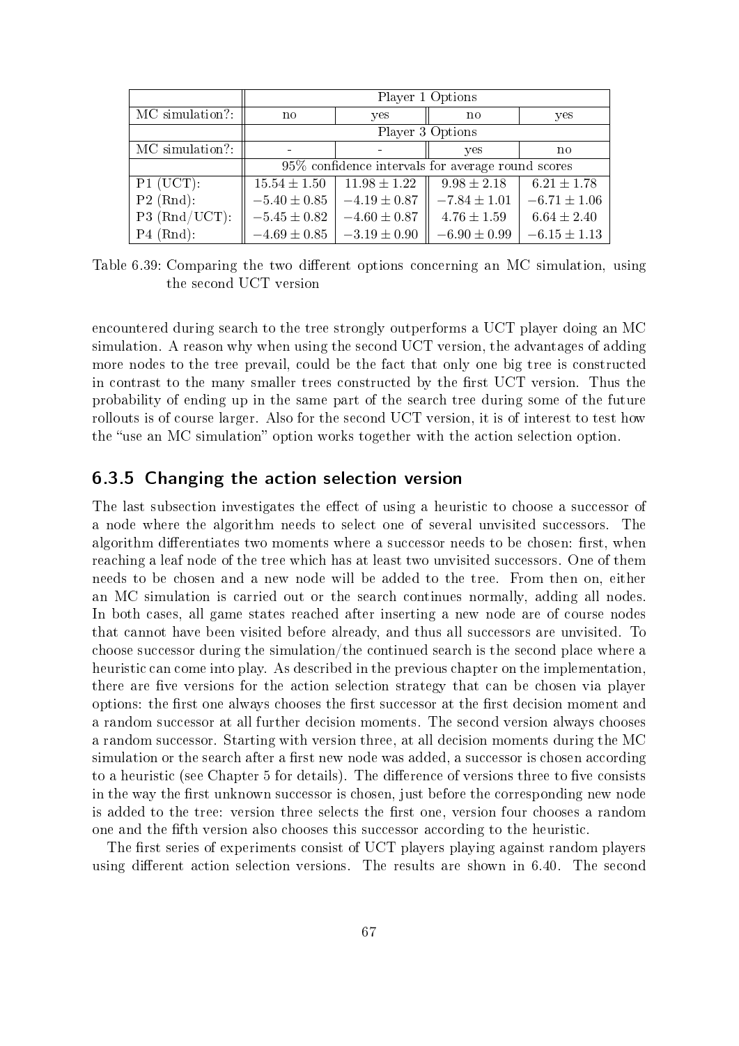| | Player 1 Options | | | |
|---|---|---|---|---|
| MC simulation?: | no | yes | no | yes |
| | Player 3 Options | | | |
| MC simulation?: | - | - | yes | no |
| | 95% confidence intervals for average round scores | | | |
| P1 (UCT): | $15.54 \pm 1.50$ | $11.98 \pm 1.22$ | $9.98 \pm 2.18$ | $6.21 \pm 1.78$ |
| P2 (Rnd): | $-5.40 \pm 0.85$ | $-4.19 \pm 0.87$ | $-7.84 \pm 1.01$ | $-6.71 \pm 1.06$ |
| P3 (Rnd/UCT): | $-5.45 \pm 0.82$ | $-4.60 \pm 0.87$ | $4.76 \pm 1.59$ | $6.64 \pm 2.40$ |
| P4 (Rnd): | $-4.69 \pm 0.85$ | $-3.19 \pm 0.90$ | $-6.90 \pm 0.99$ | $-6.15 \pm 1.13$ |

Table 6.39: Comparing the two different options concerning an MC simulation, using the second UCT version

encountered during search to the tree strongly outperforms a UCT player doing an MC simulation. A reason why when using the second UCT version, the advantages of adding more nodes to the tree prevail, could be the fact that only one big tree is constructed in contrast to the many smaller trees constructed by the first UCT version. Thus the probability of ending up in the same part of the search tree during some of the future rollouts is of course larger. Also for the second UCT version, it is of interest to test how the "use an MC simulation" option works together with the action selection option.

### 6.3.5 Changing the action selection version

The last subsection investigates the effect of using a heuristic to choose a successor of a node where the algorithm needs to select one of several unvisited successors. The algorithm differentiates two moments where a successor needs to be chosen: first, when reaching a leaf node of the tree which has at least two unvisited successors. One of them needs to be chosen and a new node will be added to the tree. From then on, either an MC simulation is carried out or the search continues normally, adding all nodes. In both cases, all game states reached after inserting a new node are of course nodes that cannot have been visited before already, and thus all successors are unvisited. To choose successor during the simulation/the continued search is the second place where a heuristic can come into play. As described in the previous chapter on the implementation, there are five versions for the action selection strategy that can be chosen via player options: the first one always chooses the first successor at the first decision moment and a random successor at all further decision moments. The second version always chooses a random successor. Starting with version three, at all decision moments during the MC simulation or the search after a first new node was added, a successor is chosen according to a heuristic (see Chapter 5 for details). The difference of versions three to five consists in the way the first unknown successor is chosen, just before the corresponding new node is added to the tree: version three selects the first one, version four chooses a random one and the fifth version also chooses this successor according to the heuristic.

The first series of experiments consist of UCT players playing against random players using different action selection versions. The results are shown in 6.40. The second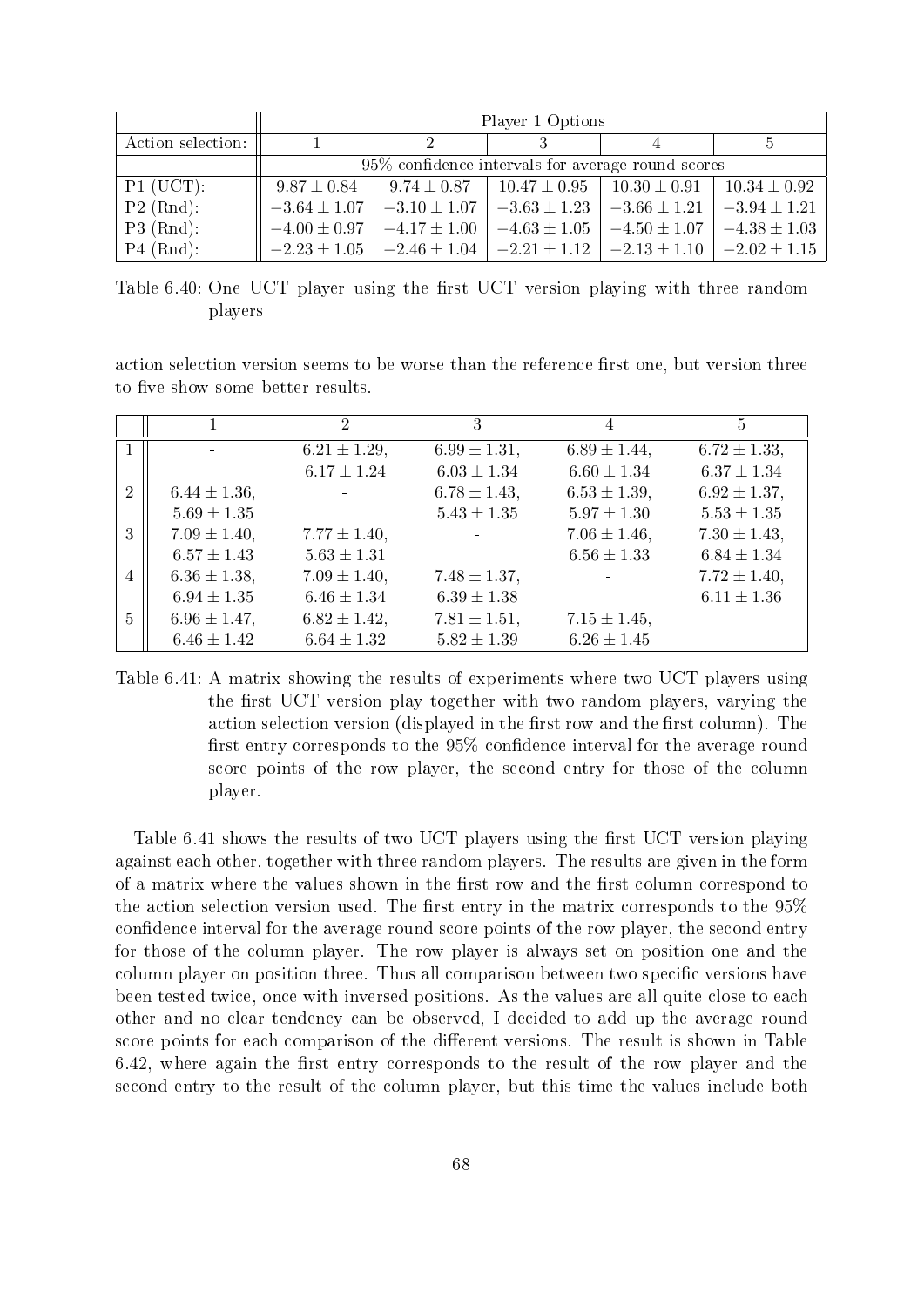| | Player 1 Options | | | | |
|---|---|---|---|---|---|
| Action selection: | 1 | 2 | 3 | 4 | 5 |
| | 95% confidence intervals for average round scores | | | | |
| P1 (UCT): | $9.87 \pm 0.84$ | $9.74 \pm 0.87$ | $10.47 \pm 0.95$ | $10.30 \pm 0.91$ | $10.34 \pm 0.92$ |
| P2 (Rnd): | $-3.64 \pm 1.07$ | $-3.10 \pm 1.07$ | $-3.63 \pm 1.23$ | $-3.66 \pm 1.21$ | $-3.94 \pm 1.21$ |
| P3 (Rnd): | $-4.00 \pm 0.97$ | $-4.17 \pm 1.00$ | $-4.63 \pm 1.05$ | $-4.50 \pm 1.07$ | $-4.38 \pm 1.03$ |
| P4 (Rnd): | $-2.23 \pm 1.05$ | $-2.46 \pm 1.04$ | $-2.21 \pm 1.12$ | $-2.13 \pm 1.10$ | $-2.02 \pm 1.15$ |

Table 6.40: One UCT player using the first UCT version playing with three random players

action selection version seems to be worse than the reference first one, but version three to five show some better results.

| | 1 | 2 | 3 | 4 | 5 |
|---|---|---|---|---|---|
| 1 | - | $6.21 \pm 1.29$, $6.17 \pm 1.24$ | $6.99 \pm 1.31$, $6.03 \pm 1.34$ | $6.89 \pm 1.44$, $6.60 \pm 1.34$ | $6.72 \pm 1.33$, $6.37 \pm 1.34$ |
| 2 | $6.44 \pm 1.36$, $5.69 \pm 1.35$ | - | $6.78 \pm 1.43$, $5.43 \pm 1.35$ | $6.53 \pm 1.39$, $5.97 \pm 1.30$ | $6.92 \pm 1.37$, $5.53 \pm 1.35$ |
| 3 | $7.09 \pm 1.40$, $6.57 \pm 1.43$ | $7.77 \pm 1.40$, $5.63 \pm 1.31$ | - | $7.06 \pm 1.46$, $6.56 \pm 1.33$ | $7.30 \pm 1.43$, $6.84 \pm 1.34$ |
| 4 | $6.36 \pm 1.38$, $6.94 \pm 1.35$ | $7.09 \pm 1.40$, $6.46 \pm 1.34$ | $7.48 \pm 1.37$, $6.39 \pm 1.38$ | - | $7.72 \pm 1.40$, $6.11 \pm 1.36$ |
| 5 | $6.96 \pm 1.47$, $6.46 \pm 1.42$ | $6.82 \pm 1.42$, $6.64 \pm 1.32$ | $7.81 \pm 1.51$, $5.82 \pm 1.39$ | $7.15 \pm 1.45$, $6.26 \pm 1.45$ | - |

Table 6.41: A matrix showing the results of experiments where two UCT players using the first UCT version play together with two random players, varying the action selection version (displayed in the first row and the first column). The first entry corresponds to the 95% confidence interval for the average round score points of the row player, the second entry for those of the column player.

Table 6.41 shows the results of two UCT players using the first UCT version playing against each other, together with three random players. The results are given in the form of a matrix where the values shown in the first row and the first column correspond to the action selection version used. The first entry in the matrix corresponds to the 95% confidence interval for the average round score points of the row player, the second entry for those of the column player. The row player is always set on position one and the column player on position three. Thus all comparison between two specific versions have been tested twice, once with inversed positions. As the values are all quite close to each other and no clear tendency can be observed, I decided to add up the average round score points for each comparison of the different versions. The result is shown in Table 6.42, where again the first entry corresponds to the result of the row player and the second entry to the result of the column player, but this time the values include both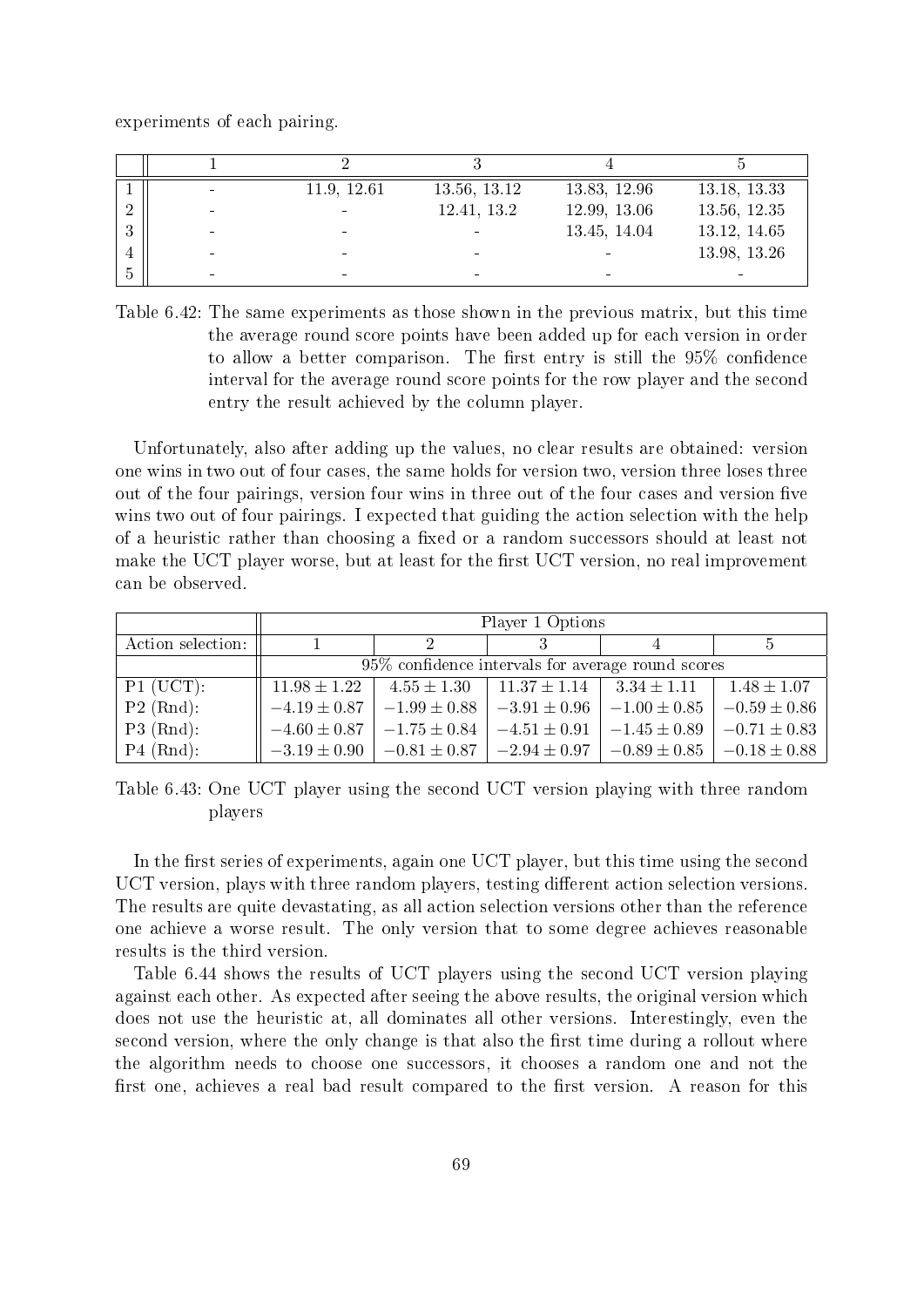experiments of each pairing.

| | 1 | 2 | 3 | 4 | 5 |
|---|---|---|---|---|---|
| 1 | - | 11.9, 12.61 | 13.56, 13.12 | 13.83, 12.96 | 13.18, 13.33 |
| 2 | - | - | 12.41, 13.2 | 12.99, 13.06 | 13.56, 12.35 |
| 3 | - | - | - | 13.45, 14.04 | 13.12, 14.65 |
| 4 | - | - | - | - | 13.98, 13.26 |
| 5 | - | - | - | - | - |

Table 6.42: The same experiments as those shown in the previous matrix, but this time the average round score points have been added up for each version in order to allow a better comparison. The first entry is still the 95% confidence interval for the average round score points for the row player and the second entry the result achieved by the column player.

Unfortunately, also after adding up the values, no clear results are obtained: version one wins in two out of four cases, the same holds for version two, version three loses three out of the four pairings, version four wins in three out of the four cases and version five wins two out of four pairings. I expected that guiding the action selection with the help of a heuristic rather than choosing a fixed or a random successors should at least not make the UCT player worse, but at least for the first UCT version, no real improvement can be observed.

| | Player 1 Options | | | | |
|---|---|---|---|---|---|
| Action selection: | 1 | 2 | 3 | 4 | 5 |
| | 95% confidence intervals for average round scores | | | | |
| P1 (UCT): | $11.98 \pm 1.22$ | $4.55 \pm 1.30$ | $11.37 \pm 1.14$ | $3.34 \pm 1.11$ | $1.48 \pm 1.07$ |
| P2 (Rnd): | $-4.19 \pm 0.87$ | $-1.99 \pm 0.88$ | $-3.91 \pm 0.96$ | $-1.00 \pm 0.85$ | $-0.59 \pm 0.86$ |
| P3 (Rnd): | $-4.60 \pm 0.87$ | $-1.75 \pm 0.84$ | $-4.51 \pm 0.91$ | $-1.45 \pm 0.89$ | $-0.71 \pm 0.83$ |
| P4 (Rnd): | $-3.19 \pm 0.90$ | $-0.81 \pm 0.87$ | $-2.94 \pm 0.97$ | $-0.89 \pm 0.85$ | $-0.18 \pm 0.88$ |

Table 6.43: One UCT player using the second UCT version playing with three random players

In the first series of experiments, again one UCT player, but this time using the second UCT version, plays with three random players, testing different action selection versions. The results are quite devastating, as all action selection versions other than the reference one achieve a worse result. The only version that to some degree achieves reasonable results is the third version.

Table 6.44 shows the results of UCT players using the second UCT version playing against each other. As expected after seeing the above results, the original version which does not use the heuristic at, all dominates all other versions. Interestingly, even the second version, where the only change is that also the first time during a rollout where the algorithm needs to choose one successors, it chooses a random one and not the first one, achieves a real bad result compared to the first version. A reason for this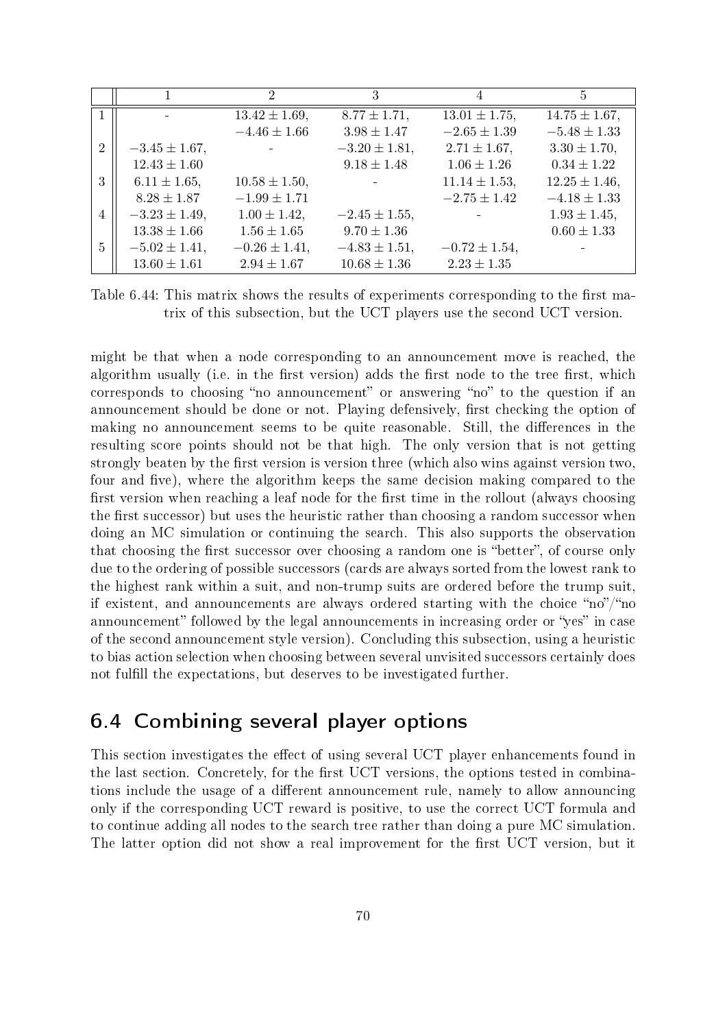| | 1 | 2 | 3 | 4 | 5 |
|---|---|---|---|---|---|
| 1 | - | $13.42 \pm 1.69$, $-4.46 \pm 1.66$ | $8.77 \pm 1.71$, $3.98 \pm 1.47$ | $13.01 \pm 1.75$, $-2.65 \pm 1.39$ | $14.75 \pm 1.67$, $-5.48 \pm 1.33$ |
| 2 | $-3.45 \pm 1.67$, $12.43 \pm 1.60$ | - | $-3.20 \pm 1.81$, $9.18 \pm 1.48$ | $2.71 \pm 1.67$, $1.06 \pm 1.26$ | $3.30 \pm 1.70$, $0.34 \pm 1.22$ |
| 3 | $6.11 \pm 1.65$, $8.28 \pm 1.87$ | $10.58 \pm 1.50$, $-1.99 \pm 1.71$ | - | $11.14 \pm 1.53$, $-2.75 \pm 1.42$ | $12.25 \pm 1.46$, $-4.18 \pm 1.33$ |
| 4 | $-3.23 \pm 1.49$, $13.38 \pm 1.66$ | $1.00 \pm 1.42$, $1.56 \pm 1.65$ | $-2.45 \pm 1.55$, $9.70 \pm 1.36$ | - | $1.93 \pm 1.45$, $0.60 \pm 1.33$ |
| 5 | $-5.02 \pm 1.41$, $13.60 \pm 1.61$ | $-0.26 \pm 1.41$, $2.94 \pm 1.67$ | $-4.83 \pm 1.51$, $10.68 \pm 1.36$ | $-0.72 \pm 1.54$, $2.23 \pm 1.35$ | - |

Table 6.44: This matrix shows the results of experiments corresponding to the first matrix of this subsection, but the UCT players use the second UCT version.

might be that when a node corresponding to an announcement move is reached, the algorithm usually (i.e. in the first version) adds the first node to the tree first, which corresponds to choosing "no announcement" or answering "no" to the question if an announcement should be done or not. Playing defensively, first checking the option of making no announcement seems to be quite reasonable. Still, the differences in the resulting score points should not be that high. The only version that is not getting strongly beaten by the first version is version three (which also wins against version two, four and five), where the algorithm keeps the same decision making compared to the first version when reaching a leaf node for the first time in the rollout (always choosing the first successor) but uses the heuristic rather than choosing a random successor when doing an MC simulation or continuing the search. This also supports the observation that choosing the first successor over choosing a random one is "better", of course only due to the ordering of possible successors (cards are always sorted from the lowest rank to the highest rank within a suit, and non-trump suits are ordered before the trump suit, if existent, and announcements are always ordered starting with the choice "no"/"no announcement" followed by the legal announcements in increasing order or "yes" in case of the second announcement style version). Concluding this subsection, using a heuristic to bias action selection when choosing between several unvisited successors certainly does not fulfill the expectations, but deserves to be investigated further.

## 6.4 Combining several player options

This section investigates the effect of using several UCT player enhancements found in the last section. Concretely, for the first UCT versions, the options tested in combinations include the usage of a different announcement rule, namely to allow announcing only if the corresponding UCT reward is positive, to use the correct UCT formula and to continue adding all nodes to the search tree rather than doing a pure MC simulation. The latter option did not show a real improvement for the first UCT version, but it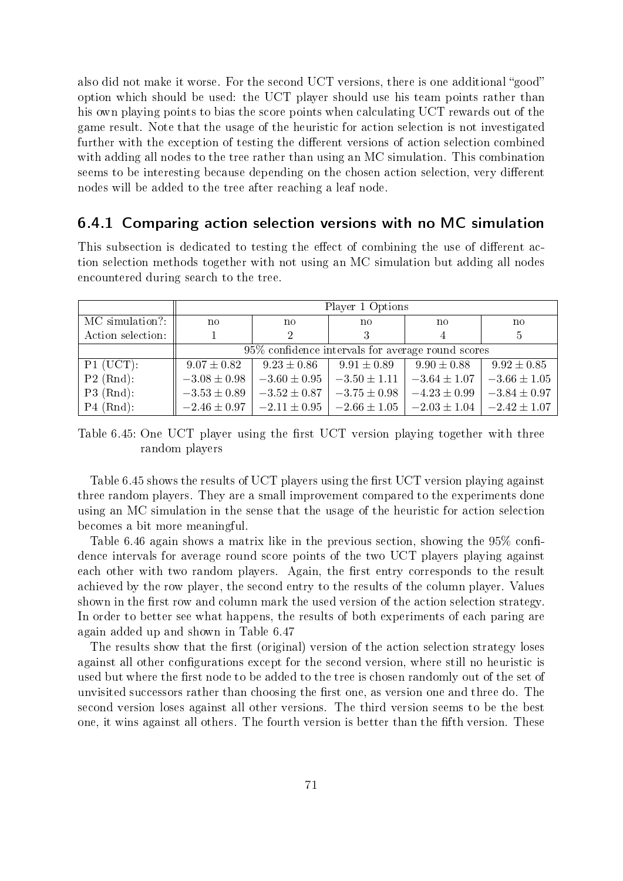also did not make it worse. For the second UCT versions, there is one additional "good" option which should be used: the UCT player should use his team points rather than his own playing points to bias the score points when calculating UCT rewards out of the game result. Note that the usage of the heuristic for action selection is not investigated further with the exception of testing the different versions of action selection combined with adding all nodes to the tree rather than using an MC simulation. This combination seems to be interesting because depending on the chosen action selection, very different nodes will be added to the tree after reaching a leaf node.

### 6.4.1 Comparing action selection versions with no MC simulation

This subsection is dedicated to testing the effect of combining the use of different action selection methods together with not using an MC simulation but adding all nodes encountered during search to the tree.

| | Player 1 Options | | | | |
|---|---|---|---|---|---|
| MC simulation?: | no | no | no | no | no |
| Action selection: | 1 | 2 | 3 | 4 | 5 |
| | 95% confidence intervals for average round scores | | | | |
| P1 (UCT): | $9.07 \pm 0.82$ | $9.23 \pm 0.86$ | $9.91 \pm 0.89$ | $9.90 \pm 0.88$ | $9.92 \pm 0.85$ |
| P2 (Rnd): | $-3.08 \pm 0.98$ | $-3.60 \pm 0.95$ | $-3.50 \pm 1.11$ | $-3.64 \pm 1.07$ | $-3.66 \pm 1.05$ |
| P3 (Rnd): | $-3.53 \pm 0.89$ | $-3.52 \pm 0.87$ | $-3.75 \pm 0.98$ | $-4.23 \pm 0.99$ | $-3.84 \pm 0.97$ |
| P4 (Rnd): | $-2.46 \pm 0.97$ | $-2.11 \pm 0.95$ | $-2.66 \pm 1.05$ | $-2.03 \pm 1.04$ | $-2.42 \pm 1.07$ |

Table 6.45: One UCT player using the first UCT version playing together with three random players

Table 6.45 shows the results of UCT players using the first UCT version playing against three random players. They are a small improvement compared to the experiments done using an MC simulation in the sense that the usage of the heuristic for action selection becomes a bit more meaningful.

Table 6.46 again shows a matrix like in the previous section, showing the 95% confidence intervals for average round score points of the two UCT players playing against each other with two random players. Again, the first entry corresponds to the result achieved by the row player, the second entry to the results of the column player. Values shown in the first row and column mark the used version of the action selection strategy. In order to better see what happens, the results of both experiments of each paring are again added up and shown in Table 6.47

The results show that the first (original) version of the action selection strategy loses against all other configurations except for the second version, where still no heuristic is used but where the first node to be added to the tree is chosen randomly out of the set of unvisited successors rather than choosing the first one, as version one and three do. The second version loses against all other versions. The third version seems to be the best one, it wins against all others. The fourth version is better than the fifth version. These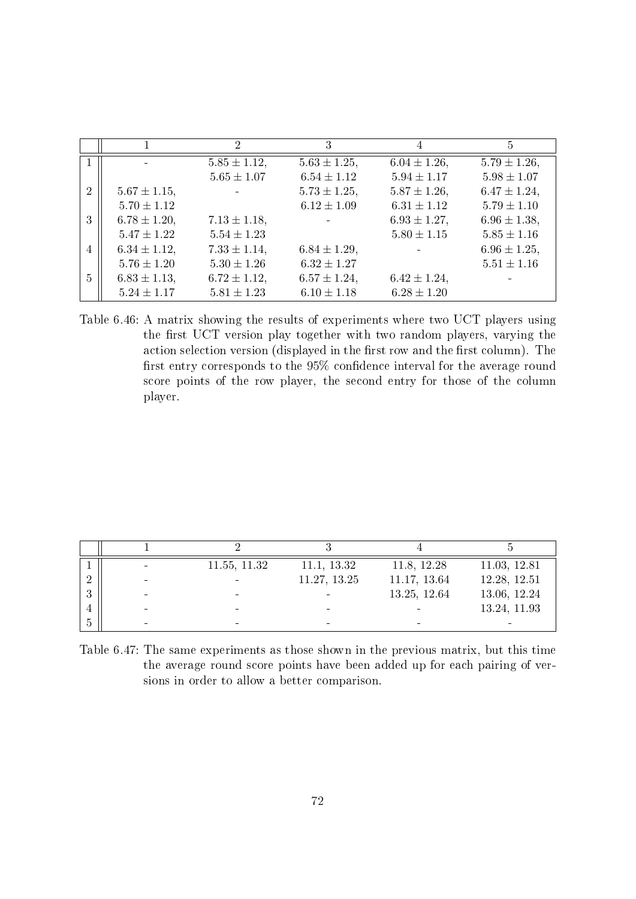| | 1 | 2 | 3 | 4 | 5 |
|---|---|---|---|---|---|
| 1 | - | $5.85 \pm 1.12$, $5.65 \pm 1.07$ | $5.63 \pm 1.25$, $6.54 \pm 1.12$ | $6.04 \pm 1.26$, $5.94 \pm 1.17$ | $5.79 \pm 1.26$, $5.98 \pm 1.07$ |
| 2 | $5.67 \pm 1.15$, $5.70 \pm 1.12$ | - | $5.73 \pm 1.25$, $6.12 \pm 1.09$ | $5.87 \pm 1.26$, $6.31 \pm 1.12$ | $6.47 \pm 1.24$, $5.79 \pm 1.10$ |
| 3 | $6.78 \pm 1.20$, $5.47 \pm 1.22$ | $7.13 \pm 1.18$, $5.54 \pm 1.23$ | - | $6.93 \pm 1.27$, $5.80 \pm 1.15$ | $6.96 \pm 1.38$, $5.85 \pm 1.16$ |
| 4 | $6.34 \pm 1.12$, $5.76 \pm 1.20$ | $7.33 \pm 1.14$, $5.30 \pm 1.26$ | $6.84 \pm 1.29$, $6.32 \pm 1.27$ | - | $6.96 \pm 1.25$, $5.51 \pm 1.16$ |
| 5 | $6.83 \pm 1.13$, $5.24 \pm 1.17$ | $6.72 \pm 1.12$, $5.81 \pm 1.23$ | $6.57 \pm 1.24$, $6.10 \pm 1.18$ | $6.42 \pm 1.24$, $6.28 \pm 1.20$ | - |

Table 6.46: A matrix showing the results of experiments where two UCT players using the first UCT version play together with two random players, varying the action selection version (displayed in the first row and the first column). The first entry corresponds to the 95% confidence interval for the average round score points of the row player, the second entry for those of the column player.

| | 1 | 2 | 3 | 4 | 5 |
|---|---|---|---|---|---|
| 1 | - | 11.55, 11.32 | 11.1, 13.32 | 11.8, 12.28 | 11.03, 12.81 |
| 2 | - | - | 11.27, 13.25 | 11.17, 13.64 | 12.28, 12.51 |
| 3 | - | - | - | 13.25, 12.64 | 13.06, 12.24 |
| 4 | - | - | - | - | 13.24, 11.93 |
| 5 | - | - | - | - | - |

Table 6.47: The same experiments as those shown in the previous matrix, but this time the average round score points have been added up for each pairing of versions in order to allow a better comparison.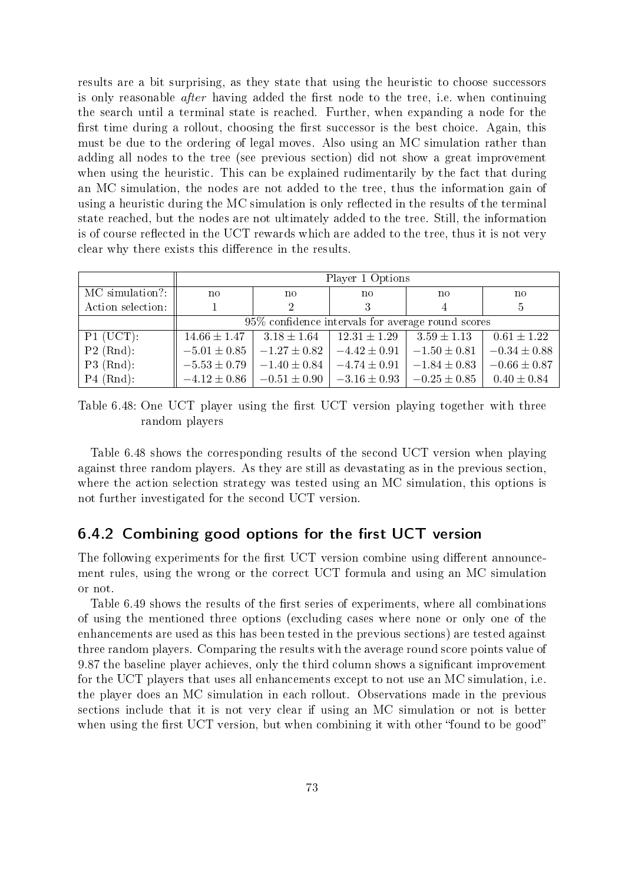results are a bit surprising, as they state that using the heuristic to choose successors is only reasonable *after* having added the first node to the tree, i.e. when continuing the search until a terminal state is reached. Further, when expanding a node for the first time during a rollout, choosing the first successor is the best choice. Again, this must be due to the ordering of legal moves. Also using an MC simulation rather than adding all nodes to the tree (see previous section) did not show a great improvement when using the heuristic. This can be explained rudimentarily by the fact that during an MC simulation, the nodes are not added to the tree, thus the information gain of using a heuristic during the MC simulation is only reflected in the results of the terminal state reached, but the nodes are not ultimately added to the tree. Still, the information is of course reflected in the UCT rewards which are added to the tree, thus it is not very clear why there exists this difference in the results.

| | Player 1 Options | | | | |
|---|---|---|---|---|---|
| MC simulation?: | no | no | no | no | no |
| Action selection: | 1 | 2 | 3 | 4 | 5 |
| | 95% confidence intervals for average round scores | | | | |
| P1 (UCT): | $14.66 \pm 1.47$ | $3.18 \pm 1.64$ | $12.31 \pm 1.29$ | $3.59 \pm 1.13$ | $0.61 \pm 1.22$ |
| P2 (Rnd): | $-5.01 \pm 0.85$ | $-1.27 \pm 0.82$ | $-4.42 \pm 0.91$ | $-1.50 \pm 0.81$ | $-0.34 \pm 0.88$ |
| P3 (Rnd): | $-5.53 \pm 0.79$ | $-1.40 \pm 0.84$ | $-4.74 \pm 0.91$ | $-1.84 \pm 0.83$ | $-0.66 \pm 0.87$ |
| P4 (Rnd): | $-4.12 \pm 0.86$ | $-0.51 \pm 0.90$ | $-3.16 \pm 0.93$ | $-0.25 \pm 0.85$ | $0.40 \pm 0.84$ |

Table 6.48: One UCT player using the first UCT version playing together with three random players

Table 6.48 shows the corresponding results of the second UCT version when playing against three random players. As they are still as devastating as in the previous section, where the action selection strategy was tested using an MC simulation, this options is not further investigated for the second UCT version.

## 6.4.2 Combining good options for the first UCT version

The following experiments for the first UCT version combine using different announcement rules, using the wrong or the correct UCT formula and using an MC simulation or not.

Table 6.49 shows the results of the first series of experiments, where all combinations of using the mentioned three options (excluding cases where none or only one of the enhancements are used as this has been tested in the previous sections) are tested against three random players. Comparing the results with the average round score points value of 9.87 the baseline player achieves, only the third column shows a significant improvement for the UCT players that uses all enhancements except to not use an MC simulation, i.e. the player does an MC simulation in each rollout. Observations made in the previous sections include that it is not very clear if using an MC simulation or not is better when using the first UCT version, but when combining it with other "found to be good"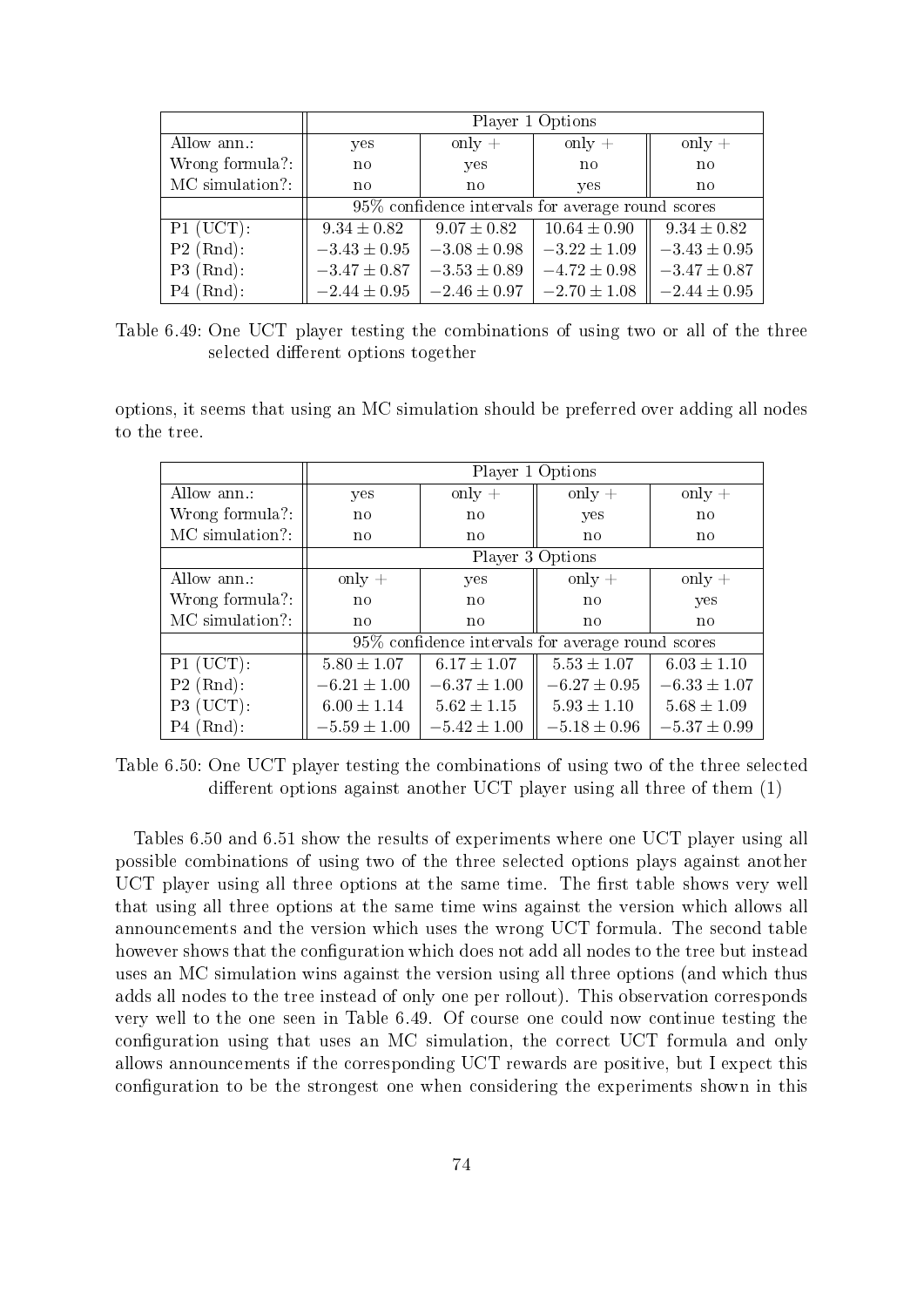| | Player 1 Options | | | |
|---|---|---|---|---|
| Allow ann.: | yes | only + | only + | only + |
| Wrong formula?: | no | yes | no | no |
| MC simulation?: | no | no | yes | no |
| | 95% confidence intervals for average round scores | | | |
| P1 (UCT): | $9.34 \pm 0.82$ | $9.07 \pm 0.82$ | $10.64 \pm 0.90$ | $9.34 \pm 0.82$ |
| P2 (Rnd): | $-3.43 \pm 0.95$ | $-3.08 \pm 0.98$ | $-3.22 \pm 1.09$ | $-3.43 \pm 0.95$ |
| P3 (Rnd): | $-3.47 \pm 0.87$ | $-3.53 \pm 0.89$ | $-4.72 \pm 0.98$ | $-3.47 \pm 0.87$ |
| P4 (Rnd): | $-2.44 \pm 0.95$ | $-2.46 \pm 0.97$ | $-2.70 \pm 1.08$ | $-2.44 \pm 0.95$ |

Table 6.49: One UCT player testing the combinations of using two or all of the three selected different options together

options, it seems that using an MC simulation should be preferred over adding all nodes to the tree.

| | Player 1 Options | | | |
|---|---|---|---|---|
| Allow ann.: | yes | only + | only + | only + |
| Wrong formula?: | no | no | yes | no |
| MC simulation?: | no | no | no | no |
| | Player 3 Options | | | |
| Allow ann.: | only + | yes | only + | only + |
| Wrong formula?: | no | no | no | yes |
| MC simulation?: | no | no | no | no |
| | 95% confidence intervals for average round scores | | | |
| P1 (UCT): | $5.80 \pm 1.07$ | $6.17 \pm 1.07$ | $5.53 \pm 1.07$ | $6.03 \pm 1.10$ |
| P2 (Rnd): | $-6.21 \pm 1.00$ | $-6.37 \pm 1.00$ | $-6.27 \pm 0.95$ | $-6.33 \pm 1.07$ |
| P3 (UCT): | $6.00 \pm 1.14$ | $5.62 \pm 1.15$ | $5.93 \pm 1.10$ | $5.68 \pm 1.09$ |
| P4 (Rnd): | $-5.59 \pm 1.00$ | $-5.42 \pm 1.00$ | $-5.18 \pm 0.96$ | $-5.37 \pm 0.99$ |

Table 6.50: One UCT player testing the combinations of using two of the three selected different options against another UCT player using all three of them (1)

Tables 6.50 and 6.51 show the results of experiments where one UCT player using all possible combinations of using two of the three selected options plays against another UCT player using all three options at the same time. The first table shows very well that using all three options at the same time wins against the version which allows all announcements and the version which uses the wrong UCT formula. The second table however shows that the configuration which does not add all nodes to the tree but instead uses an MC simulation wins against the version using all three options (and which thus adds all nodes to the tree instead of only one per rollout). This observation corresponds very well to the one seen in Table 6.49. Of course one could now continue testing the configuration using that uses an MC simulation, the correct UCT formula and only allows announcements if the corresponding UCT rewards are positive, but I expect this configuration to be the strongest one when considering the experiments shown in this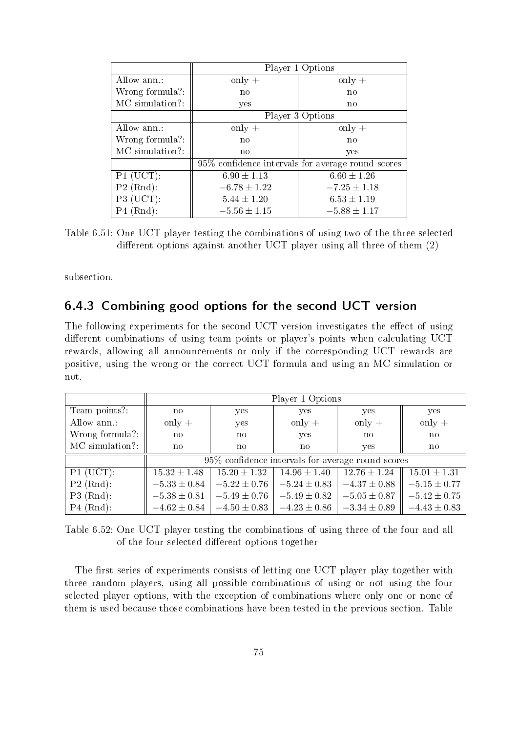|  | Player 1 Options |  |
|---|---|---|
| Allow ann.: | only + | only + |
| Wrong formula?: | no | no |
| MC simulation?: | yes | no |
|  | Player 3 Options |  |
| Allow ann.: | only + | only + |
| Wrong formula?: | no | no |
| MC simulation?: | no | yes |
|  | 95% confidence intervals for average round scores |  |
| P1 (UCT): | $6.90 \pm 1.13$ | $6.60 \pm 1.26$ |
| P2 (Rnd): | $-6.78 \pm 1.22$ | $-7.25 \pm 1.18$ |
| P3 (UCT): | $5.44 \pm 1.20$ | $6.53 \pm 1.19$ |
| P4 (Rnd): | $-5.56 \pm 1.15$ | $-5.88 \pm 1.17$ |

Table 6.51: One UCT player testing the combinations of using two of the three selected different options against another UCT player using all three of them (2)

subsection.

### 6.4.3 Combining good options for the second UCT version

The following experiments for the second UCT version investigates the effect of using different combinations of using team points or player's points when calculating UCT rewards, allowing all announcements or only if the corresponding UCT rewards are positive, using the wrong or the correct UCT formula and using an MC simulation or not.

|  | Player 1 Options |  |  |  |  |
|---|---|---|---|---|---|
| Team points?: | no | yes | yes | yes | yes |
| Allow ann.: | only + | yes | only + | only + | only + |
| Wrong formula?: | no | no | yes | no | no |
| MC simulation?: | no | no | no | yes | no |
|  | 95% confidence intervals for average round scores |  |  |  |  |
| P1 (UCT): | $15.32 \pm 1.48$ | $15.20 \pm 1.32$ | $14.96 \pm 1.40$ | $12.76 \pm 1.24$ | $15.01 \pm 1.31$ |
| P2 (Rnd): | $-5.33 \pm 0.84$ | $-5.22 \pm 0.76$ | $-5.24 \pm 0.83$ | $-4.37 \pm 0.88$ | $-5.15 \pm 0.77$ |
| P3 (Rnd): | $-5.38 \pm 0.81$ | $-5.49 \pm 0.76$ | $-5.49 \pm 0.82$ | $-5.05 \pm 0.87$ | $-5.42 \pm 0.75$ |
| P4 (Rnd): | $-4.62 \pm 0.84$ | $-4.50 \pm 0.83$ | $-4.23 \pm 0.86$ | $-3.34 \pm 0.89$ | $-4.43 \pm 0.83$ |

Table 6.52: One UCT player testing the combinations of using three of the four and all of the four selected different options together

The first series of experiments consists of letting one UCT player play together with three random players, using all possible combinations of using or not using the four selected player options, with the exception of combinations where only one or none of them is used because those combinations have been tested in the previous section. Table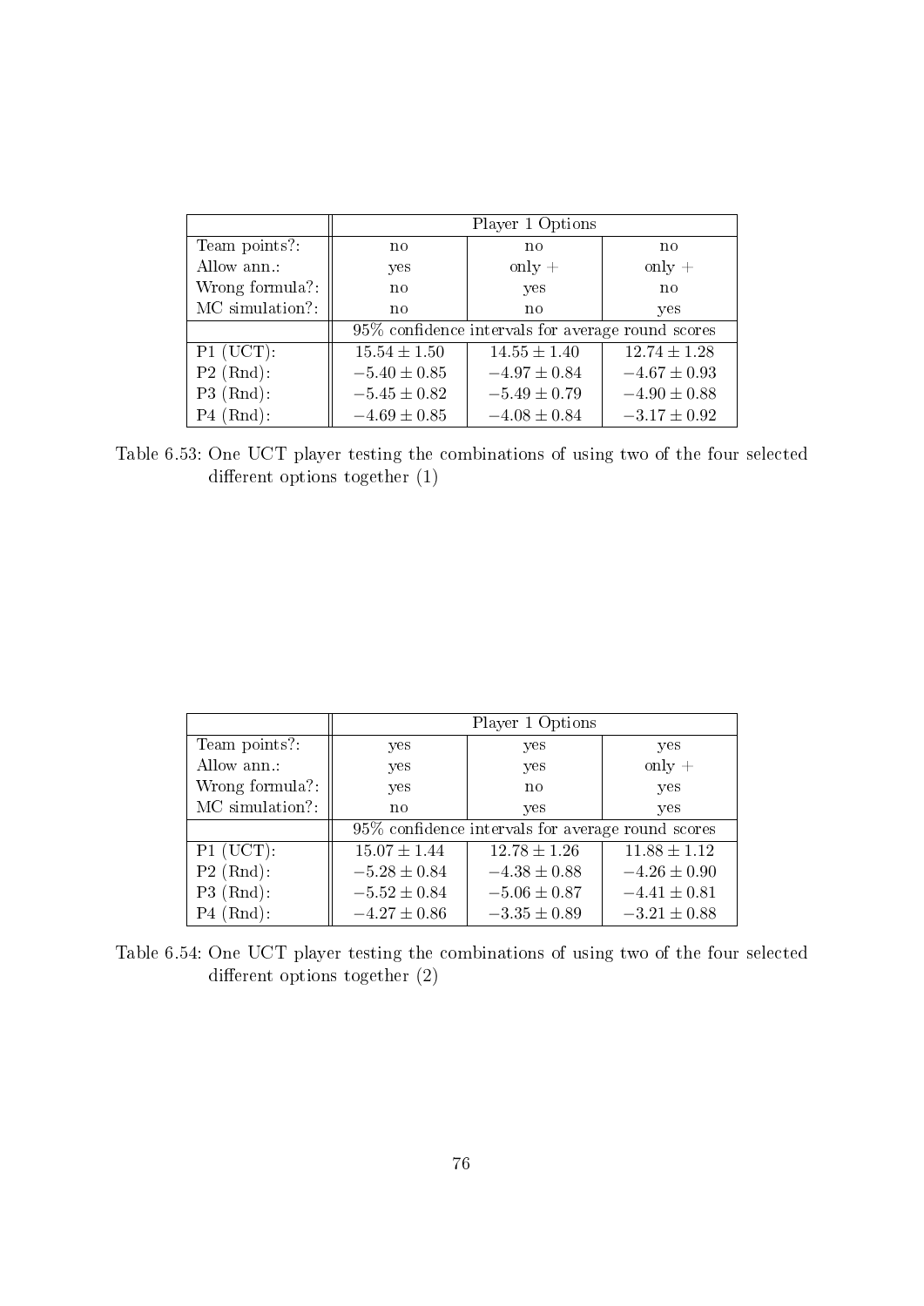| | Player 1 Options | | |
|---|---|---|---|
| Team points?: | no | no | no |
| Allow ann.: | yes | only + | only + |
| Wrong formula?: | no | yes | no |
| MC simulation?: | no | no | yes |
| | 95% confidence intervals for average round scores | | |
| P1 (UCT): | $15.54 \pm 1.50$ | $14.55 \pm 1.40$ | $12.74 \pm 1.28$ |
| P2 (Rnd): | $-5.40 \pm 0.85$ | $-4.97 \pm 0.84$ | $-4.67 \pm 0.93$ |
| P3 (Rnd): | $-5.45 \pm 0.82$ | $-5.49 \pm 0.79$ | $-4.90 \pm 0.88$ |
| P4 (Rnd): | $-4.69 \pm 0.85$ | $-4.08 \pm 0.84$ | $-3.17 \pm 0.92$ |

Table 6.53: One UCT player testing the combinations of using two of the four selected different options together (1)

| | Player 1 Options | | |
|---|---|---|---|
| Team points?: | yes | yes | yes |
| Allow ann.: | yes | yes | only + |
| Wrong formula?: | yes | no | yes |
| MC simulation?: | no | yes | yes |
| | 95% confidence intervals for average round scores | | |
| P1 (UCT): | $15.07 \pm 1.44$ | $12.78 \pm 1.26$ | $11.88 \pm 1.12$ |
| P2 (Rnd): | $-5.28 \pm 0.84$ | $-4.38 \pm 0.88$ | $-4.26 \pm 0.90$ |
| P3 (Rnd): | $-5.52 \pm 0.84$ | $-5.06 \pm 0.87$ | $-4.41 \pm 0.81$ |
| P4 (Rnd): | $-4.27 \pm 0.86$ | $-3.35 \pm 0.89$ | $-3.21 \pm 0.88$ |

Table 6.54: One UCT player testing the combinations of using two of the four selected different options together (2)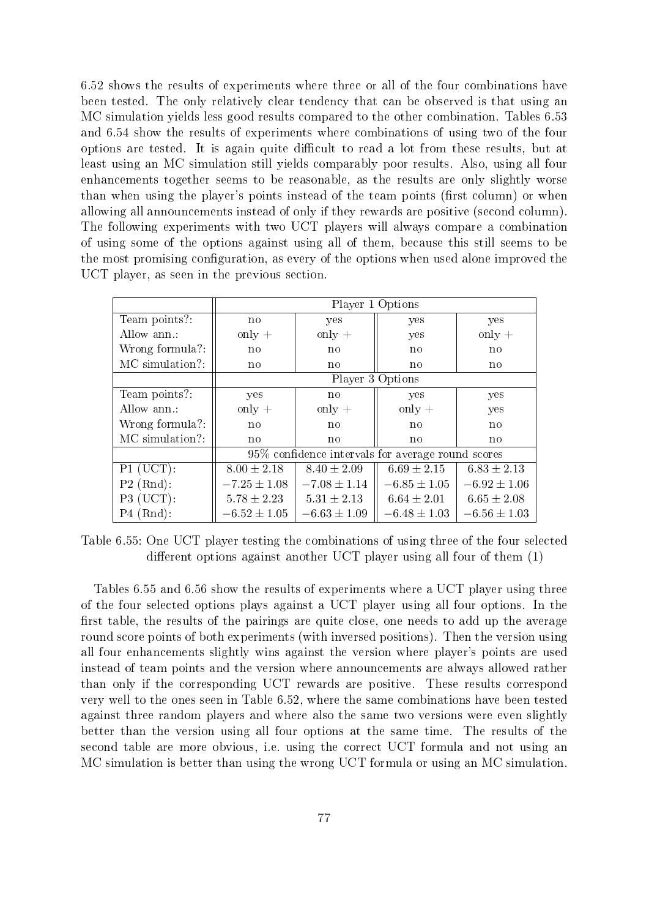6.52 shows the results of experiments where three or all of the four combinations have been tested. The only relatively clear tendency that can be observed is that using an MC simulation yields less good results compared to the other combination. Tables 6.53 and 6.54 show the results of experiments where combinations of using two of the four options are tested. It is again quite difficult to read a lot from these results, but at least using an MC simulation still yields comparably poor results. Also, using all four enhancements together seems to be reasonable, as the results are only slightly worse than when using the player's points instead of the team points (first column) or when allowing all announcements instead of only if they rewards are positive (second column). The following experiments with two UCT players will always compare a combination of using some of the options against using all of them, because this still seems to be the most promising configuration, as every of the options when used alone improved the UCT player, as seen in the previous section.

| | Player 1 Options | | | |
|---|---|---|---|---|
| Team points?: | no | yes | yes | yes |
| Allow ann.: | only + | only + | yes | only + |
| Wrong formula?: | no | no | no | no |
| MC simulation?: | no | no | no | no |
| | Player 3 Options | | | |
| Team points?: | yes | no | yes | yes |
| Allow ann.: | only + | only + | only + | yes |
| Wrong formula?: | no | no | no | no |
| MC simulation?: | no | no | no | no |
| | 95% confidence intervals for average round scores | | | |
| P1 (UCT): | $8.00 \pm 2.18$ | $8.40 \pm 2.09$ | $6.69 \pm 2.15$ | $6.83 \pm 2.13$ |
| P2 (Rnd): | $-7.25 \pm 1.08$ | $-7.08 \pm 1.14$ | $-6.85 \pm 1.05$ | $-6.92 \pm 1.06$ |
| P3 (UCT): | $5.78 \pm 2.23$ | $5.31 \pm 2.13$ | $6.64 \pm 2.01$ | $6.65 \pm 2.08$ |
| P4 (Rnd): | $-6.52 \pm 1.05$ | $-6.63 \pm 1.09$ | $-6.48 \pm 1.03$ | $-6.56 \pm 1.03$ |

Table 6.55: One UCT player testing the combinations of using three of the four selected different options against another UCT player using all four of them (1)

Tables 6.55 and 6.56 show the results of experiments where a UCT player using three of the four selected options plays against a UCT player using all four options. In the first table, the results of the pairings are quite close, one needs to add up the average round score points of both experiments (with inversed positions). Then the version using all four enhancements slightly wins against the version where player's points are used instead of team points and the version where announcements are always allowed rather than only if the corresponding UCT rewards are positive. These results correspond very well to the ones seen in Table 6.52, where the same combinations have been tested against three random players and where also the same two versions were even slightly better than the version using all four options at the same time. The results of the second table are more obvious, i.e. using the correct UCT formula and not using an MC simulation is better than using the wrong UCT formula or using an MC simulation.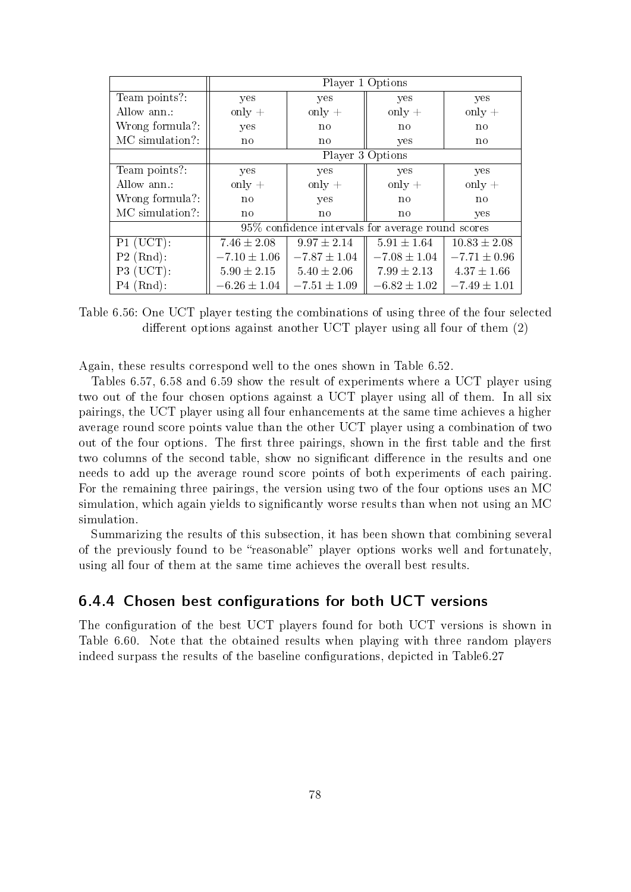| | Player 1 Options | | | |
|---|---|---|---|---|
| Team points?: | yes | yes | yes | yes |
| Allow ann.: | only + | only + | only + | only + |
| Wrong formula?: | yes | no | no | no |
| MC simulation?: | no | no | yes | no |
| | Player 3 Options | | | |
| Team points?: | yes | yes | yes | yes |
| Allow ann.: | only + | only + | only + | only + |
| Wrong formula?: | no | yes | no | no |
| MC simulation?: | no | no | no | yes |
| | 95% confidence intervals for average round scores | | | |
| P1 (UCT): | $7.46 \pm 2.08$ | $9.97 \pm 2.14$ | $5.91 \pm 1.64$ | $10.83 \pm 2.08$ |
| P2 (Rnd): | $-7.10 \pm 1.06$ | $-7.87 \pm 1.04$ | $-7.08 \pm 1.04$ | $-7.71 \pm 0.96$ |
| P3 (UCT): | $5.90 \pm 2.15$ | $5.40 \pm 2.06$ | $7.99 \pm 2.13$ | $4.37 \pm 1.66$ |
| P4 (Rnd): | $-6.26 \pm 1.04$ | $-7.51 \pm 1.09$ | $-6.82 \pm 1.02$ | $-7.49 \pm 1.01$ |

Table 6.56: One UCT player testing the combinations of using three of the four selected different options against another UCT player using all four of them (2)

Again, these results correspond well to the ones shown in Table 6.52.

Tables 6.57, 6.58 and 6.59 show the result of experiments where a UCT player using two out of the four chosen options against a UCT player using all of them. In all six pairings, the UCT player using all four enhancements at the same time achieves a higher average round score points value than the other UCT player using a combination of two out of the four options. The first three pairings, shown in the first table and the first two columns of the second table, show no significant difference in the results and one needs to add up the average round score points of both experiments of each pairing. For the remaining three pairings, the version using two of the four options uses an MC simulation, which again yields to significantly worse results than when not using an MC simulation.

Summarizing the results of this subsection, it has been shown that combining several of the previously found to be "reasonable" player options works well and fortunately, using all four of them at the same time achieves the overall best results.

### 6.4.4 Chosen best configurations for both UCT versions

The configuration of the best UCT players found for both UCT versions is shown in Table 6.60. Note that the obtained results when playing with three random players indeed surpass the results of the baseline configurations, depicted in Table6.27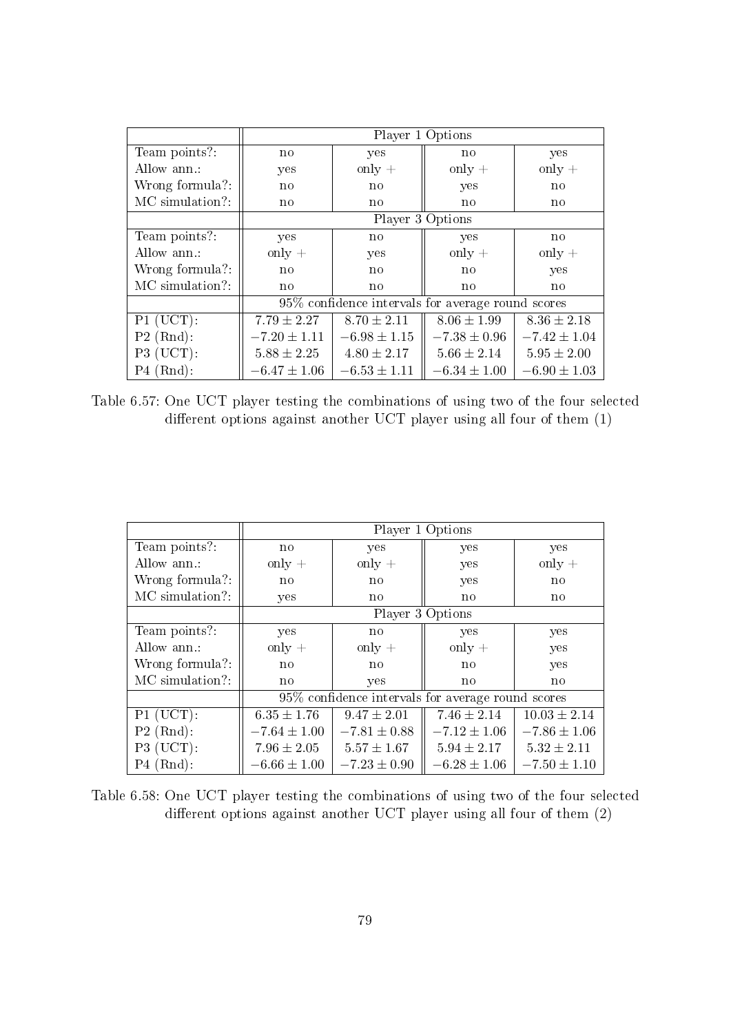| | Player 1 Options | | | |
|---|---|---|---|---|
| Team points?: | no | yes | no | yes |
| Allow ann.: | yes | only + | only + | only + |
| Wrong formula?: | no | no | yes | no |
| MC simulation?: | no | no | no | no |
| | Player 3 Options | | | |
| Team points?: | yes | no | yes | no |
| Allow ann.: | only + | yes | only + | only + |
| Wrong formula?: | no | no | no | yes |
| MC simulation?: | no | no | no | no |
| | 95% confidence intervals for average round scores | | | |
| P1 (UCT): | $7.79 \pm 2.27$ | $8.70 \pm 2.11$ | $8.06 \pm 1.99$ | $8.36 \pm 2.18$ |
| P2 (Rnd): | $-7.20 \pm 1.11$ | $-6.98 \pm 1.15$ | $-7.38 \pm 0.96$ | $-7.42 \pm 1.04$ |
| P3 (UCT): | $5.88 \pm 2.25$ | $4.80 \pm 2.17$ | $5.66 \pm 2.14$ | $5.95 \pm 2.00$ |
| P4 (Rnd): | $-6.47 \pm 1.06$ | $-6.53 \pm 1.11$ | $-6.34 \pm 1.00$ | $-6.90 \pm 1.03$ |

Table 6.57: One UCT player testing the combinations of using two of the four selected different options against another UCT player using all four of them (1)

| | Player 1 Options | | | |
|---|---|---|---|---|
| Team points?: | no | yes | yes | yes |
| Allow ann.: | only + | only + | yes | only + |
| Wrong formula?: | no | no | yes | no |
| MC simulation?: | yes | no | no | no |
| | Player 3 Options | | | |
| Team points?: | yes | no | yes | yes |
| Allow ann.: | only + | only + | only + | yes |
| Wrong formula?: | no | no | no | yes |
| MC simulation?: | no | yes | no | no |
| | 95% confidence intervals for average round scores | | | |
| P1 (UCT): | $6.35 \pm 1.76$ | $9.47 \pm 2.01$ | $7.46 \pm 2.14$ | $10.03 \pm 2.14$ |
| P2 (Rnd): | $-7.64 \pm 1.00$ | $-7.81 \pm 0.88$ | $-7.12 \pm 1.06$ | $-7.86 \pm 1.06$ |
| P3 (UCT): | $7.96 \pm 2.05$ | $5.57 \pm 1.67$ | $5.94 \pm 2.17$ | $5.32 \pm 2.11$ |
| P4 (Rnd): | $-6.66 \pm 1.00$ | $-7.23 \pm 0.90$ | $-6.28 \pm 1.06$ | $-7.50 \pm 1.10$ |

Table 6.58: One UCT player testing the combinations of using two of the four selected different options against another UCT player using all four of them (2)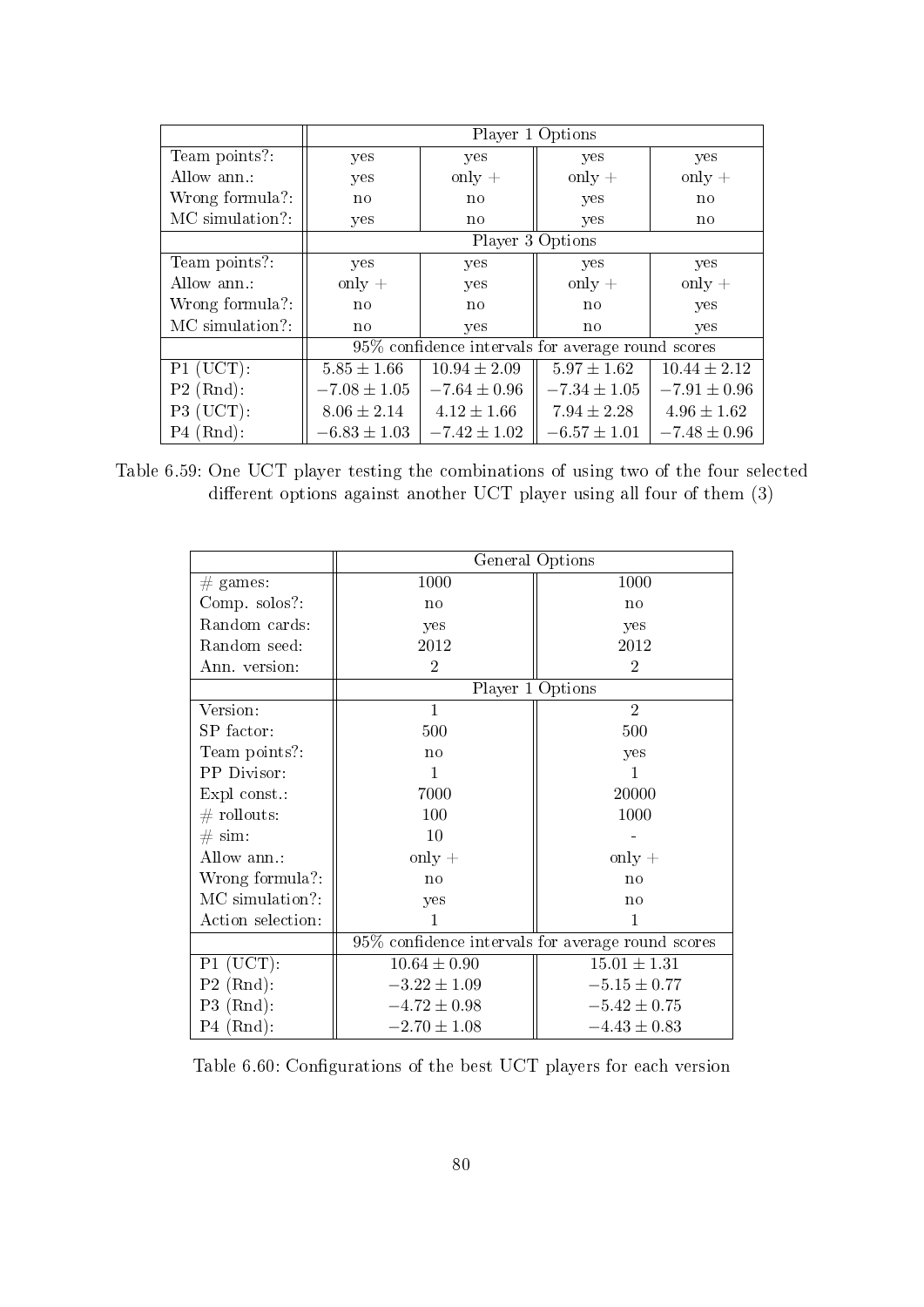| | Player 1 Options | | | |
|---|---|---|---|---|
| Team points?: | yes | yes | yes | yes |
| Allow ann.: | yes | only + | only + | only + |
| Wrong formula?: | no | no | yes | no |
| MC simulation?: | yes | no | yes | no |
| | Player 3 Options | | | |
| Team points?: | yes | yes | yes | yes |
| Allow ann.: | only + | yes | only + | only + |
| Wrong formula?: | no | no | no | yes |
| MC simulation?: | no | yes | no | yes |
| | 95% confidence intervals for average round scores | | | |
| P1 (UCT): | $5.85 \pm 1.66$ | $10.94 \pm 2.09$ | $5.97 \pm 1.62$ | $10.44 \pm 2.12$ |
| P2 (Rnd): | $-7.08 \pm 1.05$ | $-7.64 \pm 0.96$ | $-7.34 \pm 1.05$ | $-7.91 \pm 0.96$ |
| P3 (UCT): | $8.06 \pm 2.14$ | $4.12 \pm 1.66$ | $7.94 \pm 2.28$ | $4.96 \pm 1.62$ |
| P4 (Rnd): | $-6.83 \pm 1.03$ | $-7.42 \pm 1.02$ | $-6.57 \pm 1.01$ | $-7.48 \pm 0.96$ |

Table 6.59: One UCT player testing the combinations of using two of the four selected different options against another UCT player using all four of them (3)

| | General Options | |
|---|---|---|
| # games: | 1000 | 1000 |
| Comp. solos?: | no | no |
| Random cards: | yes | yes |
| Random seed: | 2012 | 2012 |
| Ann. version: | 2 | 2 |
| | Player 1 Options | |
| Version: | 1 | 2 |
| SP factor: | 500 | 500 |
| Team points?: | no | yes |
| PP Divisor: | 1 | 1 |
| Expl const.: | 7000 | 20000 |
| # rollouts: | 100 | 1000 |
| # sim: | 10 | - |
| Allow ann.: | only + | only + |
| Wrong formula?: | no | no |
| MC simulation?: | yes | no |
| Action selection: | 1 | 1 |
| | 95% confidence intervals for average round scores | |
| P1 (UCT): | $10.64 \pm 0.90$ | $15.01 \pm 1.31$ |
| P2 (Rnd): | $-3.22 \pm 1.09$ | $-5.15 \pm 0.77$ |
| P3 (Rnd): | $-4.72 \pm 0.98$ | $-5.42 \pm 0.75$ |
| P4 (Rnd): | $-2.70 \pm 1.08$ | $-4.43 \pm 0.83$ |

Table 6.60: Configurations of the best UCT players for each version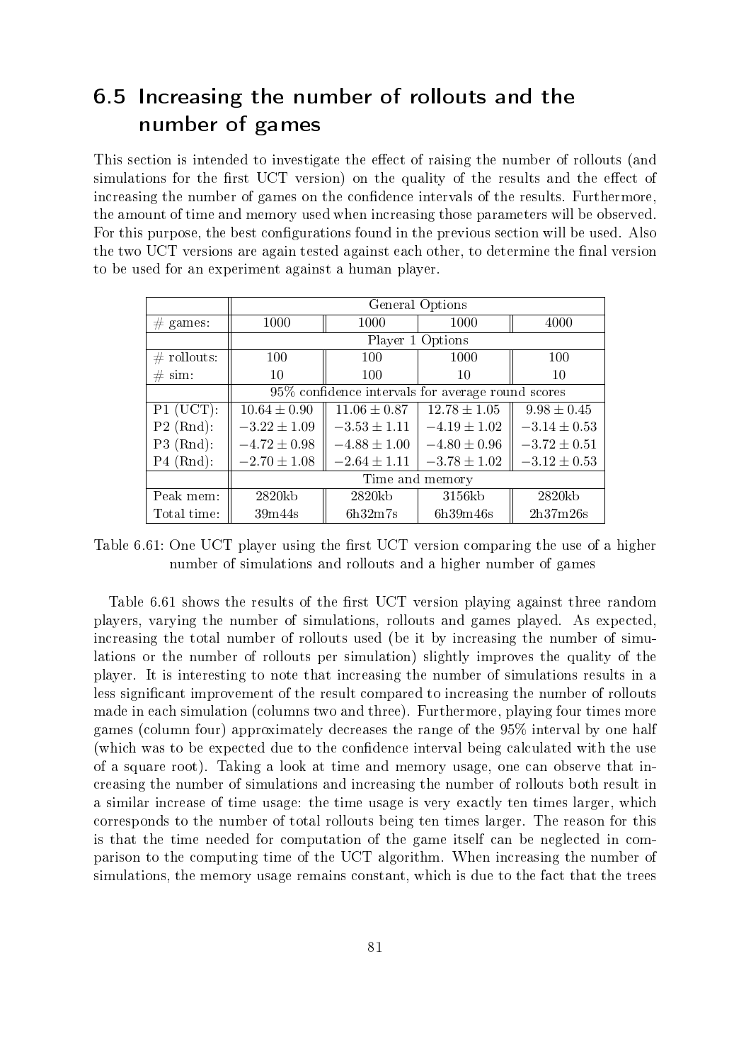## 6.5 Increasing the number of rollouts and the number of games

This section is intended to investigate the effect of raising the number of rollouts (and simulations for the first UCT version) on the quality of the results and the effect of increasing the number of games on the confidence intervals of the results. Furthermore, the amount of time and memory used when increasing those parameters will be observed. For this purpose, the best configurations found in the previous section will be used. Also the two UCT versions are again tested against each other, to determine the final version to be used for an experiment against a human player.

| | General Options | | | |
|---|---|---|---|---|
| # games: | 1000 | 1000 | 1000 | 4000 |
| | Player 1 Options | | | |
| # rollouts: | 100 | 100 | 1000 | 100 |
| # sim: | 10 | 100 | 10 | 10 |
| | 95% confidence intervals for average round scores | | | |
| P1 (UCT): | $10.64 \pm 0.90$ | $11.06 \pm 0.87$ | $12.78 \pm 1.05$ | $9.98 \pm 0.45$ |
| P2 (Rnd): | $-3.22 \pm 1.09$ | $-3.53 \pm 1.11$ | $-4.19 \pm 1.02$ | $-3.14 \pm 0.53$ |
| P3 (Rnd): | $-4.72 \pm 0.98$ | $-4.88 \pm 1.00$ | $-4.80 \pm 0.96$ | $-3.72 \pm 0.51$ |
| P4 (Rnd): | $-2.70 \pm 1.08$ | $-2.64 \pm 1.11$ | $-3.78 \pm 1.02$ | $-3.12 \pm 0.53$ |
| | Time and memory | | | |
| Peak mem: | 2820kb | 2820kb | 3156kb | 2820kb |
| Total time: | 39m44s | 6h32m7s | 6h39m46s | 2h37m26s |

Table 6.61: One UCT player using the first UCT version comparing the use of a higher number of simulations and rollouts and a higher number of games

Table 6.61 shows the results of the first UCT version playing against three random players, varying the number of simulations, rollouts and games played. As expected, increasing the total number of rollouts used (be it by increasing the number of simulations or the number of rollouts per simulation) slightly improves the quality of the player. It is interesting to note that increasing the number of simulations results in a less significant improvement of the result compared to increasing the number of rollouts made in each simulation (columns two and three). Furthermore, playing four times more games (column four) approximately decreases the range of the 95% interval by one half (which was to be expected due to the confidence interval being calculated with the use of a square root). Taking a look at time and memory usage, one can observe that increasing the number of simulations and increasing the number of rollouts both result in a similar increase of time usage: the time usage is very exactly ten times larger, which corresponds to the number of total rollouts being ten times larger. The reason for this is that the time needed for computation of the game itself can be neglected in comparison to the computing time of the UCT algorithm. When increasing the number of simulations, the memory usage remains constant, which is due to the fact that the trees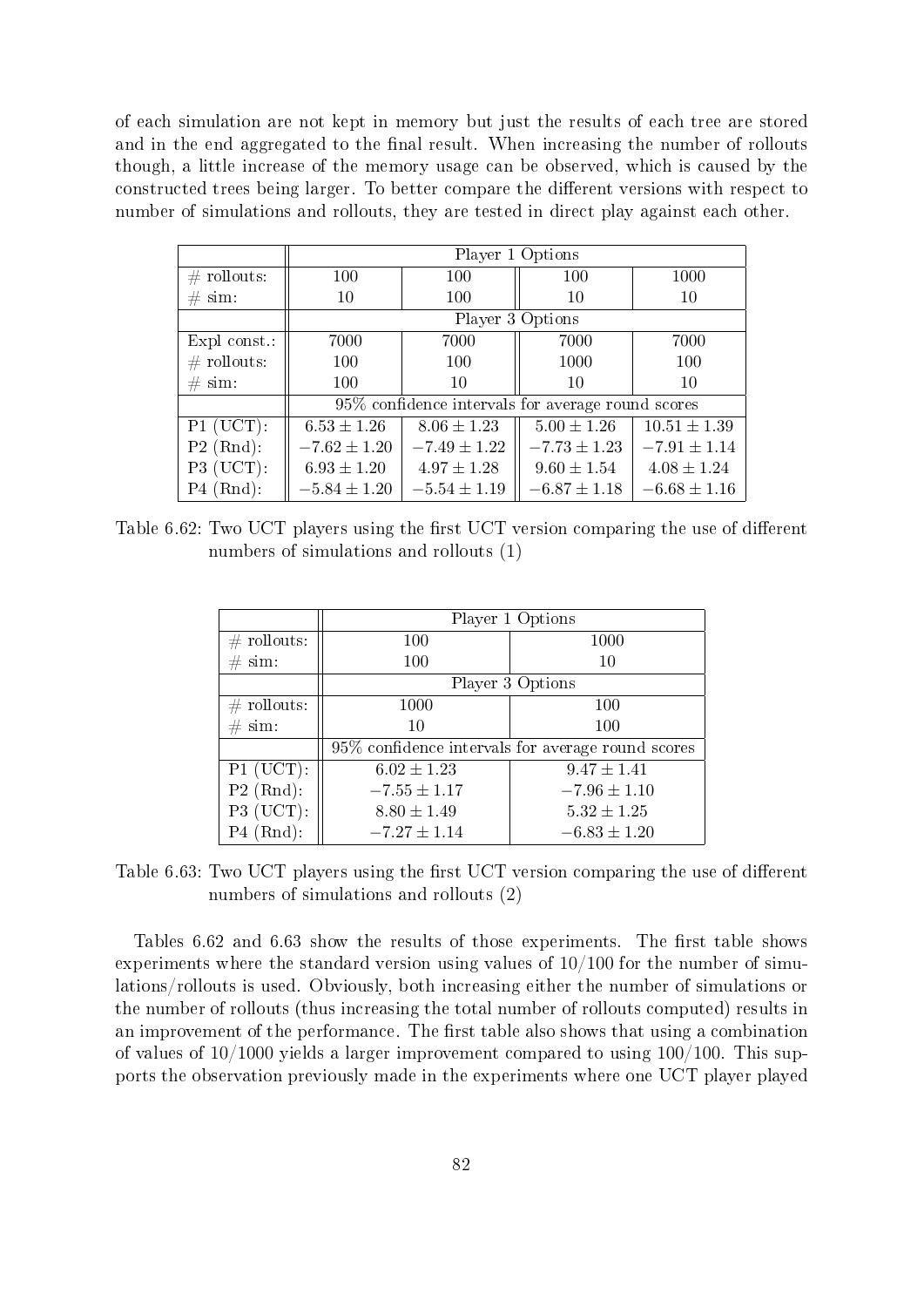of each simulation are not kept in memory but just the results of each tree are stored and in the end aggregated to the final result. When increasing the number of rollouts though, a little increase of the memory usage can be observed, which is caused by the constructed trees being larger. To better compare the different versions with respect to number of simulations and rollouts, they are tested in direct play against each other.

| | Player 1 Options | | | |
|---|---|---|---|---|
| # rollouts: | 100 | 100 | 100 | 1000 |
| # sim: | 10 | 100 | 10 | 10 |
| | Player 3 Options | | | |
| Expl const.: | 7000 | 7000 | 7000 | 7000 |
| # rollouts: | 100 | 100 | 1000 | 100 |
| # sim: | 100 | 10 | 10 | 10 |
| | 95% confidence intervals for average round scores | | | |
| P1 (UCT): | $6.53 \pm 1.26$ | $8.06 \pm 1.23$ | $5.00 \pm 1.26$ | $10.51 \pm 1.39$ |
| P2 (Rnd): | $-7.62 \pm 1.20$ | $-7.49 \pm 1.22$ | $-7.73 \pm 1.23$ | $-7.91 \pm 1.14$ |
| P3 (UCT): | $6.93 \pm 1.20$ | $4.97 \pm 1.28$ | $9.60 \pm 1.54$ | $4.08 \pm 1.24$ |
| P4 (Rnd): | $-5.84 \pm 1.20$ | $-5.54 \pm 1.19$ | $-6.87 \pm 1.18$ | $-6.68 \pm 1.16$ |

Table 6.62: Two UCT players using the first UCT version comparing the use of different numbers of simulations and rollouts (1)

| | Player 1 Options | |
|---|---|---|
| # rollouts: | 100 | 1000 |
| # sim: | 100 | 10 |
| | Player 3 Options | |
| # rollouts: | 1000 | 100 |
| # sim: | 10 | 100 |
| | 95% confidence intervals for average round scores | |
| P1 (UCT): | $6.02 \pm 1.23$ | $9.47 \pm 1.41$ |
| P2 (Rnd): | $-7.55 \pm 1.17$ | $-7.96 \pm 1.10$ |
| P3 (UCT): | $8.80 \pm 1.49$ | $5.32 \pm 1.25$ |
| P4 (Rnd): | $-7.27 \pm 1.14$ | $-6.83 \pm 1.20$ |

Table 6.63: Two UCT players using the first UCT version comparing the use of different numbers of simulations and rollouts (2)

Tables 6.62 and 6.63 show the results of those experiments. The first table shows experiments where the standard version using values of 10/100 for the number of simulations/rollouts is used. Obviously, both increasing either the number of simulations or the number of rollouts (thus increasing the total number of rollouts computed) results in an improvement of the performance. The first table also shows that using a combination of values of 10/1000 yields a larger improvement compared to using 100/100. This supports the observation previously made in the experiments where one UCT player played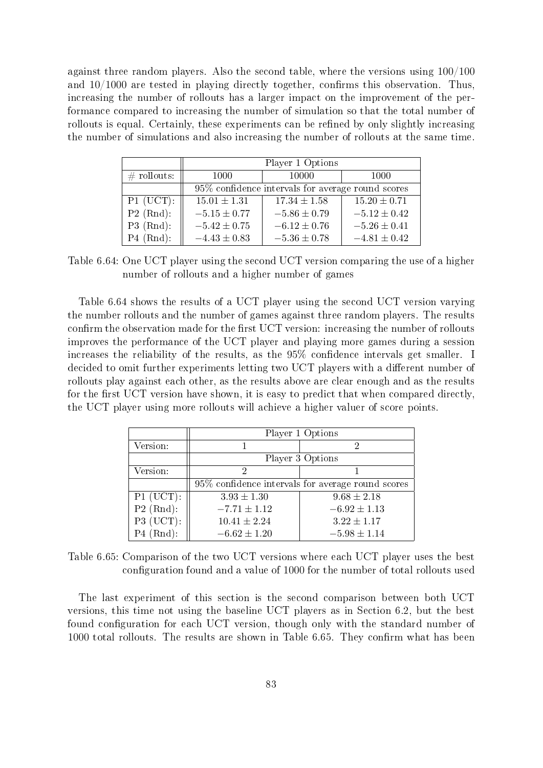against three random players. Also the second table, where the versions using 100/100 and 10/1000 are tested in playing directly together, confirms this observation. Thus, increasing the number of rollouts has a larger impact on the improvement of the performance compared to increasing the number of simulation so that the total number of rollouts is equal. Certainly, these experiments can be refined by only slightly increasing the number of simulations and also increasing the number of rollouts at the same time.

| | Player 1 Options | | |
|---|---|---|---|
| # rollouts: | 1000 | 10000 | 1000 |
| | 95% confidence intervals for average round scores | | |
| P1 (UCT): | $15.01 \pm 1.31$ | $17.34 \pm 1.58$ | $15.20 \pm 0.71$ |
| P2 (Rnd): | $-5.15 \pm 0.77$ | $-5.86 \pm 0.79$ | $-5.12 \pm 0.42$ |
| P3 (Rnd): | $-5.42 \pm 0.75$ | $-6.12 \pm 0.76$ | $-5.26 \pm 0.41$ |
| P4 (Rnd): | $-4.43 \pm 0.83$ | $-5.36 \pm 0.78$ | $-4.81 \pm 0.42$ |

Table 6.64: One UCT player using the second UCT version comparing the use of a higher number of rollouts and a higher number of games

Table 6.64 shows the results of a UCT player using the second UCT version varying the number rollouts and the number of games against three random players. The results confirm the observation made for the first UCT version: increasing the number of rollouts improves the performance of the UCT player and playing more games during a session increases the reliability of the results, as the 95% confidence intervals get smaller. I decided to omit further experiments letting two UCT players with a different number of rollouts play against each other, as the results above are clear enough and as the results for the first UCT version have shown, it is easy to predict that when compared directly, the UCT player using more rollouts will achieve a higher valuer of score points.

| | Player 1 Options | |
|---|---|---|
| Version: | 1 | 2 |
| | Player 3 Options | |
| Version: | 2 | 1 |
| | 95% confidence intervals for average round scores | |
| P1 (UCT): | $3.93 \pm 1.30$ | $9.68 \pm 2.18$ |
| P2 (Rnd): | $-7.71 \pm 1.12$ | $-6.92 \pm 1.13$ |
| P3 (UCT): | $10.41 \pm 2.24$ | $3.22 \pm 1.17$ |
| P4 (Rnd): | $-6.62 \pm 1.20$ | $-5.98 \pm 1.14$ |

Table 6.65: Comparison of the two UCT versions where each UCT player uses the best configuration found and a value of 1000 for the number of total rollouts used

The last experiment of this section is the second comparison between both UCT versions, this time not using the baseline UCT players as in Section 6.2, but the best found configuration for each UCT version, though only with the standard number of 1000 total rollouts. The results are shown in Table 6.65. They confirm what has been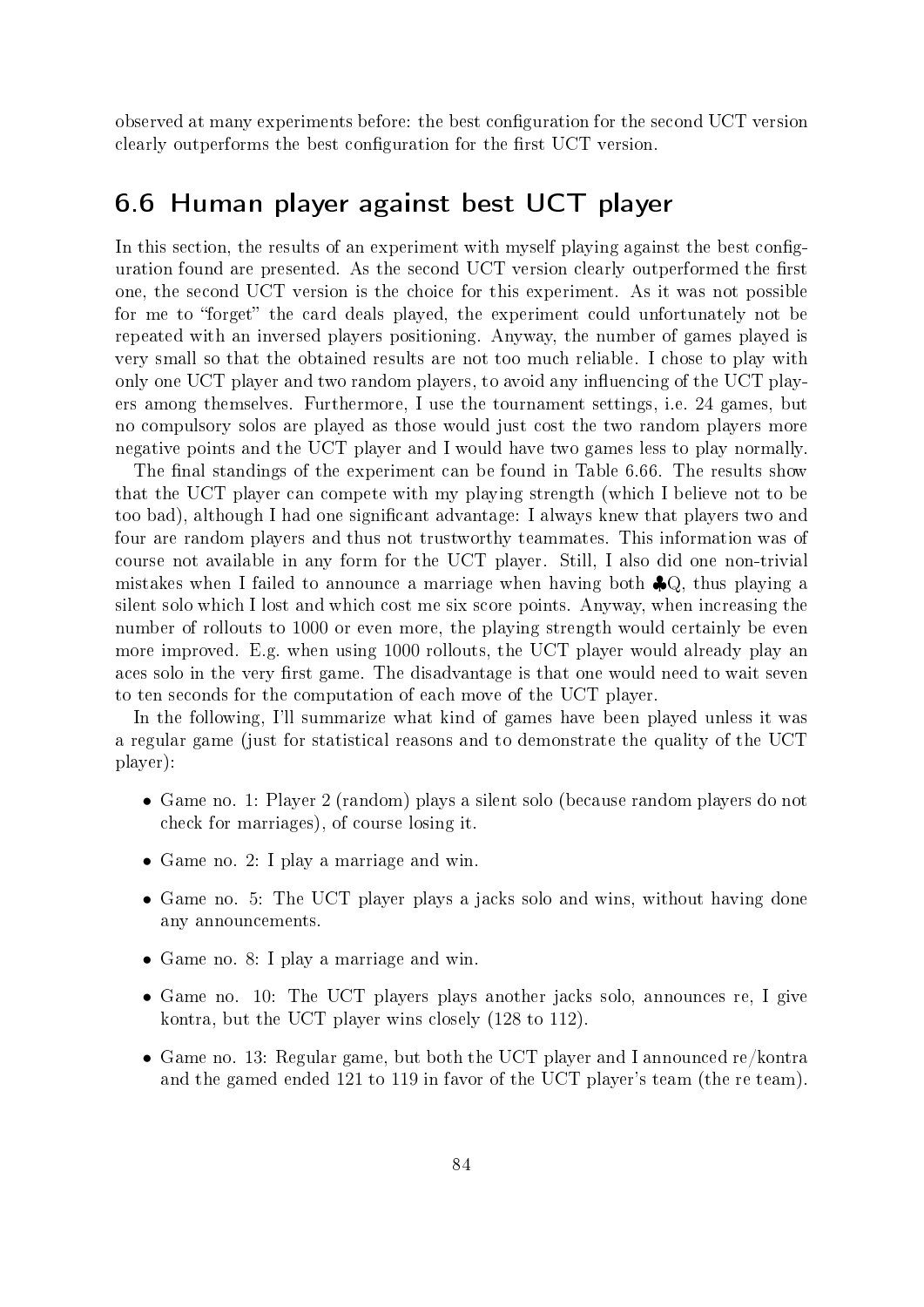observed at many experiments before: the best configuration for the second UCT version clearly outperforms the best configuration for the first UCT version.

## 6.6 Human player against best UCT player

In this section, the results of an experiment with myself playing against the best configuration found are presented. As the second UCT version clearly outperformed the first one, the second UCT version is the choice for this experiment. As it was not possible for me to "forget" the card deals played, the experiment could unfortunately not be repeated with an inversed players positioning. Anyway, the number of games played is very small so that the obtained results are not too much reliable. I chose to play with only one UCT player and two random players, to avoid any influencing of the UCT players among themselves. Furthermore, I use the tournament settings, i.e. 24 games, but no compulsory solos are played as those would just cost the two random players more negative points and the UCT player and I would have two games less to play normally.

The final standings of the experiment can be found in Table 6.66. The results show that the UCT player can compete with my playing strength (which I believe not to be too bad), although I had one significant advantage: I always knew that players two and four are random players and thus not trustworthy teammates. This information was of course not available in any form for the UCT player. Still, I also did one non-trivial mistakes when I failed to announce a marriage when having both ♣Q, thus playing a silent solo which I lost and which cost me six score points. Anyway, when increasing the number of rollouts to 1000 or even more, the playing strength would certainly be even more improved. E.g. when using 1000 rollouts, the UCT player would already play an aces solo in the very first game. The disadvantage is that one would need to wait seven to ten seconds for the computation of each move of the UCT player.

In the following, I'll summarize what kind of games have been played unless it was a regular game (just for statistical reasons and to demonstrate the quality of the UCT player):

- Game no. 1: Player 2 (random) plays a silent solo (because random players do not check for marriages), of course losing it.
- Game no. 2: I play a marriage and win.
- Game no. 5: The UCT player plays a jacks solo and wins, without having done any announcements.
- Game no. 8: I play a marriage and win.
- Game no. 10: The UCT players plays another jacks solo, announces re, I give kontra, but the UCT player wins closely (128 to 112).
- Game no. 13: Regular game, but both the UCT player and I announced re/kontra and the gamed ended 121 to 119 in favor of the UCT player's team (the re team).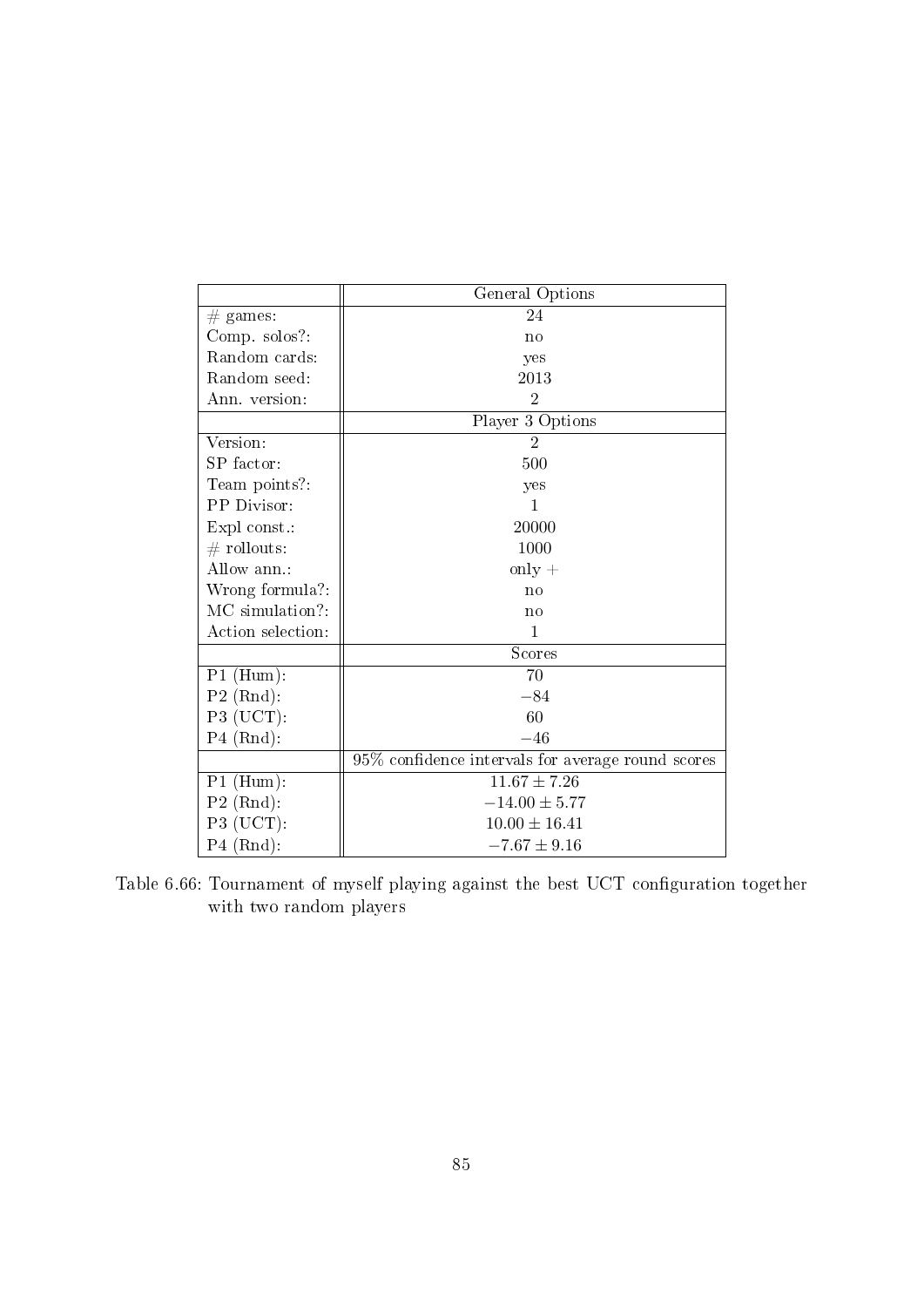| | General Options |
|---|---|
| # games: | 24 |
| Comp. solos?: | no |
| Random cards: | yes |
| Random seed: | 2013 |
| Ann. version: | 2 |
| | Player 3 Options |
| Version: | 2 |
| SP factor: | 500 |
| Team points?: | yes |
| PP Divisor: | 1 |
| Expl const.: | 20000 |
| # rollouts: | 1000 |
| Allow ann.: | only + |
| Wrong formula?: | no |
| MC simulation?: | no |
| Action selection: | 1 |
| | Scores |
| P1 (Hum): | 70 |
| P2 (Rnd): | $-84$ |
| P3 (UCT): | 60 |
| P4 (Rnd): | $-46$ |
| | 95% confidence intervals for average round scores |
| P1 (Hum): | $11.67 \pm 7.26$ |
| P2 (Rnd): | $-14.00 \pm 5.77$ |
| P3 (UCT): | $10.00 \pm 16.41$ |
| P4 (Rnd): | $-7.67 \pm 9.16$ |

Table 6.66: Tournament of myself playing against the best UCT configuration together with two random players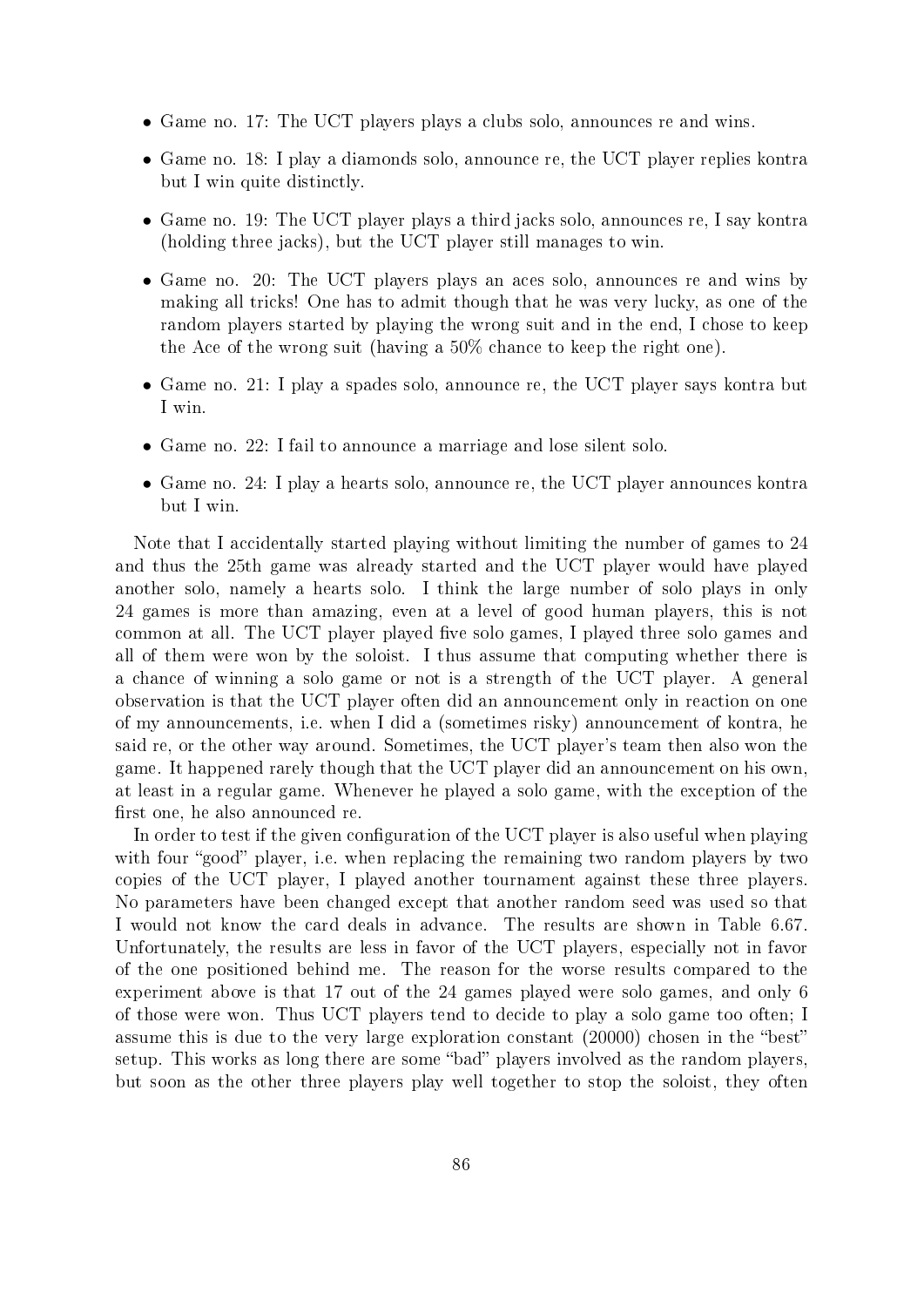- Game no. 17: The UCT players plays a clubs solo, announces re and wins.
- Game no. 18: I play a diamonds solo, announce re, the UCT player replies kontra but I win quite distinctly.
- Game no. 19: The UCT player plays a third jacks solo, announces re, I say kontra (holding three jacks), but the UCT player still manages to win.
- Game no. 20: The UCT players plays an aces solo, announces re and wins by making all tricks! One has to admit though that he was very lucky, as one of the random players started by playing the wrong suit and in the end, I chose to keep the Ace of the wrong suit (having a 50% chance to keep the right one).
- Game no. 21: I play a spades solo, announce re, the UCT player says kontra but I win.
- Game no. 22: I fail to announce a marriage and lose silent solo.
- Game no. 24: I play a hearts solo, announce re, the UCT player announces kontra but I win.

Note that I accidentally started playing without limiting the number of games to 24 and thus the 25th game was already started and the UCT player would have played another solo, namely a hearts solo. I think the large number of solo plays in only 24 games is more than amazing, even at a level of good human players, this is not common at all. The UCT player played five solo games, I played three solo games and all of them were won by the soloist. I thus assume that computing whether there is a chance of winning a solo game or not is a strength of the UCT player. A general observation is that the UCT player often did an announcement only in reaction on one of my announcements, i.e. when I did a (sometimes risky) announcement of kontra, he said re, or the other way around. Sometimes, the UCT player's team then also won the game. It happened rarely though that the UCT player did an announcement on his own, at least in a regular game. Whenever he played a solo game, with the exception of the first one, he also announced re.

In order to test if the given configuration of the UCT player is also useful when playing with four "good" player, i.e. when replacing the remaining two random players by two copies of the UCT player, I played another tournament against these three players. No parameters have been changed except that another random seed was used so that I would not know the card deals in advance. The results are shown in Table 6.67. Unfortunately, the results are less in favor of the UCT players, especially not in favor of the one positioned behind me. The reason for the worse results compared to the experiment above is that 17 out of the 24 games played were solo games, and only 6 of those were won. Thus UCT players tend to decide to play a solo game too often; I assume this is due to the very large exploration constant (20000) chosen in the "best" setup. This works as long there are some "bad" players involved as the random players, but soon as the other three players play well together to stop the soloist, they often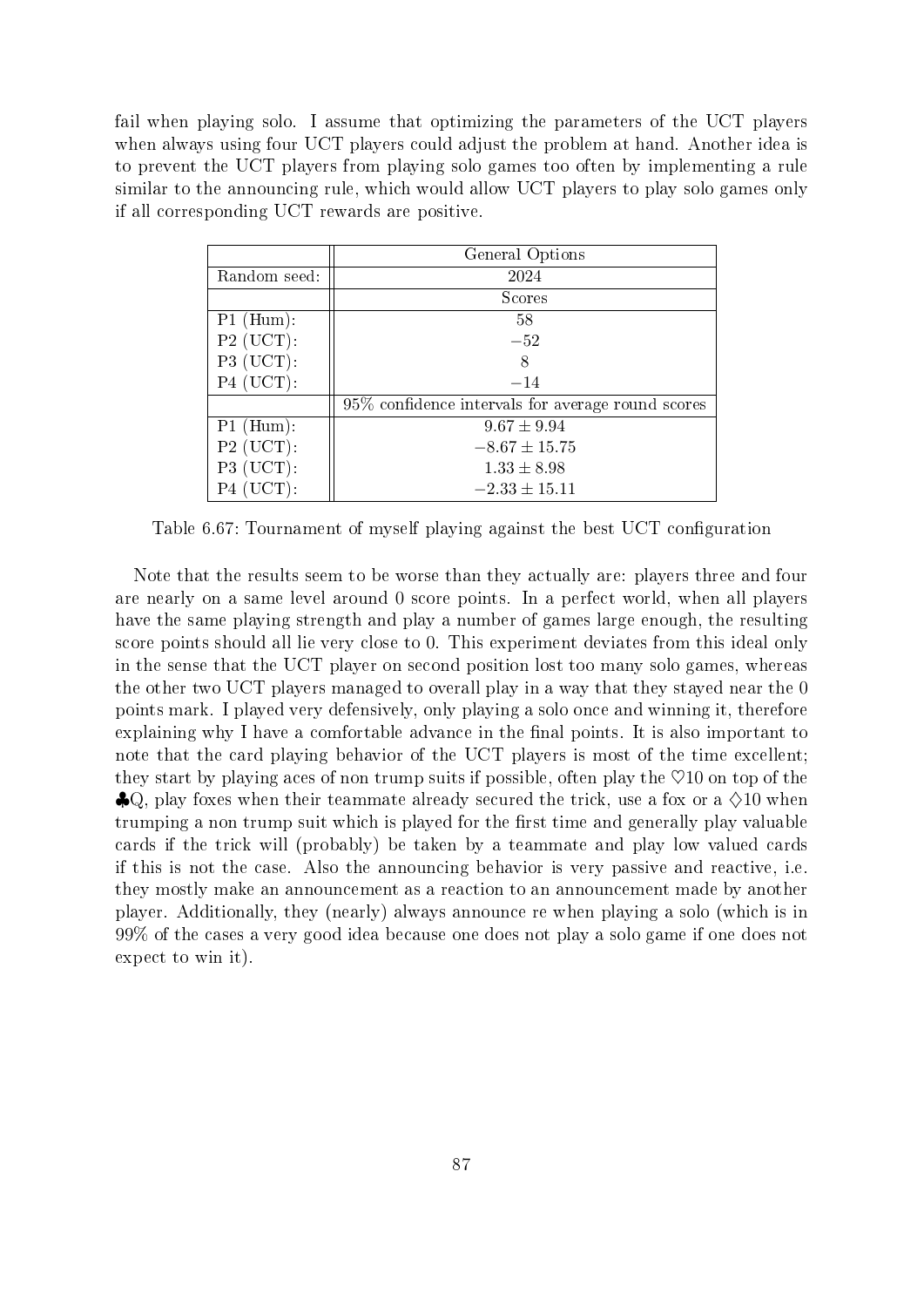fail when playing solo. I assume that optimizing the parameters of the UCT players when always using four UCT players could adjust the problem at hand. Another idea is to prevent the UCT players from playing solo games too often by implementing a rule similar to the announcing rule, which would allow UCT players to play solo games only if all corresponding UCT rewards are positive.

| | General Options |
|---|---|
| Random seed: | 2024 |
| | Scores |
| P1 (Hum): | 58 |
| P2 (UCT): | $-52$ |
| P3 (UCT): | 8 |
| P4 (UCT): | $-14$ |
| | 95% confidence intervals for average round scores |
| P1 (Hum): | $9.67 \pm 9.94$ |
| P2 (UCT): | $-8.67 \pm 15.75$ |
| P3 (UCT): | $1.33 \pm 8.98$ |
| P4 (UCT): | $-2.33 \pm 15.11$ |

Table 6.67: Tournament of myself playing against the best UCT configuration

Note that the results seem to be worse than they actually are: players three and four are nearly on a same level around 0 score points. In a perfect world, when all players have the same playing strength and play a number of games large enough, the resulting score points should all lie very close to 0. This experiment deviates from this ideal only in the sense that the UCT player on second position lost too many solo games, whereas the other two UCT players managed to overall play in a way that they stayed near the 0 points mark. I played very defensively, only playing a solo once and winning it, therefore explaining why I have a comfortable advance in the final points. It is also important to note that the card playing behavior of the UCT players is most of the time excellent; they start by playing aces of non trump suits if possible, often play the ♡10 on top of the ♣Q, play foxes when their teammate already secured the trick, use a fox or a ♢10 when trumping a non trump suit which is played for the first time and generally play valuable cards if the trick will (probably) be taken by a teammate and play low valued cards if this is not the case. Also the announcing behavior is very passive and reactive, i.e. they mostly make an announcement as a reaction to an announcement made by another player. Additionally, they (nearly) always announce re when playing a solo (which is in 99% of the cases a very good idea because one does not play a solo game if one does not expect to win it).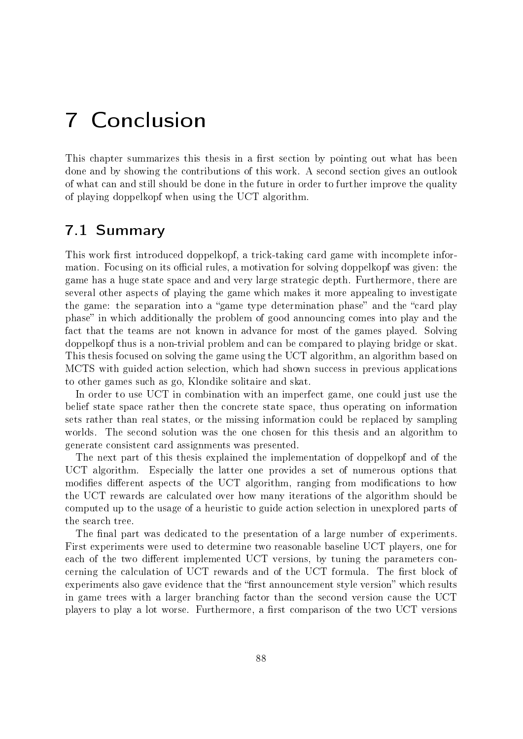# 7 Conclusion

This chapter summarizes this thesis in a first section by pointing out what has been done and by showing the contributions of this work. A second section gives an outlook of what can and still should be done in the future in order to further improve the quality of playing doppelkopf when using the UCT algorithm.

## 7.1 Summary

This work first introduced doppelkopf, a trick-taking card game with incomplete information. Focusing on its official rules, a motivation for solving doppelkopf was given: the game has a huge state space and and very large strategic depth. Furthermore, there are several other aspects of playing the game which makes it more appealing to investigate the game: the separation into a "game type determination phase" and the "card play phase" in which additionally the problem of good announcing comes into play and the fact that the teams are not known in advance for most of the games played. Solving doppelkopf thus is a non-trivial problem and can be compared to playing bridge or skat. This thesis focused on solving the game using the UCT algorithm, an algorithm based on MCTS with guided action selection, which had shown success in previous applications to other games such as go, Klondike solitaire and skat.

In order to use UCT in combination with an imperfect game, one could just use the belief state space rather then the concrete state space, thus operating on information sets rather than real states, or the missing information could be replaced by sampling worlds. The second solution was the one chosen for this thesis and an algorithm to generate consistent card assignments was presented.

The next part of this thesis explained the implementation of doppelkopf and of the UCT algorithm. Especially the latter one provides a set of numerous options that modifies different aspects of the UCT algorithm, ranging from modifications to how the UCT rewards are calculated over how many iterations of the algorithm should be computed up to the usage of a heuristic to guide action selection in unexplored parts of the search tree.

The final part was dedicated to the presentation of a large number of experiments. First experiments were used to determine two reasonable baseline UCT players, one for each of the two different implemented UCT versions, by tuning the parameters concerning the calculation of UCT rewards and of the UCT formula. The first block of experiments also gave evidence that the "first announcement style version" which results in game trees with a larger branching factor than the second version cause the UCT players to play a lot worse. Furthermore, a first comparison of the two UCT versions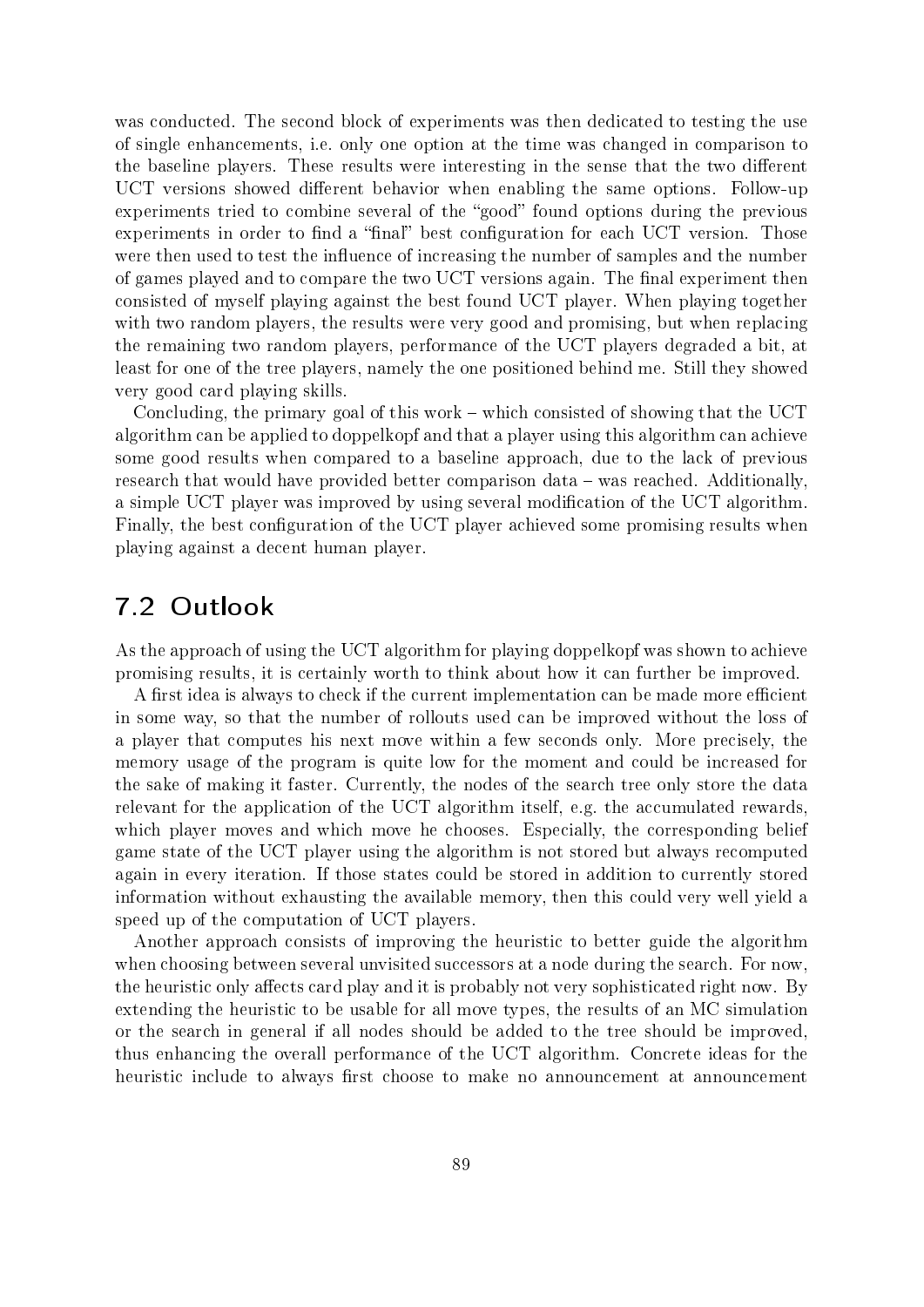was conducted. The second block of experiments was then dedicated to testing the use of single enhancements, i.e. only one option at the time was changed in comparison to the baseline players. These results were interesting in the sense that the two different UCT versions showed different behavior when enabling the same options. Follow-up experiments tried to combine several of the "good" found options during the previous experiments in order to find a "final" best configuration for each UCT version. Those were then used to test the influence of increasing the number of samples and the number of games played and to compare the two UCT versions again. The final experiment then consisted of myself playing against the best found UCT player. When playing together with two random players, the results were very good and promising, but when replacing the remaining two random players, performance of the UCT players degraded a bit, at least for one of the tree players, namely the one positioned behind me. Still they showed very good card playing skills.

Concluding, the primary goal of this work – which consisted of showing that the UCT algorithm can be applied to doppelkopf and that a player using this algorithm can achieve some good results when compared to a baseline approach, due to the lack of previous research that would have provided better comparison data – was reached. Additionally, a simple UCT player was improved by using several modification of the UCT algorithm. Finally, the best configuration of the UCT player achieved some promising results when playing against a decent human player.

## 7.2 Outlook

As the approach of using the UCT algorithm for playing doppelkopf was shown to achieve promising results, it is certainly worth to think about how it can further be improved.

A first idea is always to check if the current implementation can be made more efficient in some way, so that the number of rollouts used can be improved without the loss of a player that computes his next move within a few seconds only. More precisely, the memory usage of the program is quite low for the moment and could be increased for the sake of making it faster. Currently, the nodes of the search tree only store the data relevant for the application of the UCT algorithm itself, e.g. the accumulated rewards, which player moves and which move he chooses. Especially, the corresponding belief game state of the UCT player using the algorithm is not stored but always recomputed again in every iteration. If those states could be stored in addition to currently stored information without exhausting the available memory, then this could very well yield a speed up of the computation of UCT players.

Another approach consists of improving the heuristic to better guide the algorithm when choosing between several unvisited successors at a node during the search. For now, the heuristic only affects card play and it is probably not very sophisticated right now. By extending the heuristic to be usable for all move types, the results of an MC simulation or the search in general if all nodes should be added to the tree should be improved, thus enhancing the overall performance of the UCT algorithm. Concrete ideas for the heuristic include to always first choose to make no announcement at announcement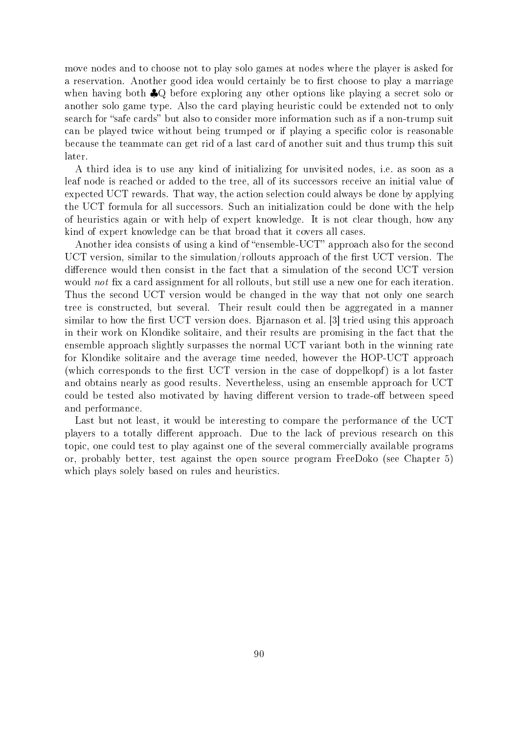move nodes and to choose not to play solo games at nodes where the player is asked for a reservation. Another good idea would certainly be to first choose to play a marriage when having both ♣Q before exploring any other options like playing a secret solo or another solo game type. Also the card playing heuristic could be extended not to only search for "safe cards" but also to consider more information such as if a non-trump suit can be played twice without being trumped or if playing a specific color is reasonable because the teammate can get rid of a last card of another suit and thus trump this suit later.

A third idea is to use any kind of initializing for unvisited nodes, i.e. as soon as a leaf node is reached or added to the tree, all of its successors receive an initial value of expected UCT rewards. That way, the action selection could always be done by applying the UCT formula for all successors. Such an initialization could be done with the help of heuristics again or with help of expert knowledge. It is not clear though, how any kind of expert knowledge can be that broad that it covers all cases.

Another idea consists of using a kind of "ensemble-UCT" approach also for the second UCT version, similar to the simulation/rollouts approach of the first UCT version. The difference would then consist in the fact that a simulation of the second UCT version would *not* fix a card assignment for all rollouts, but still use a new one for each iteration. Thus the second UCT version would be changed in the way that not only one search tree is constructed, but several. Their result could then be aggregated in a manner similar to how the first UCT version does. Bjarnason et al. [3] tried using this approach in their work on Klondike solitaire, and their results are promising in the fact that the ensemble approach slightly surpasses the normal UCT variant both in the winning rate for Klondike solitaire and the average time needed, however the HOP-UCT approach (which corresponds to the first UCT version in the case of doppelkopf) is a lot faster and obtains nearly as good results. Nevertheless, using an ensemble approach for UCT could be tested also motivated by having different version to trade-off between speed and performance.

Last but not least, it would be interesting to compare the performance of the UCT players to a totally different approach. Due to the lack of previous research on this topic, one could test to play against one of the several commercially available programs or, probably better, test against the open source program FreeDoko (see Chapter 5) which plays solely based on rules and heuristics.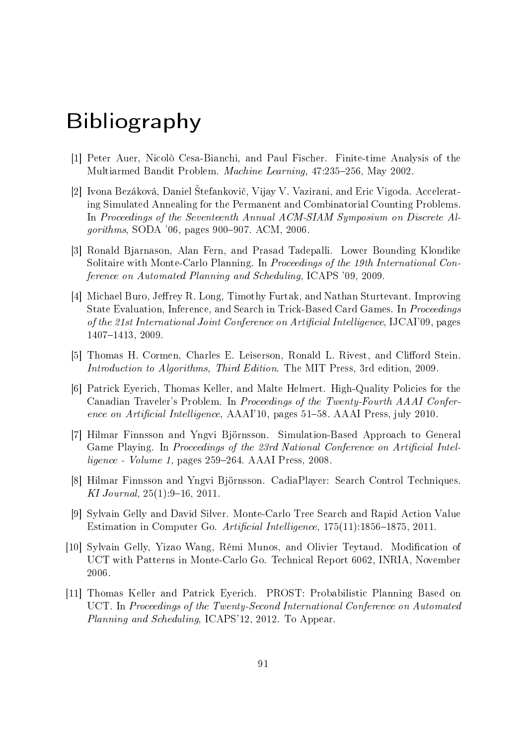# Bibliography

[1] Peter Auer, Nicolò Cesa-Bianchi, and Paul Fischer. Finite-time Analysis of the Multiarmed Bandit Problem. *Machine Learning*, 47:235–256, May 2002.

[2] Ivona Bezáková, Daniel Štefankovič, Vijay V. Vazirani, and Eric Vigoda. Accelerating Simulated Annealing for the Permanent and Combinatorial Counting Problems. In *Proceedings of the Seventeenth Annual ACM-SIAM Symposium on Discrete Algorithms*, SODA '06, pages 900–907. ACM, 2006.

[3] Ronald Bjarnason, Alan Fern, and Prasad Tadepalli. Lower Bounding Klondike Solitaire with Monte-Carlo Planning. In *Proceedings of the 19th International Conference on Automated Planning and Scheduling*, ICAPS '09, 2009.

[4] Michael Buro, Jeffrey R. Long, Timothy Furtak, and Nathan Sturtevant. Improving State Evaluation, Inference, and Search in Trick-Based Card Games. In *Proceedings of the 21st International Joint Conference on Artificial Intelligence*, IJCAI'09, pages 1407–1413, 2009.

[5] Thomas H. Cormen, Charles E. Leiserson, Ronald L. Rivest, and Clifford Stein. *Introduction to Algorithms, Third Edition*. The MIT Press, 3rd edition, 2009.

[6] Patrick Eyerich, Thomas Keller, and Malte Helmert. High-Quality Policies for the Canadian Traveler's Problem. In *Proceedings of the Twenty-Fourth AAAI Conference on Artificial Intelligence*, AAAI'10, pages 51–58. AAAI Press, july 2010.

[7] Hilmar Finnsson and Yngvi Björnsson. Simulation-Based Approach to General Game Playing. In *Proceedings of the 23rd National Conference on Artificial Intelligence - Volume 1*, pages 259–264. AAAI Press, 2008.

[8] Hilmar Finnsson and Yngvi Björnsson. CadiaPlayer: Search Control Techniques. *KI Journal*, 25(1):9–16, 2011.

[9] Sylvain Gelly and David Silver. Monte-Carlo Tree Search and Rapid Action Value Estimation in Computer Go. *Artificial Intelligence*, 175(11):1856–1875, 2011.

[10] Sylvain Gelly, Yizao Wang, Rémi Munos, and Olivier Teytaud. Modification of UCT with Patterns in Monte-Carlo Go. Technical Report 6062, INRIA, November 2006.

[11] Thomas Keller and Patrick Eyerich. PROST: Probabilistic Planning Based on UCT. In *Proceedings of the Twenty-Second International Conference on Automated Planning and Scheduling*, ICAPS'12, 2012. To Appear.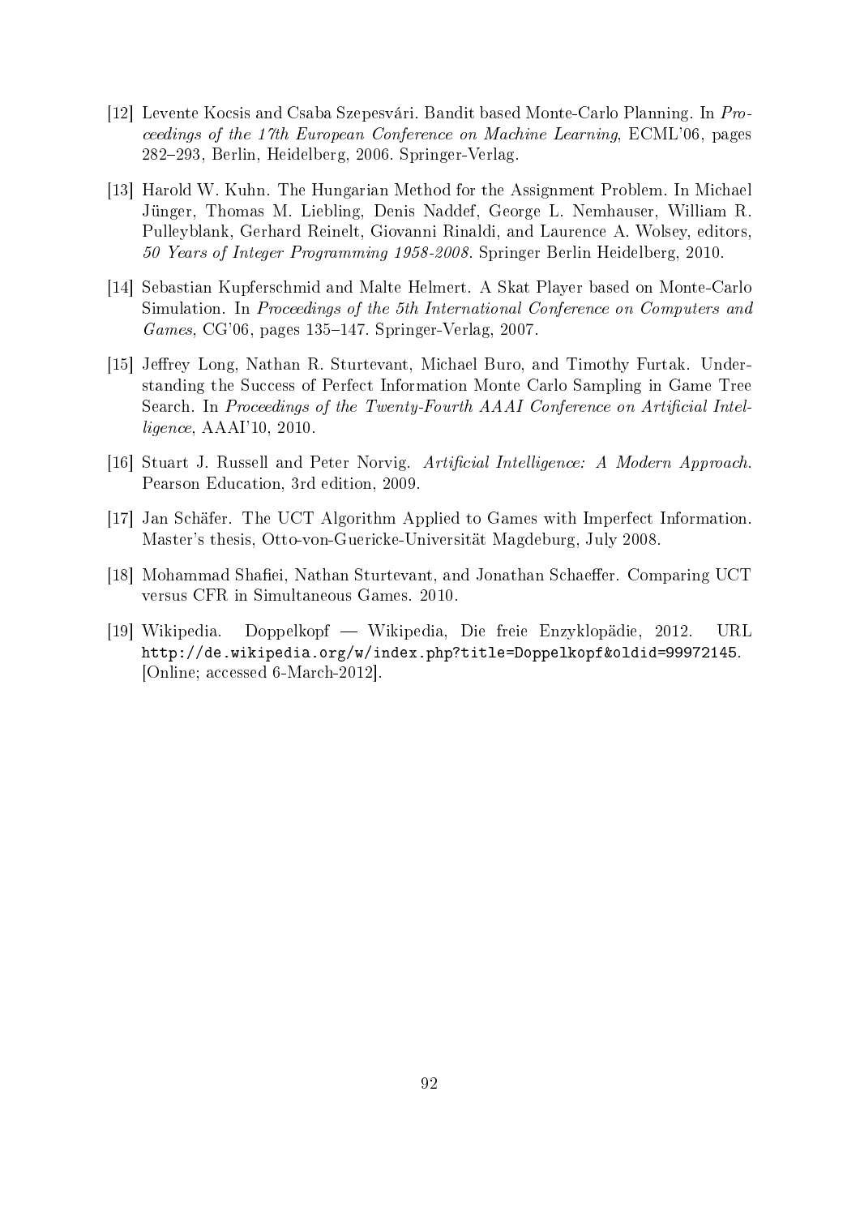[12] Levente Kocsis and Csaba Szepesvári. Bandit based Monte-Carlo Planning. In *Proceedings of the 17th European Conference on Machine Learning*, ECML'06, pages 282–293, Berlin, Heidelberg, 2006. Springer-Verlag.

[13] Harold W. Kuhn. The Hungarian Method for the Assignment Problem. In Michael Jünger, Thomas M. Liebling, Denis Naddef, George L. Nemhauser, William R. Pulleyblank, Gerhard Reinelt, Giovanni Rinaldi, and Laurence A. Wolsey, editors, *50 Years of Integer Programming 1958-2008*. Springer Berlin Heidelberg, 2010.

[14] Sebastian Kupferschmid and Malte Helmert. A Skat Player based on Monte-Carlo Simulation. In *Proceedings of the 5th International Conference on Computers and Games*, CG'06, pages 135–147. Springer-Verlag, 2007.

[15] Jeffrey Long, Nathan R. Sturtevant, Michael Buro, and Timothy Furtak. Understanding the Success of Perfect Information Monte Carlo Sampling in Game Tree Search. In *Proceedings of the Twenty-Fourth AAAI Conference on Artificial Intelligence*, AAAI'10, 2010.

[16] Stuart J. Russell and Peter Norvig. *Artificial Intelligence: A Modern Approach*. Pearson Education, 3rd edition, 2009.

[17] Jan Schäfer. The UCT Algorithm Applied to Games with Imperfect Information. Master's thesis, Otto-von-Guericke-Universität Magdeburg, July 2008.

[18] Mohammad Shafiei, Nathan Sturtevant, and Jonathan Schaeffer. Comparing UCT versus CFR in Simultaneous Games. 2010.

[19] Wikipedia. Doppelkopf — Wikipedia, Die freie Enzyklopädie, 2012. URL `http://de.wikipedia.org/w/index.php?title=Doppelkopf&oldid=99972145`. [Online; accessed 6-March-2012].